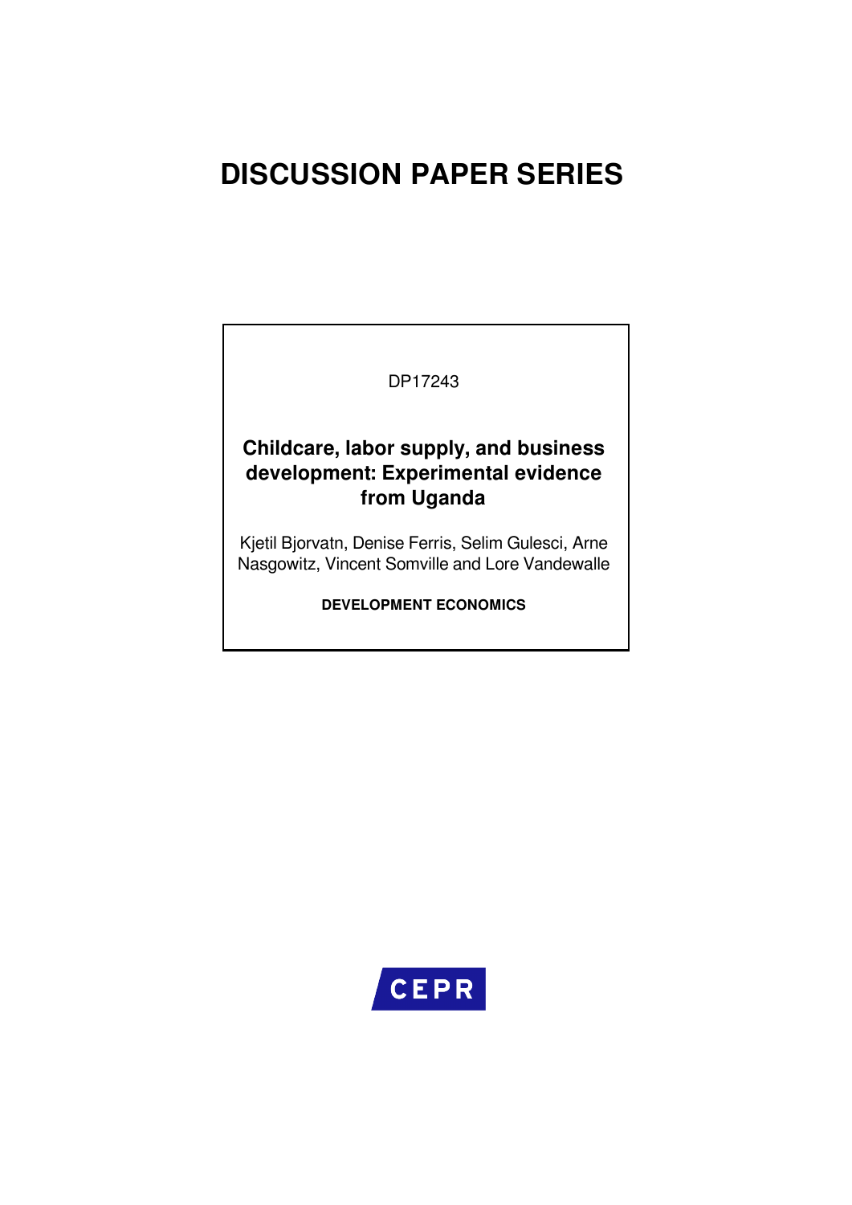# DISCUSSION PAPER SERIES

DP17243

**Childcare, labor supply, and business development: Experimental evidence from Uganda**

Kjetil Bjorvatn, Denise Ferris, Selim Gulesci, Arne Nasgowitz, Vincent Somville and Lore Vandewalle

**DEVELOPMENT ECONOMICS**

CEPR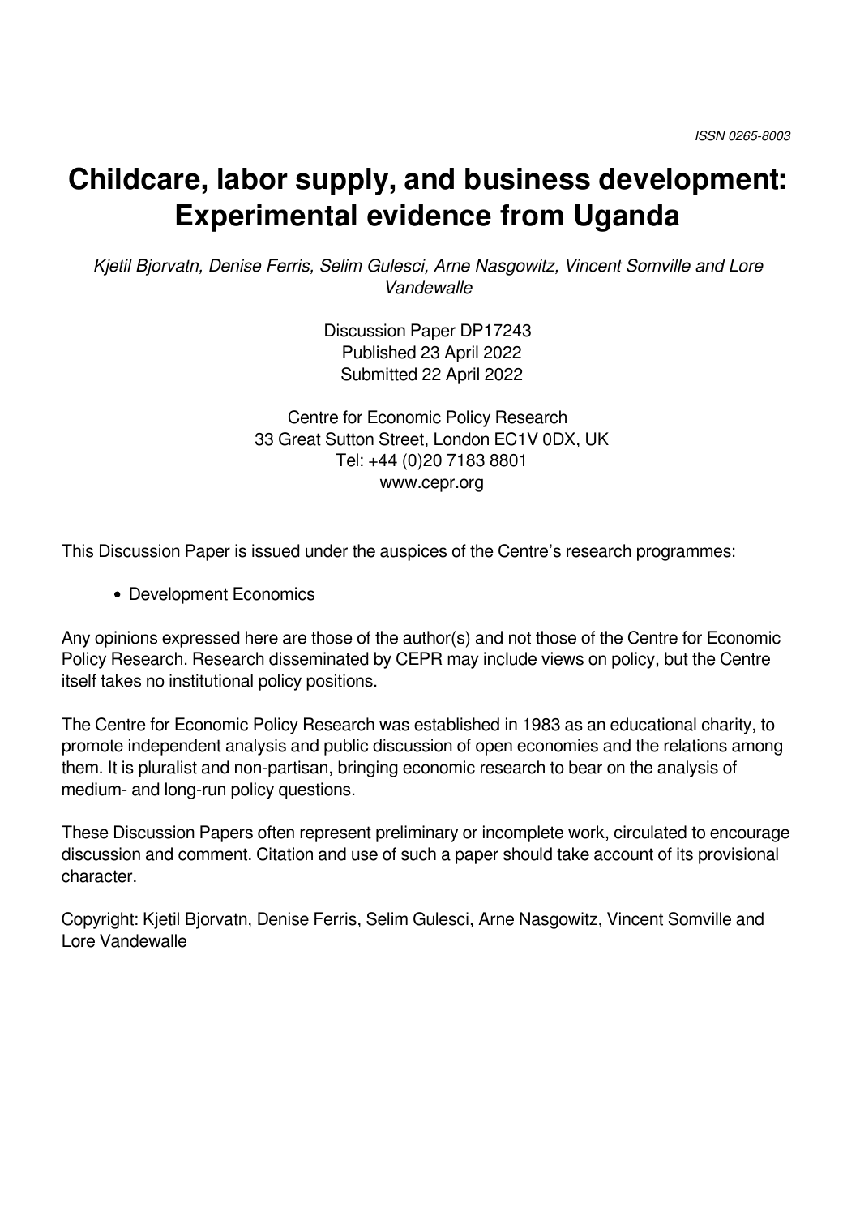ISSN 0265-8003

# Childcare, labor supply, and business development: Experimental evidence from Uganda

*Kjetil Bjorvatn, Denise Ferris, Selim Gulesci, Arne Nasgowitz, Vincent Somville and Lore Vandewalle*

Discussion Paper DP17243
Published 23 April 2022
Submitted 22 April 2022

Centre for Economic Policy Research
33 Great Sutton Street, London EC1V 0DX, UK
Tel: +44 (0)20 7183 8801
www.cepr.org

This Discussion Paper is issued under the auspices of the Centre's research programmes:

- Development Economics

Any opinions expressed here are those of the author(s) and not those of the Centre for Economic Policy Research. Research disseminated by CEPR may include views on policy, but the Centre itself takes no institutional policy positions.

The Centre for Economic Policy Research was established in 1983 as an educational charity, to promote independent analysis and public discussion of open economies and the relations among them. It is pluralist and non-partisan, bringing economic research to bear on the analysis of medium- and long-run policy questions.

These Discussion Papers often represent preliminary or incomplete work, circulated to encourage discussion and comment. Citation and use of such a paper should take account of its provisional character.

Copyright: Kjetil Bjorvatn, Denise Ferris, Selim Gulesci, Arne Nasgowitz, Vincent Somville and Lore Vandewalle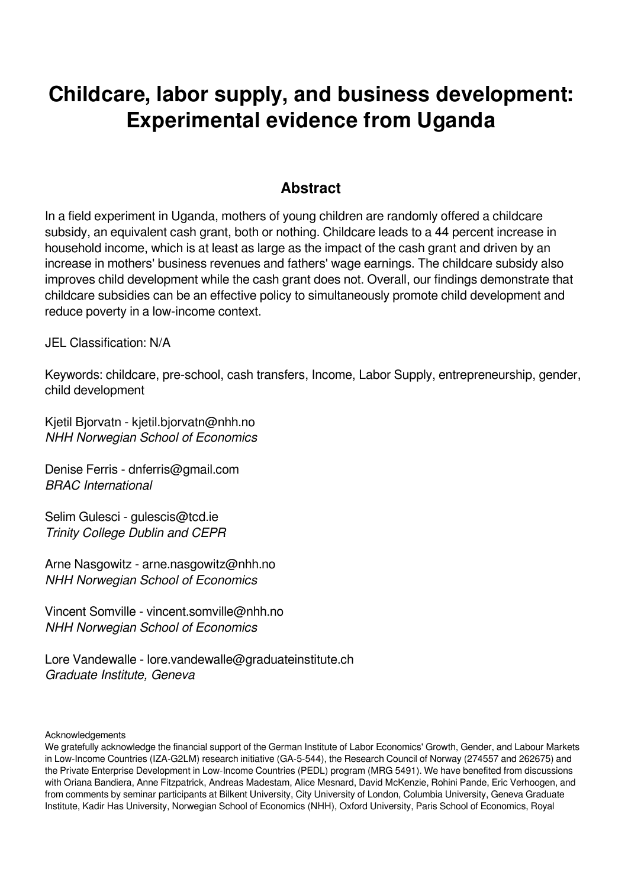# Childcare, labor supply, and business development: Experimental evidence from Uganda

## Abstract

In a field experiment in Uganda, mothers of young children are randomly offered a childcare subsidy, an equivalent cash grant, both or nothing. Childcare leads to a 44 percent increase in household income, which is at least as large as the impact of the cash grant and driven by an increase in mothers' business revenues and fathers' wage earnings. The childcare subsidy also improves child development while the cash grant does not. Overall, our findings demonstrate that childcare subsidies can be an effective policy to simultaneously promote child development and reduce poverty in a low-income context.

JEL Classification: N/A

Keywords: childcare, pre-school, cash transfers, Income, Labor Supply, entrepreneurship, gender, child development

Kjetil Bjorvatn - kjetil.bjorvatn@nhh.no
*NHH Norwegian School of Economics*

Denise Ferris - dnferris@gmail.com
*BRAC International*

Selim Gulesci - gulescis@tcd.ie
*Trinity College Dublin and CEPR*

Arne Nasgowitz - arne.nasgowitz@nhh.no
*NHH Norwegian School of Economics*

Vincent Somville - vincent.somville@nhh.no
*NHH Norwegian School of Economics*

Lore Vandewalle - lore.vandewalle@graduateinstitute.ch
*Graduate Institute, Geneva*

Acknowledgements

We gratefully acknowledge the financial support of the German Institute of Labor Economics' Growth, Gender, and Labour Markets in Low-Income Countries (IZA-G2LM) research initiative (GA-5-544), the Research Council of Norway (274557 and 262675) and the Private Enterprise Development in Low-Income Countries (PEDL) program (MRG 5491). We have benefited from discussions with Oriana Bandiera, Anne Fitzpatrick, Andreas Madestam, Alice Mesnard, David McKenzie, Rohini Pande, Eric Verhoogen, and from comments by seminar participants at Bilkent University, City University of London, Columbia University, Geneva Graduate Institute, Kadir Has University, Norwegian School of Economics (NHH), Oxford University, Paris School of Economics, Royal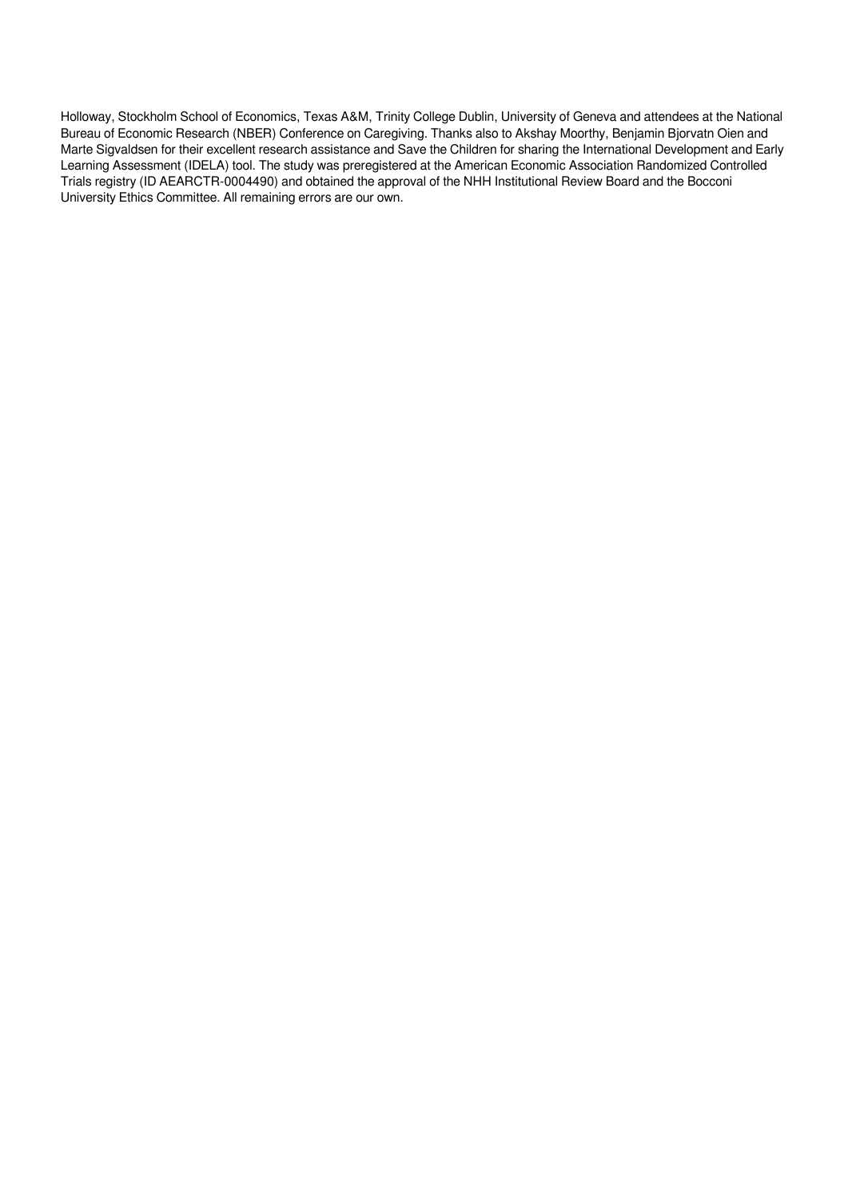Holloway, Stockholm School of Economics, Texas A&M, Trinity College Dublin, University of Geneva and attendees at the National Bureau of Economic Research (NBER) Conference on Caregiving. Thanks also to Akshay Moorthy, Benjamin Bjorvatn Oien and Marte Sigvaldsen for their excellent research assistance and Save the Children for sharing the International Development and Early Learning Assessment (IDELA) tool. The study was preregistered at the American Economic Association Randomized Controlled Trials registry (ID AEARCTR-0004490) and obtained the approval of the NHH Institutional Review Board and the Bocconi University Ethics Committee. All remaining errors are our own.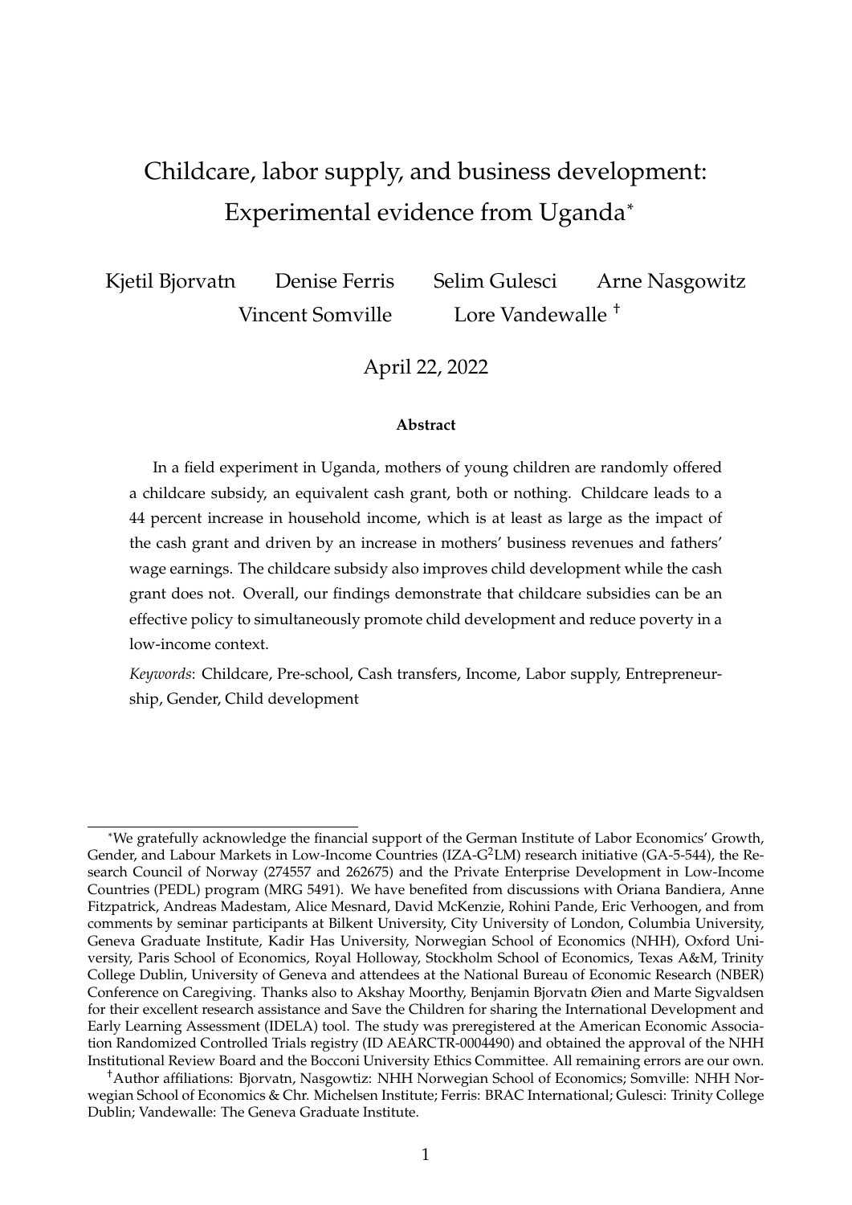# Childcare, labor supply, and business development: Experimental evidence from Uganda*

Kjetil Bjorvatn Denise Ferris Selim Gulesci Arne Nasgowitz
Vincent Somville Lore Vandewalle †

April 22, 2022

### Abstract

In a field experiment in Uganda, mothers of young children are randomly offered a childcare subsidy, an equivalent cash grant, both or nothing. Childcare leads to a 44 percent increase in household income, which is at least as large as the impact of the cash grant and driven by an increase in mothers' business revenues and fathers' wage earnings. The childcare subsidy also improves child development while the cash grant does not. Overall, our findings demonstrate that childcare subsidies can be an effective policy to simultaneously promote child development and reduce poverty in a low-income context.

*Keywords*: Childcare, Pre-school, Cash transfers, Income, Labor supply, Entrepreneurship, Gender, Child development

---

*We gratefully acknowledge the financial support of the German Institute of Labor Economics' Growth, Gender, and Labour Markets in Low-Income Countries (IZA-G$^2$LM) research initiative (GA-5-544), the Research Council of Norway (274557 and 262675) and the Private Enterprise Development in Low-Income Countries (PEDL) program (MRG 5491). We have benefited from discussions with Oriana Bandiera, Anne Fitzpatrick, Andreas Madestam, Alice Mesnard, David McKenzie, Rohini Pande, Eric Verhoogen, and from comments by seminar participants at Bilkent University, City University of London, Columbia University, Geneva Graduate Institute, Kadir Has University, Norwegian School of Economics (NHH), Oxford University, Paris School of Economics, Royal Holloway, Stockholm School of Economics, Texas A&M, Trinity College Dublin, University of Geneva and attendees at the National Bureau of Economic Research (NBER) Conference on Caregiving. Thanks also to Akshay Moorthy, Benjamin Bjorvatn Øien and Marte Sigvaldsen for their excellent research assistance and Save the Children for sharing the International Development and Early Learning Assessment (IDELA) tool. The study was preregistered at the American Economic Association Randomized Controlled Trials registry (ID AEARCTR-0004490) and obtained the approval of the NHH Institutional Review Board and the Bocconi University Ethics Committee. All remaining errors are our own.

†Author affiliations: Bjorvatn, Nasgowitz: NHH Norwegian School of Economics; Somville: NHH Norwegian School of Economics & Chr. Michelsen Institute; Ferris: BRAC International; Gulesci: Trinity College Dublin; Vandewalle: The Geneva Graduate Institute.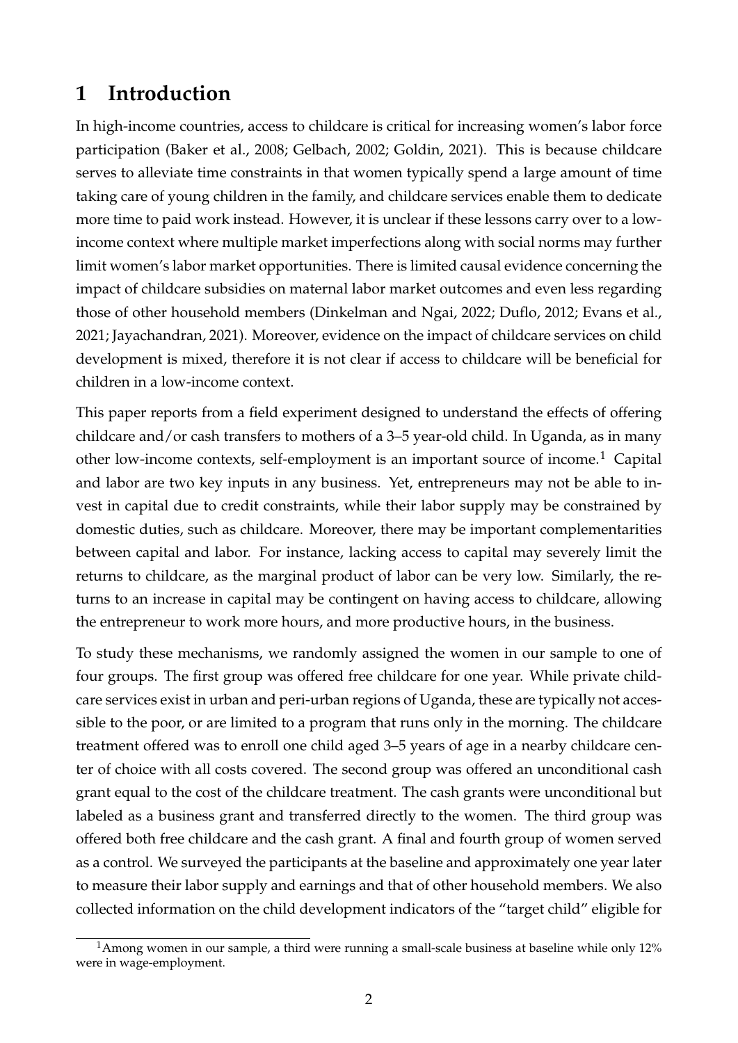# 1 Introduction

In high-income countries, access to childcare is critical for increasing women's labor force participation (Baker et al., 2008; Gelbach, 2002; Goldin, 2021). This is because childcare serves to alleviate time constraints in that women typically spend a large amount of time taking care of young children in the family, and childcare services enable them to dedicate more time to paid work instead. However, it is unclear if these lessons carry over to a low-income context where multiple market imperfections along with social norms may further limit women's labor market opportunities. There is limited causal evidence concerning the impact of childcare subsidies on maternal labor market outcomes and even less regarding those of other household members (Dinkelman and Ngai, 2022; Duflo, 2012; Evans et al., 2021; Jayachandran, 2021). Moreover, evidence on the impact of childcare services on child development is mixed, therefore it is not clear if access to childcare will be beneficial for children in a low-income context.

This paper reports from a field experiment designed to understand the effects of offering childcare and/or cash transfers to mothers of a 3–5 year-old child. In Uganda, as in many other low-income contexts, self-employment is an important source of income.[1] Capital and labor are two key inputs in any business. Yet, entrepreneurs may not be able to invest in capital due to credit constraints, while their labor supply may be constrained by domestic duties, such as childcare. Moreover, there may be important complementarities between capital and labor. For instance, lacking access to capital may severely limit the returns to childcare, as the marginal product of labor can be very low. Similarly, the returns to an increase in capital may be contingent on having access to childcare, allowing the entrepreneur to work more hours, and more productive hours, in the business.

To study these mechanisms, we randomly assigned the women in our sample to one of four groups. The first group was offered free childcare for one year. While private childcare services exist in urban and peri-urban regions of Uganda, these are typically not accessible to the poor, or are limited to a program that runs only in the morning. The childcare treatment offered was to enroll one child aged 3–5 years of age in a nearby childcare center of choice with all costs covered. The second group was offered an unconditional cash grant equal to the cost of the childcare treatment. The cash grants were unconditional but labeled as a business grant and transferred directly to the women. The third group was offered both free childcare and the cash grant. A final and fourth group of women served as a control. We surveyed the participants at the baseline and approximately one year later to measure their labor supply and earnings and that of other household members. We also collected information on the child development indicators of the "target child" eligible for

[1] Among women in our sample, a third were running a small-scale business at baseline while only 12% were in wage-employment.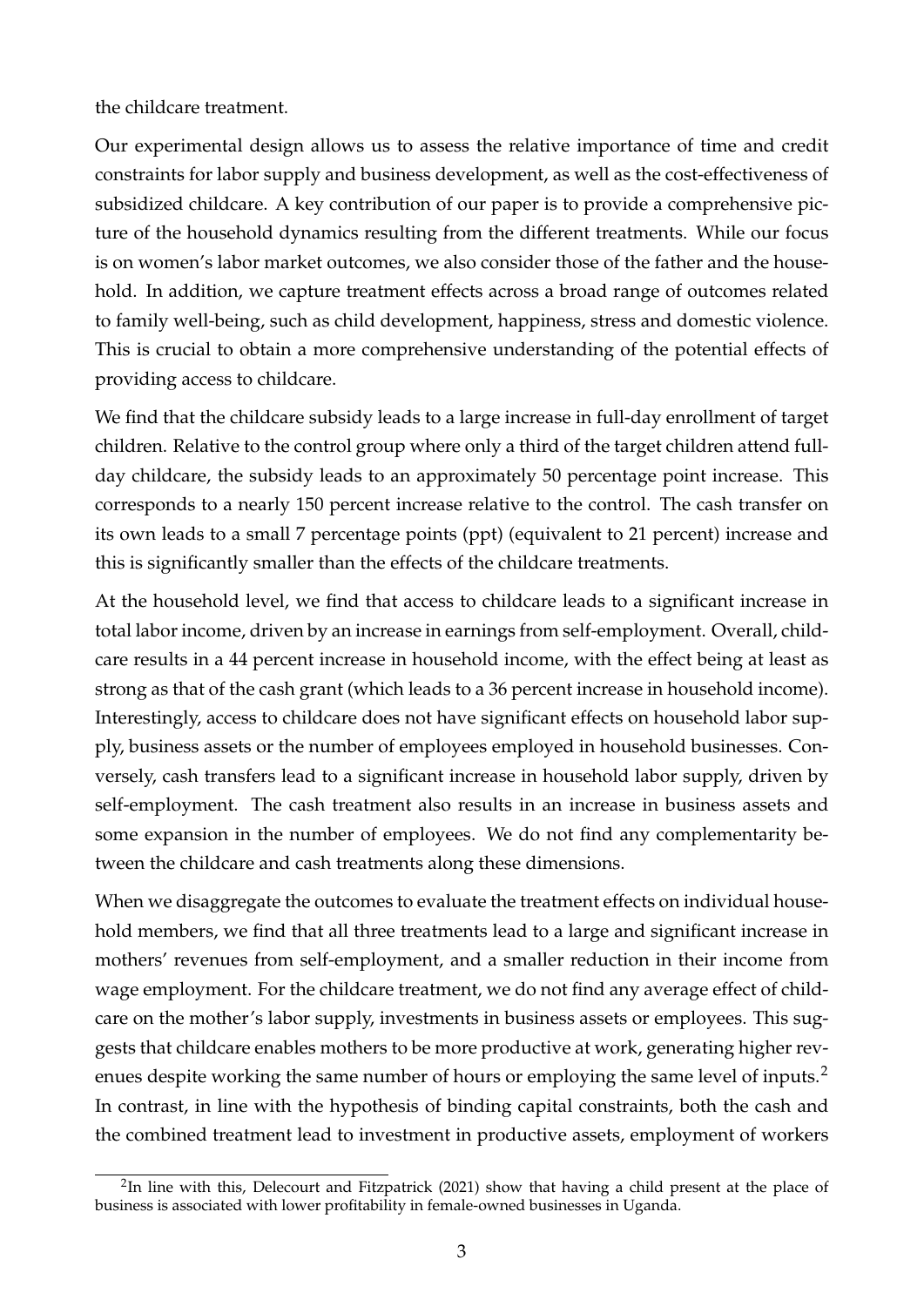the childcare treatment.

Our experimental design allows us to assess the relative importance of time and credit constraints for labor supply and business development, as well as the cost-effectiveness of subsidized childcare. A key contribution of our paper is to provide a comprehensive picture of the household dynamics resulting from the different treatments. While our focus is on women's labor market outcomes, we also consider those of the father and the household. In addition, we capture treatment effects across a broad range of outcomes related to family well-being, such as child development, happiness, stress and domestic violence. This is crucial to obtain a more comprehensive understanding of the potential effects of providing access to childcare.

We find that the childcare subsidy leads to a large increase in full-day enrollment of target children. Relative to the control group where only a third of the target children attend full-day childcare, the subsidy leads to an approximately 50 percentage point increase. This corresponds to a nearly 150 percent increase relative to the control. The cash transfer on its own leads to a small 7 percentage points (ppt) (equivalent to 21 percent) increase and this is significantly smaller than the effects of the childcare treatments.

At the household level, we find that access to childcare leads to a significant increase in total labor income, driven by an increase in earnings from self-employment. Overall, childcare results in a 44 percent increase in household income, with the effect being at least as strong as that of the cash grant (which leads to a 36 percent increase in household income). Interestingly, access to childcare does not have significant effects on household labor supply, business assets or the number of employees employed in household businesses. Conversely, cash transfers lead to a significant increase in household labor supply, driven by self-employment. The cash treatment also results in an increase in business assets and some expansion in the number of employees. We do not find any complementarity between the childcare and cash treatments along these dimensions.

When we disaggregate the outcomes to evaluate the treatment effects on individual household members, we find that all three treatments lead to a large and significant increase in mothers' revenues from self-employment, and a smaller reduction in their income from wage employment. For the childcare treatment, we do not find any average effect of childcare on the mother's labor supply, investments in business assets or employees. This suggests that childcare enables mothers to be more productive at work, generating higher revenues despite working the same number of hours or employing the same level of inputs.[2] In contrast, in line with the hypothesis of binding capital constraints, both the cash and the combined treatment lead to investment in productive assets, employment of workers

[2] In line with this, Delecourt and Fitzpatrick (2021) show that having a child present at the place of business is associated with lower profitability in female-owned businesses in Uganda.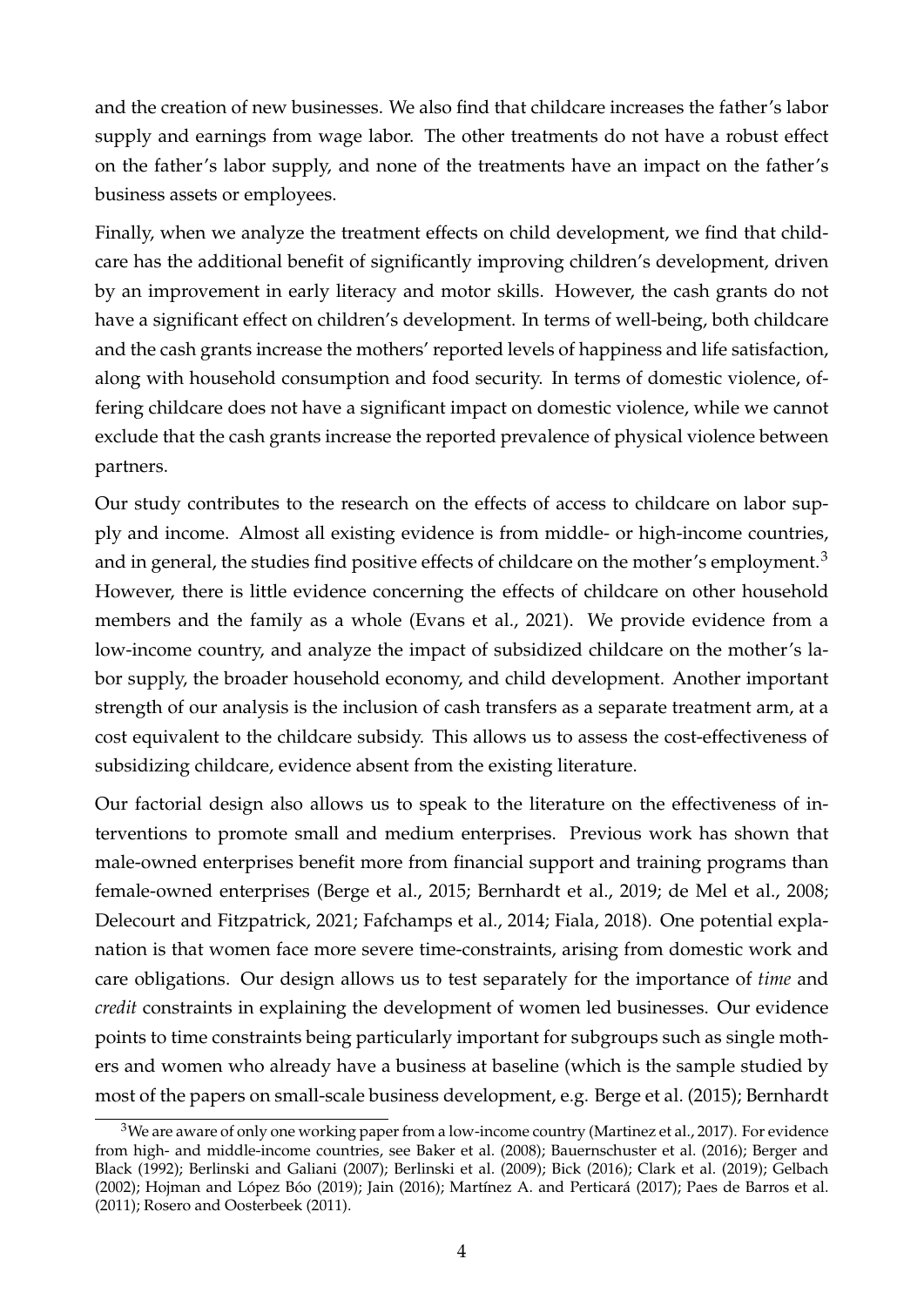and the creation of new businesses. We also find that childcare increases the father's labor supply and earnings from wage labor. The other treatments do not have a robust effect on the father's labor supply, and none of the treatments have an impact on the father's business assets or employees.

Finally, when we analyze the treatment effects on child development, we find that childcare has the additional benefit of significantly improving children's development, driven by an improvement in early literacy and motor skills. However, the cash grants do not have a significant effect on children's development. In terms of well-being, both childcare and the cash grants increase the mothers' reported levels of happiness and life satisfaction, along with household consumption and food security. In terms of domestic violence, offering childcare does not have a significant impact on domestic violence, while we cannot exclude that the cash grants increase the reported prevalence of physical violence between partners.

Our study contributes to the research on the effects of access to childcare on labor supply and income. Almost all existing evidence is from middle- or high-income countries, and in general, the studies find positive effects of childcare on the mother's employment.[3] However, there is little evidence concerning the effects of childcare on other household members and the family as a whole (Evans et al., 2021). We provide evidence from a low-income country, and analyze the impact of subsidized childcare on the mother's labor supply, the broader household economy, and child development. Another important strength of our analysis is the inclusion of cash transfers as a separate treatment arm, at a cost equivalent to the childcare subsidy. This allows us to assess the cost-effectiveness of subsidizing childcare, evidence absent from the existing literature.

Our factorial design also allows us to speak to the literature on the effectiveness of interventions to promote small and medium enterprises. Previous work has shown that male-owned enterprises benefit more from financial support and training programs than female-owned enterprises (Berge et al., 2015; Bernhardt et al., 2019; de Mel et al., 2008; Delecourt and Fitzpatrick, 2021; Fafchamps et al., 2014; Fiala, 2018). One potential explanation is that women face more severe time-constraints, arising from domestic work and care obligations. Our design allows us to test separately for the importance of *time* and *credit* constraints in explaining the development of women led businesses. Our evidence points to time constraints being particularly important for subgroups such as single mothers and women who already have a business at baseline (which is the sample studied by most of the papers on small-scale business development, e.g. Berge et al. (2015); Bernhardt

[3] We are aware of only one working paper from a low-income country (Martinez et al., 2017). For evidence from high- and middle-income countries, see Baker et al. (2008); Bauernschuster et al. (2016); Berger and Black (1992); Berlinski and Galiani (2007); Berlinski et al. (2009); Bick (2016); Clark et al. (2019); Gelbach (2002); Hojman and López Bóo (2019); Jain (2016); Martínez A. and Perticará (2017); Paes de Barros et al. (2011); Rosero and Oosterbeek (2011).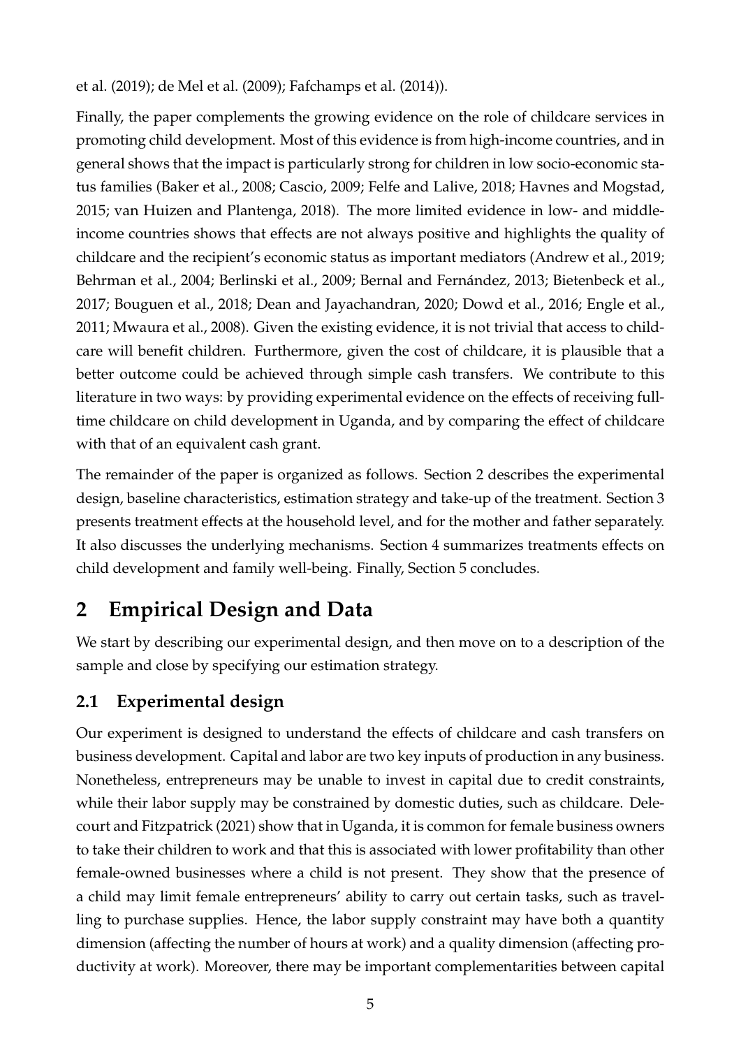et al. (2019); de Mel et al. (2009); Fafchamps et al. (2014)).

Finally, the paper complements the growing evidence on the role of childcare services in promoting child development. Most of this evidence is from high-income countries, and in general shows that the impact is particularly strong for children in low socio-economic status families (Baker et al., 2008; Cascio, 2009; Felfe and Lalive, 2018; Havnes and Mogstad, 2015; van Huizen and Plantenga, 2018). The more limited evidence in low- and middle-income countries shows that effects are not always positive and highlights the quality of childcare and the recipient's economic status as important mediators (Andrew et al., 2019; Behrman et al., 2004; Berlinski et al., 2009; Bernal and Fernández, 2013; Bietenbeck et al., 2017; Bouguen et al., 2018; Dean and Jayachandran, 2020; Dowd et al., 2016; Engle et al., 2011; Mwaura et al., 2008). Given the existing evidence, it is not trivial that access to childcare will benefit children. Furthermore, given the cost of childcare, it is plausible that a better outcome could be achieved through simple cash transfers. We contribute to this literature in two ways: by providing experimental evidence on the effects of receiving full-time childcare on child development in Uganda, and by comparing the effect of childcare with that of an equivalent cash grant.

The remainder of the paper is organized as follows. Section 2 describes the experimental design, baseline characteristics, estimation strategy and take-up of the treatment. Section 3 presents treatment effects at the household level, and for the mother and father separately. It also discusses the underlying mechanisms. Section 4 summarizes treatments effects on child development and family well-being. Finally, Section 5 concludes.

# 2 Empirical Design and Data

We start by describing our experimental design, and then move on to a description of the sample and close by specifying our estimation strategy.

## 2.1 Experimental design

Our experiment is designed to understand the effects of childcare and cash transfers on business development. Capital and labor are two key inputs of production in any business. Nonetheless, entrepreneurs may be unable to invest in capital due to credit constraints, while their labor supply may be constrained by domestic duties, such as childcare. Delecourt and Fitzpatrick (2021) show that in Uganda, it is common for female business owners to take their children to work and that this is associated with lower profitability than other female-owned businesses where a child is not present. They show that the presence of a child may limit female entrepreneurs' ability to carry out certain tasks, such as travelling to purchase supplies. Hence, the labor supply constraint may have both a quantity dimension (affecting the number of hours at work) and a quality dimension (affecting productivity at work). Moreover, there may be important complementarities between capital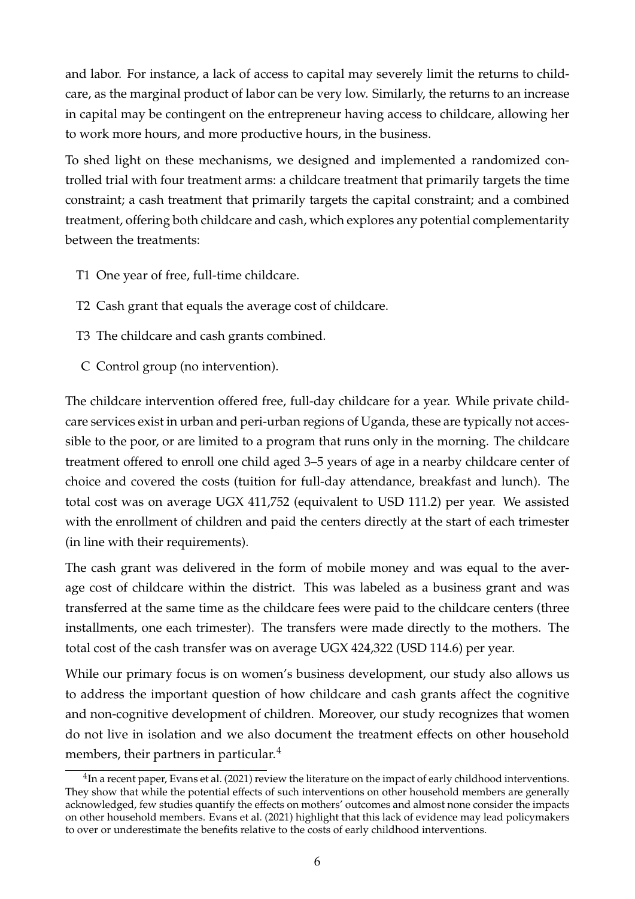and labor. For instance, a lack of access to capital may severely limit the returns to childcare, as the marginal product of labor can be very low. Similarly, the returns to an increase in capital may be contingent on the entrepreneur having access to childcare, allowing her to work more hours, and more productive hours, in the business.

To shed light on these mechanisms, we designed and implemented a randomized controlled trial with four treatment arms: a childcare treatment that primarily targets the time constraint; a cash treatment that primarily targets the capital constraint; and a combined treatment, offering both childcare and cash, which explores any potential complementarity between the treatments:

- T1 One year of free, full-time childcare.
- T2 Cash grant that equals the average cost of childcare.
- T3 The childcare and cash grants combined.
- C Control group (no intervention).

The childcare intervention offered free, full-day childcare for a year. While private childcare services exist in urban and peri-urban regions of Uganda, these are typically not accessible to the poor, or are limited to a program that runs only in the morning. The childcare treatment offered to enroll one child aged 3–5 years of age in a nearby childcare center of choice and covered the costs (tuition for full-day attendance, breakfast and lunch). The total cost was on average UGX 411,752 (equivalent to USD 111.2) per year. We assisted with the enrollment of children and paid the centers directly at the start of each trimester (in line with their requirements).

The cash grant was delivered in the form of mobile money and was equal to the average cost of childcare within the district. This was labeled as a business grant and was transferred at the same time as the childcare fees were paid to the childcare centers (three installments, one each trimester). The transfers were made directly to the mothers. The total cost of the cash transfer was on average UGX 424,322 (USD 114.6) per year.

While our primary focus is on women's business development, our study also allows us to address the important question of how childcare and cash grants affect the cognitive and non-cognitive development of children. Moreover, our study recognizes that women do not live in isolation and we also document the treatment effects on other household members, their partners in particular.[4]

[4] In a recent paper, Evans et al. (2021) review the literature on the impact of early childhood interventions. They show that while the potential effects of such interventions on other household members are generally acknowledged, few studies quantify the effects on mothers' outcomes and almost none consider the impacts on other household members. Evans et al. (2021) highlight that this lack of evidence may lead policymakers to over or underestimate the benefits relative to the costs of early childhood interventions.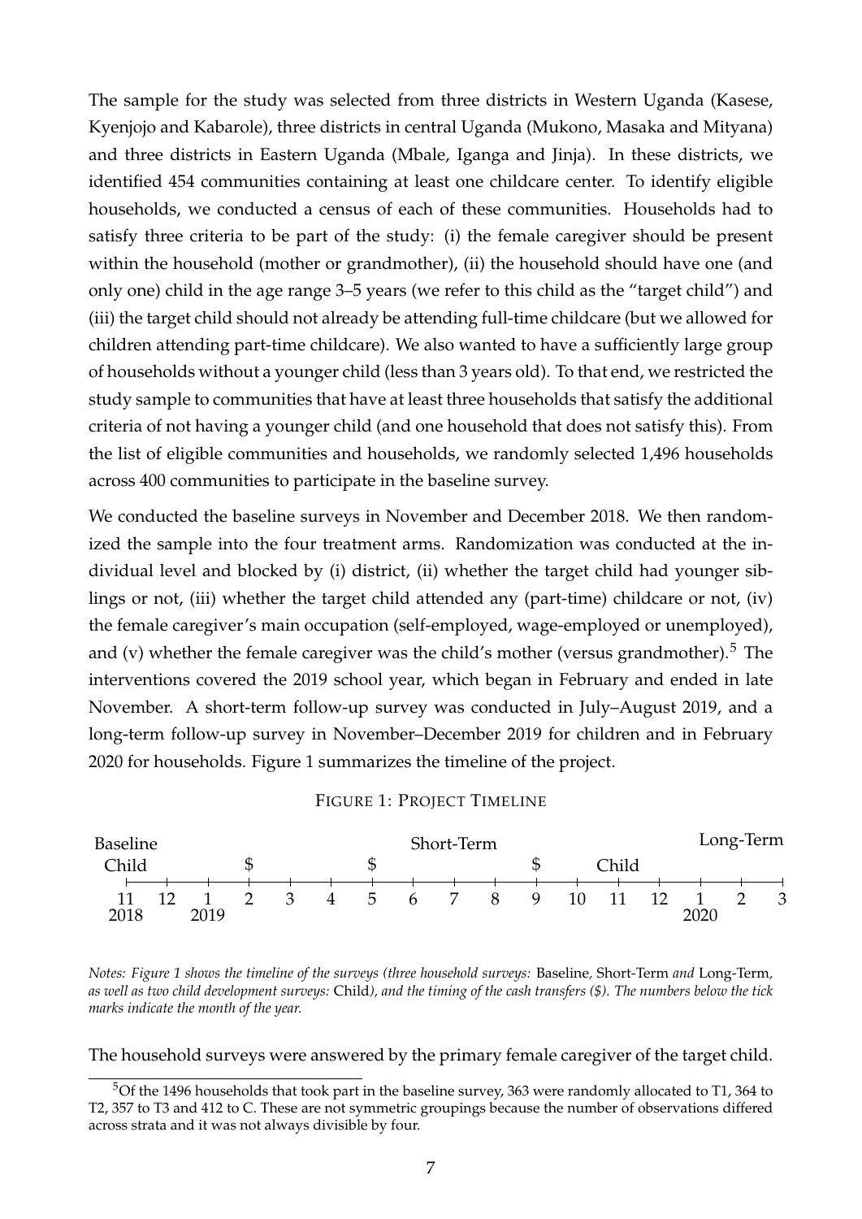The sample for the study was selected from three districts in Western Uganda (Kasese, Kyenjojo and Kabarole), three districts in central Uganda (Mukono, Masaka and Mityana) and three districts in Eastern Uganda (Mbale, Iganga and Jinja). In these districts, we identified 454 communities containing at least one childcare center. To identify eligible households, we conducted a census of each of these communities. Households had to satisfy three criteria to be part of the study: (i) the female caregiver should be present within the household (mother or grandmother), (ii) the household should have one (and only one) child in the age range 3–5 years (we refer to this child as the "target child") and (iii) the target child should not already be attending full-time childcare (but we allowed for children attending part-time childcare). We also wanted to have a sufficiently large group of households without a younger child (less than 3 years old). To that end, we restricted the study sample to communities that have at least three households that satisfy the additional criteria of not having a younger child (and one household that does not satisfy this). From the list of eligible communities and households, we randomly selected 1,496 households across 400 communities to participate in the baseline survey.

We conducted the baseline surveys in November and December 2018. We then randomized the sample into the four treatment arms. Randomization was conducted at the individual level and blocked by (i) district, (ii) whether the target child had younger siblings or not, (iii) whether the target child attended any (part-time) childcare or not, (iv) the female caregiver's main occupation (self-employed, wage-employed or unemployed), and (v) whether the female caregiver was the child's mother (versus grandmother).[5] The interventions covered the 2019 school year, which began in February and ended in late November. A short-term follow-up survey was conducted in July–August 2019, and a long-term follow-up survey in November–December 2019 for children and in February 2020 for households. Figure 1 summarizes the timeline of the project.

FIGURE 1: PROJECT TIMELINE

| | 11 | 12 | 1 | 2 | 3 | 4 | 5 | 6 | 7 | 8 | 9 | 10 | 11 | 12 | 1 | 2 | 3 |
|---|---|---|---|---|---|---|---|---|---|---|---|---|---|---|---|---|---|
| Surveys | Baseline, Child | | | | | | | Short-Term | | | | | Child | | | Long-Term | |
| Transfers | | | | $ | | | $ | | | | $ | | | | | | |
| Year | 2018 | | 2019 | | | | | | | | | | | | 2020 | | |

*Notes: Figure 1 shows the timeline of the surveys (three household surveys:* Baseline*,* Short-Term *and* Long-Term*, as well as two child development surveys:* Child*), and the timing of the cash transfers ($). The numbers below the tick marks indicate the month of the year.*

The household surveys were answered by the primary female caregiver of the target child.

[5] Of the 1496 households that took part in the baseline survey, 363 were randomly allocated to T1, 364 to T2, 357 to T3 and 412 to C. These are not symmetric groupings because the number of observations differed across strata and it was not always divisible by four.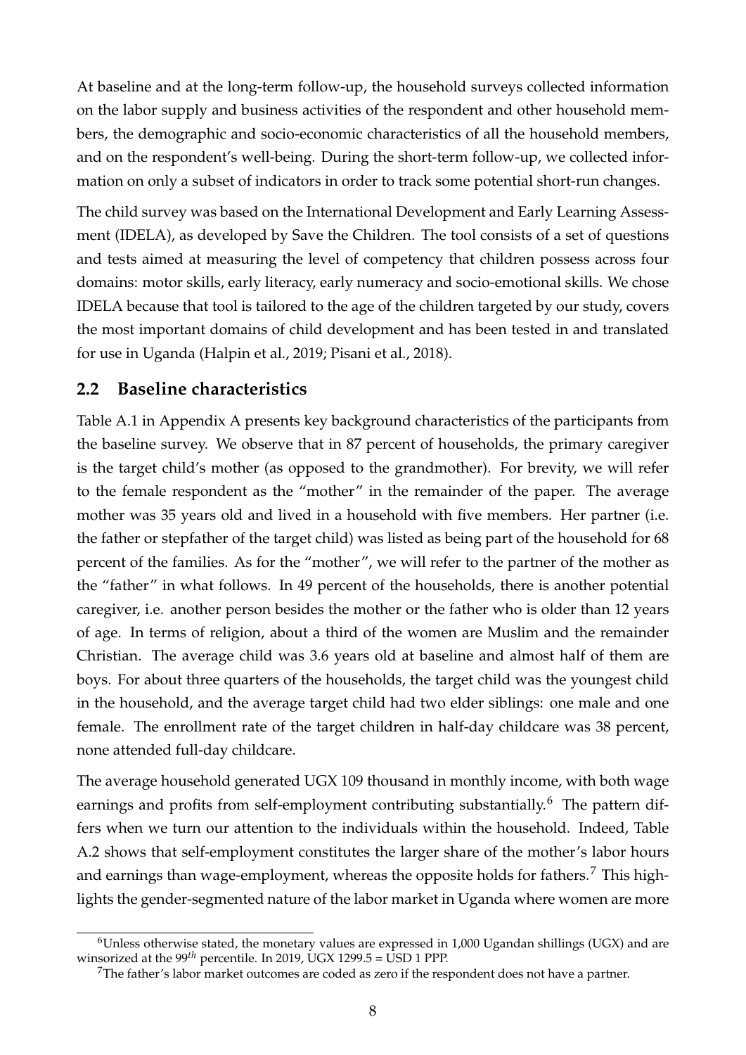At baseline and at the long-term follow-up, the household surveys collected information on the labor supply and business activities of the respondent and other household members, the demographic and socio-economic characteristics of all the household members, and on the respondent's well-being. During the short-term follow-up, we collected information on only a subset of indicators in order to track some potential short-run changes.

The child survey was based on the International Development and Early Learning Assessment (IDELA), as developed by Save the Children. The tool consists of a set of questions and tests aimed at measuring the level of competency that children possess across four domains: motor skills, early literacy, early numeracy and socio-emotional skills. We chose IDELA because that tool is tailored to the age of the children targeted by our study, covers the most important domains of child development and has been tested in and translated for use in Uganda (Halpin et al., 2019; Pisani et al., 2018).

## 2.2 Baseline characteristics

Table A.1 in Appendix A presents key background characteristics of the participants from the baseline survey. We observe that in 87 percent of households, the primary caregiver is the target child's mother (as opposed to the grandmother). For brevity, we will refer to the female respondent as the "mother" in the remainder of the paper. The average mother was 35 years old and lived in a household with five members. Her partner (i.e. the father or stepfather of the target child) was listed as being part of the household for 68 percent of the families. As for the "mother", we will refer to the partner of the mother as the "father" in what follows. In 49 percent of the households, there is another potential caregiver, i.e. another person besides the mother or the father who is older than 12 years of age. In terms of religion, about a third of the women are Muslim and the remainder Christian. The average child was 3.6 years old at baseline and almost half of them are boys. For about three quarters of the households, the target child was the youngest child in the household, and the average target child had two elder siblings: one male and one female. The enrollment rate of the target children in half-day childcare was 38 percent, none attended full-day childcare.

The average household generated UGX 109 thousand in monthly income, with both wage earnings and profits from self-employment contributing substantially.[6] The pattern differs when we turn our attention to the individuals within the household. Indeed, Table A.2 shows that self-employment constitutes the larger share of the mother's labor hours and earnings than wage-employment, whereas the opposite holds for fathers.[7] This highlights the gender-segmented nature of the labor market in Uganda where women are more

[6] Unless otherwise stated, the monetary values are expressed in 1,000 Ugandan shillings (UGX) and are winsorized at the $99^{th}$ percentile. In 2019, UGX 1299.5 = USD 1 PPP.

[7] The father's labor market outcomes are coded as zero if the respondent does not have a partner.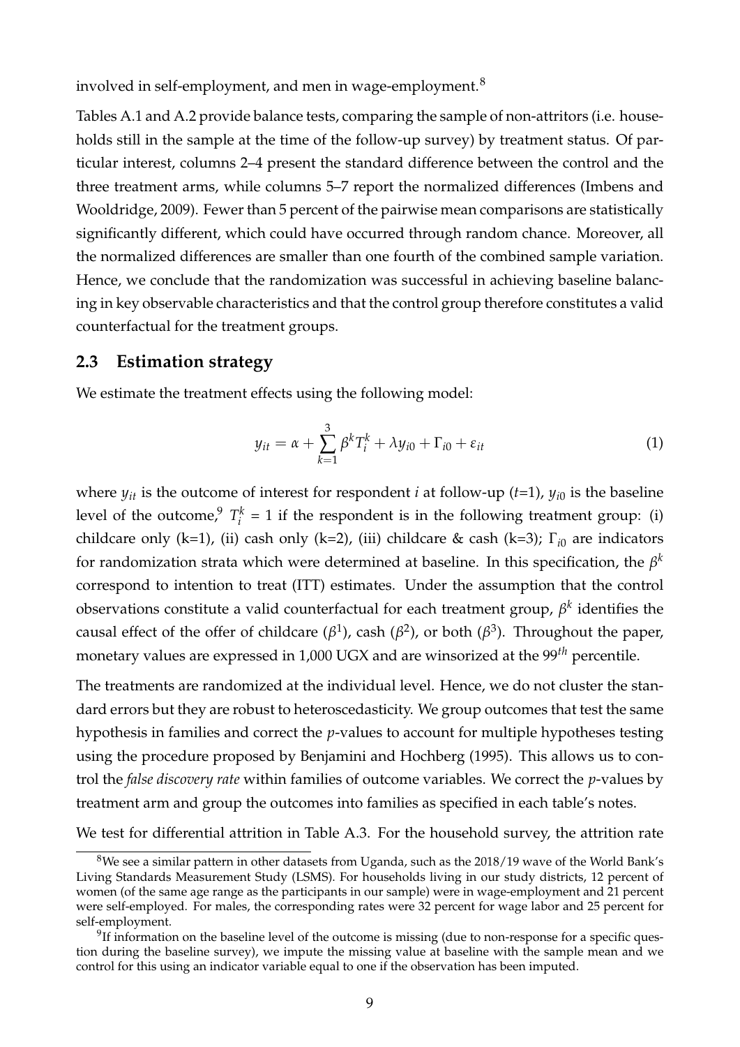involved in self-employment, and men in wage-employment.[8]

Tables A.1 and A.2 provide balance tests, comparing the sample of non-attritors (i.e. households still in the sample at the time of the follow-up survey) by treatment status. Of particular interest, columns 2–4 present the standard difference between the control and the three treatment arms, while columns 5–7 report the normalized differences (Imbens and Wooldridge, 2009). Fewer than 5 percent of the pairwise mean comparisons are statistically significantly different, which could have occurred through random chance. Moreover, all the normalized differences are smaller than one fourth of the combined sample variation. Hence, we conclude that the randomization was successful in achieving baseline balancing in key observable characteristics and that the control group therefore constitutes a valid counterfactual for the treatment groups.

## 2.3 Estimation strategy

We estimate the treatment effects using the following model:

$$y_{it} = \alpha + \sum_{k=1}^{3} \beta^k T_i^k + \lambda y_{i0} + \Gamma_{i0} + \varepsilon_{it} \tag{1}$$

where $y_{it}$ is the outcome of interest for respondent $i$ at follow-up ($t$=1), $y_{i0}$ is the baseline level of the outcome,[9] $T_i^k = 1$ if the respondent is in the following treatment group: (i) childcare only (k=1), (ii) cash only (k=2), (iii) childcare & cash (k=3); $\Gamma_{i0}$ are indicators for randomization strata which were determined at baseline. In this specification, the $\beta^k$ correspond to intention to treat (ITT) estimates. Under the assumption that the control observations constitute a valid counterfactual for each treatment group, $\beta^k$ identifies the causal effect of the offer of childcare ($\beta^1$), cash ($\beta^2$), or both ($\beta^3$). Throughout the paper, monetary values are expressed in 1,000 UGX and are winsorized at the $99^{th}$ percentile.

The treatments are randomized at the individual level. Hence, we do not cluster the standard errors but they are robust to heteroscedasticity. We group outcomes that test the same hypothesis in families and correct the $p$-values to account for multiple hypotheses testing using the procedure proposed by Benjamini and Hochberg (1995). This allows us to control the *false discovery rate* within families of outcome variables. We correct the $p$-values by treatment arm and group the outcomes into families as specified in each table's notes.

We test for differential attrition in Table A.3. For the household survey, the attrition rate

[8] We see a similar pattern in other datasets from Uganda, such as the 2018/19 wave of the World Bank's Living Standards Measurement Study (LSMS). For households living in our study districts, 12 percent of women (of the same age range as the participants in our sample) were in wage-employment and 21 percent were self-employed. For males, the corresponding rates were 32 percent for wage labor and 25 percent for self-employment.

[9] If information on the baseline level of the outcome is missing (due to non-response for a specific question during the baseline survey), we impute the missing value at baseline with the sample mean and we control for this using an indicator variable equal to one if the observation has been imputed.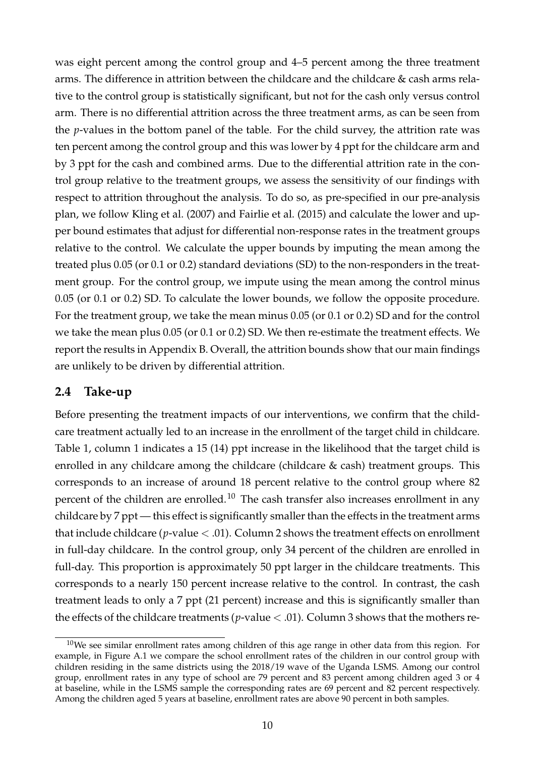was eight percent among the control group and 4–5 percent among the three treatment arms. The difference in attrition between the childcare and the childcare & cash arms relative to the control group is statistically significant, but not for the cash only versus control arm. There is no differential attrition across the three treatment arms, as can be seen from the *p*-values in the bottom panel of the table. For the child survey, the attrition rate was ten percent among the control group and this was lower by 4 ppt for the childcare arm and by 3 ppt for the cash and combined arms. Due to the differential attrition rate in the control group relative to the treatment groups, we assess the sensitivity of our findings with respect to attrition throughout the analysis. To do so, as pre-specified in our pre-analysis plan, we follow Kling et al. (2007) and Fairlie et al. (2015) and calculate the lower and upper bound estimates that adjust for differential non-response rates in the treatment groups relative to the control. We calculate the upper bounds by imputing the mean among the treated plus 0.05 (or 0.1 or 0.2) standard deviations (SD) to the non-responders in the treatment group. For the control group, we impute using the mean among the control minus 0.05 (or 0.1 or 0.2) SD. To calculate the lower bounds, we follow the opposite procedure. For the treatment group, we take the mean minus 0.05 (or 0.1 or 0.2) SD and for the control we take the mean plus 0.05 (or 0.1 or 0.2) SD. We then re-estimate the treatment effects. We report the results in Appendix B. Overall, the attrition bounds show that our main findings are unlikely to be driven by differential attrition.

## 2.4 Take-up

Before presenting the treatment impacts of our interventions, we confirm that the childcare treatment actually led to an increase in the enrollment of the target child in childcare. Table 1, column 1 indicates a 15 (14) ppt increase in the likelihood that the target child is enrolled in any childcare among the childcare (childcare & cash) treatment groups. This corresponds to an increase of around 18 percent relative to the control group where 82 percent of the children are enrolled.[10] The cash transfer also increases enrollment in any childcare by 7 ppt — this effect is significantly smaller than the effects in the treatment arms that include childcare (*p*-value $< .01$). Column 2 shows the treatment effects on enrollment in full-day childcare. In the control group, only 34 percent of the children are enrolled in full-day. This proportion is approximately 50 ppt larger in the childcare treatments. This corresponds to a nearly 150 percent increase relative to the control. In contrast, the cash treatment leads to only a 7 ppt (21 percent) increase and this is significantly smaller than the effects of the childcare treatments (*p*-value $< .01$). Column 3 shows that the mothers re-

[10] We see similar enrollment rates among children of this age range in other data from this region. For example, in Figure A.1 we compare the school enrollment rates of the children in our control group with children residing in the same districts using the 2018/19 wave of the Uganda LSMS. Among our control group, enrollment rates in any type of school are 79 percent and 83 percent among children aged 3 or 4 at baseline, while in the LSMS sample the corresponding rates are 69 percent and 82 percent respectively. Among the children aged 5 years at baseline, enrollment rates are above 90 percent in both samples.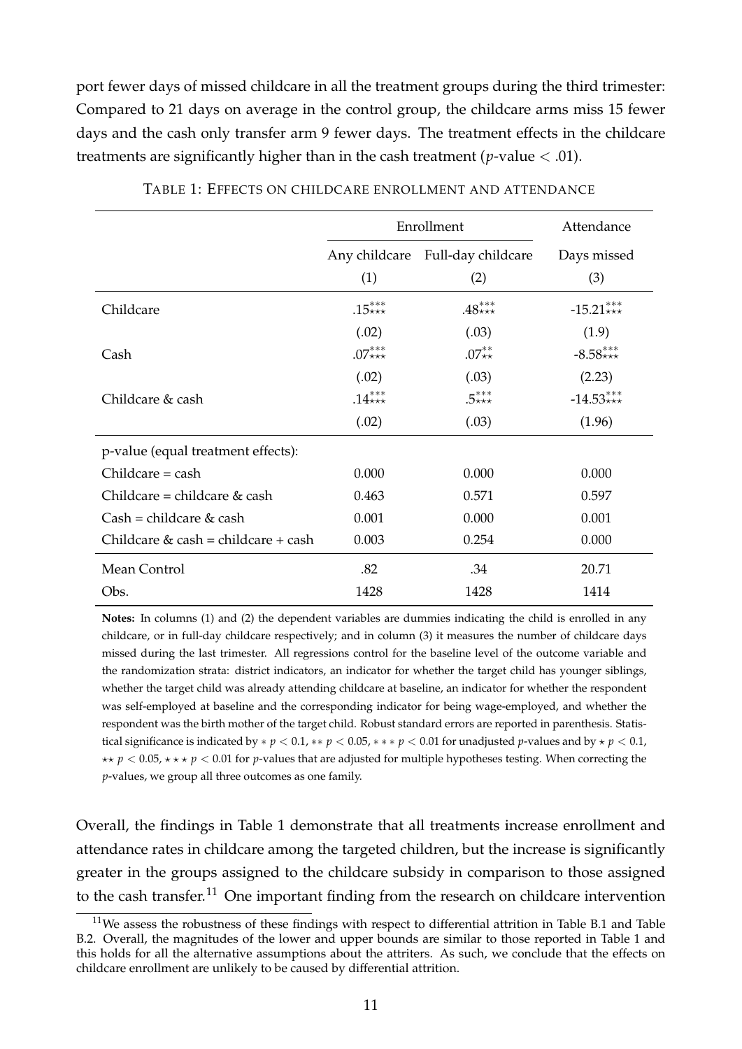port fewer days of missed childcare in all the treatment groups during the third trimester: Compared to 21 days on average in the control group, the childcare arms miss 15 fewer days and the cash only transfer arm 9 fewer days. The treatment effects in the childcare treatments are significantly higher than in the cash treatment ($p$-value $< .01$).

TABLE 1: EFFECTS ON CHILDCARE ENROLLMENT AND ATTENDANCE

| | Enrollment | | Attendance |
|---|---|---|---|
| | Any childcare | Full-day childcare | Days missed |
| | (1) | (2) | (3) |
| Childcare | $.15^{***}_{\star\star\star}$ | $.48^{***}_{\star\star\star}$ | $-15.21^{***}_{\star\star\star}$ |
| | (.02) | (.03) | (1.9) |
| Cash | $.07^{***}_{\star\star\star}$ | $.07^{**}_{\star\star}$ | $-8.58^{***}_{\star\star\star}$ |
| | (.02) | (.03) | (2.23) |
| Childcare & cash | $.14^{***}_{\star\star\star}$ | $.5^{***}_{\star\star\star}$ | $-14.53^{***}_{\star\star\star}$ |
| | (.02) | (.03) | (1.96) |
| p-value (equal treatment effects): | | | |
| Childcare = cash | 0.000 | 0.000 | 0.000 |
| Childcare = childcare & cash | 0.463 | 0.571 | 0.597 |
| Cash = childcare & cash | 0.001 | 0.000 | 0.001 |
| Childcare & cash = childcare + cash | 0.003 | 0.254 | 0.000 |
| Mean Control | .82 | .34 | 20.71 |
| Obs. | 1428 | 1428 | 1414 |

**Notes:** In columns (1) and (2) the dependent variables are dummies indicating the child is enrolled in any childcare, or in full-day childcare respectively; and in column (3) it measures the number of childcare days missed during the last trimester. All regressions control for the baseline level of the outcome variable and the randomization strata: district indicators, an indicator for whether the target child has younger siblings, whether the target child was already attending childcare at baseline, an indicator for whether the respondent was self-employed at baseline and the corresponding indicator for being wage-employed, and whether the respondent was the birth mother of the target child. Robust standard errors are reported in parenthesis. Statistical significance is indicated by $* \ p < 0.1$, $** \ p < 0.05$, $*** \ p < 0.01$ for unadjusted $p$-values and by $\star \ p < 0.1$, $\star\star \ p < 0.05$, $\star\star\star \ p < 0.01$ for $p$-values that are adjusted for multiple hypotheses testing. When correcting the $p$-values, we group all three outcomes as one family.

Overall, the findings in Table 1 demonstrate that all treatments increase enrollment and attendance rates in childcare among the targeted children, but the increase is significantly greater in the groups assigned to the childcare subsidy in comparison to those assigned to the cash transfer.[11] One important finding from the research on childcare intervention

[11] We assess the robustness of these findings with respect to differential attrition in Table B.1 and Table B.2. Overall, the magnitudes of the lower and upper bounds are similar to those reported in Table 1 and this holds for all the alternative assumptions about the attriters. As such, we conclude that the effects on childcare enrollment are unlikely to be caused by differential attrition.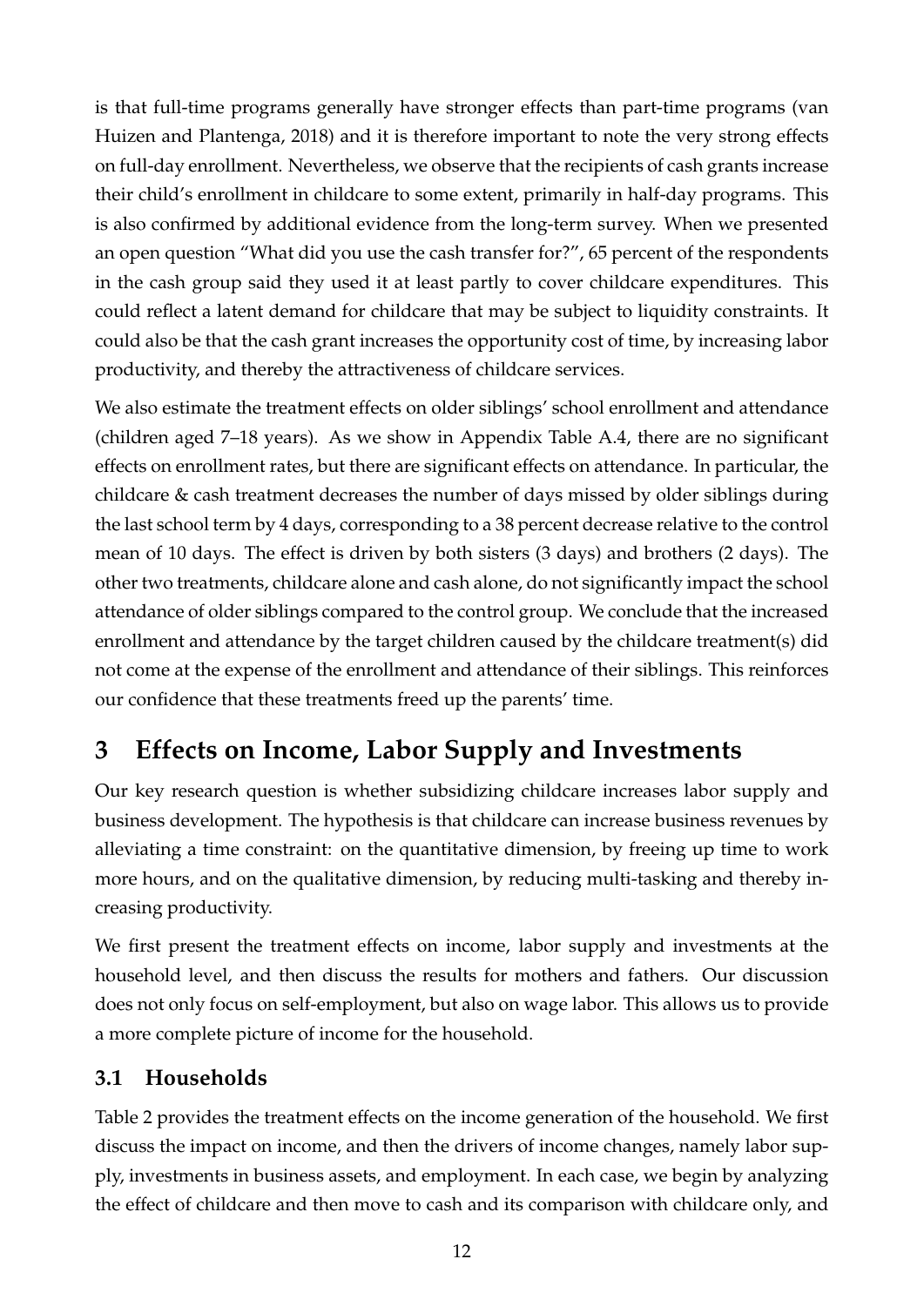is that full-time programs generally have stronger effects than part-time programs (van Huizen and Plantenga, 2018) and it is therefore important to note the very strong effects on full-day enrollment. Nevertheless, we observe that the recipients of cash grants increase their child's enrollment in childcare to some extent, primarily in half-day programs. This is also confirmed by additional evidence from the long-term survey. When we presented an open question "What did you use the cash transfer for?", 65 percent of the respondents in the cash group said they used it at least partly to cover childcare expenditures. This could reflect a latent demand for childcare that may be subject to liquidity constraints. It could also be that the cash grant increases the opportunity cost of time, by increasing labor productivity, and thereby the attractiveness of childcare services.

We also estimate the treatment effects on older siblings' school enrollment and attendance (children aged 7–18 years). As we show in Appendix Table A.4, there are no significant effects on enrollment rates, but there are significant effects on attendance. In particular, the childcare & cash treatment decreases the number of days missed by older siblings during the last school term by 4 days, corresponding to a 38 percent decrease relative to the control mean of 10 days. The effect is driven by both sisters (3 days) and brothers (2 days). The other two treatments, childcare alone and cash alone, do not significantly impact the school attendance of older siblings compared to the control group. We conclude that the increased enrollment and attendance by the target children caused by the childcare treatment(s) did not come at the expense of the enrollment and attendance of their siblings. This reinforces our confidence that these treatments freed up the parents' time.

# 3 Effects on Income, Labor Supply and Investments

Our key research question is whether subsidizing childcare increases labor supply and business development. The hypothesis is that childcare can increase business revenues by alleviating a time constraint: on the quantitative dimension, by freeing up time to work more hours, and on the qualitative dimension, by reducing multi-tasking and thereby increasing productivity.

We first present the treatment effects on income, labor supply and investments at the household level, and then discuss the results for mothers and fathers. Our discussion does not only focus on self-employment, but also on wage labor. This allows us to provide a more complete picture of income for the household.

## 3.1 Households

Table 2 provides the treatment effects on the income generation of the household. We first discuss the impact on income, and then the drivers of income changes, namely labor supply, investments in business assets, and employment. In each case, we begin by analyzing the effect of childcare and then move to cash and its comparison with childcare only, and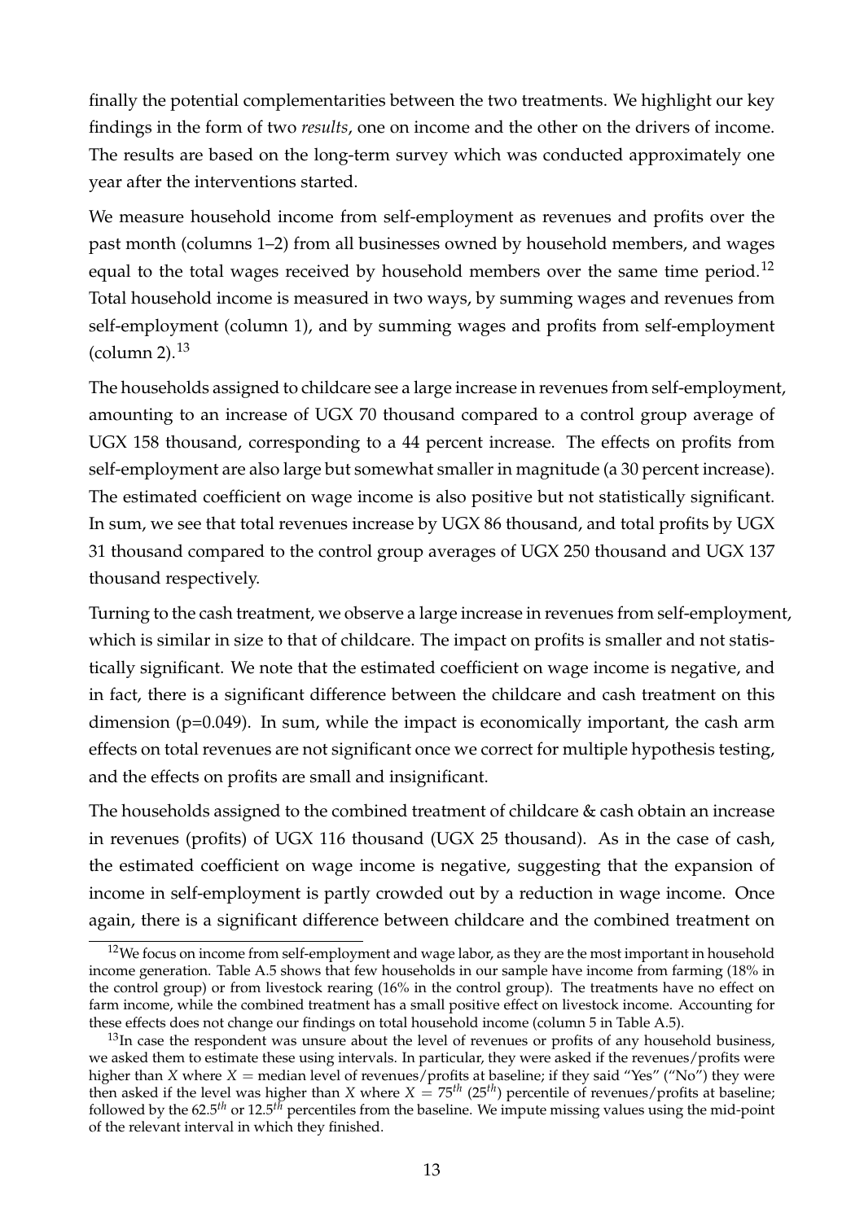finally the potential complementarities between the two treatments. We highlight our key findings in the form of two *results*, one on income and the other on the drivers of income. The results are based on the long-term survey which was conducted approximately one year after the interventions started.

We measure household income from self-employment as revenues and profits over the past month (columns 1–2) from all businesses owned by household members, and wages equal to the total wages received by household members over the same time period.[12] Total household income is measured in two ways, by summing wages and revenues from self-employment (column 1), and by summing wages and profits from self-employment (column 2).[13]

The households assigned to childcare see a large increase in revenues from self-employment, amounting to an increase of UGX 70 thousand compared to a control group average of UGX 158 thousand, corresponding to a 44 percent increase. The effects on profits from self-employment are also large but somewhat smaller in magnitude (a 30 percent increase). The estimated coefficient on wage income is also positive but not statistically significant. In sum, we see that total revenues increase by UGX 86 thousand, and total profits by UGX 31 thousand compared to the control group averages of UGX 250 thousand and UGX 137 thousand respectively.

Turning to the cash treatment, we observe a large increase in revenues from self-employment, which is similar in size to that of childcare. The impact on profits is smaller and not statistically significant. We note that the estimated coefficient on wage income is negative, and in fact, there is a significant difference between the childcare and cash treatment on this dimension (p=0.049). In sum, while the impact is economically important, the cash arm effects on total revenues are not significant once we correct for multiple hypothesis testing, and the effects on profits are small and insignificant.

The households assigned to the combined treatment of childcare & cash obtain an increase in revenues (profits) of UGX 116 thousand (UGX 25 thousand). As in the case of cash, the estimated coefficient on wage income is negative, suggesting that the expansion of income in self-employment is partly crowded out by a reduction in wage income. Once again, there is a significant difference between childcare and the combined treatment on

[12] We focus on income from self-employment and wage labor, as they are the most important in household income generation. Table A.5 shows that few households in our sample have income from farming (18% in the control group) or from livestock rearing (16% in the control group). The treatments have no effect on farm income, while the combined treatment has a small positive effect on livestock income. Accounting for these effects does not change our findings on total household income (column 5 in Table A.5).

[13] In case the respondent was unsure about the level of revenues or profits of any household business, we asked them to estimate these using intervals. In particular, they were asked if the revenues/profits were higher than $X$ where $X$ = median level of revenues/profits at baseline; if they said "Yes" ("No") they were then asked if the level was higher than $X$ where $X = 75^{th}$ ($25^{th}$) percentile of revenues/profits at baseline; followed by the $62.5^{th}$ or $12.5^{th}$ percentiles from the baseline. We impute missing values using the mid-point of the relevant interval in which they finished.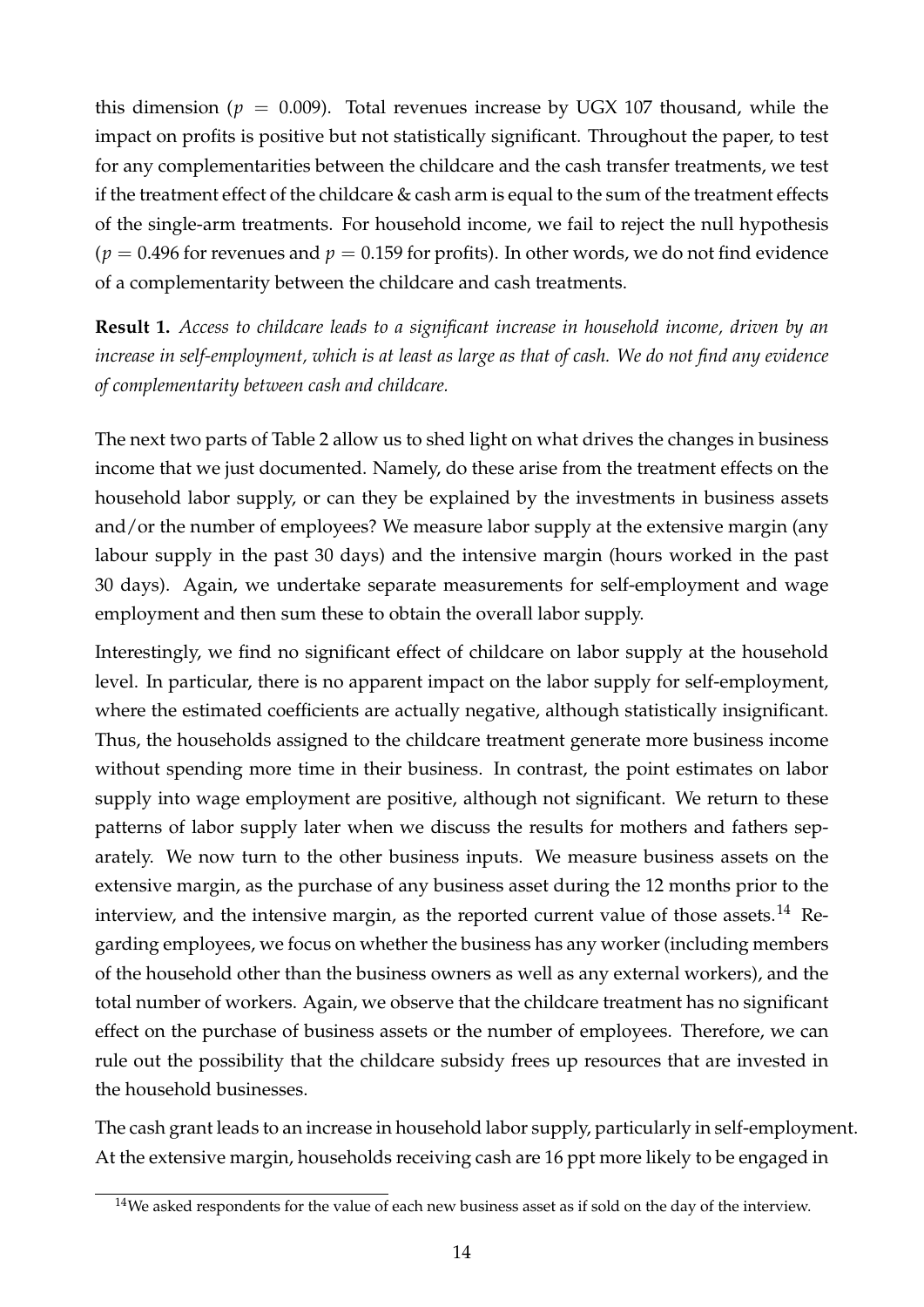this dimension ($p = 0.009$). Total revenues increase by UGX 107 thousand, while the impact on profits is positive but not statistically significant. Throughout the paper, to test for any complementarities between the childcare and the cash transfer treatments, we test if the treatment effect of the childcare & cash arm is equal to the sum of the treatment effects of the single-arm treatments. For household income, we fail to reject the null hypothesis ($p = 0.496$ for revenues and $p = 0.159$ for profits). In other words, we do not find evidence of a complementarity between the childcare and cash treatments.

**Result 1.** *Access to childcare leads to a significant increase in household income, driven by an increase in self-employment, which is at least as large as that of cash. We do not find any evidence of complementarity between cash and childcare.*

The next two parts of Table 2 allow us to shed light on what drives the changes in business income that we just documented. Namely, do these arise from the treatment effects on the household labor supply, or can they be explained by the investments in business assets and/or the number of employees? We measure labor supply at the extensive margin (any labour supply in the past 30 days) and the intensive margin (hours worked in the past 30 days). Again, we undertake separate measurements for self-employment and wage employment and then sum these to obtain the overall labor supply.

Interestingly, we find no significant effect of childcare on labor supply at the household level. In particular, there is no apparent impact on the labor supply for self-employment, where the estimated coefficients are actually negative, although statistically insignificant. Thus, the households assigned to the childcare treatment generate more business income without spending more time in their business. In contrast, the point estimates on labor supply into wage employment are positive, although not significant. We return to these patterns of labor supply later when we discuss the results for mothers and fathers separately. We now turn to the other business inputs. We measure business assets on the extensive margin, as the purchase of any business asset during the 12 months prior to the interview, and the intensive margin, as the reported current value of those assets.[14] Regarding employees, we focus on whether the business has any worker (including members of the household other than the business owners as well as any external workers), and the total number of workers. Again, we observe that the childcare treatment has no significant effect on the purchase of business assets or the number of employees. Therefore, we can rule out the possibility that the childcare subsidy frees up resources that are invested in the household businesses.

The cash grant leads to an increase in household labor supply, particularly in self-employment. At the extensive margin, households receiving cash are 16 ppt more likely to be engaged in

[14] We asked respondents for the value of each new business asset as if sold on the day of the interview.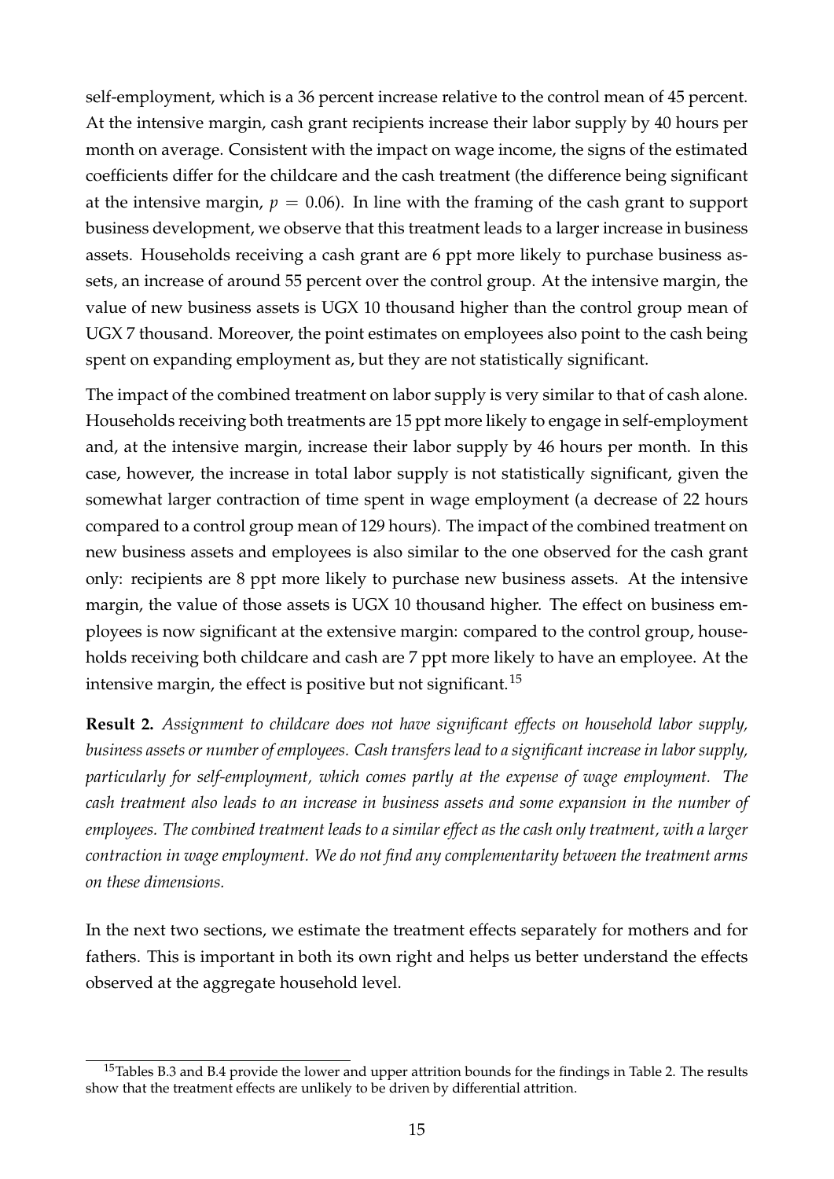self-employment, which is a 36 percent increase relative to the control mean of 45 percent. At the intensive margin, cash grant recipients increase their labor supply by 40 hours per month on average. Consistent with the impact on wage income, the signs of the estimated coefficients differ for the childcare and the cash treatment (the difference being significant at the intensive margin, $p = 0.06$). In line with the framing of the cash grant to support business development, we observe that this treatment leads to a larger increase in business assets. Households receiving a cash grant are 6 ppt more likely to purchase business assets, an increase of around 55 percent over the control group. At the intensive margin, the value of new business assets is UGX 10 thousand higher than the control group mean of UGX 7 thousand. Moreover, the point estimates on employees also point to the cash being spent on expanding employment as, but they are not statistically significant.

The impact of the combined treatment on labor supply is very similar to that of cash alone. Households receiving both treatments are 15 ppt more likely to engage in self-employment and, at the intensive margin, increase their labor supply by 46 hours per month. In this case, however, the increase in total labor supply is not statistically significant, given the somewhat larger contraction of time spent in wage employment (a decrease of 22 hours compared to a control group mean of 129 hours). The impact of the combined treatment on new business assets and employees is also similar to the one observed for the cash grant only: recipients are 8 ppt more likely to purchase new business assets. At the intensive margin, the value of those assets is UGX 10 thousand higher. The effect on business employees is now significant at the extensive margin: compared to the control group, households receiving both childcare and cash are 7 ppt more likely to have an employee. At the intensive margin, the effect is positive but not significant.[15]

**Result 2.** *Assignment to childcare does not have significant effects on household labor supply, business assets or number of employees. Cash transfers lead to a significant increase in labor supply, particularly for self-employment, which comes partly at the expense of wage employment. The cash treatment also leads to an increase in business assets and some expansion in the number of employees. The combined treatment leads to a similar effect as the cash only treatment, with a larger contraction in wage employment. We do not find any complementarity between the treatment arms on these dimensions.*

In the next two sections, we estimate the treatment effects separately for mothers and for fathers. This is important in both its own right and helps us better understand the effects observed at the aggregate household level.

[15] Tables B.3 and B.4 provide the lower and upper attrition bounds for the findings in Table 2. The results show that the treatment effects are unlikely to be driven by differential attrition.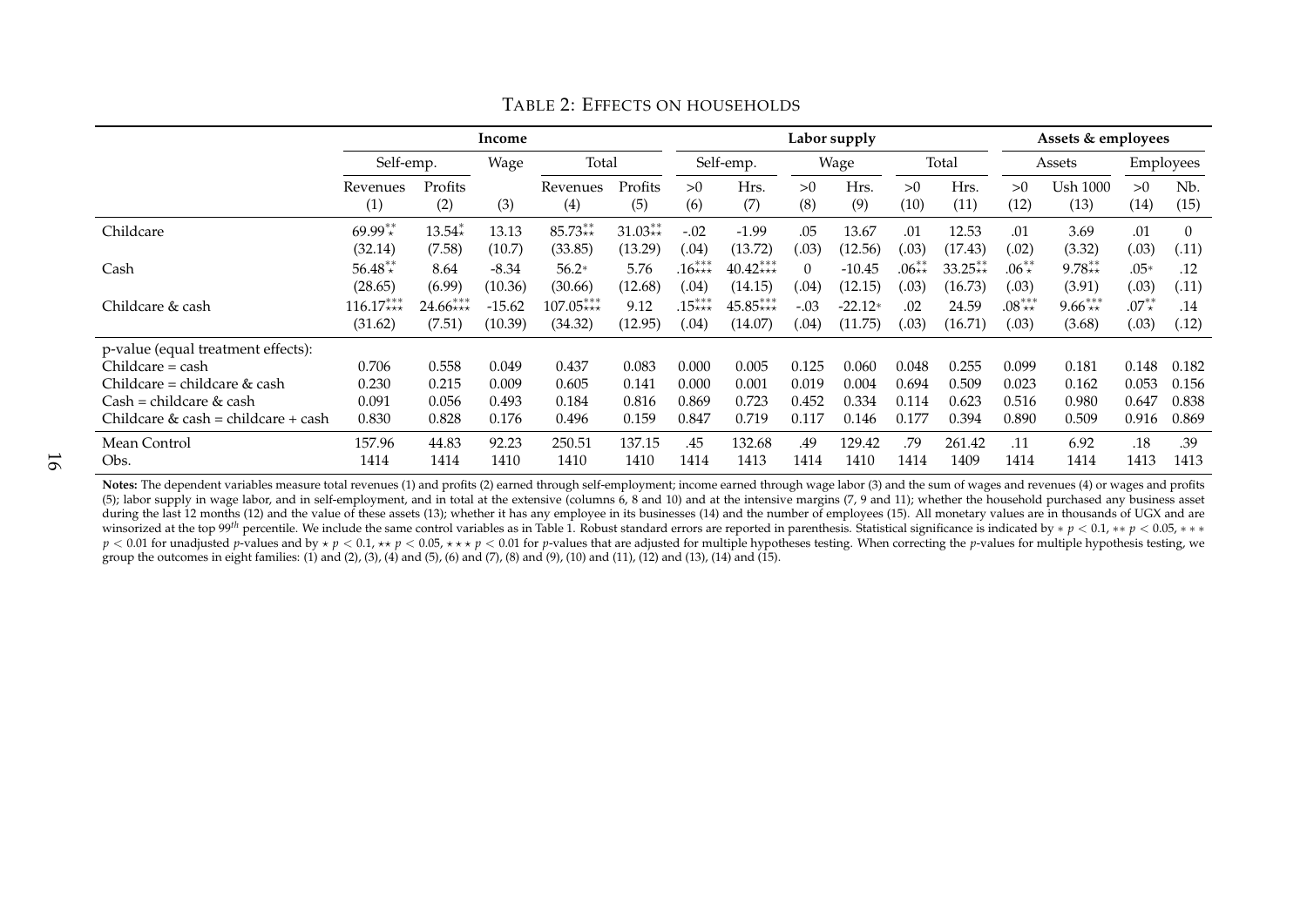TABLE 2: EFFECTS ON HOUSEHOLDS

| | Income | | | | | Labor supply | | | | | | Assets & employees | | | |
|---|---|---|---|---|---|---|---|---|---|---|---|---|---|---|---|
| | Self-emp. | | Wage | Total | | Self-emp. | | Wage | | Total | | Assets | | Employees | |
| | Revenues | Profits | | Revenues | Profits | >0 | Hrs. | >0 | Hrs. | >0 | Hrs. | >0 | Ush 1000 | >0 | Nb. |
| | (1) | (2) | (3) | (4) | (5) | (6) | (7) | (8) | (9) | (10) | (11) | (12) | (13) | (14) | (15) |
| Childcare | $69.99^{**}_{\star}$ | $13.54^{*}_{\star}$ | 13.13 | $85.73^{**}_{\star\star}$ | $31.03^{**}_{\star\star}$ | -.02 | -1.99 | .05 | 13.67 | .01 | 12.53 | .01 | 3.69 | .01 | 0 |
| | (32.14) | (7.58) | (10.7) | (33.85) | (13.29) | (.04) | (13.72) | (.03) | (12.56) | (.03) | (17.43) | (.02) | (3.32) | (.03) | (.11) |
| Cash | $56.48^{**}_{\star}$ | 8.64 | -8.34 | $56.2*$ | 5.76 | $.16^{***}_{\star\star\star}$ | $40.42^{***}_{\star\star\star}$ | 0 | -10.45 | $.06^{**}_{\star\star}$ | $33.25^{**}_{\star\star}$ | $.06^{**}_{\star}$ | $9.78^{**}_{\star\star}$ | $.05*$ | .12 |
| | (28.65) | (6.99) | (10.36) | (30.66) | (12.68) | (.04) | (14.15) | (.04) | (12.15) | (.03) | (16.73) | (.03) | (3.91) | (.03) | (.11) |
| Childcare & cash | $116.17^{***}_{\star\star\star}$ | $24.66^{***}_{\star\star\star}$ | -15.62 | $107.05^{***}_{\star\star\star}$ | 9.12 | $.15^{***}_{\star\star\star}$ | $45.85^{***}_{\star\star\star}$ | -.03 | $-22.12*$ | .02 | 24.59 | $.08^{***}_{\star\star}$ | $9.66^{***}_{\star\star}$ | $.07^{**}_{\star}$ | .14 |
| | (31.62) | (7.51) | (10.39) | (34.32) | (12.95) | (.04) | (14.07) | (.04) | (11.75) | (.03) | (16.71) | (.03) | (3.68) | (.03) | (.12) |
| p-value (equal treatment effects): | | | | | | | | | | | | | | | |
| Childcare = cash | 0.706 | 0.558 | 0.049 | 0.437 | 0.083 | 0.000 | 0.005 | 0.125 | 0.060 | 0.048 | 0.255 | 0.099 | 0.181 | 0.148 | 0.182 |
| Childcare = childcare & cash | 0.230 | 0.215 | 0.009 | 0.605 | 0.141 | 0.000 | 0.001 | 0.019 | 0.004 | 0.694 | 0.509 | 0.023 | 0.162 | 0.053 | 0.156 |
| Cash = childcare & cash | 0.091 | 0.056 | 0.493 | 0.184 | 0.816 | 0.869 | 0.723 | 0.452 | 0.334 | 0.114 | 0.623 | 0.516 | 0.980 | 0.647 | 0.838 |
| Childcare & cash = childcare + cash | 0.830 | 0.828 | 0.176 | 0.496 | 0.159 | 0.847 | 0.719 | 0.117 | 0.146 | 0.177 | 0.394 | 0.890 | 0.509 | 0.916 | 0.869 |
| Mean Control | 157.96 | 44.83 | 92.23 | 250.51 | 137.15 | .45 | 132.68 | .49 | 129.42 | .79 | 261.42 | .11 | 6.92 | .18 | .39 |
| Obs. | 1414 | 1414 | 1410 | 1410 | 1410 | 1414 | 1413 | 1414 | 1410 | 1414 | 1409 | 1414 | 1414 | 1413 | 1413 |

**Notes:** The dependent variables measure total revenues (1) and profits (2) earned through self-employment; income earned through wage labor (3) and the sum of wages and revenues (4) or wages and profits (5); labor supply in wage labor, and in self-employment, and in total at the extensive (columns 6, 8 and 10) and at the intensive margins (7, 9 and 11); whether the household purchased any business asset during the last 12 months (12) and the value of these assets (13); whether it has any employee in its businesses (14) and the number of employees (15). All monetary values are in thousands of UGX and are winsorized at the top $99^{th}$ percentile. We include the same control variables as in Table 1. Robust standard errors are reported in parenthesis. Statistical significance is indicated by $* \; p < 0.1$, $** \; p < 0.05$, $*** \; p < 0.01$ for unadjusted $p$-values and by $\star \; p < 0.1$, $\star\star \; p < 0.05$, $\star\star\star \; p < 0.01$ for $p$-values that are adjusted for multiple hypotheses testing. When correcting the $p$-values for multiple hypothesis testing, we group the outcomes in eight families: (1) and (2), (3), (4) and (5), (6) and (7), (8) and (9), (10) and (11), (12) and (13), (14) and (15).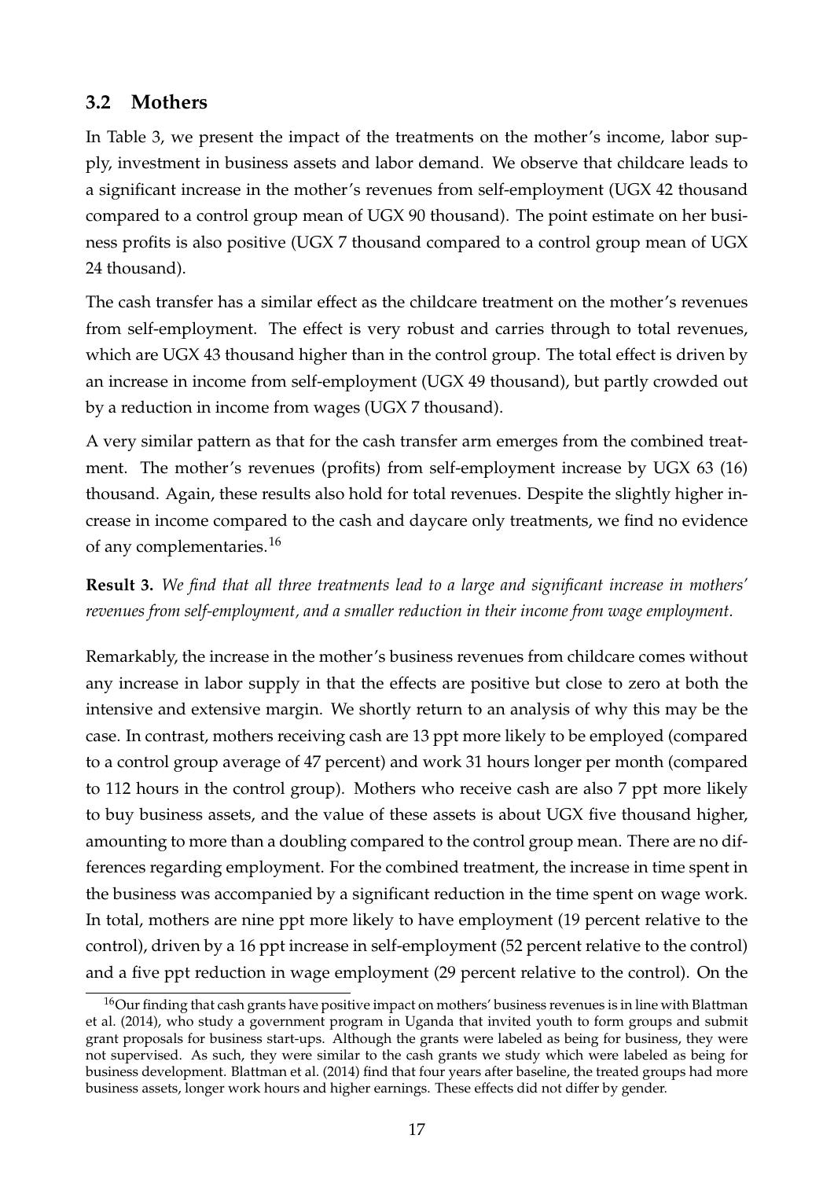## 3.2 Mothers

In Table 3, we present the impact of the treatments on the mother's income, labor supply, investment in business assets and labor demand. We observe that childcare leads to a significant increase in the mother's revenues from self-employment (UGX 42 thousand compared to a control group mean of UGX 90 thousand). The point estimate on her business profits is also positive (UGX 7 thousand compared to a control group mean of UGX 24 thousand).

The cash transfer has a similar effect as the childcare treatment on the mother's revenues from self-employment. The effect is very robust and carries through to total revenues, which are UGX 43 thousand higher than in the control group. The total effect is driven by an increase in income from self-employment (UGX 49 thousand), but partly crowded out by a reduction in income from wages (UGX 7 thousand).

A very similar pattern as that for the cash transfer arm emerges from the combined treatment. The mother's revenues (profits) from self-employment increase by UGX 63 (16) thousand. Again, these results also hold for total revenues. Despite the slightly higher increase in income compared to the cash and daycare only treatments, we find no evidence of any complementaries.[16]

**Result 3.** *We find that all three treatments lead to a large and significant increase in mothers' revenues from self-employment, and a smaller reduction in their income from wage employment.*

Remarkably, the increase in the mother's business revenues from childcare comes without any increase in labor supply in that the effects are positive but close to zero at both the intensive and extensive margin. We shortly return to an analysis of why this may be the case. In contrast, mothers receiving cash are 13 ppt more likely to be employed (compared to a control group average of 47 percent) and work 31 hours longer per month (compared to 112 hours in the control group). Mothers who receive cash are also 7 ppt more likely to buy business assets, and the value of these assets is about UGX five thousand higher, amounting to more than a doubling compared to the control group mean. There are no differences regarding employment. For the combined treatment, the increase in time spent in the business was accompanied by a significant reduction in the time spent on wage work. In total, mothers are nine ppt more likely to have employment (19 percent relative to the control), driven by a 16 ppt increase in self-employment (52 percent relative to the control) and a five ppt reduction in wage employment (29 percent relative to the control). On the

[16] Our finding that cash grants have positive impact on mothers' business revenues is in line with Blattman et al. (2014), who study a government program in Uganda that invited youth to form groups and submit grant proposals for business start-ups. Although the grants were labeled as being for business, they were not supervised. As such, they were similar to the cash grants we study which were labeled as being for business development. Blattman et al. (2014) find that four years after baseline, the treated groups had more business assets, longer work hours and higher earnings. These effects did not differ by gender.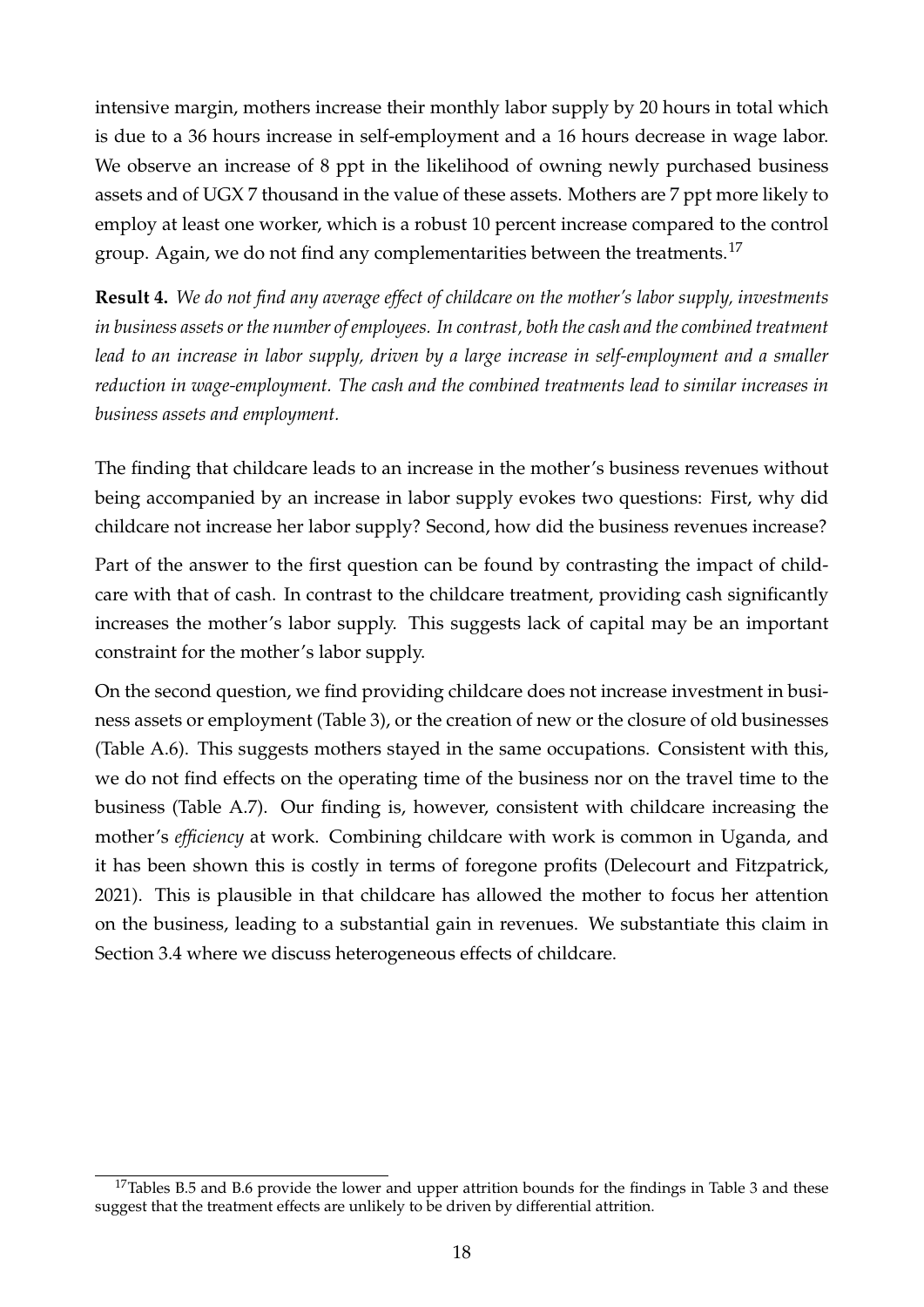intensive margin, mothers increase their monthly labor supply by 20 hours in total which is due to a 36 hours increase in self-employment and a 16 hours decrease in wage labor. We observe an increase of 8 ppt in the likelihood of owning newly purchased business assets and of UGX 7 thousand in the value of these assets. Mothers are 7 ppt more likely to employ at least one worker, which is a robust 10 percent increase compared to the control group. Again, we do not find any complementarities between the treatments.[17]

**Result 4.** *We do not find any average effect of childcare on the mother's labor supply, investments in business assets or the number of employees. In contrast, both the cash and the combined treatment lead to an increase in labor supply, driven by a large increase in self-employment and a smaller reduction in wage-employment. The cash and the combined treatments lead to similar increases in business assets and employment.*

The finding that childcare leads to an increase in the mother's business revenues without being accompanied by an increase in labor supply evokes two questions: First, why did childcare not increase her labor supply? Second, how did the business revenues increase?

Part of the answer to the first question can be found by contrasting the impact of childcare with that of cash. In contrast to the childcare treatment, providing cash significantly increases the mother's labor supply. This suggests lack of capital may be an important constraint for the mother's labor supply.

On the second question, we find providing childcare does not increase investment in business assets or employment (Table 3), or the creation of new or the closure of old businesses (Table A.6). This suggests mothers stayed in the same occupations. Consistent with this, we do not find effects on the operating time of the business nor on the travel time to the business (Table A.7). Our finding is, however, consistent with childcare increasing the mother's *efficiency* at work. Combining childcare with work is common in Uganda, and it has been shown this is costly in terms of foregone profits (Delecourt and Fitzpatrick, 2021). This is plausible in that childcare has allowed the mother to focus her attention on the business, leading to a substantial gain in revenues. We substantiate this claim in Section 3.4 where we discuss heterogeneous effects of childcare.

[17] Tables B.5 and B.6 provide the lower and upper attrition bounds for the findings in Table 3 and these suggest that the treatment effects are unlikely to be driven by differential attrition.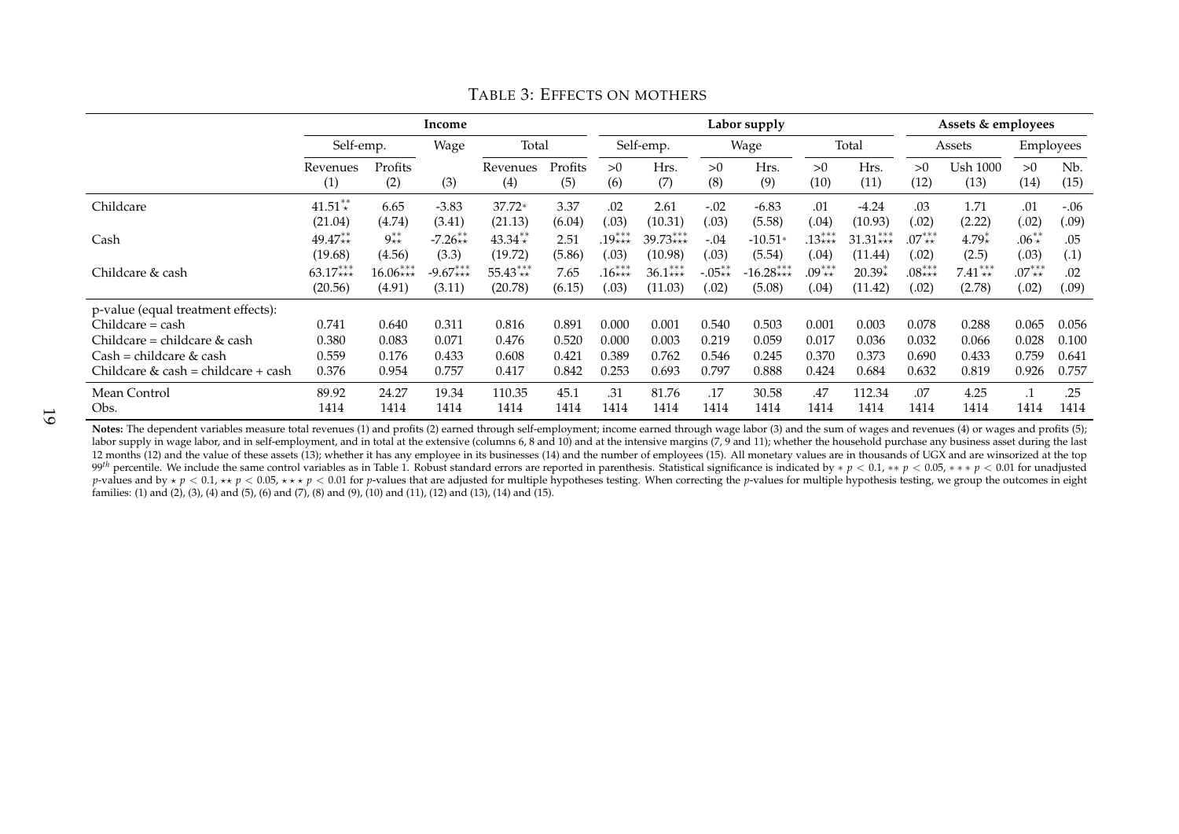TABLE 3: EFFECTS ON MOTHERS

| | Income | | | | | Labor supply | | | | | | Assets & employees | | | |
|---|---|---|---|---|---|---|---|---|---|---|---|---|---|---|---|
| | Self-emp. | | Wage | Total | | Self-emp. | | Wage | | Total | | Assets | | Employees | |
| | Revenues (1) | Profits (2) | (3) | Revenues (4) | Profits (5) | >0 (6) | Hrs. (7) | >0 (8) | Hrs. (9) | >0 (10) | Hrs. (11) | >0 (12) | Ush 1000 (13) | >0 (14) | Nb. (15) |
| Childcare | $41.51^{**}_{\star}$ | 6.65 | -3.83 | $37.72*$ | 3.37 | .02 | 2.61 | -.02 | -6.83 | .01 | -4.24 | .03 | 1.71 | .01 | -.06 |
| | (21.04) | (4.74) | (3.41) | (21.13) | (6.04) | (.03) | (10.31) | (.03) | (5.58) | (.04) | (10.93) | (.02) | (2.22) | (.02) | (.09) |
| Cash | $49.47^{**}_{\star\star}$ | $9^{**}_{\star\star}$ | $-7.26^{**}_{\star\star}$ | $43.34^{**}_{\star}$ | 2.51 | $.19^{***}_{\star\star\star}$ | $39.73^{***}_{\star\star\star}$ | -.04 | $-10.51*$ | $.13^{***}_{\star\star\star}$ | $31.31^{***}_{\star\star\star}$ | $.07^{***}_{\star\star}$ | $4.79^{*}_{\star}$ | $.06^{**}_{\star}$ | .05 |
| | (19.68) | (4.56) | (3.3) | (19.72) | (5.86) | (.03) | (10.98) | (.03) | (5.54) | (.04) | (11.44) | (.02) | (2.5) | (.03) | (.1) |
| Childcare & cash | $63.17^{***}_{\star\star\star}$ | $16.06^{***}_{\star\star\star}$ | $-9.67^{***}_{\star\star\star}$ | $55.43^{***}_{\star\star}$ | 7.65 | $.16^{***}_{\star\star\star}$ | $36.1^{***}_{\star\star\star}$ | $-.05^{**}_{\star\star}$ | $-16.28^{***}_{\star\star\star}$ | $.09^{***}_{\star\star}$ | $20.39^{*}_{\star}$ | $.08^{***}_{\star\star\star}$ | $7.41^{***}_{\star\star}$ | $.07^{***}_{\star\star}$ | .02 |
| | (20.56) | (4.91) | (3.11) | (20.78) | (6.15) | (.03) | (11.03) | (.02) | (5.08) | (.04) | (11.42) | (.02) | (2.78) | (.02) | (.09) |
| p-value (equal treatment effects): | | | | | | | | | | | | | | | |
| Childcare = cash | 0.741 | 0.640 | 0.311 | 0.816 | 0.891 | 0.000 | 0.001 | 0.540 | 0.503 | 0.001 | 0.003 | 0.078 | 0.288 | 0.065 | 0.056 |
| Childcare = childcare & cash | 0.380 | 0.083 | 0.071 | 0.476 | 0.520 | 0.000 | 0.003 | 0.219 | 0.059 | 0.017 | 0.036 | 0.032 | 0.066 | 0.028 | 0.100 |
| Cash = childcare & cash | 0.559 | 0.176 | 0.433 | 0.608 | 0.421 | 0.389 | 0.762 | 0.546 | 0.245 | 0.370 | 0.373 | 0.690 | 0.433 | 0.759 | 0.641 |
| Childcare & cash = childcare + cash | 0.376 | 0.954 | 0.757 | 0.417 | 0.842 | 0.253 | 0.693 | 0.797 | 0.888 | 0.424 | 0.684 | 0.632 | 0.819 | 0.926 | 0.757 |
| Mean Control | 89.92 | 24.27 | 19.34 | 110.35 | 45.1 | .31 | 81.76 | .17 | 30.58 | .47 | 112.34 | .07 | 4.25 | .1 | .25 |
| Obs. | 1414 | 1414 | 1414 | 1414 | 1414 | 1414 | 1414 | 1414 | 1414 | 1414 | 1414 | 1414 | 1414 | 1414 | 1414 |

**Notes:** The dependent variables measure total revenues (1) and profits (2) earned through self-employment; income earned through wage labor (3) and the sum of wages and revenues (4) or wages and profits (5); labor supply in wage labor, and in self-employment, and in total at the extensive (columns 6, 8 and 10) and at the intensive margins (7, 9 and 11); whether the household purchase any business asset during the last 12 months (12) and the value of these assets (13); whether it has any employee in its businesses (14) and the number of employees (15). All monetary values are in thousands of UGX and are winsorized at the top $99^{th}$ percentile. We include the same control variables as in Table 1. Robust standard errors are reported in parenthesis. Statistical significance is indicated by $* \ p < 0.1$, $** \ p < 0.05$, $*** \ p < 0.01$ for unadjusted $p$-values and by $\star \ p < 0.1$, $\star\star \ p < 0.05$, $\star\star\star \ p < 0.01$ for $p$-values that are adjusted for multiple hypotheses testing. When correcting the $p$-values for multiple hypothesis testing, we group the outcomes in eight families: (1) and (2), (3), (4) and (5), (6) and (7), (8) and (9), (10) and (11), (12) and (13), (14) and (15).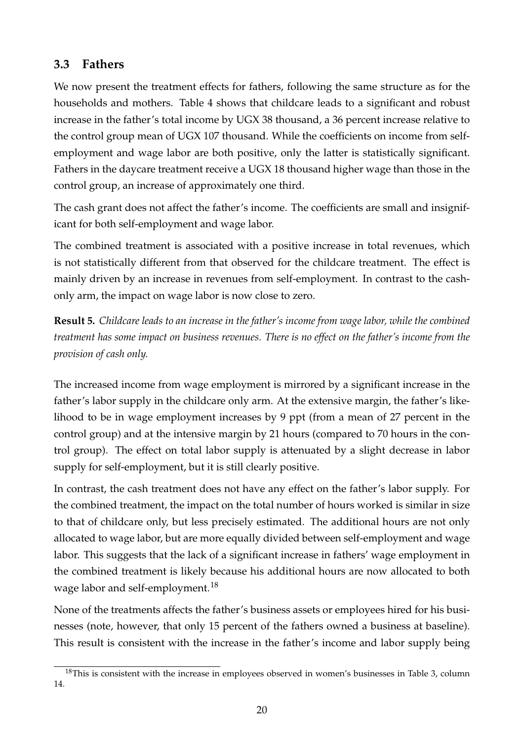### 3.3 Fathers

We now present the treatment effects for fathers, following the same structure as for the households and mothers. Table 4 shows that childcare leads to a significant and robust increase in the father's total income by UGX 38 thousand, a 36 percent increase relative to the control group mean of UGX 107 thousand. While the coefficients on income from self-employment and wage labor are both positive, only the latter is statistically significant. Fathers in the daycare treatment receive a UGX 18 thousand higher wage than those in the control group, an increase of approximately one third.

The cash grant does not affect the father's income. The coefficients are small and insignificant for both self-employment and wage labor.

The combined treatment is associated with a positive increase in total revenues, which is not statistically different from that observed for the childcare treatment. The effect is mainly driven by an increase in revenues from self-employment. In contrast to the cash-only arm, the impact on wage labor is now close to zero.

**Result 5.** *Childcare leads to an increase in the father's income from wage labor, while the combined treatment has some impact on business revenues. There is no effect on the father's income from the provision of cash only.*

The increased income from wage employment is mirrored by a significant increase in the father's labor supply in the childcare only arm. At the extensive margin, the father's likelihood to be in wage employment increases by 9 ppt (from a mean of 27 percent in the control group) and at the intensive margin by 21 hours (compared to 70 hours in the control group). The effect on total labor supply is attenuated by a slight decrease in labor supply for self-employment, but it is still clearly positive.

In contrast, the cash treatment does not have any effect on the father's labor supply. For the combined treatment, the impact on the total number of hours worked is similar in size to that of childcare only, but less precisely estimated. The additional hours are not only allocated to wage labor, but are more equally divided between self-employment and wage labor. This suggests that the lack of a significant increase in fathers' wage employment in the combined treatment is likely because his additional hours are now allocated to both wage labor and self-employment.[18]

None of the treatments affects the father's business assets or employees hired for his businesses (note, however, that only 15 percent of the fathers owned a business at baseline). This result is consistent with the increase in the father's income and labor supply being

[18] This is consistent with the increase in employees observed in women's businesses in Table 3, column 14.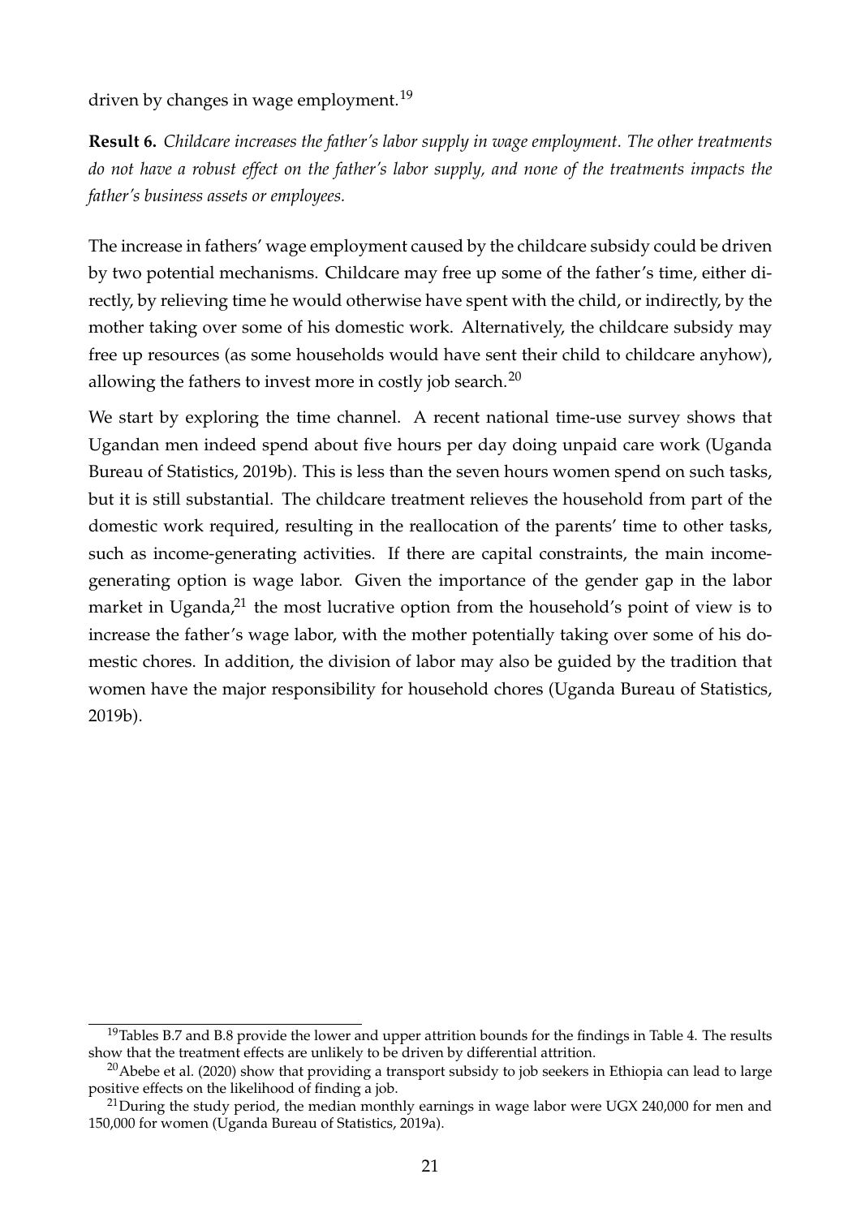driven by changes in wage employment.[19]

**Result 6.** *Childcare increases the father's labor supply in wage employment. The other treatments do not have a robust effect on the father's labor supply, and none of the treatments impacts the father's business assets or employees.*

The increase in fathers' wage employment caused by the childcare subsidy could be driven by two potential mechanisms. Childcare may free up some of the father's time, either directly, by relieving time he would otherwise have spent with the child, or indirectly, by the mother taking over some of his domestic work. Alternatively, the childcare subsidy may free up resources (as some households would have sent their child to childcare anyhow), allowing the fathers to invest more in costly job search.[20]

We start by exploring the time channel. A recent national time-use survey shows that Ugandan men indeed spend about five hours per day doing unpaid care work (Uganda Bureau of Statistics, 2019b). This is less than the seven hours women spend on such tasks, but it is still substantial. The childcare treatment relieves the household from part of the domestic work required, resulting in the reallocation of the parents' time to other tasks, such as income-generating activities. If there are capital constraints, the main income-generating option is wage labor. Given the importance of the gender gap in the labor market in Uganda,[21] the most lucrative option from the household's point of view is to increase the father's wage labor, with the mother potentially taking over some of his domestic chores. In addition, the division of labor may also be guided by the tradition that women have the major responsibility for household chores (Uganda Bureau of Statistics, 2019b).

---

[19] Tables B.7 and B.8 provide the lower and upper attrition bounds for the findings in Table 4. The results show that the treatment effects are unlikely to be driven by differential attrition.

[20] Abebe et al. (2020) show that providing a transport subsidy to job seekers in Ethiopia can lead to large positive effects on the likelihood of finding a job.

[21] During the study period, the median monthly earnings in wage labor were UGX 240,000 for men and 150,000 for women (Uganda Bureau of Statistics, 2019a).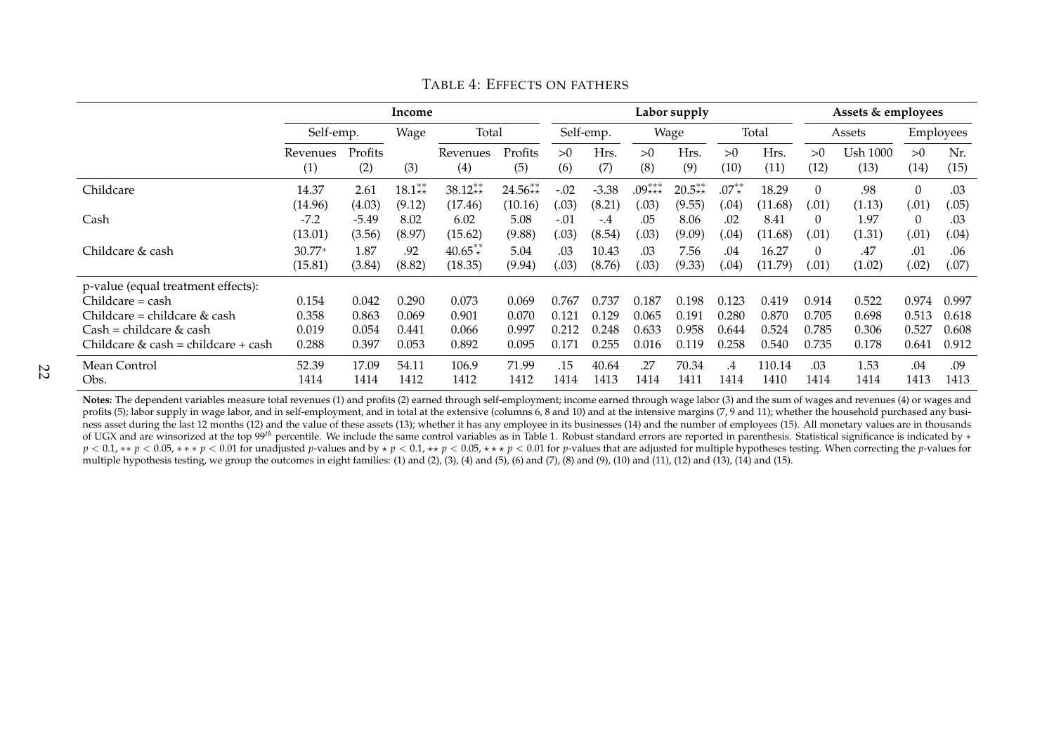TABLE 4: EFFECTS ON FATHERS

| | Income | | | | | Labor supply | | | | | | Assets & employees | | | |
|---|---|---|---|---|---|---|---|---|---|---|---|---|---|---|---|
| | Self-emp. | | Wage | Total | | Self-emp. | | Wage | | Total | | Assets | | Employees | |
| | Revenues | Profits | | Revenues | Profits | >0 | Hrs. | >0 | Hrs. | >0 | Hrs. | >0 | Ush 1000 | >0 | Nr. |
| | (1) | (2) | (3) | (4) | (5) | (6) | (7) | (8) | (9) | (10) | (11) | (12) | (13) | (14) | (15) |
| Childcare | 14.37 | 2.61 | $18.1^{**}_{\star\star}$ | $38.12^{**}_{\star\star}$ | $24.56^{**}_{\star\star}$ | -.02 | -3.38 | $.09^{***}_{\star\star\star}$ | $20.5^{**}_{\star\star}$ | $.07^{**}_{\star}$ | 18.29 | 0 | .98 | 0 | .03 |
| | (14.96) | (4.03) | (9.12) | (17.46) | (10.16) | (.03) | (8.21) | (.03) | (9.55) | (.04) | (11.68) | (.01) | (1.13) | (.01) | (.05) |
| Cash | -7.2 | -5.49 | 8.02 | 6.02 | 5.08 | -.01 | -.4 | .05 | 8.06 | .02 | 8.41 | 0 | 1.97 | 0 | .03 |
| | (13.01) | (3.56) | (8.97) | (15.62) | (9.88) | (.03) | (8.54) | (.03) | (9.09) | (.04) | (11.68) | (.01) | (1.31) | (.01) | (.04) |
| Childcare & cash | $30.77^{*}$ | 1.87 | .92 | $40.65^{**}_{\star}$ | 5.04 | .03 | 10.43 | .03 | 7.56 | .04 | 16.27 | 0 | .47 | .01 | .06 |
| | (15.81) | (3.84) | (8.82) | (18.35) | (9.94) | (.03) | (8.76) | (.03) | (9.33) | (.04) | (11.79) | (.01) | (1.02) | (.02) | (.07) |
| p-value (equal treatment effects): | | | | | | | | | | | | | | | |
| Childcare = cash | 0.154 | 0.042 | 0.290 | 0.073 | 0.069 | 0.767 | 0.737 | 0.187 | 0.198 | 0.123 | 0.419 | 0.914 | 0.522 | 0.974 | 0.997 |
| Childcare = childcare & cash | 0.358 | 0.863 | 0.069 | 0.901 | 0.070 | 0.121 | 0.129 | 0.065 | 0.191 | 0.280 | 0.870 | 0.705 | 0.698 | 0.513 | 0.618 |
| Cash = childcare & cash | 0.019 | 0.054 | 0.441 | 0.066 | 0.997 | 0.212 | 0.248 | 0.633 | 0.958 | 0.644 | 0.524 | 0.785 | 0.306 | 0.527 | 0.608 |
| Childcare & cash = childcare + cash | 0.288 | 0.397 | 0.053 | 0.892 | 0.095 | 0.171 | 0.255 | 0.016 | 0.119 | 0.258 | 0.540 | 0.735 | 0.178 | 0.641 | 0.912 |
| Mean Control | 52.39 | 17.09 | 54.11 | 106.9 | 71.99 | .15 | 40.64 | .27 | 70.34 | .4 | 110.14 | .03 | 1.53 | .04 | .09 |
| Obs. | 1414 | 1414 | 1412 | 1412 | 1412 | 1414 | 1413 | 1414 | 1411 | 1414 | 1410 | 1414 | 1414 | 1413 | 1413 |

**Notes:** The dependent variables measure total revenues (1) and profits (2) earned through self-employment; income earned through wage labor (3) and the sum of wages and revenues (4) or wages and profits (5); labor supply in wage labor, and in self-employment, and in total at the extensive (columns 6, 8 and 10) and at the intensive margins (7, 9 and 11); whether the household purchased any business asset during the last 12 months (12) and the value of these assets (13); whether it has any employee in its businesses (14) and the number of employees (15). All monetary values are in thousands of UGX and are winsorized at the top $99^{th}$ percentile. We include the same control variables as in Table 1. Robust standard errors are reported in parenthesis. Statistical significance is indicated by $*$ $p < 0.1$, $**$ $p < 0.05$, $***$ $p < 0.01$ for unadjusted $p$-values and by $\star$ $p < 0.1$, $\star\star$ $p < 0.05$, $\star\star\star$ $p < 0.01$ for $p$-values that are adjusted for multiple hypotheses testing. When correcting the $p$-values for multiple hypothesis testing, we group the outcomes in eight families: (1) and (2), (3), (4) and (5), (6) and (7), (8) and (9), (10) and (11), (12) and (13), (14) and (15).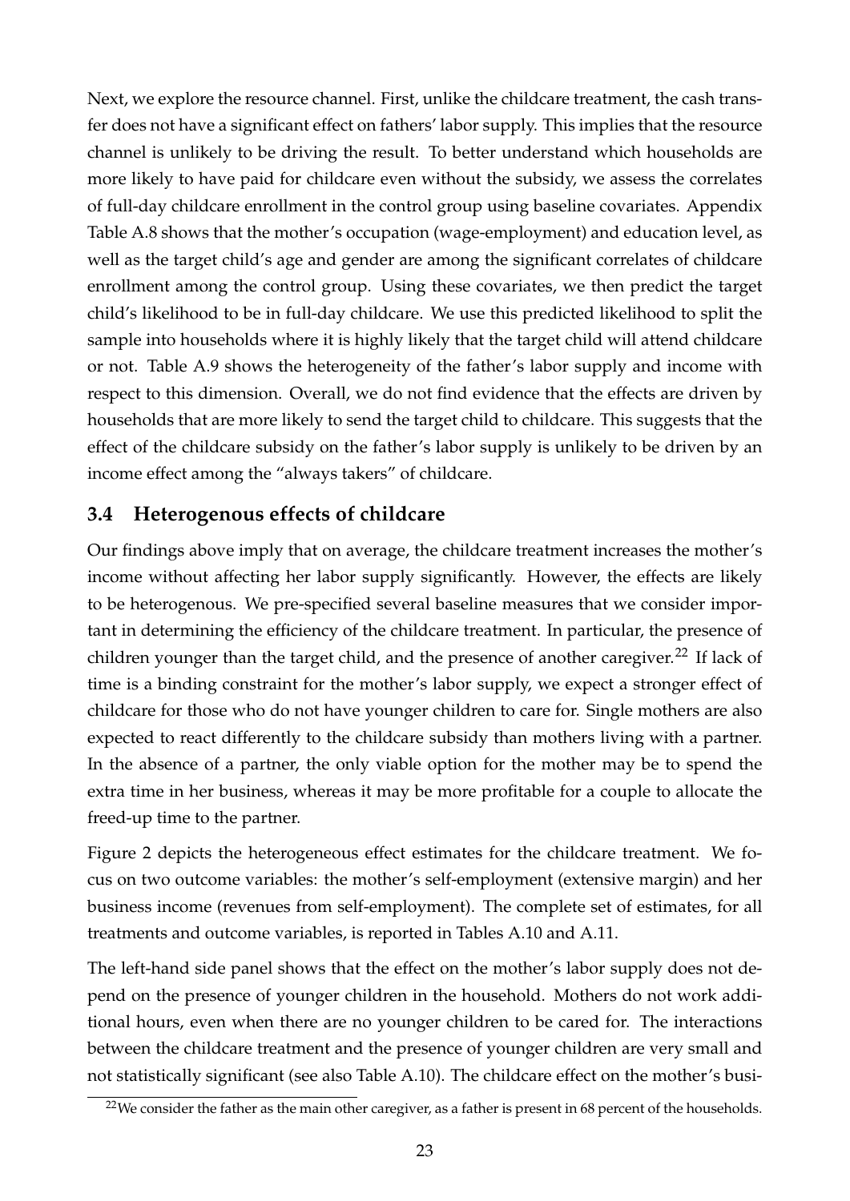Next, we explore the resource channel. First, unlike the childcare treatment, the cash transfer does not have a significant effect on fathers' labor supply. This implies that the resource channel is unlikely to be driving the result. To better understand which households are more likely to have paid for childcare even without the subsidy, we assess the correlates of full-day childcare enrollment in the control group using baseline covariates. Appendix Table A.8 shows that the mother's occupation (wage-employment) and education level, as well as the target child's age and gender are among the significant correlates of childcare enrollment among the control group. Using these covariates, we then predict the target child's likelihood to be in full-day childcare. We use this predicted likelihood to split the sample into households where it is highly likely that the target child will attend childcare or not. Table A.9 shows the heterogeneity of the father's labor supply and income with respect to this dimension. Overall, we do not find evidence that the effects are driven by households that are more likely to send the target child to childcare. This suggests that the effect of the childcare subsidy on the father's labor supply is unlikely to be driven by an income effect among the "always takers" of childcare.

## 3.4 Heterogenous effects of childcare

Our findings above imply that on average, the childcare treatment increases the mother's income without affecting her labor supply significantly. However, the effects are likely to be heterogenous. We pre-specified several baseline measures that we consider important in determining the efficiency of the childcare treatment. In particular, the presence of children younger than the target child, and the presence of another caregiver.[22] If lack of time is a binding constraint for the mother's labor supply, we expect a stronger effect of childcare for those who do not have younger children to care for. Single mothers are also expected to react differently to the childcare subsidy than mothers living with a partner. In the absence of a partner, the only viable option for the mother may be to spend the extra time in her business, whereas it may be more profitable for a couple to allocate the freed-up time to the partner.

Figure 2 depicts the heterogeneous effect estimates for the childcare treatment. We focus on two outcome variables: the mother's self-employment (extensive margin) and her business income (revenues from self-employment). The complete set of estimates, for all treatments and outcome variables, is reported in Tables A.10 and A.11.

The left-hand side panel shows that the effect on the mother's labor supply does not depend on the presence of younger children in the household. Mothers do not work additional hours, even when there are no younger children to be cared for. The interactions between the childcare treatment and the presence of younger children are very small and not statistically significant (see also Table A.10). The childcare effect on the mother's busi-

[22]We consider the father as the main other caregiver, as a father is present in 68 percent of the households.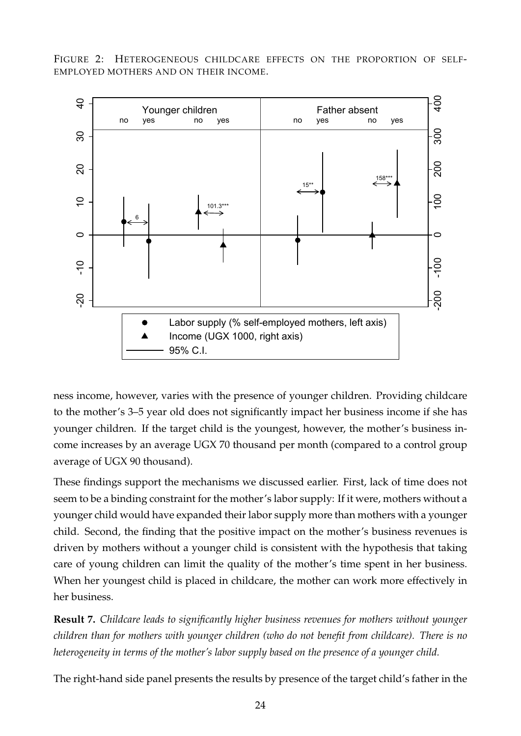FIGURE 2: HETEROGENEOUS CHILDCARE EFFECTS ON THE PROPORTION OF SELF-EMPLOYED MOTHERS AND ON THEIR INCOME.

ness income, however, varies with the presence of younger children. Providing childcare to the mother's 3–5 year old does not significantly impact her business income if she has younger children. If the target child is the youngest, however, the mother's business income increases by an average UGX 70 thousand per month (compared to a control group average of UGX 90 thousand).

These findings support the mechanisms we discussed earlier. First, lack of time does not seem to be a binding constraint for the mother's labor supply: If it were, mothers without a younger child would have expanded their labor supply more than mothers with a younger child. Second, the finding that the positive impact on the mother's business revenues is driven by mothers without a younger child is consistent with the hypothesis that taking care of young children can limit the quality of the mother's time spent in her business. When her youngest child is placed in childcare, the mother can work more effectively in her business.

**Result 7.** *Childcare leads to significantly higher business revenues for mothers without younger children than for mothers with younger children (who do not benefit from childcare). There is no heterogeneity in terms of the mother's labor supply based on the presence of a younger child.*

The right-hand side panel presents the results by presence of the target child's father in the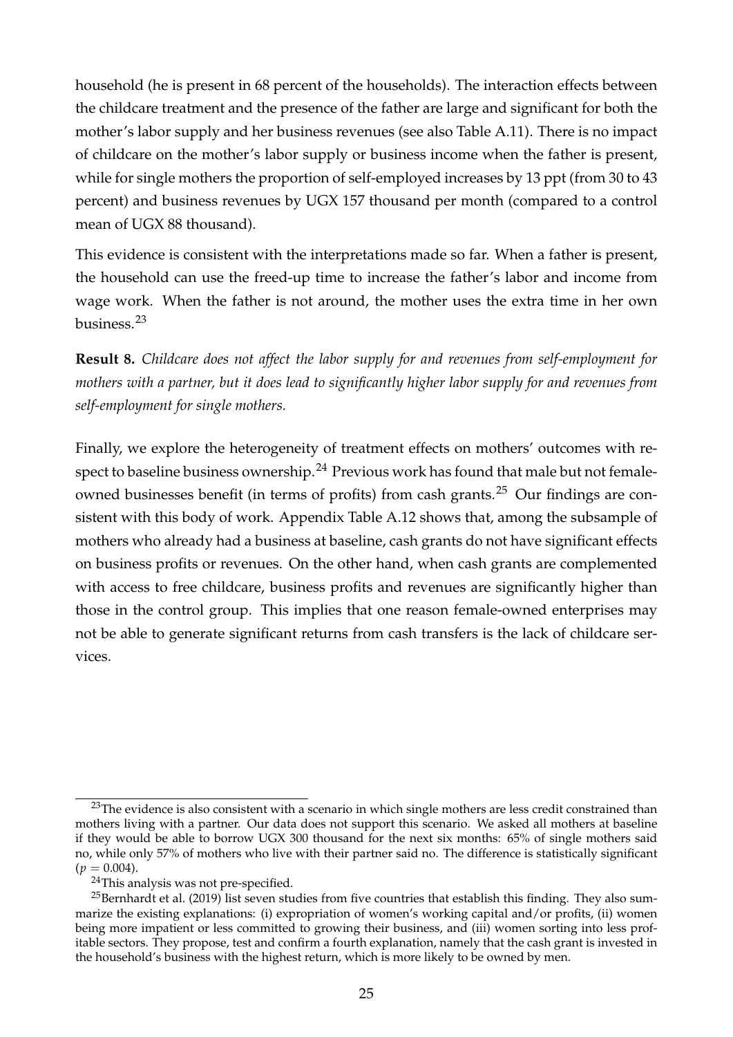household (he is present in 68 percent of the households). The interaction effects between the childcare treatment and the presence of the father are large and significant for both the mother's labor supply and her business revenues (see also Table A.11). There is no impact of childcare on the mother's labor supply or business income when the father is present, while for single mothers the proportion of self-employed increases by 13 ppt (from 30 to 43 percent) and business revenues by UGX 157 thousand per month (compared to a control mean of UGX 88 thousand).

This evidence is consistent with the interpretations made so far. When a father is present, the household can use the freed-up time to increase the father's labor and income from wage work. When the father is not around, the mother uses the extra time in her own business.[23]

**Result 8.** *Childcare does not affect the labor supply for and revenues from self-employment for mothers with a partner, but it does lead to significantly higher labor supply for and revenues from self-employment for single mothers.*

Finally, we explore the heterogeneity of treatment effects on mothers' outcomes with respect to baseline business ownership.[24] Previous work has found that male but not female-owned businesses benefit (in terms of profits) from cash grants.[25] Our findings are consistent with this body of work. Appendix Table A.12 shows that, among the subsample of mothers who already had a business at baseline, cash grants do not have significant effects on business profits or revenues. On the other hand, when cash grants are complemented with access to free childcare, business profits and revenues are significantly higher than those in the control group. This implies that one reason female-owned enterprises may not be able to generate significant returns from cash transfers is the lack of childcare services.

---

[23] The evidence is also consistent with a scenario in which single mothers are less credit constrained than mothers living with a partner. Our data does not support this scenario. We asked all mothers at baseline if they would be able to borrow UGX 300 thousand for the next six months: 65% of single mothers said no, while only 57% of mothers who live with their partner said no. The difference is statistically significant ($p = 0.004$).

[24] This analysis was not pre-specified.

[25] Bernhardt et al. (2019) list seven studies from five countries that establish this finding. They also summarize the existing explanations: (i) expropriation of women's working capital and/or profits, (ii) women being more impatient or less committed to growing their business, and (iii) women sorting into less profitable sectors. They propose, test and confirm a fourth explanation, namely that the cash grant is invested in the household's business with the highest return, which is more likely to be owned by men.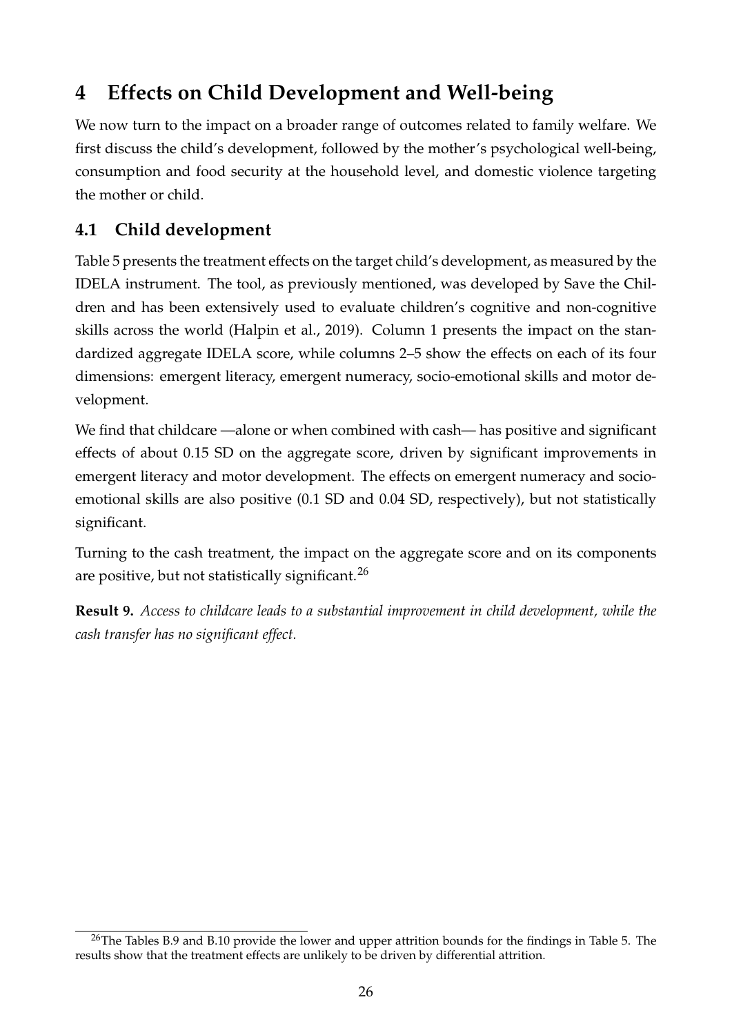# 4 Effects on Child Development and Well-being

We now turn to the impact on a broader range of outcomes related to family welfare. We first discuss the child's development, followed by the mother's psychological well-being, consumption and food security at the household level, and domestic violence targeting the mother or child.

## 4.1 Child development

Table 5 presents the treatment effects on the target child's development, as measured by the IDELA instrument. The tool, as previously mentioned, was developed by Save the Children and has been extensively used to evaluate children's cognitive and non-cognitive skills across the world (Halpin et al., 2019). Column 1 presents the impact on the standardized aggregate IDELA score, while columns 2–5 show the effects on each of its four dimensions: emergent literacy, emergent numeracy, socio-emotional skills and motor development.

We find that childcare —alone or when combined with cash— has positive and significant effects of about 0.15 SD on the aggregate score, driven by significant improvements in emergent literacy and motor development. The effects on emergent numeracy and socio-emotional skills are also positive (0.1 SD and 0.04 SD, respectively), but not statistically significant.

Turning to the cash treatment, the impact on the aggregate score and on its components are positive, but not statistically significant.[26]

**Result 9.** *Access to childcare leads to a substantial improvement in child development, while the cash transfer has no significant effect.*

[26] The Tables B.9 and B.10 provide the lower and upper attrition bounds for the findings in Table 5. The results show that the treatment effects are unlikely to be driven by differential attrition.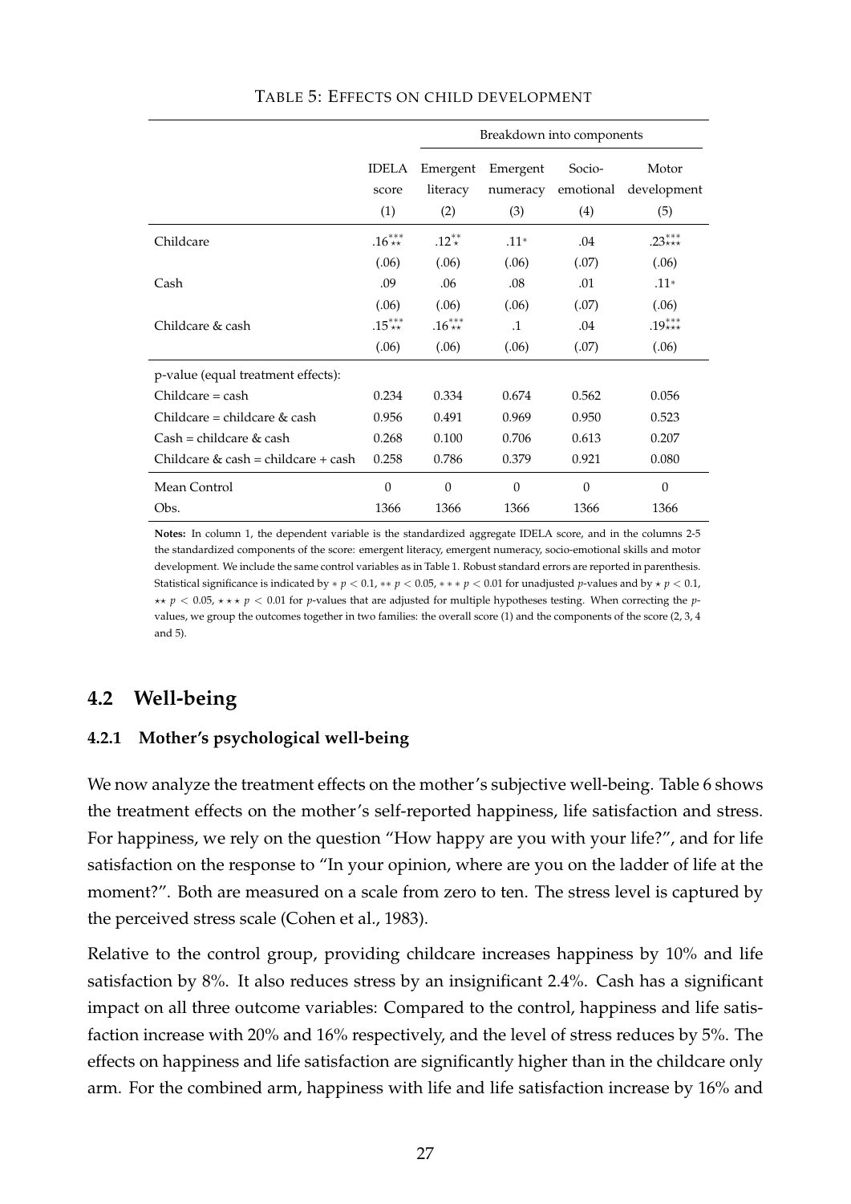TABLE 5: EFFECTS ON CHILD DEVELOPMENT

| | IDELA score | Breakdown into components | | | |
|---|---|---|---|---|---|
| | | Emergent literacy | Emergent numeracy | Socio-emotional | Motor development |
| | (1) | (2) | (3) | (4) | (5) |
| Childcare | $.16^{***}_{\star\star}$ | $.12^{**}_{\star}$ | $.11^{*}$ | .04 | $.23^{***}_{\star\star\star}$ |
| | (.06) | (.06) | (.06) | (.07) | (.06) |
| Cash | .09 | .06 | .08 | .01 | $.11^{*}$ |
| | (.06) | (.06) | (.06) | (.07) | (.06) |
| Childcare & cash | $.15^{***}_{\star\star}$ | $.16^{***}_{\star\star}$ | .1 | .04 | $.19^{***}_{\star\star\star}$ |
| | (.06) | (.06) | (.06) | (.07) | (.06) |
| p-value (equal treatment effects): | | | | | |
| Childcare = cash | 0.234 | 0.334 | 0.674 | 0.562 | 0.056 |
| Childcare = childcare & cash | 0.956 | 0.491 | 0.969 | 0.950 | 0.523 |
| Cash = childcare & cash | 0.268 | 0.100 | 0.706 | 0.613 | 0.207 |
| Childcare & cash = childcare + cash | 0.258 | 0.786 | 0.379 | 0.921 | 0.080 |
| Mean Control | 0 | 0 | 0 | 0 | 0 |
| Obs. | 1366 | 1366 | 1366 | 1366 | 1366 |

**Notes:** In column 1, the dependent variable is the standardized aggregate IDELA score, and in the columns 2-5 the standardized components of the score: emergent literacy, emergent numeracy, socio-emotional skills and motor development. We include the same control variables as in Table 1. Robust standard errors are reported in parenthesis. Statistical significance is indicated by $*\ p < 0.1$, $**\ p < 0.05$, $***\ p < 0.01$ for unadjusted $p$-values and by $\star\ p < 0.1$, $\star\star\ p < 0.05$, $\star\star\star\ p < 0.01$ for $p$-values that are adjusted for multiple hypotheses testing. When correcting the $p$-values, we group the outcomes together in two families: the overall score (1) and the components of the score (2, 3, 4 and 5).

## 4.2 Well-being

### 4.2.1 Mother's psychological well-being

We now analyze the treatment effects on the mother's subjective well-being. Table 6 shows the treatment effects on the mother's self-reported happiness, life satisfaction and stress. For happiness, we rely on the question "How happy are you with your life?", and for life satisfaction on the response to "In your opinion, where are you on the ladder of life at the moment?". Both are measured on a scale from zero to ten. The stress level is captured by the perceived stress scale (Cohen et al., 1983).

Relative to the control group, providing childcare increases happiness by 10% and life satisfaction by 8%. It also reduces stress by an insignificant 2.4%. Cash has a significant impact on all three outcome variables: Compared to the control, happiness and life satisfaction increase with 20% and 16% respectively, and the level of stress reduces by 5%. The effects on happiness and life satisfaction are significantly higher than in the childcare only arm. For the combined arm, happiness with life and life satisfaction increase by 16% and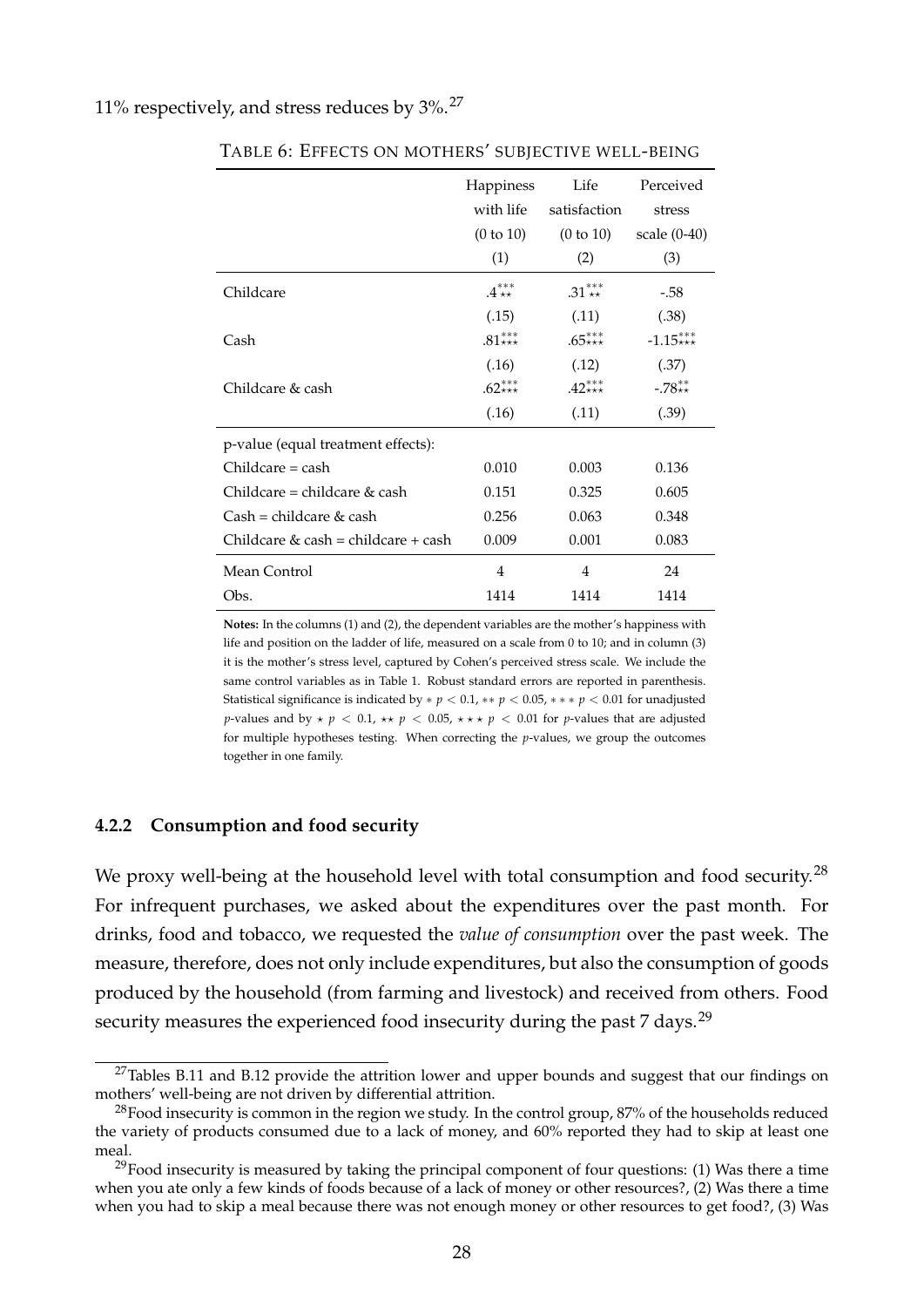11% respectively, and stress reduces by 3%.[27]

TABLE 6: EFFECTS ON MOTHERS' SUBJECTIVE WELL-BEING

| | Happiness with life (0 to 10) | Life satisfaction (0 to 10) | Perceived stress scale (0-40) |
|---|---|---|---|
| | (1) | (2) | (3) |
| Childcare | $.4^{***}_{\star\star}$ | $.31^{***}_{\star\star}$ | -.58 |
| | (.15) | (.11) | (.38) |
| Cash | $.81^{***}_{\star\star\star}$ | $.65^{***}_{\star\star\star}$ | $-1.15^{***}_{\star\star\star}$ |
| | (.16) | (.12) | (.37) |
| Childcare & cash | $.62^{***}_{\star\star\star}$ | $.42^{***}_{\star\star\star}$ | $-.78^{**}_{\star\star}$ |
| | (.16) | (.11) | (.39) |
| p-value (equal treatment effects): | | | |
| Childcare = cash | 0.010 | 0.003 | 0.136 |
| Childcare = childcare & cash | 0.151 | 0.325 | 0.605 |
| Cash = childcare & cash | 0.256 | 0.063 | 0.348 |
| Childcare & cash = childcare + cash | 0.009 | 0.001 | 0.083 |
| Mean Control | 4 | 4 | 24 |
| Obs. | 1414 | 1414 | 1414 |

**Notes:** In the columns (1) and (2), the dependent variables are the mother's happiness with life and position on the ladder of life, measured on a scale from 0 to 10; and in column (3) it is the mother's stress level, captured by Cohen's perceived stress scale. We include the same control variables as in Table 1. Robust standard errors are reported in parenthesis. Statistical significance is indicated by $* \ p < 0.1$, $** \ p < 0.05$, $*** \ p < 0.01$ for unadjusted $p$-values and by $\star \ p < 0.1$, $\star\star \ p < 0.05$, $\star\star\star \ p < 0.01$ for $p$-values that are adjusted for multiple hypotheses testing. When correcting the $p$-values, we group the outcomes together in one family.

### 4.2.2 Consumption and food security

We proxy well-being at the household level with total consumption and food security.[28] For infrequent purchases, we asked about the expenditures over the past month. For drinks, food and tobacco, we requested the *value of consumption* over the past week. The measure, therefore, does not only include expenditures, but also the consumption of goods produced by the household (from farming and livestock) and received from others. Food security measures the experienced food insecurity during the past 7 days.[29]

[27] Tables B.11 and B.12 provide the attrition lower and upper bounds and suggest that our findings on mothers' well-being are not driven by differential attrition.

[28] Food insecurity is common in the region we study. In the control group, 87% of the households reduced the variety of products consumed due to a lack of money, and 60% reported they had to skip at least one meal.

[29] Food insecurity is measured by taking the principal component of four questions: (1) Was there a time when you ate only a few kinds of foods because of a lack of money or other resources?, (2) Was there a time when you had to skip a meal because there was not enough money or other resources to get food?, (3) Was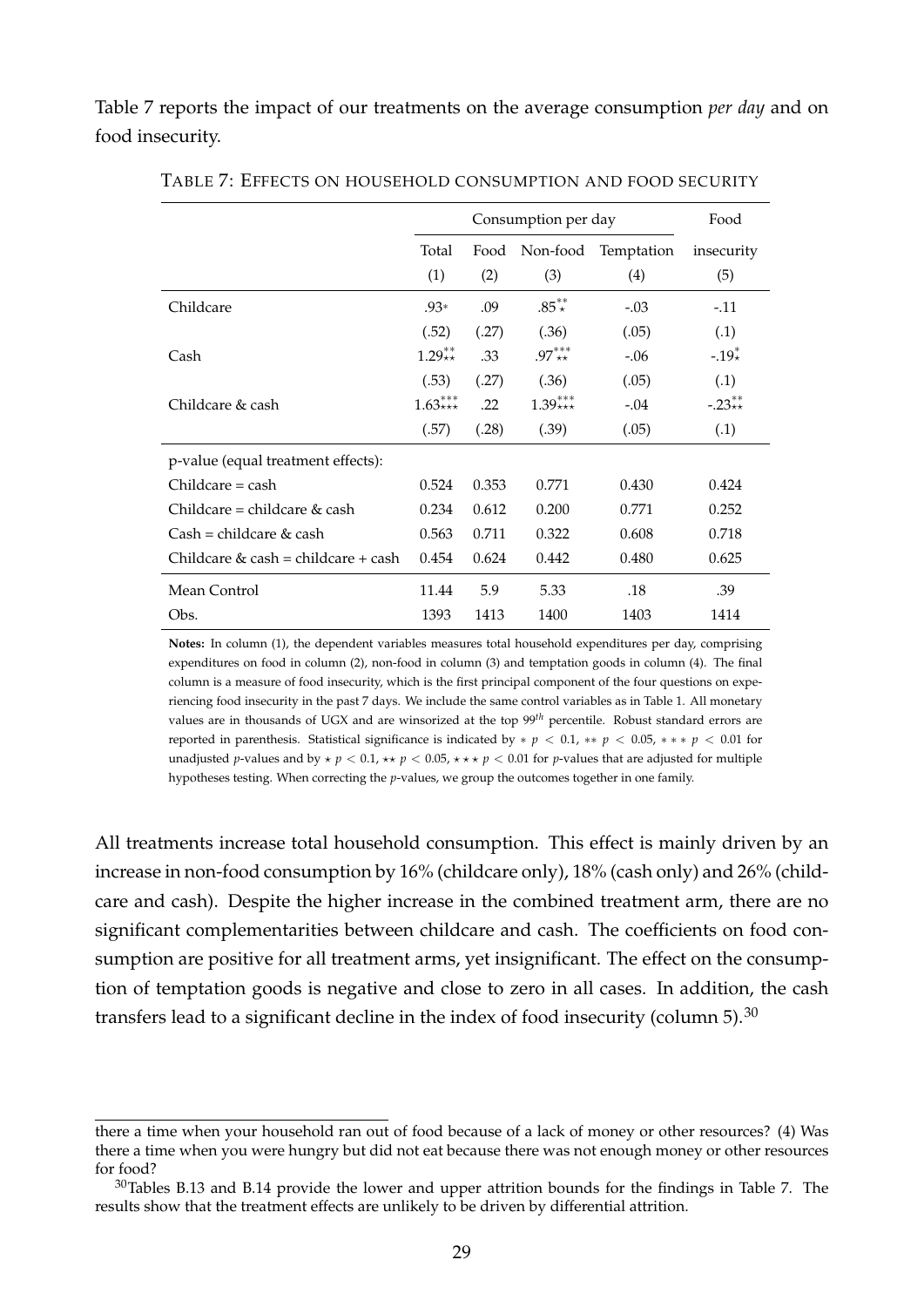Table 7 reports the impact of our treatments on the average consumption *per day* and on food insecurity.

TABLE 7: EFFECTS ON HOUSEHOLD CONSUMPTION AND FOOD SECURITY

| | Consumption per day | | | | Food |
|---|---|---|---|---|---|
| | Total | Food | Non-food | Temptation | insecurity |
| | (1) | (2) | (3) | (4) | (5) |
| Childcare | .93* | .09 | .85\*\*⋆ | -.03 | -.11 |
| | (.52) | (.27) | (.36) | (.05) | (.1) |
| Cash | 1.29\*\*⋆⋆ | .33 | .97\*\*\*⋆⋆ | -.06 | -.19\*⋆ |
| | (.53) | (.27) | (.36) | (.05) | (.1) |
| Childcare & cash | 1.63\*\*\*⋆⋆⋆ | .22 | 1.39\*\*\*⋆⋆⋆ | -.04 | -.23\*\*⋆⋆ |
| | (.57) | (.28) | (.39) | (.05) | (.1) |
| p-value (equal treatment effects): | | | | | |
| Childcare = cash | 0.524 | 0.353 | 0.771 | 0.430 | 0.424 |
| Childcare = childcare & cash | 0.234 | 0.612 | 0.200 | 0.771 | 0.252 |
| Cash = childcare & cash | 0.563 | 0.711 | 0.322 | 0.608 | 0.718 |
| Childcare & cash = childcare + cash | 0.454 | 0.624 | 0.442 | 0.480 | 0.625 |
| Mean Control | 11.44 | 5.9 | 5.33 | .18 | .39 |
| Obs. | 1393 | 1413 | 1400 | 1403 | 1414 |

**Notes:** In column (1), the dependent variables measures total household expenditures per day, comprising expenditures on food in column (2), non-food in column (3) and temptation goods in column (4). The final column is a measure of food insecurity, which is the first principal component of the four questions on experiencing food insecurity in the past 7 days. We include the same control variables as in Table 1. All monetary values are in thousands of UGX and are winsorized at the top 99*th* percentile. Robust standard errors are reported in parenthesis. Statistical significance is indicated by $* \; p < 0.1$, $** \; p < 0.05$, $*** \; p < 0.01$ for unadjusted *p*-values and by $\star \; p < 0.1$, $\star\star \; p < 0.05$, $\star\star\star \; p < 0.01$ for *p*-values that are adjusted for multiple hypotheses testing. When correcting the *p*-values, we group the outcomes together in one family.

All treatments increase total household consumption. This effect is mainly driven by an increase in non-food consumption by 16% (childcare only), 18% (cash only) and 26% (childcare and cash). Despite the higher increase in the combined treatment arm, there are no significant complementarities between childcare and cash. The coefficients on food consumption are positive for all treatment arms, yet insignificant. The effect on the consumption of temptation goods is negative and close to zero in all cases. In addition, the cash transfers lead to a significant decline in the index of food insecurity (column 5).[30]

---

there a time when your household ran out of food because of a lack of money or other resources? (4) Was there a time when you were hungry but did not eat because there was not enough money or other resources for food?

[30] Tables B.13 and B.14 provide the lower and upper attrition bounds for the findings in Table 7. The results show that the treatment effects are unlikely to be driven by differential attrition.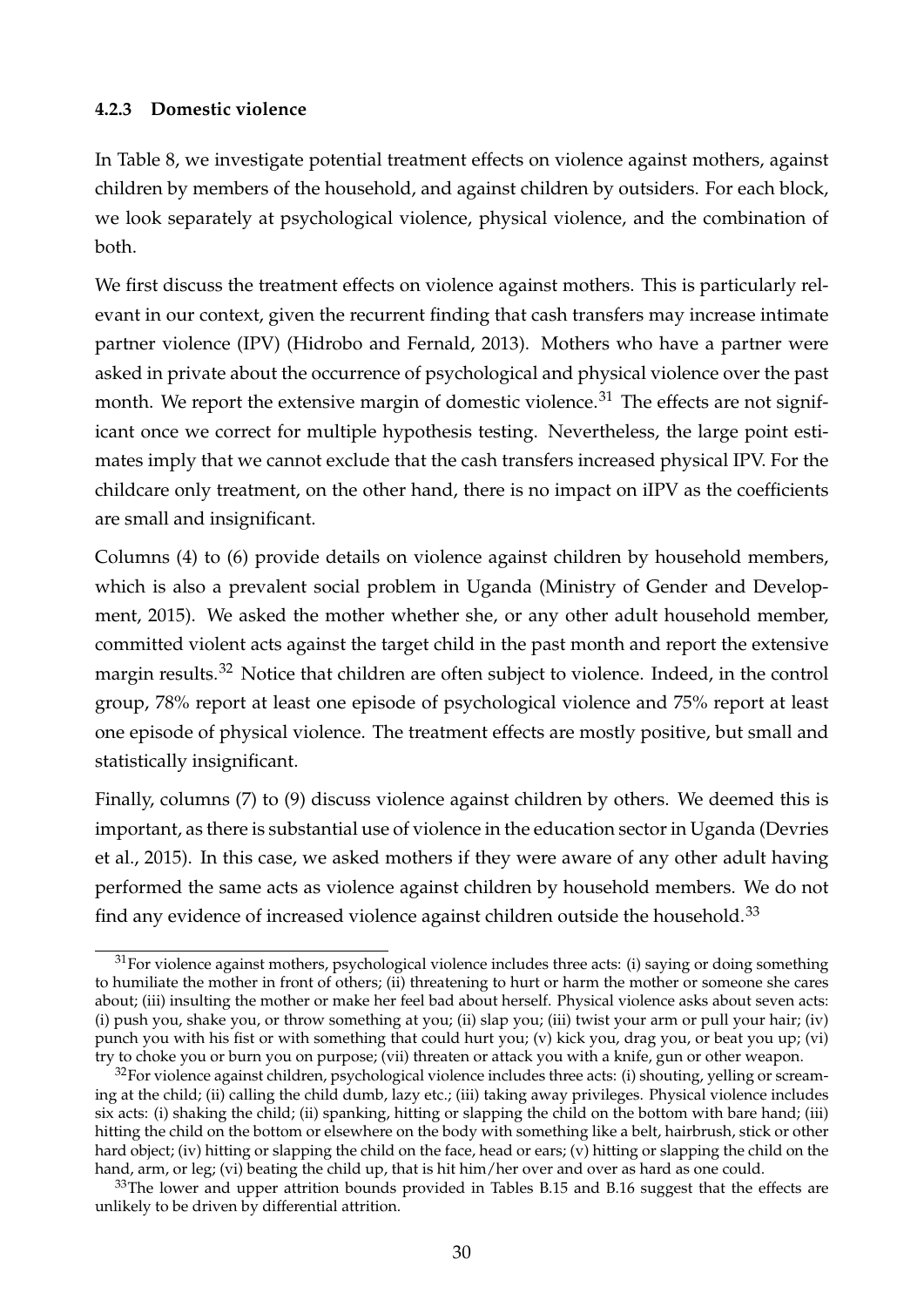### 4.2.3 Domestic violence

In Table 8, we investigate potential treatment effects on violence against mothers, against children by members of the household, and against children by outsiders. For each block, we look separately at psychological violence, physical violence, and the combination of both.

We first discuss the treatment effects on violence against mothers. This is particularly relevant in our context, given the recurrent finding that cash transfers may increase intimate partner violence (IPV) (Hidrobo and Fernald, 2013). Mothers who have a partner were asked in private about the occurrence of psychological and physical violence over the past month. We report the extensive margin of domestic violence.[31] The effects are not significant once we correct for multiple hypothesis testing. Nevertheless, the large point estimates imply that we cannot exclude that the cash transfers increased physical IPV. For the childcare only treatment, on the other hand, there is no impact on iIPV as the coefficients are small and insignificant.

Columns (4) to (6) provide details on violence against children by household members, which is also a prevalent social problem in Uganda (Ministry of Gender and Development, 2015). We asked the mother whether she, or any other adult household member, committed violent acts against the target child in the past month and report the extensive margin results.[32] Notice that children are often subject to violence. Indeed, in the control group, 78% report at least one episode of psychological violence and 75% report at least one episode of physical violence. The treatment effects are mostly positive, but small and statistically insignificant.

Finally, columns (7) to (9) discuss violence against children by others. We deemed this is important, as there is substantial use of violence in the education sector in Uganda (Devries et al., 2015). In this case, we asked mothers if they were aware of any other adult having performed the same acts as violence against children by household members. We do not find any evidence of increased violence against children outside the household.[33]

---

[31] For violence against mothers, psychological violence includes three acts: (i) saying or doing something to humiliate the mother in front of others; (ii) threatening to hurt or harm the mother or someone she cares about; (iii) insulting the mother or make her feel bad about herself. Physical violence asks about seven acts: (i) push you, shake you, or throw something at you; (ii) slap you; (iii) twist your arm or pull your hair; (iv) punch you with his fist or with something that could hurt you; (v) kick you, drag you, or beat you up; (vi) try to choke you or burn you on purpose; (vii) threaten or attack you with a knife, gun or other weapon.

[32] For violence against children, psychological violence includes three acts: (i) shouting, yelling or screaming at the child; (ii) calling the child dumb, lazy etc.; (iii) taking away privileges. Physical violence includes six acts: (i) shaking the child; (ii) spanking, hitting or slapping the child on the bottom with bare hand; (iii) hitting the child on the bottom or elsewhere on the body with something like a belt, hairbrush, stick or other hard object; (iv) hitting or slapping the child on the face, head or ears; (v) hitting or slapping the child on the hand, arm, or leg; (vi) beating the child up, that is hit him/her over and over as hard as one could.

[33] The lower and upper attrition bounds provided in Tables B.15 and B.16 suggest that the effects are unlikely to be driven by differential attrition.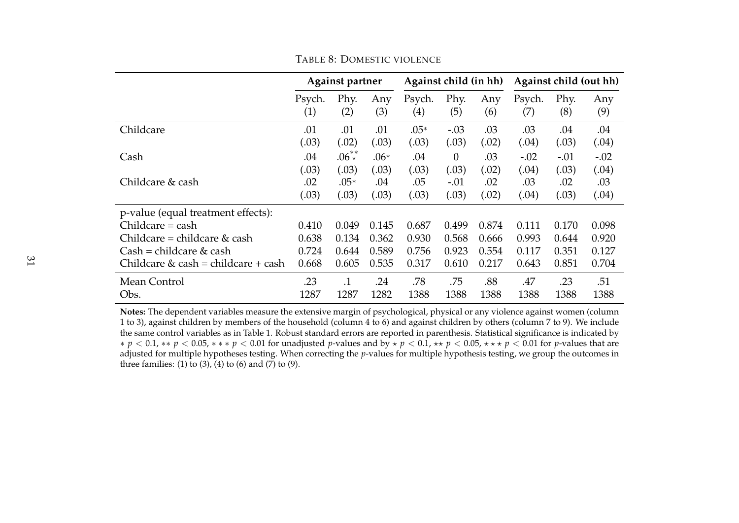TABLE 8: DOMESTIC VIOLENCE

| | Against partner | | | Against child (in hh) | | | Against child (out hh) | | |
|---|---|---|---|---|---|---|---|---|---|
| | Psych. (1) | Phy. (2) | Any (3) | Psych. (4) | Phy. (5) | Any (6) | Psych. (7) | Phy. (8) | Any (9) |
| Childcare | .01 | .01 | .01 | .05* | -.03 | .03 | .03 | .04 | .04 |
| | (.03) | (.02) | (.03) | (.03) | (.03) | (.02) | (.04) | (.03) | (.04) |
| Cash | .04 | $.06^{**}_{\star}$ | .06* | .04 | 0 | .03 | -.02 | -.01 | -.02 |
| | (.03) | (.03) | (.03) | (.03) | (.03) | (.02) | (.04) | (.03) | (.04) |
| Childcare & cash | .02 | .05* | .04 | .05 | -.01 | .02 | .03 | .02 | .03 |
| | (.03) | (.03) | (.03) | (.03) | (.03) | (.02) | (.04) | (.03) | (.04) |
| p-value (equal treatment effects): | | | | | | | | | |
| Childcare = cash | 0.410 | 0.049 | 0.145 | 0.687 | 0.499 | 0.874 | 0.111 | 0.170 | 0.098 |
| Childcare = childcare & cash | 0.638 | 0.134 | 0.362 | 0.930 | 0.568 | 0.666 | 0.993 | 0.644 | 0.920 |
| Cash = childcare & cash | 0.724 | 0.644 | 0.589 | 0.756 | 0.923 | 0.554 | 0.117 | 0.351 | 0.127 |
| Childcare & cash = childcare + cash | 0.668 | 0.605 | 0.535 | 0.317 | 0.610 | 0.217 | 0.643 | 0.851 | 0.704 |
| Mean Control | .23 | .1 | .24 | .78 | .75 | .88 | .47 | .23 | .51 |
| Obs. | 1287 | 1287 | 1282 | 1388 | 1388 | 1388 | 1388 | 1388 | 1388 |

**Notes:** The dependent variables measure the extensive margin of psychological, physical or any violence against women (column 1 to 3), against children by members of the household (column 4 to 6) and against children by others (column 7 to 9). We include the same control variables as in Table 1. Robust standard errors are reported in parenthesis. Statistical significance is indicated by $* \; p < 0.1$, $** \; p < 0.05$, $*** \; p < 0.01$ for unadjusted $p$-values and by $\star \; p < 0.1$, $\star\star \; p < 0.05$, $\star\star\star \; p < 0.01$ for $p$-values that are adjusted for multiple hypotheses testing. When correcting the $p$-values for multiple hypothesis testing, we group the outcomes in three families: (1) to (3), (4) to (6) and (7) to (9).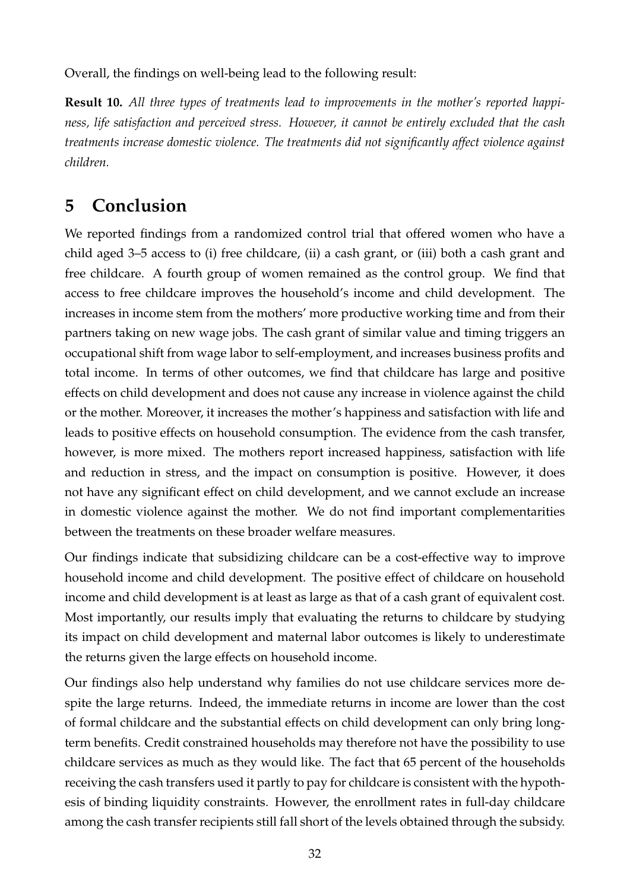Overall, the findings on well-being lead to the following result:

**Result 10.** *All three types of treatments lead to improvements in the mother's reported happiness, life satisfaction and perceived stress. However, it cannot be entirely excluded that the cash treatments increase domestic violence. The treatments did not significantly affect violence against children.*

# 5 Conclusion

We reported findings from a randomized control trial that offered women who have a child aged 3–5 access to (i) free childcare, (ii) a cash grant, or (iii) both a cash grant and free childcare. A fourth group of women remained as the control group. We find that access to free childcare improves the household's income and child development. The increases in income stem from the mothers' more productive working time and from their partners taking on new wage jobs. The cash grant of similar value and timing triggers an occupational shift from wage labor to self-employment, and increases business profits and total income. In terms of other outcomes, we find that childcare has large and positive effects on child development and does not cause any increase in violence against the child or the mother. Moreover, it increases the mother's happiness and satisfaction with life and leads to positive effects on household consumption. The evidence from the cash transfer, however, is more mixed. The mothers report increased happiness, satisfaction with life and reduction in stress, and the impact on consumption is positive. However, it does not have any significant effect on child development, and we cannot exclude an increase in domestic violence against the mother. We do not find important complementarities between the treatments on these broader welfare measures.

Our findings indicate that subsidizing childcare can be a cost-effective way to improve household income and child development. The positive effect of childcare on household income and child development is at least as large as that of a cash grant of equivalent cost. Most importantly, our results imply that evaluating the returns to childcare by studying its impact on child development and maternal labor outcomes is likely to underestimate the returns given the large effects on household income.

Our findings also help understand why families do not use childcare services more despite the large returns. Indeed, the immediate returns in income are lower than the cost of formal childcare and the substantial effects on child development can only bring long-term benefits. Credit constrained households may therefore not have the possibility to use childcare services as much as they would like. The fact that 65 percent of the households receiving the cash transfers used it partly to pay for childcare is consistent with the hypothesis of binding liquidity constraints. However, the enrollment rates in full-day childcare among the cash transfer recipients still fall short of the levels obtained through the subsidy.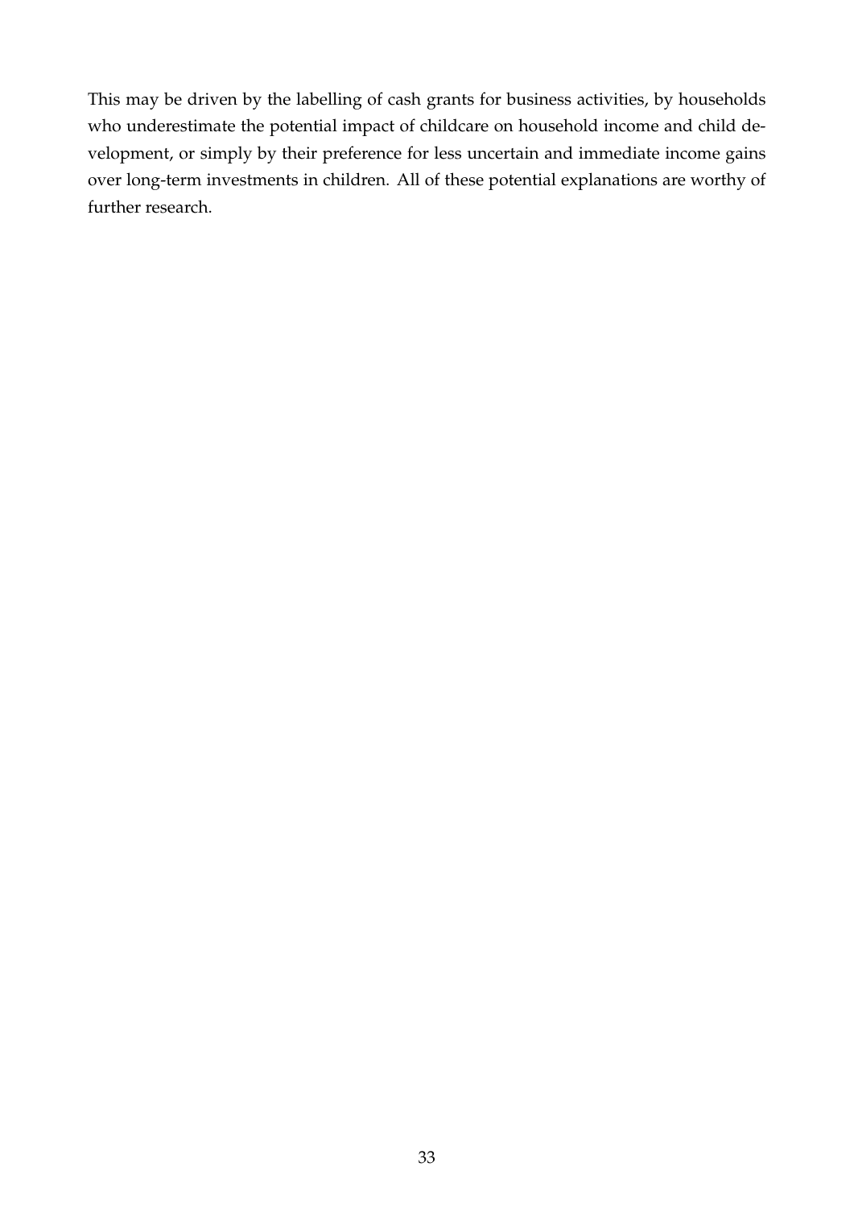This may be driven by the labelling of cash grants for business activities, by households who underestimate the potential impact of childcare on household income and child development, or simply by their preference for less uncertain and immediate income gains over long-term investments in children. All of these potential explanations are worthy of further research.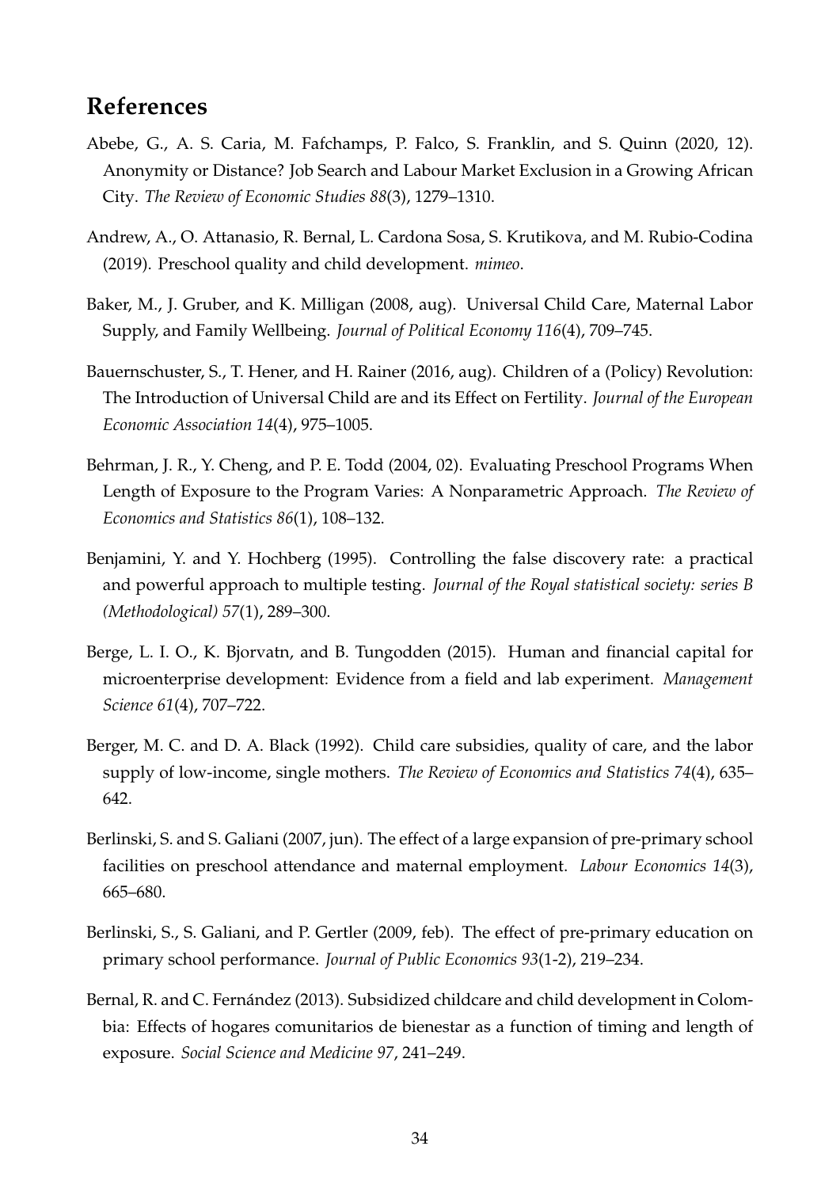## References

Abebe, G., A. S. Caria, M. Fafchamps, P. Falco, S. Franklin, and S. Quinn (2020, 12). Anonymity or Distance? Job Search and Labour Market Exclusion in a Growing African City. *The Review of Economic Studies 88*(3), 1279–1310.

Andrew, A., O. Attanasio, R. Bernal, L. Cardona Sosa, S. Krutikova, and M. Rubio-Codina (2019). Preschool quality and child development. *mimeo*.

Baker, M., J. Gruber, and K. Milligan (2008, aug). Universal Child Care, Maternal Labor Supply, and Family Wellbeing. *Journal of Political Economy 116*(4), 709–745.

Bauernschuster, S., T. Hener, and H. Rainer (2016, aug). Children of a (Policy) Revolution: The Introduction of Universal Child are and its Effect on Fertility. *Journal of the European Economic Association 14*(4), 975–1005.

Behrman, J. R., Y. Cheng, and P. E. Todd (2004, 02). Evaluating Preschool Programs When Length of Exposure to the Program Varies: A Nonparametric Approach. *The Review of Economics and Statistics 86*(1), 108–132.

Benjamini, Y. and Y. Hochberg (1995). Controlling the false discovery rate: a practical and powerful approach to multiple testing. *Journal of the Royal statistical society: series B (Methodological) 57*(1), 289–300.

Berge, L. I. O., K. Bjorvatn, and B. Tungodden (2015). Human and financial capital for microenterprise development: Evidence from a field and lab experiment. *Management Science 61*(4), 707–722.

Berger, M. C. and D. A. Black (1992). Child care subsidies, quality of care, and the labor supply of low-income, single mothers. *The Review of Economics and Statistics 74*(4), 635–642.

Berlinski, S. and S. Galiani (2007, jun). The effect of a large expansion of pre-primary school facilities on preschool attendance and maternal employment. *Labour Economics 14*(3), 665–680.

Berlinski, S., S. Galiani, and P. Gertler (2009, feb). The effect of pre-primary education on primary school performance. *Journal of Public Economics 93*(1-2), 219–234.

Bernal, R. and C. Fernández (2013). Subsidized childcare and child development in Colombia: Effects of hogares comunitarios de bienestar as a function of timing and length of exposure. *Social Science and Medicine 97*, 241–249.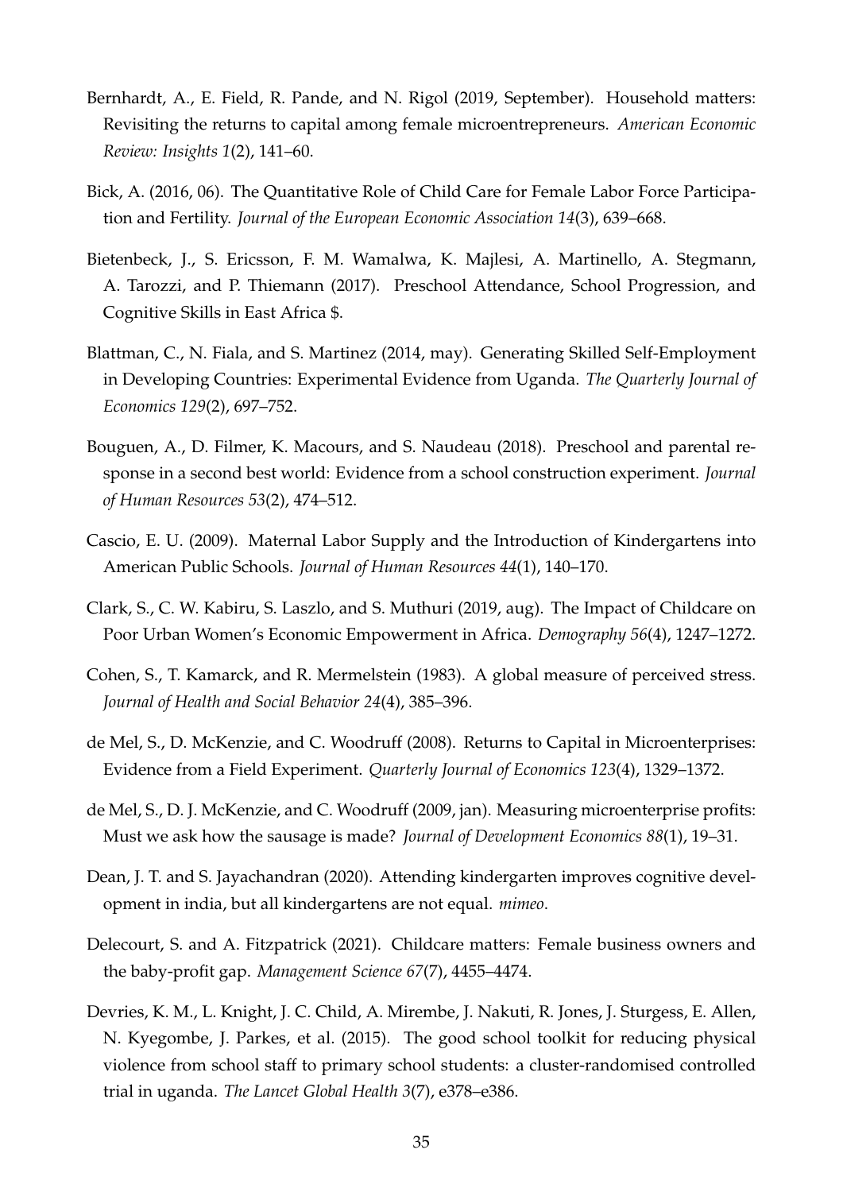Bernhardt, A., E. Field, R. Pande, and N. Rigol (2019, September). Household matters: Revisiting the returns to capital among female microentrepreneurs. *American Economic Review: Insights 1*(2), 141–60.

Bick, A. (2016, 06). The Quantitative Role of Child Care for Female Labor Force Participation and Fertility. *Journal of the European Economic Association 14*(3), 639–668.

Bietenbeck, J., S. Ericsson, F. M. Wamalwa, K. Majlesi, A. Martinello, A. Stegmann, A. Tarozzi, and P. Thiemann (2017). Preschool Attendance, School Progression, and Cognitive Skills in East Africa $.

Blattman, C., N. Fiala, and S. Martinez (2014, may). Generating Skilled Self-Employment in Developing Countries: Experimental Evidence from Uganda. *The Quarterly Journal of Economics 129*(2), 697–752.

Bouguen, A., D. Filmer, K. Macours, and S. Naudeau (2018). Preschool and parental response in a second best world: Evidence from a school construction experiment. *Journal of Human Resources 53*(2), 474–512.

Cascio, E. U. (2009). Maternal Labor Supply and the Introduction of Kindergartens into American Public Schools. *Journal of Human Resources 44*(1), 140–170.

Clark, S., C. W. Kabiru, S. Laszlo, and S. Muthuri (2019, aug). The Impact of Childcare on Poor Urban Women's Economic Empowerment in Africa. *Demography 56*(4), 1247–1272.

Cohen, S., T. Kamarck, and R. Mermelstein (1983). A global measure of perceived stress. *Journal of Health and Social Behavior 24*(4), 385–396.

de Mel, S., D. McKenzie, and C. Woodruff (2008). Returns to Capital in Microenterprises: Evidence from a Field Experiment. *Quarterly Journal of Economics 123*(4), 1329–1372.

de Mel, S., D. J. McKenzie, and C. Woodruff (2009, jan). Measuring microenterprise profits: Must we ask how the sausage is made? *Journal of Development Economics 88*(1), 19–31.

Dean, J. T. and S. Jayachandran (2020). Attending kindergarten improves cognitive development in india, but all kindergartens are not equal. *mimeo*.

Delecourt, S. and A. Fitzpatrick (2021). Childcare matters: Female business owners and the baby-profit gap. *Management Science 67*(7), 4455–4474.

Devries, K. M., L. Knight, J. C. Child, A. Mirembe, J. Nakuti, R. Jones, J. Sturgess, E. Allen, N. Kyegombe, J. Parkes, et al. (2015). The good school toolkit for reducing physical violence from school staff to primary school students: a cluster-randomised controlled trial in uganda. *The Lancet Global Health 3*(7), e378–e386.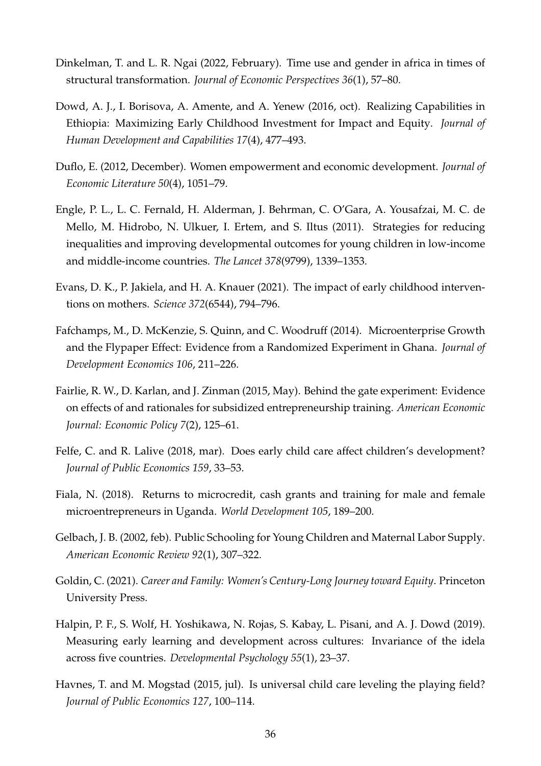Dinkelman, T. and L. R. Ngai (2022, February). Time use and gender in africa in times of structural transformation. *Journal of Economic Perspectives 36*(1), 57–80.

Dowd, A. J., I. Borisova, A. Amente, and A. Yenew (2016, oct). Realizing Capabilities in Ethiopia: Maximizing Early Childhood Investment for Impact and Equity. *Journal of Human Development and Capabilities 17*(4), 477–493.

Duflo, E. (2012, December). Women empowerment and economic development. *Journal of Economic Literature 50*(4), 1051–79.

Engle, P. L., L. C. Fernald, H. Alderman, J. Behrman, C. O'Gara, A. Yousafzai, M. C. de Mello, M. Hidrobo, N. Ulkuer, I. Ertem, and S. Iltus (2011). Strategies for reducing inequalities and improving developmental outcomes for young children in low-income and middle-income countries. *The Lancet 378*(9799), 1339–1353.

Evans, D. K., P. Jakiela, and H. A. Knauer (2021). The impact of early childhood interventions on mothers. *Science 372*(6544), 794–796.

Fafchamps, M., D. McKenzie, S. Quinn, and C. Woodruff (2014). Microenterprise Growth and the Flypaper Effect: Evidence from a Randomized Experiment in Ghana. *Journal of Development Economics 106*, 211–226.

Fairlie, R. W., D. Karlan, and J. Zinman (2015, May). Behind the gate experiment: Evidence on effects of and rationales for subsidized entrepreneurship training. *American Economic Journal: Economic Policy 7*(2), 125–61.

Felfe, C. and R. Lalive (2018, mar). Does early child care affect children's development? *Journal of Public Economics 159*, 33–53.

Fiala, N. (2018). Returns to microcredit, cash grants and training for male and female microentrepreneurs in Uganda. *World Development 105*, 189–200.

Gelbach, J. B. (2002, feb). Public Schooling for Young Children and Maternal Labor Supply. *American Economic Review 92*(1), 307–322.

Goldin, C. (2021). *Career and Family: Women's Century-Long Journey toward Equity*. Princeton University Press.

Halpin, P. F., S. Wolf, H. Yoshikawa, N. Rojas, S. Kabay, L. Pisani, and A. J. Dowd (2019). Measuring early learning and development across cultures: Invariance of the idela across five countries. *Developmental Psychology 55*(1), 23–37.

Havnes, T. and M. Mogstad (2015, jul). Is universal child care leveling the playing field? *Journal of Public Economics 127*, 100–114.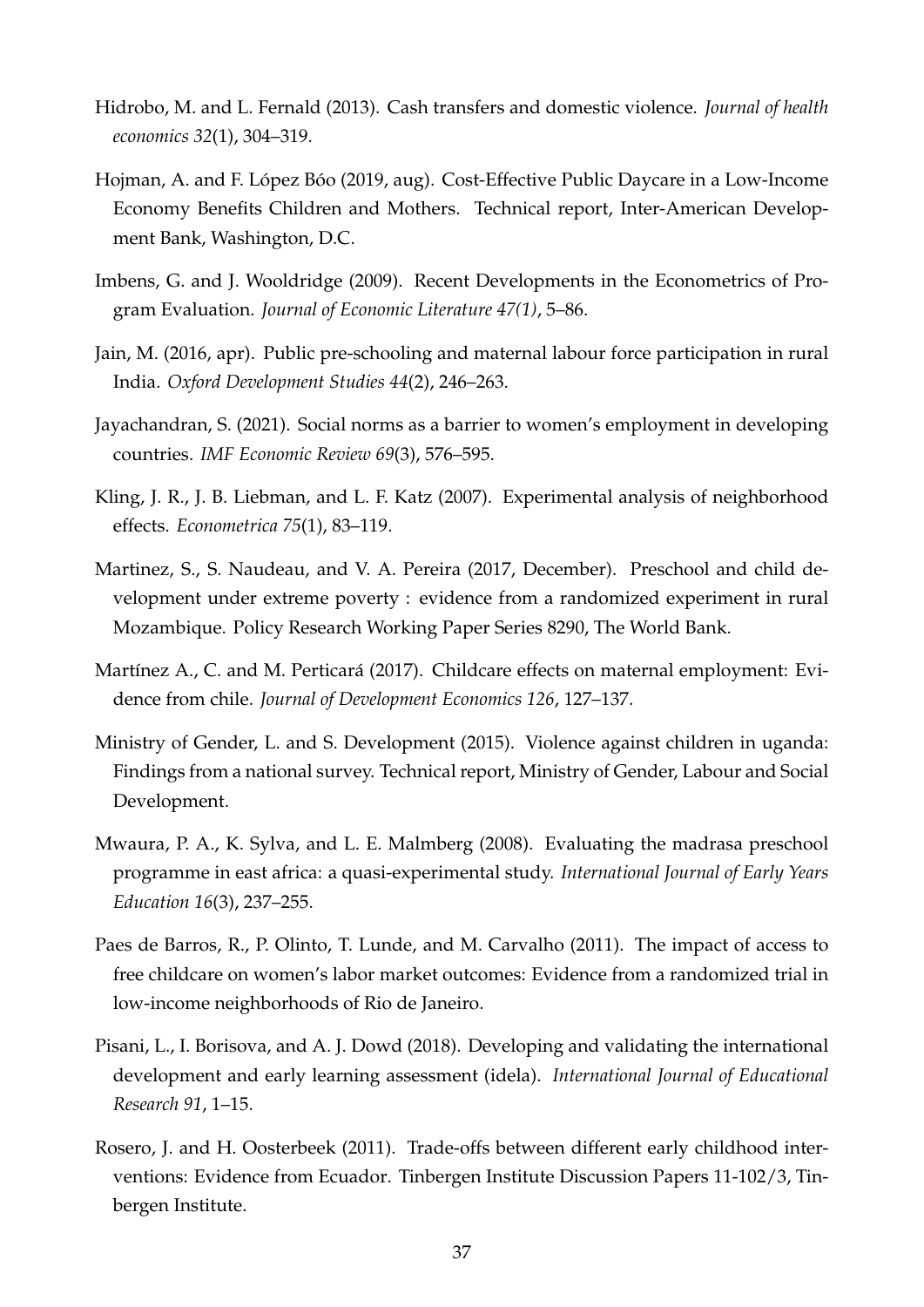Hidrobo, M. and L. Fernald (2013). Cash transfers and domestic violence. *Journal of health economics 32*(1), 304–319.

Hojman, A. and F. López Bóo (2019, aug). Cost-Effective Public Daycare in a Low-Income Economy Benefits Children and Mothers. Technical report, Inter-American Development Bank, Washington, D.C.

Imbens, G. and J. Wooldridge (2009). Recent Developments in the Econometrics of Program Evaluation. *Journal of Economic Literature 47(1)*, 5–86.

Jain, M. (2016, apr). Public pre-schooling and maternal labour force participation in rural India. *Oxford Development Studies 44*(2), 246–263.

Jayachandran, S. (2021). Social norms as a barrier to women's employment in developing countries. *IMF Economic Review 69*(3), 576–595.

Kling, J. R., J. B. Liebman, and L. F. Katz (2007). Experimental analysis of neighborhood effects. *Econometrica 75*(1), 83–119.

Martinez, S., S. Naudeau, and V. A. Pereira (2017, December). Preschool and child development under extreme poverty : evidence from a randomized experiment in rural Mozambique. Policy Research Working Paper Series 8290, The World Bank.

Martínez A., C. and M. Perticará (2017). Childcare effects on maternal employment: Evidence from chile. *Journal of Development Economics 126*, 127–137.

Ministry of Gender, L. and S. Development (2015). Violence against children in uganda: Findings from a national survey. Technical report, Ministry of Gender, Labour and Social Development.

Mwaura, P. A., K. Sylva, and L. E. Malmberg (2008). Evaluating the madrasa preschool programme in east africa: a quasi-experimental study. *International Journal of Early Years Education 16*(3), 237–255.

Paes de Barros, R., P. Olinto, T. Lunde, and M. Carvalho (2011). The impact of access to free childcare on women's labor market outcomes: Evidence from a randomized trial in low-income neighborhoods of Rio de Janeiro.

Pisani, L., I. Borisova, and A. J. Dowd (2018). Developing and validating the international development and early learning assessment (idela). *International Journal of Educational Research 91*, 1–15.

Rosero, J. and H. Oosterbeek (2011). Trade-offs between different early childhood interventions: Evidence from Ecuador. Tinbergen Institute Discussion Papers 11-102/3, Tinbergen Institute.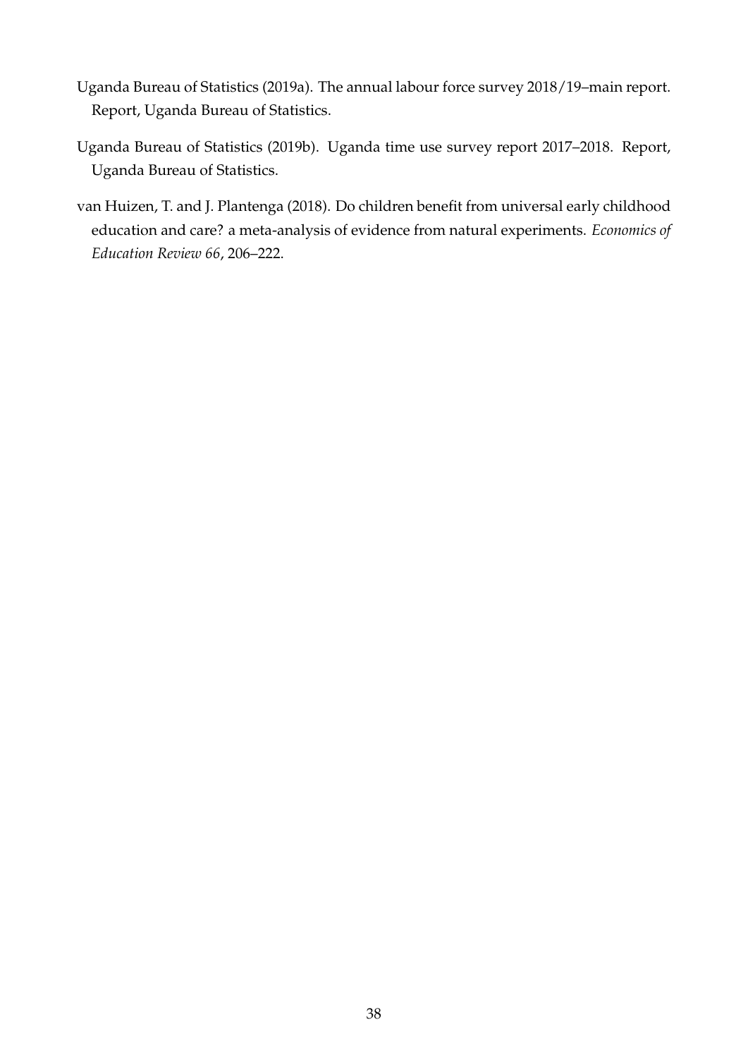Uganda Bureau of Statistics (2019a). The annual labour force survey 2018/19–main report. Report, Uganda Bureau of Statistics.

Uganda Bureau of Statistics (2019b). Uganda time use survey report 2017–2018. Report, Uganda Bureau of Statistics.

van Huizen, T. and J. Plantenga (2018). Do children benefit from universal early childhood education and care? a meta-analysis of evidence from natural experiments. *Economics of Education Review 66*, 206–222.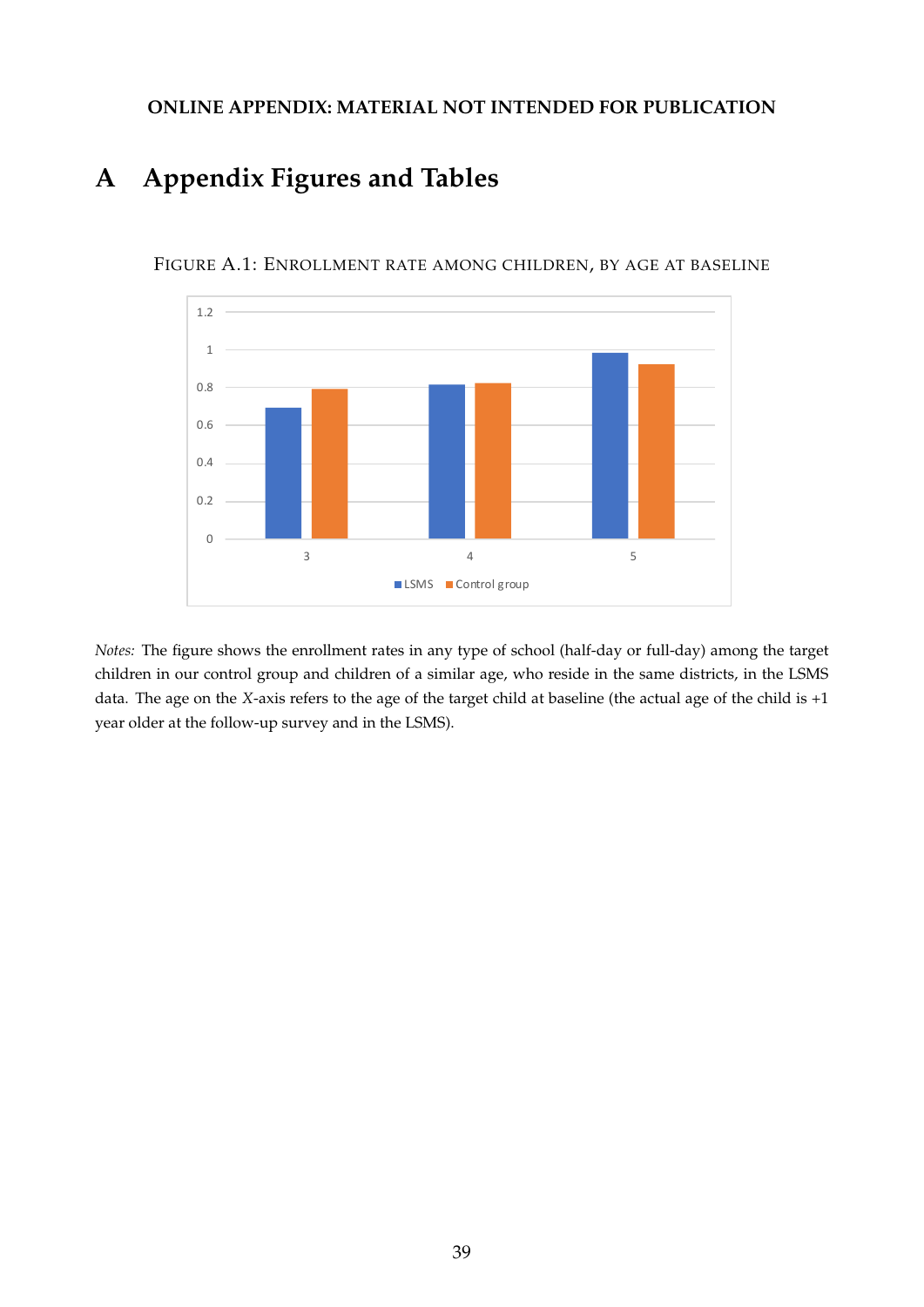**ONLINE APPENDIX: MATERIAL NOT INTENDED FOR PUBLICATION**

# A Appendix Figures and Tables

FIGURE A.1: ENROLLMENT RATE AMONG CHILDREN, BY AGE AT BASELINE

*Notes:* The figure shows the enrollment rates in any type of school (half-day or full-day) among the target children in our control group and children of a similar age, who reside in the same districts, in the LSMS data. The age on the $X$-axis refers to the age of the target child at baseline (the actual age of the child is +1 year older at the follow-up survey and in the LSMS).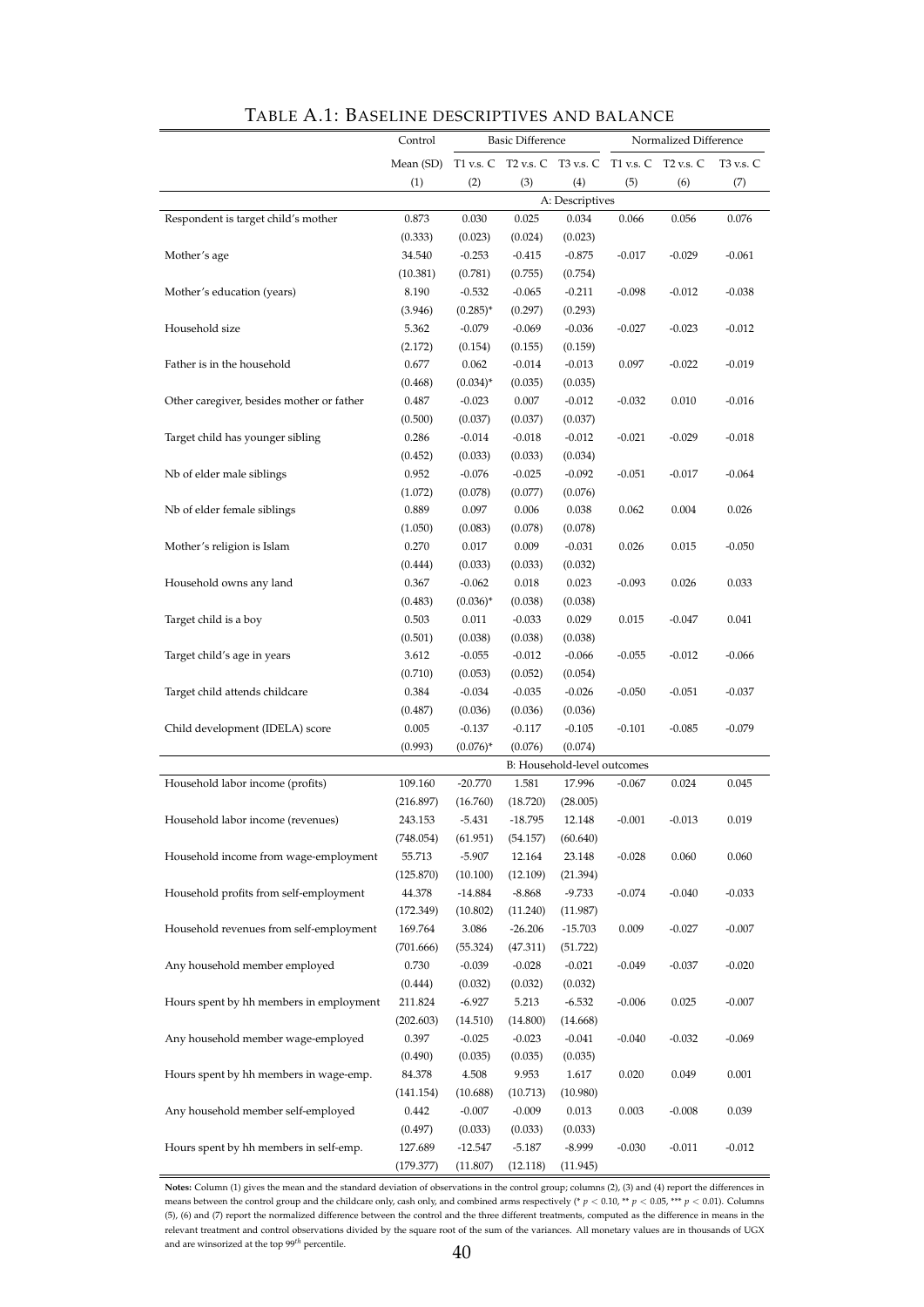# TABLE A.1: BASELINE DESCRIPTIVES AND BALANCE

| | Control | Basic Difference | | | Normalized Difference | | |
|---|---|---|---|---|---|---|---|
| | Mean (SD) | T1 v.s. C | T2 v.s. C | T3 v.s. C | T1 v.s. C | T2 v.s. C | T3 v.s. C |
| | (1) | (2) | (3) | (4) | (5) | (6) | (7) |
| | | | | A: Descriptives | | | |
| Respondent is target child's mother | 0.873 | 0.030 | 0.025 | 0.034 | 0.066 | 0.056 | 0.076 |
| | (0.333) | (0.023) | (0.024) | (0.023) | | | |
| Mother's age | 34.540 | -0.253 | -0.415 | -0.875 | -0.017 | -0.029 | -0.061 |
| | (10.381) | (0.781) | (0.755) | (0.754) | | | |
| Mother's education (years) | 8.190 | -0.532 | -0.065 | -0.211 | -0.098 | -0.012 | -0.038 |
| | (3.946) | (0.285)* | (0.297) | (0.293) | | | |
| Household size | 5.362 | -0.079 | -0.069 | -0.036 | -0.027 | -0.023 | -0.012 |
| | (2.172) | (0.154) | (0.155) | (0.159) | | | |
| Father is in the household | 0.677 | 0.062 | -0.014 | -0.013 | 0.097 | -0.022 | -0.019 |
| | (0.468) | (0.034)* | (0.035) | (0.035) | | | |
| Other caregiver, besides mother or father | 0.487 | -0.023 | 0.007 | -0.012 | -0.032 | 0.010 | -0.016 |
| | (0.500) | (0.037) | (0.037) | (0.037) | | | |
| Target child has younger sibling | 0.286 | -0.014 | -0.018 | -0.012 | -0.021 | -0.029 | -0.018 |
| | (0.452) | (0.033) | (0.033) | (0.034) | | | |
| Nb of elder male siblings | 0.952 | -0.076 | -0.025 | -0.092 | -0.051 | -0.017 | -0.064 |
| | (1.072) | (0.078) | (0.077) | (0.076) | | | |
| Nb of elder female siblings | 0.889 | 0.097 | 0.006 | 0.038 | 0.062 | 0.004 | 0.026 |
| | (1.050) | (0.083) | (0.078) | (0.078) | | | |
| Mother's religion is Islam | 0.270 | 0.017 | 0.009 | -0.031 | 0.026 | 0.015 | -0.050 |
| | (0.444) | (0.033) | (0.033) | (0.032) | | | |
| Household owns any land | 0.367 | -0.062 | 0.018 | 0.023 | -0.093 | 0.026 | 0.033 |
| | (0.483) | (0.036)* | (0.038) | (0.038) | | | |
| Target child is a boy | 0.503 | 0.011 | -0.033 | 0.029 | 0.015 | -0.047 | 0.041 |
| | (0.501) | (0.038) | (0.038) | (0.038) | | | |
| Target child's age in years | 3.612 | -0.055 | -0.012 | -0.066 | -0.055 | -0.012 | -0.066 |
| | (0.710) | (0.053) | (0.052) | (0.054) | | | |
| Target child attends childcare | 0.384 | -0.034 | -0.035 | -0.026 | -0.050 | -0.051 | -0.037 |
| | (0.487) | (0.036) | (0.036) | (0.036) | | | |
| Child development (IDELA) score | 0.005 | -0.137 | -0.117 | -0.105 | -0.101 | -0.085 | -0.079 |
| | (0.993) | (0.076)* | (0.076) | (0.074) | | | |
| | | | | B: Household-level outcomes | | | |
| Household labor income (profits) | 109.160 | -20.770 | 1.581 | 17.996 | -0.067 | 0.024 | 0.045 |
| | (216.897) | (16.760) | (18.720) | (28.005) | | | |
| Household labor income (revenues) | 243.153 | -5.431 | -18.795 | 12.148 | -0.001 | -0.013 | 0.019 |
| | (748.054) | (61.951) | (54.157) | (60.640) | | | |
| Household income from wage-employment | 55.713 | -5.907 | 12.164 | 23.148 | -0.028 | 0.060 | 0.060 |
| | (125.870) | (10.100) | (12.109) | (21.394) | | | |
| Household profits from self-employment | 44.378 | -14.884 | -8.868 | -9.733 | -0.074 | -0.040 | -0.033 |
| | (172.349) | (10.802) | (11.240) | (11.987) | | | |
| Household revenues from self-employment | 169.764 | 3.086 | -26.206 | -15.703 | 0.009 | -0.027 | -0.007 |
| | (701.666) | (55.324) | (47.311) | (51.722) | | | |
| Any household member employed | 0.730 | -0.039 | -0.028 | -0.021 | -0.049 | -0.037 | -0.020 |
| | (0.444) | (0.032) | (0.032) | (0.032) | | | |
| Hours spent by hh members in employment | 211.824 | -6.927 | 5.213 | -6.532 | -0.006 | 0.025 | -0.007 |
| | (202.603) | (14.510) | (14.800) | (14.668) | | | |
| Any household member wage-employed | 0.397 | -0.025 | -0.023 | -0.041 | -0.040 | -0.032 | -0.069 |
| | (0.490) | (0.035) | (0.035) | (0.035) | | | |
| Hours spent by hh members in wage-emp. | 84.378 | 4.508 | 9.953 | 1.617 | 0.020 | 0.049 | 0.001 |
| | (141.154) | (10.688) | (10.713) | (10.980) | | | |
| Any household member self-employed | 0.442 | -0.007 | -0.009 | 0.013 | 0.003 | -0.008 | 0.039 |
| | (0.497) | (0.033) | (0.033) | (0.033) | | | |
| Hours spent by hh members in self-emp. | 127.689 | -12.547 | -5.187 | -8.999 | -0.030 | -0.011 | -0.012 |
| | (179.377) | (11.807) | (12.118) | (11.945) | | | |

**Notes:** Column (1) gives the mean and the standard deviation of observations in the control group; columns (2), (3) and (4) report the differences in means between the control group and the childcare only, cash only, and combined arms respectively (* $p < 0.10$, ** $p < 0.05$, *** $p < 0.01$). Columns (5), (6) and (7) report the normalized difference between the control and the three different treatments, computed as the difference in means in the relevant treatment and control observations divided by the square root of the sum of the variances. All monetary values are in thousands of UGX and are winsorized at the top $99^{th}$ percentile.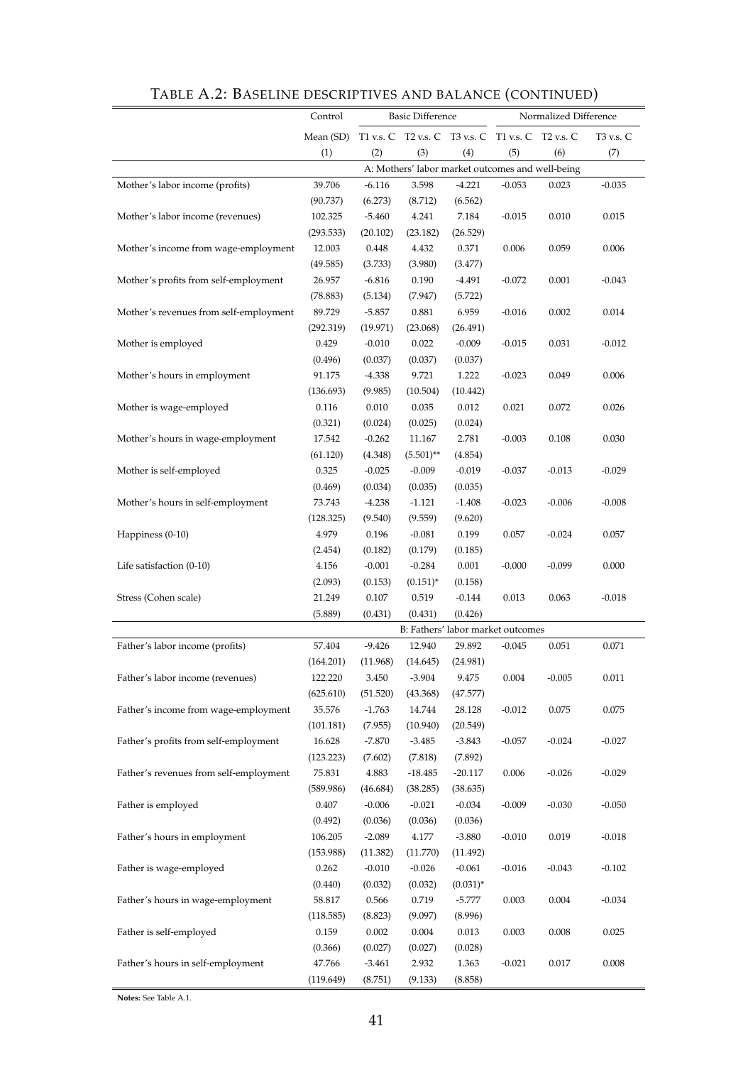# TABLE A.2: BASELINE DESCRIPTIVES AND BALANCE (CONTINUED)

| | Control | Basic Difference | | | Normalized Difference | | |
|---|---|---|---|---|---|---|---|
| | Mean (SD) | T1 v.s. C | T2 v.s. C | T3 v.s. C | T1 v.s. C | T2 v.s. C | T3 v.s. C |
| | (1) | (2) | (3) | (4) | (5) | (6) | (7) |
| | | A: Mothers' labor market outcomes and well-being | | | | | |
| Mother's labor income (profits) | 39.706 | -6.116 | 3.598 | -4.221 | -0.053 | 0.023 | -0.035 |
| | (90.737) | (6.273) | (8.712) | (6.562) | | | |
| Mother's labor income (revenues) | 102.325 | -5.460 | 4.241 | 7.184 | -0.015 | 0.010 | 0.015 |
| | (293.533) | (20.102) | (23.182) | (26.529) | | | |
| Mother's income from wage-employment | 12.003 | 0.448 | 4.432 | 0.371 | 0.006 | 0.059 | 0.006 |
| | (49.585) | (3.733) | (3.980) | (3.477) | | | |
| Mother's profits from self-employment | 26.957 | -6.816 | 0.190 | -4.491 | -0.072 | 0.001 | -0.043 |
| | (78.883) | (5.134) | (7.947) | (5.722) | | | |
| Mother's revenues from self-employment | 89.729 | -5.857 | 0.881 | 6.959 | -0.016 | 0.002 | 0.014 |
| | (292.319) | (19.971) | (23.068) | (26.491) | | | |
| Mother is employed | 0.429 | -0.010 | 0.022 | -0.009 | -0.015 | 0.031 | -0.012 |
| | (0.496) | (0.037) | (0.037) | (0.037) | | | |
| Mother's hours in employment | 91.175 | -4.338 | 9.721 | 1.222 | -0.023 | 0.049 | 0.006 |
| | (136.693) | (9.985) | (10.504) | (10.442) | | | |
| Mother is wage-employed | 0.116 | 0.010 | 0.035 | 0.012 | 0.021 | 0.072 | 0.026 |
| | (0.321) | (0.024) | (0.025) | (0.024) | | | |
| Mother's hours in wage-employment | 17.542 | -0.262 | 11.167 | 2.781 | -0.003 | 0.108 | 0.030 |
| | (61.120) | (4.348) | (5.501)** | (4.854) | | | |
| Mother is self-employed | 0.325 | -0.025 | -0.009 | -0.019 | -0.037 | -0.013 | -0.029 |
| | (0.469) | (0.034) | (0.035) | (0.035) | | | |
| Mother's hours in self-employment | 73.743 | -4.238 | -1.121 | -1.408 | -0.023 | -0.006 | -0.008 |
| | (128.325) | (9.540) | (9.559) | (9.620) | | | |
| Happiness (0-10) | 4.979 | 0.196 | -0.081 | 0.199 | 0.057 | -0.024 | 0.057 |
| | (2.454) | (0.182) | (0.179) | (0.185) | | | |
| Life satisfaction (0-10) | 4.156 | -0.001 | -0.284 | 0.001 | -0.000 | -0.099 | 0.000 |
| | (2.093) | (0.153) | (0.151)* | (0.158) | | | |
| Stress (Cohen scale) | 21.249 | 0.107 | 0.519 | -0.144 | 0.013 | 0.063 | -0.018 |
| | (5.889) | (0.431) | (0.431) | (0.426) | | | |
| | | B: Fathers' labor market outcomes | | | | | |
| Father's labor income (profits) | 57.404 | -9.426 | 12.940 | 29.892 | -0.045 | 0.051 | 0.071 |
| | (164.201) | (11.968) | (14.645) | (24.981) | | | |
| Father's labor income (revenues) | 122.220 | 3.450 | -3.904 | 9.475 | 0.004 | -0.005 | 0.011 |
| | (625.610) | (51.520) | (43.368) | (47.577) | | | |
| Father's income from wage-employment | 35.576 | -1.763 | 14.744 | 28.128 | -0.012 | 0.075 | 0.075 |
| | (101.181) | (7.955) | (10.940) | (20.549) | | | |
| Father's profits from self-employment | 16.628 | -7.870 | -3.485 | -3.843 | -0.057 | -0.024 | -0.027 |
| | (123.223) | (7.602) | (7.818) | (7.892) | | | |
| Father's revenues from self-employment | 75.831 | 4.883 | -18.485 | -20.117 | 0.006 | -0.026 | -0.029 |
| | (589.986) | (46.684) | (38.285) | (38.635) | | | |
| Father is employed | 0.407 | -0.006 | -0.021 | -0.034 | -0.009 | -0.030 | -0.050 |
| | (0.492) | (0.036) | (0.036) | (0.036) | | | |
| Father's hours in employment | 106.205 | -2.089 | 4.177 | -3.880 | -0.010 | 0.019 | -0.018 |
| | (153.988) | (11.382) | (11.770) | (11.492) | | | |
| Father is wage-employed | 0.262 | -0.010 | -0.026 | -0.061 | -0.016 | -0.043 | -0.102 |
| | (0.440) | (0.032) | (0.032) | (0.031)* | | | |
| Father's hours in wage-employment | 58.817 | 0.566 | 0.719 | -5.777 | 0.003 | 0.004 | -0.034 |
| | (118.585) | (8.823) | (9.097) | (8.996) | | | |
| Father is self-employed | 0.159 | 0.002 | 0.004 | 0.013 | 0.003 | 0.008 | 0.025 |
| | (0.366) | (0.027) | (0.027) | (0.028) | | | |
| Father's hours in self-employment | 47.766 | -3.461 | 2.932 | 1.363 | -0.021 | 0.017 | 0.008 |
| | (119.649) | (8.751) | (9.133) | (8.858) | | | |

**Notes:** See Table A.1.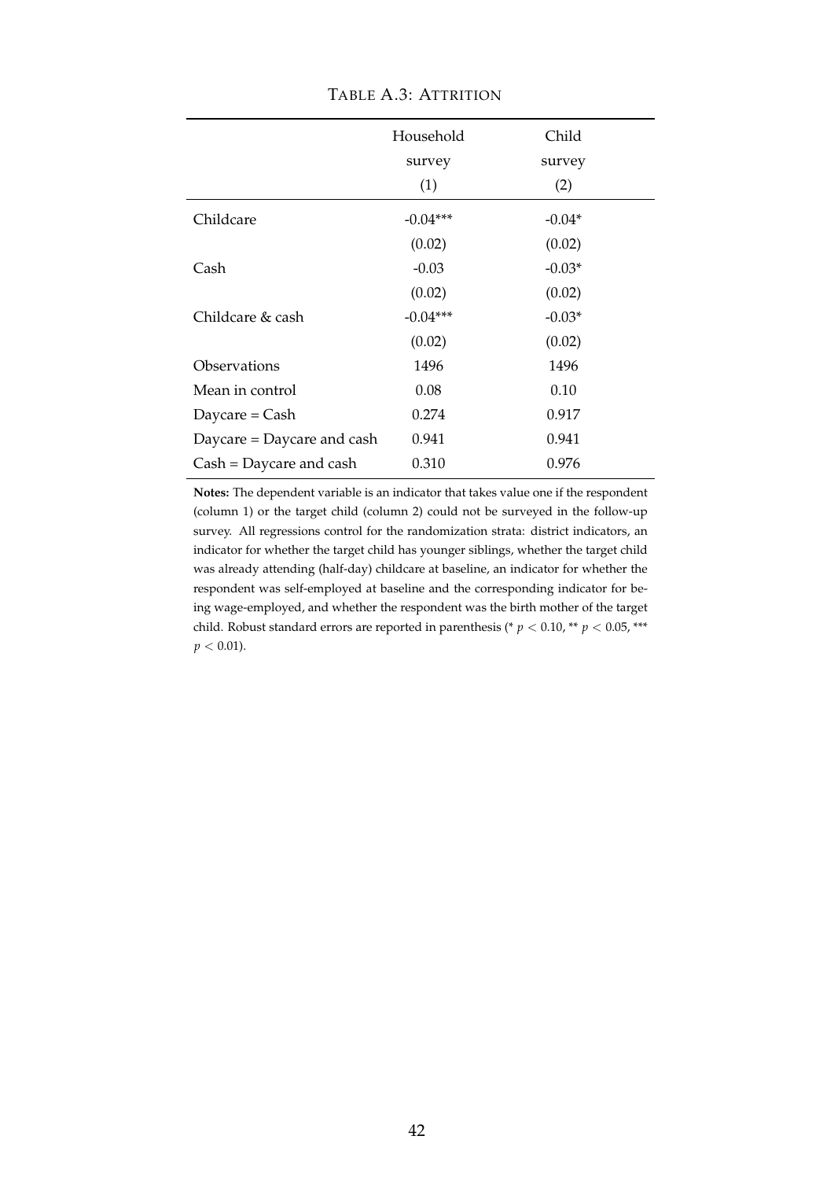TABLE A.3: ATTRITION

| | Household survey (1) | Child survey (2) |
|---|---|---|
| Childcare | -0.04*** | -0.04* |
| | (0.02) | (0.02) |
| Cash | -0.03 | -0.03* |
| | (0.02) | (0.02) |
| Childcare & cash | -0.04*** | -0.03* |
| | (0.02) | (0.02) |
| Observations | 1496 | 1496 |
| Mean in control | 0.08 | 0.10 |
| Daycare = Cash | 0.274 | 0.917 |
| Daycare = Daycare and cash | 0.941 | 0.941 |
| Cash = Daycare and cash | 0.310 | 0.976 |

**Notes:** The dependent variable is an indicator that takes value one if the respondent (column 1) or the target child (column 2) could not be surveyed in the follow-up survey. All regressions control for the randomization strata: district indicators, an indicator for whether the target child has younger siblings, whether the target child was already attending (half-day) childcare at baseline, an indicator for whether the respondent was self-employed at baseline and the corresponding indicator for being wage-employed, and whether the respondent was the birth mother of the target child. Robust standard errors are reported in parenthesis (* $p < 0.10$, ** $p < 0.05$, *** $p < 0.01$).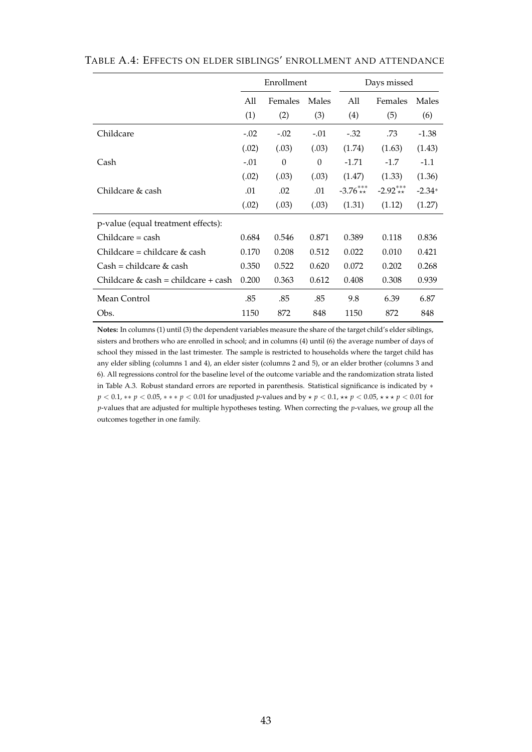TABLE A.4: EFFECTS ON ELDER SIBLINGS' ENROLLMENT AND ATTENDANCE

| | Enrollment | | | Days missed | | |
|---|---|---|---|---|---|---|
| | All | Females | Males | All | Females | Males |
| | (1) | (2) | (3) | (4) | (5) | (6) |
| Childcare | -.02 | -.02 | -.01 | -.32 | .73 | -1.38 |
| | (.02) | (.03) | (.03) | (1.74) | (1.63) | (1.43) |
| Cash | -.01 | 0 | 0 | -1.71 | -1.7 | -1.1 |
| | (.02) | (.03) | (.03) | (1.47) | (1.33) | (1.36) |
| Childcare & cash | .01 | .02 | .01 | $-3.76^{***}_{\star\star}$ | $-2.92^{***}_{\star\star}$ | $-2.34^{*}$ |
| | (.02) | (.03) | (.03) | (1.31) | (1.12) | (1.27) |
| p-value (equal treatment effects): | | | | | | |
| Childcare = cash | 0.684 | 0.546 | 0.871 | 0.389 | 0.118 | 0.836 |
| Childcare = childcare & cash | 0.170 | 0.208 | 0.512 | 0.022 | 0.010 | 0.421 |
| Cash = childcare & cash | 0.350 | 0.522 | 0.620 | 0.072 | 0.202 | 0.268 |
| Childcare & cash = childcare + cash | 0.200 | 0.363 | 0.612 | 0.408 | 0.308 | 0.939 |
| Mean Control | .85 | .85 | .85 | 9.8 | 6.39 | 6.87 |
| Obs. | 1150 | 872 | 848 | 1150 | 872 | 848 |

**Notes:** In columns (1) until (3) the dependent variables measure the share of the target child's elder siblings, sisters and brothers who are enrolled in school; and in columns (4) until (6) the average number of days of school they missed in the last trimester. The sample is restricted to households where the target child has any elder sibling (columns 1 and 4), an elder sister (columns 2 and 5), or an elder brother (columns 3 and 6). All regressions control for the baseline level of the outcome variable and the randomization strata listed in Table A.3. Robust standard errors are reported in parenthesis. Statistical significance is indicated by $*$ $p < 0.1$, $**$ $p < 0.05$, $***$ $p < 0.01$ for unadjusted $p$-values and by $\star$ $p < 0.1$, $\star\star$ $p < 0.05$, $\star\star\star$ $p < 0.01$ for $p$-values that are adjusted for multiple hypotheses testing. When correcting the $p$-values, we group all the outcomes together in one family.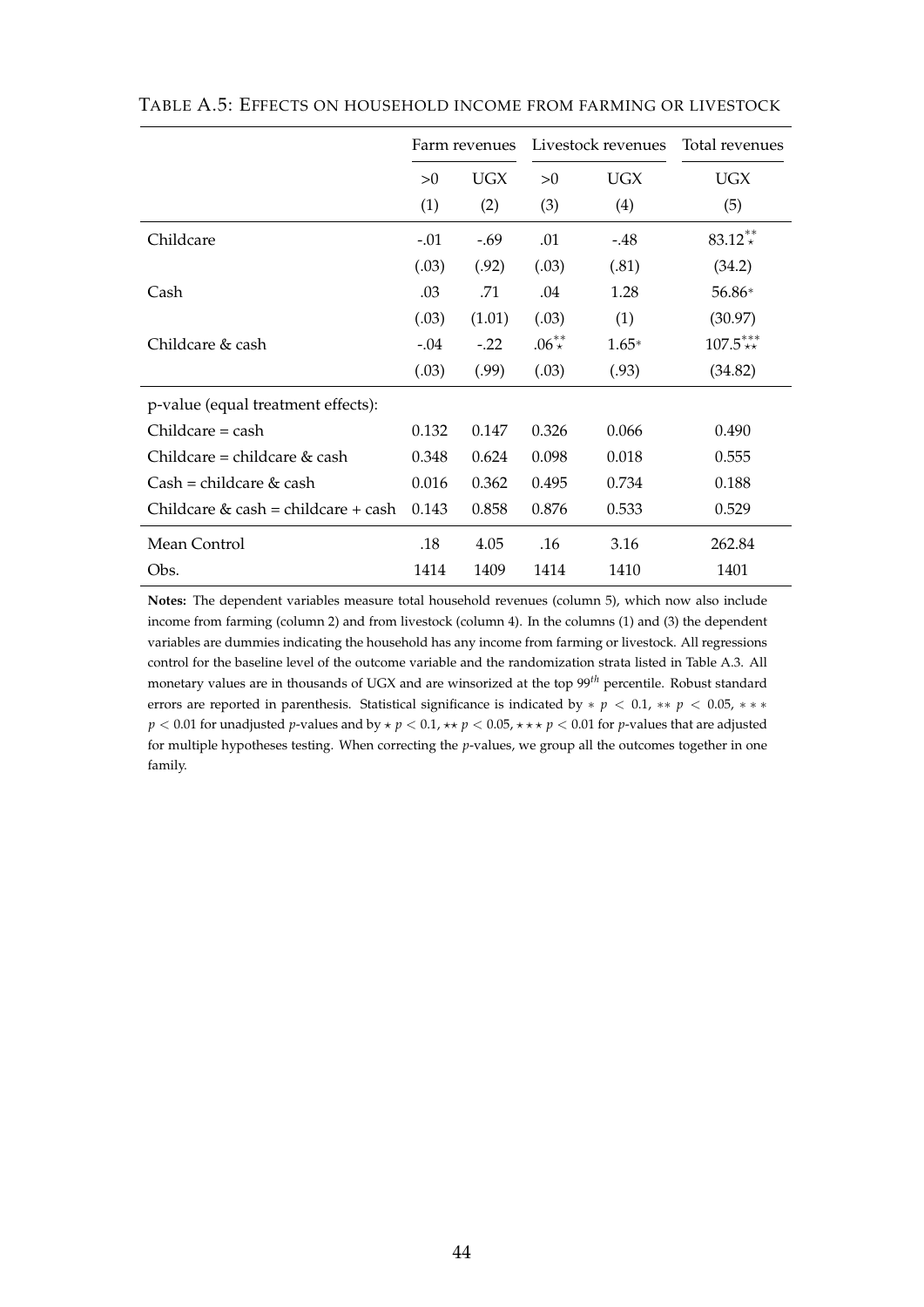TABLE A.5: EFFECTS ON HOUSEHOLD INCOME FROM FARMING OR LIVESTOCK

| | Farm revenues | | Livestock revenues | | Total revenues |
|---|---|---|---|---|---|
| | >0 | UGX | >0 | UGX | UGX |
| | (1) | (2) | (3) | (4) | (5) |
| Childcare | -.01 | -.69 | .01 | -.48 | $83.12^{**}_{\star}$ |
| | (.03) | (.92) | (.03) | (.81) | (34.2) |
| Cash | .03 | .71 | .04 | 1.28 | 56.86* |
| | (.03) | (1.01) | (.03) | (1) | (30.97) |
| Childcare & cash | -.04 | -.22 | $.06^{**}_{\star}$ | 1.65* | $107.5^{***}_{\star\star}$ |
| | (.03) | (.99) | (.03) | (.93) | (34.82) |
| p-value (equal treatment effects): | | | | | |
| Childcare = cash | 0.132 | 0.147 | 0.326 | 0.066 | 0.490 |
| Childcare = childcare & cash | 0.348 | 0.624 | 0.098 | 0.018 | 0.555 |
| Cash = childcare & cash | 0.016 | 0.362 | 0.495 | 0.734 | 0.188 |
| Childcare & cash = childcare + cash | 0.143 | 0.858 | 0.876 | 0.533 | 0.529 |
| Mean Control | .18 | 4.05 | .16 | 3.16 | 262.84 |
| Obs. | 1414 | 1409 | 1414 | 1410 | 1401 |

**Notes:** The dependent variables measure total household revenues (column 5), which now also include income from farming (column 2) and from livestock (column 4). In the columns (1) and (3) the dependent variables are dummies indicating the household has any income from farming or livestock. All regressions control for the baseline level of the outcome variable and the randomization strata listed in Table A.3. All monetary values are in thousands of UGX and are winsorized at the top $99^{th}$ percentile. Robust standard errors are reported in parenthesis. Statistical significance is indicated by $* \ p < 0.1$, $** \ p < 0.05$, $*** \ p < 0.01$ for unadjusted $p$-values and by $\star \ p < 0.1$, $\star\star \ p < 0.05$, $\star\star\star \ p < 0.01$ for $p$-values that are adjusted for multiple hypotheses testing. When correcting the $p$-values, we group all the outcomes together in one family.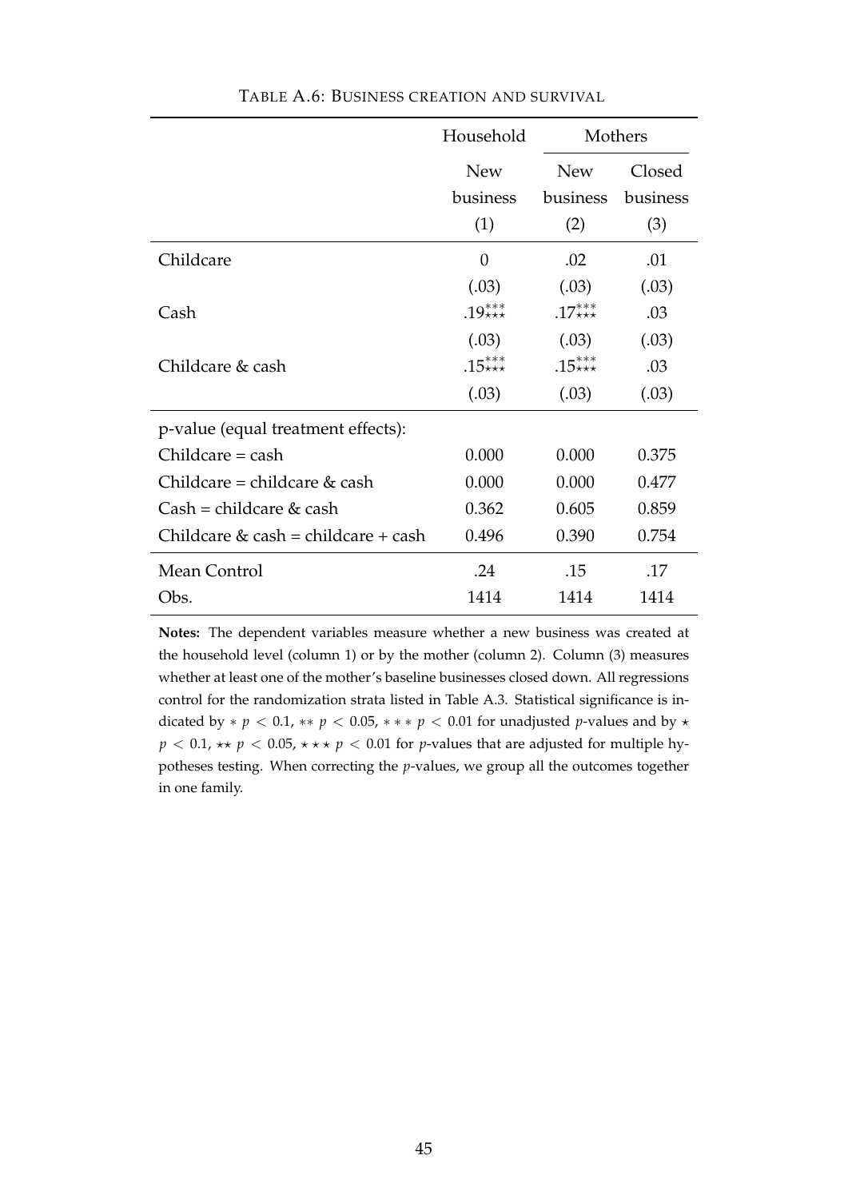TABLE A.6: BUSINESS CREATION AND SURVIVAL

| | Household | Mothers | |
|---|---|---|---|
| | New business (1) | New business (2) | Closed business (3) |
| Childcare | 0 | .02 | .01 |
| | (.03) | (.03) | (.03) |
| Cash | $.19^{***}_{\star\star\star}$ | $.17^{***}_{\star\star\star}$ | .03 |
| | (.03) | (.03) | (.03) |
| Childcare & cash | $.15^{***}_{\star\star\star}$ | $.15^{***}_{\star\star\star}$ | .03 |
| | (.03) | (.03) | (.03) |
| p-value (equal treatment effects): | | | |
| Childcare = cash | 0.000 | 0.000 | 0.375 |
| Childcare = childcare & cash | 0.000 | 0.000 | 0.477 |
| Cash = childcare & cash | 0.362 | 0.605 | 0.859 |
| Childcare & cash = childcare + cash | 0.496 | 0.390 | 0.754 |
| Mean Control | .24 | .15 | .17 |
| Obs. | 1414 | 1414 | 1414 |

**Notes:** The dependent variables measure whether a new business was created at the household level (column 1) or by the mother (column 2). Column (3) measures whether at least one of the mother's baseline businesses closed down. All regressions control for the randomization strata listed in Table A.3. Statistical significance is indicated by $* \ p < 0.1$, $** \ p < 0.05$, $*** \ p < 0.01$ for unadjusted $p$-values and by $\star \ p < 0.1$, $\star\star \ p < 0.05$, $\star\star\star \ p < 0.01$ for $p$-values that are adjusted for multiple hypotheses testing. When correcting the $p$-values, we group all the outcomes together in one family.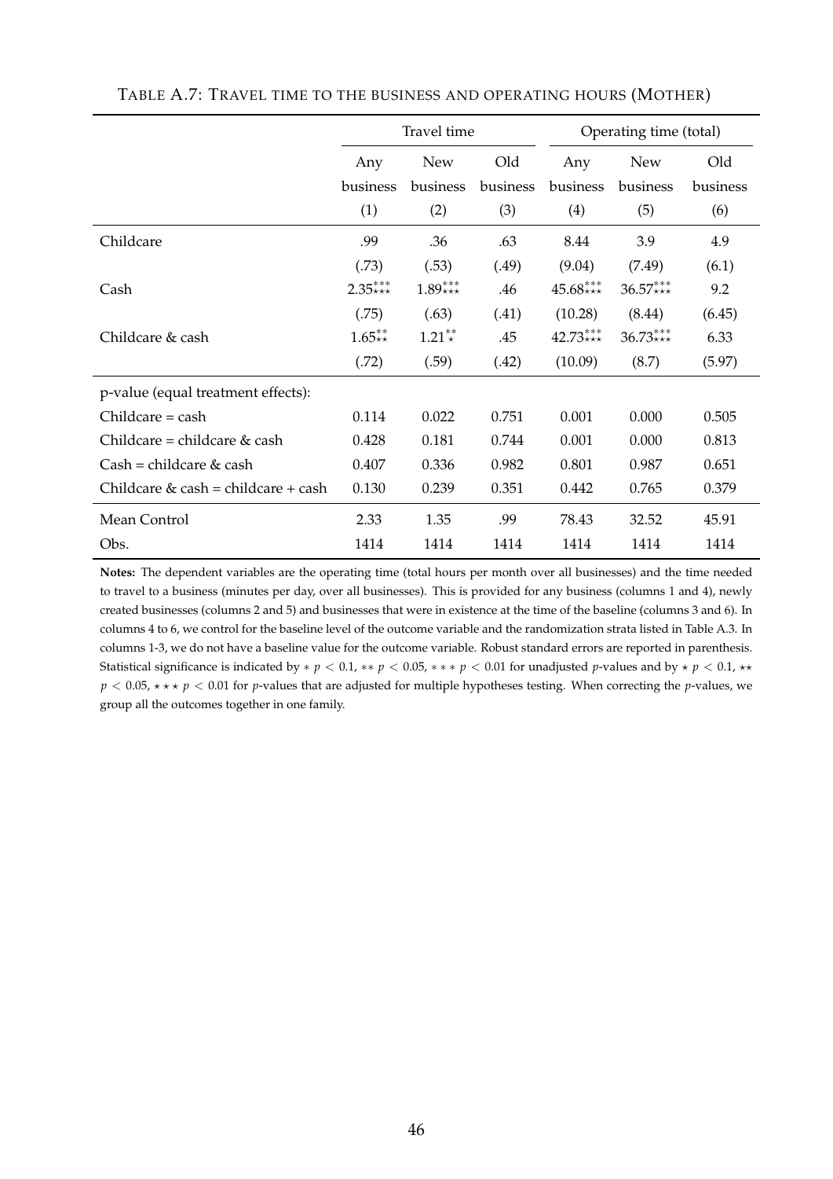TABLE A.7: TRAVEL TIME TO THE BUSINESS AND OPERATING HOURS (MOTHER)

| | Travel time | | | Operating time (total) | | |
|---|---|---|---|---|---|---|
| | Any business | New business | Old business | Any business | New business | Old business |
| | (1) | (2) | (3) | (4) | (5) | (6) |
| Childcare | .99 | .36 | .63 | 8.44 | 3.9 | 4.9 |
| | (.73) | (.53) | (.49) | (9.04) | (7.49) | (6.1) |
| Cash | 2.35$^{***}_{\star\star\star}$ | 1.89$^{***}_{\star\star\star}$ | .46 | 45.68$^{***}_{\star\star\star}$ | 36.57$^{***}_{\star\star\star}$ | 9.2 |
| | (.75) | (.63) | (.41) | (10.28) | (8.44) | (6.45) |
| Childcare & cash | 1.65$^{**}_{\star\star}$ | 1.21$^{**}_{\star}$ | .45 | 42.73$^{***}_{\star\star\star}$ | 36.73$^{***}_{\star\star\star}$ | 6.33 |
| | (.72) | (.59) | (.42) | (10.09) | (8.7) | (5.97) |
| p-value (equal treatment effects): | | | | | | |
| Childcare = cash | 0.114 | 0.022 | 0.751 | 0.001 | 0.000 | 0.505 |
| Childcare = childcare & cash | 0.428 | 0.181 | 0.744 | 0.001 | 0.000 | 0.813 |
| Cash = childcare & cash | 0.407 | 0.336 | 0.982 | 0.801 | 0.987 | 0.651 |
| Childcare & cash = childcare + cash | 0.130 | 0.239 | 0.351 | 0.442 | 0.765 | 0.379 |
| Mean Control | 2.33 | 1.35 | .99 | 78.43 | 32.52 | 45.91 |
| Obs. | 1414 | 1414 | 1414 | 1414 | 1414 | 1414 |

**Notes:** The dependent variables are the operating time (total hours per month over all businesses) and the time needed to travel to a business (minutes per day, over all businesses). This is provided for any business (columns 1 and 4), newly created businesses (columns 2 and 5) and businesses that were in existence at the time of the baseline (columns 3 and 6). In columns 4 to 6, we control for the baseline level of the outcome variable and the randomization strata listed in Table A.3. In columns 1-3, we do not have a baseline value for the outcome variable. Robust standard errors are reported in parenthesis. Statistical significance is indicated by $* \ p < 0.1$, $** \ p < 0.05$, $*** \ p < 0.01$ for unadjusted $p$-values and by $\star \ p < 0.1$, $\star\star \ p < 0.05$, $\star\star\star \ p < 0.01$ for $p$-values that are adjusted for multiple hypotheses testing. When correcting the $p$-values, we group all the outcomes together in one family.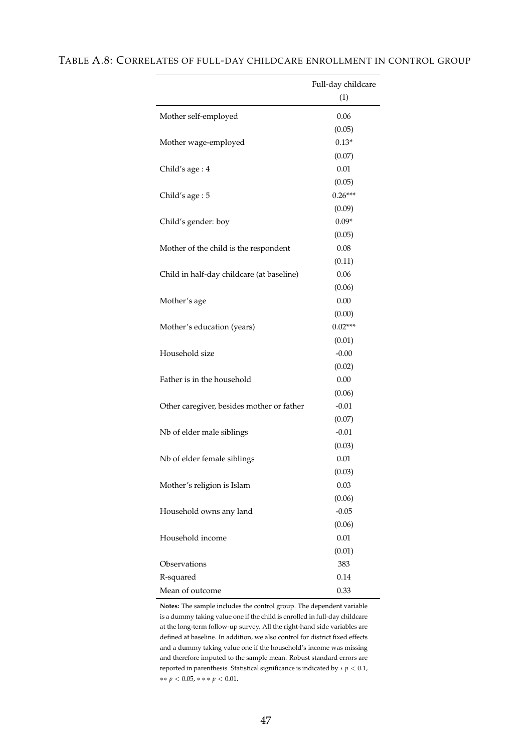TABLE A.8: CORRELATES OF FULL-DAY CHILDCARE ENROLLMENT IN CONTROL GROUP

| | Full-day childcare |
|---|---|
| | (1) |
| Mother self-employed | 0.06 |
| | (0.05) |
| Mother wage-employed | 0.13* |
| | (0.07) |
| Child's age : 4 | 0.01 |
| | (0.05) |
| Child's age : 5 | 0.26*** |
| | (0.09) |
| Child's gender: boy | 0.09* |
| | (0.05) |
| Mother of the child is the respondent | 0.08 |
| | (0.11) |
| Child in half-day childcare (at baseline) | 0.06 |
| | (0.06) |
| Mother's age | 0.00 |
| | (0.00) |
| Mother's education (years) | 0.02*** |
| | (0.01) |
| Household size | -0.00 |
| | (0.02) |
| Father is in the household | 0.00 |
| | (0.06) |
| Other caregiver, besides mother or father | -0.01 |
| | (0.07) |
| Nb of elder male siblings | -0.01 |
| | (0.03) |
| Nb of elder female siblings | 0.01 |
| | (0.03) |
| Mother's religion is Islam | 0.03 |
| | (0.06) |
| Household owns any land | -0.05 |
| | (0.06) |
| Household income | 0.01 |
| | (0.01) |
| Observations | 383 |
| R-squared | 0.14 |
| Mean of outcome | 0.33 |

**Notes:** The sample includes the control group. The dependent variable is a dummy taking value one if the child is enrolled in full-day childcare at the long-term follow-up survey. All the right-hand side variables are defined at baseline. In addition, we also control for district fixed effects and a dummy taking value one if the household's income was missing and therefore imputed to the sample mean. Robust standard errors are reported in parenthesis. Statistical significance is indicated by $* \ p < 0.1$, $** \ p < 0.05$, $*** \ p < 0.01$.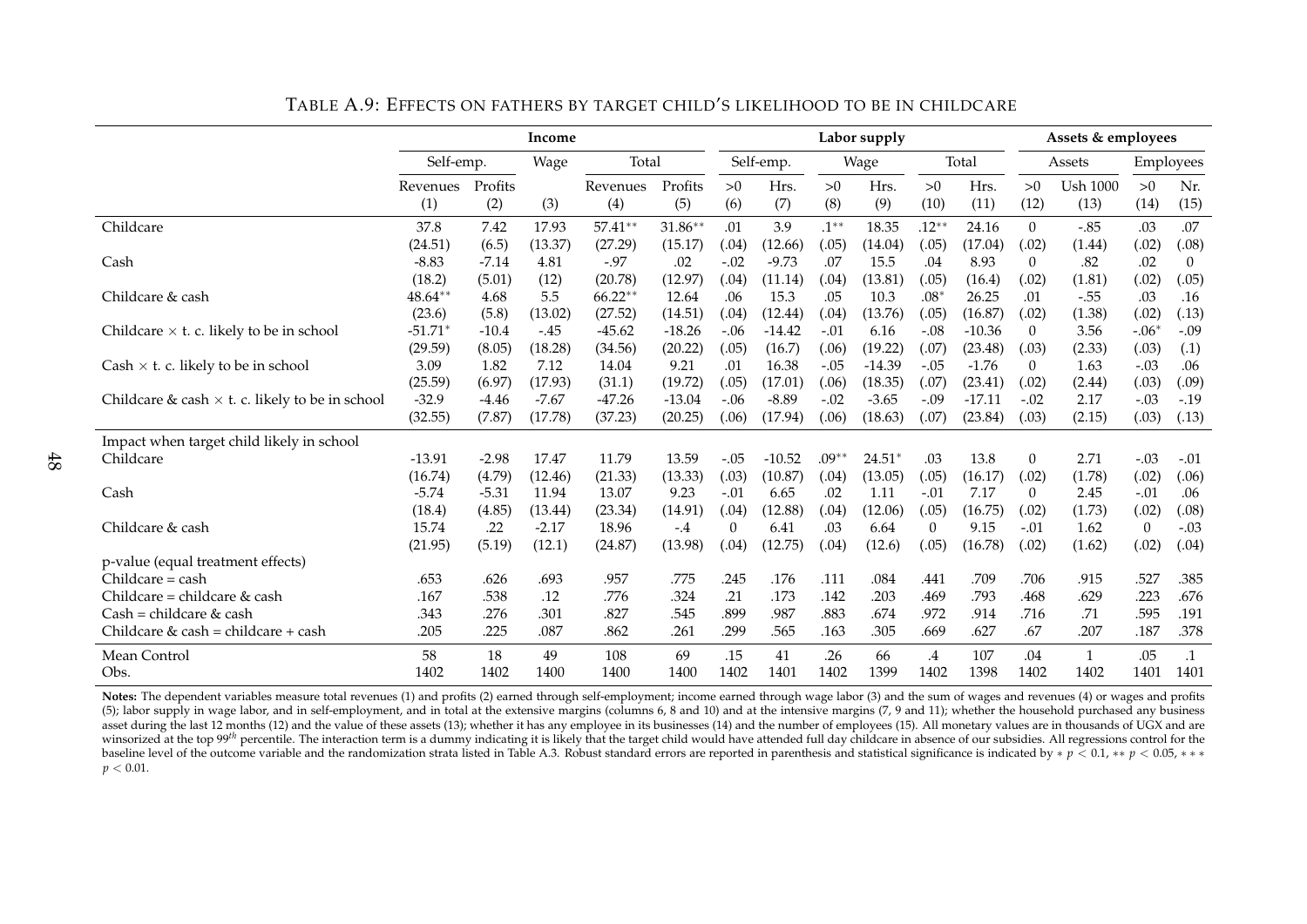TABLE A.9: EFFECTS ON FATHERS BY TARGET CHILD'S LIKELIHOOD TO BE IN CHILDCARE

| | Income | | | | | Labor supply | | | | | | Assets & employees | | | |
|---|---|---|---|---|---|---|---|---|---|---|---|---|---|---|---|
| | Self-emp. | | Wage | Total | | Self-emp. | | Wage | | Total | | Assets | | Employees | |
| | Revenues | Profits | | Revenues | Profits | >0 | Hrs. | >0 | Hrs. | >0 | Hrs. | >0 | Ush 1000 | >0 | Nr. |
| | (1) | (2) | (3) | (4) | (5) | (6) | (7) | (8) | (9) | (10) | (11) | (12) | (13) | (14) | (15) |
| Childcare | 37.8 | 7.42 | 17.93 | 57.41** | 31.86** | .01 | 3.9 | .1** | 18.35 | .12** | 24.16 | 0 | -.85 | .03 | .07 |
| | (24.51) | (6.5) | (13.37) | (27.29) | (15.17) | (.04) | (12.66) | (.05) | (14.04) | (.05) | (17.04) | (.02) | (1.44) | (.02) | (.08) |
| Cash | -8.83 | -7.14 | 4.81 | -.97 | .02 | -.02 | -9.73 | .07 | 15.5 | .04 | 8.93 | 0 | .82 | .02 | 0 |
| | (18.2) | (5.01) | (12) | (20.78) | (12.97) | (.04) | (11.14) | (.04) | (13.81) | (.05) | (16.4) | (.02) | (1.81) | (.02) | (.05) |
| Childcare & cash | 48.64** | 4.68 | 5.5 | 66.22** | 12.64 | .06 | 15.3 | .05 | 10.3 | .08* | 26.25 | .01 | -.55 | .03 | .16 |
| | (23.6) | (5.8) | (13.02) | (27.52) | (14.51) | (.04) | (12.44) | (.04) | (13.76) | (.05) | (16.87) | (.02) | (1.38) | (.02) | (.13) |
| Childcare × t. c. likely to be in school | -51.71* | -10.4 | -.45 | -45.62 | -18.26 | -.06 | -14.42 | -.01 | 6.16 | -.08 | -10.36 | 0 | 3.56 | -.06* | -.09 |
| | (29.59) | (8.05) | (18.28) | (34.56) | (20.22) | (.05) | (16.7) | (.06) | (19.22) | (.07) | (23.48) | (.03) | (2.33) | (.03) | (.1) |
| Cash × t. c. likely to be in school | 3.09 | 1.82 | 7.12 | 14.04 | 9.21 | .01 | 16.38 | -.05 | -14.39 | -.05 | -1.76 | 0 | 1.63 | -.03 | .06 |
| | (25.59) | (6.97) | (17.93) | (31.1) | (19.72) | (.05) | (17.01) | (.06) | (18.35) | (.07) | (23.41) | (.02) | (2.44) | (.03) | (.09) |
| Childcare & cash × t. c. likely to be in school | -32.9 | -4.46 | -7.67 | -47.26 | -13.04 | -.06 | -8.89 | -.02 | -3.65 | -.09 | -17.11 | -.02 | 2.17 | -.03 | -.19 |
| | (32.55) | (7.87) | (17.78) | (37.23) | (20.25) | (.06) | (17.94) | (.06) | (18.63) | (.07) | (23.84) | (.03) | (2.15) | (.03) | (.13) |
| Impact when target child likely in school | | | | | | | | | | | | | | | |
| Childcare | -13.91 | -2.98 | 17.47 | 11.79 | 13.59 | -.05 | -10.52 | .09** | 24.51* | .03 | 13.8 | 0 | 2.71 | -.03 | -.01 |
| | (16.74) | (4.79) | (12.46) | (21.33) | (13.33) | (.03) | (10.87) | (.04) | (13.05) | (.05) | (16.17) | (.02) | (1.78) | (.02) | (.06) |
| Cash | -5.74 | -5.31 | 11.94 | 13.07 | 9.23 | -.01 | 6.65 | .02 | 1.11 | -.01 | 7.17 | 0 | 2.45 | -.01 | .06 |
| | (18.4) | (4.85) | (13.44) | (23.34) | (14.91) | (.04) | (12.88) | (.04) | (12.06) | (.05) | (16.75) | (.02) | (1.73) | (.02) | (.08) |
| Childcare & cash | 15.74 | .22 | -2.17 | 18.96 | -.4 | 0 | 6.41 | .03 | 6.64 | 0 | 9.15 | -.01 | 1.62 | 0 | -.03 |
| | (21.95) | (5.19) | (12.1) | (24.87) | (13.98) | (.04) | (12.75) | (.04) | (12.6) | (.05) | (16.78) | (.02) | (1.62) | (.02) | (.04) |
| p-value (equal treatment effects) | | | | | | | | | | | | | | | |
| Childcare = cash | .653 | .626 | .693 | .957 | .775 | .245 | .176 | .111 | .084 | .441 | .709 | .706 | .915 | .527 | .385 |
| Childcare = childcare & cash | .167 | .538 | .12 | .776 | .324 | .21 | .173 | .142 | .203 | .469 | .793 | .468 | .629 | .223 | .676 |
| Cash = childcare & cash | .343 | .276 | .301 | .827 | .545 | .899 | .987 | .883 | .674 | .972 | .914 | .716 | .71 | .595 | .191 |
| Childcare & cash = childcare + cash | .205 | .225 | .087 | .862 | .261 | .299 | .565 | .163 | .305 | .669 | .627 | .67 | .207 | .187 | .378 |
| Mean Control | 58 | 18 | 49 | 108 | 69 | .15 | 41 | .26 | 66 | .4 | 107 | .04 | 1 | .05 | .1 |
| Obs. | 1402 | 1402 | 1400 | 1400 | 1400 | 1402 | 1401 | 1402 | 1399 | 1402 | 1398 | 1402 | 1402 | 1401 | 1401 |

**Notes:** The dependent variables measure total revenues (1) and profits (2) earned through self-employment; income earned through wage labor (3) and the sum of wages and revenues (4) or wages and profits (5); labor supply in wage labor, and in self-employment, and in total at the extensive margins (columns 6, 8 and 10) and at the intensive margins (7, 9 and 11); whether the household purchased any business asset during the last 12 months (12) and the value of these assets (13); whether it has any employee in its businesses (14) and the number of employees (15). All monetary values are in thousands of UGX and are winsorized at the top $99^{th}$ percentile. The interaction term is a dummy indicating it is likely that the target child would have attended full day childcare in absence of our subsidies. All regressions control for the baseline level of the outcome variable and the randomization strata listed in Table A.3. Robust standard errors are reported in parenthesis and statistical significance is indicated by $* \ p < 0.1$, $** \ p < 0.05$, $*** \ p < 0.01$.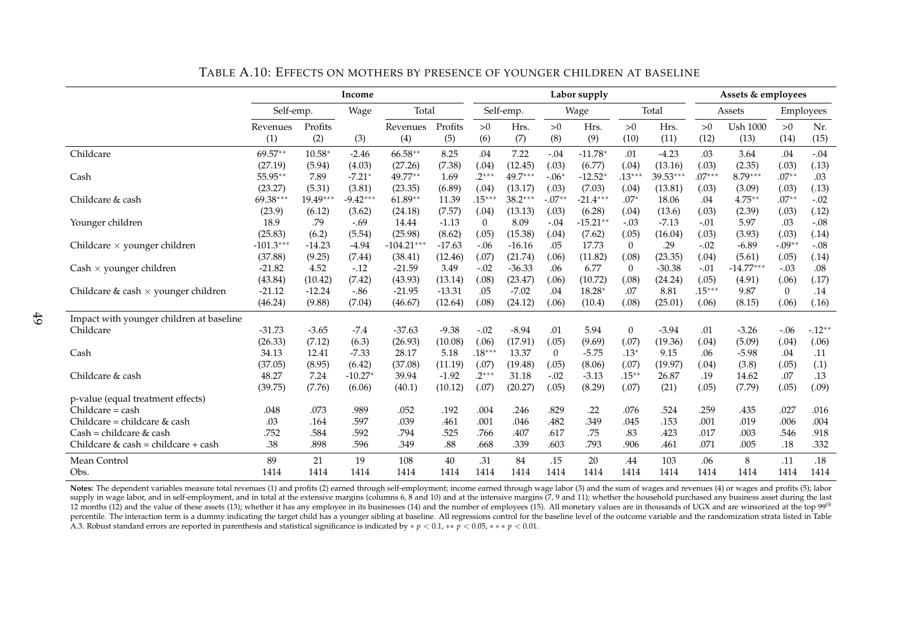TABLE A.10: EFFECTS ON MOTHERS BY PRESENCE OF YOUNGER CHILDREN AT BASELINE

| | Income | | | | | Labor supply | | | | | | Assets & employees | | | |
|---|---|---|---|---|---|---|---|---|---|---|---|---|---|---|---|
| | Self-emp. | | Wage | Total | | Self-emp. | | Wage | | Total | | Assets | | Employees | |
| | Revenues | Profits | | Revenues | Profits | >0 | Hrs. | >0 | Hrs. | >0 | Hrs. | >0 | Ush 1000 | >0 | Nr. |
| | (1) | (2) | (3) | (4) | (5) | (6) | (7) | (8) | (9) | (10) | (11) | (12) | (13) | (14) | (15) |
| Childcare | 69.57** | 10.58* | -2.46 | 66.58** | 8.25 | .04 | 7.22 | -.04 | -11.78* | .01 | -4.23 | .03 | 3.64 | .04 | -.04 |
| | (27.19) | (5.94) | (4.03) | (27.26) | (7.38) | (.04) | (12.45) | (.03) | (6.77) | (.04) | (13.16) | (.03) | (2.35) | (.03) | (.13) |
| Cash | 55.95** | 7.89 | -7.21* | 49.77** | 1.69 | .2*** | 49.7*** | -.06* | -12.52* | .13*** | 39.53*** | .07*** | 8.79*** | .07** | .03 |
| | (23.27) | (5.31) | (3.81) | (23.35) | (6.89) | (.04) | (13.17) | (.03) | (7.03) | (.04) | (13.81) | (.03) | (3.09) | (.03) | (.13) |
| Childcare & cash | 69.38*** | 19.49*** | -9.42*** | 61.89** | 11.39 | .15*** | 38.2*** | -.07** | -21.4*** | .07* | 18.06 | .04 | 4.75** | .07** | -.02 |
| | (23.9) | (6.12) | (3.62) | (24.18) | (7.57) | (.04) | (13.13) | (.03) | (6.28) | (.04) | (13.6) | (.03) | (2.39) | (.03) | (.12) |
| Younger children | 18.9 | .79 | -.69 | 14.44 | -1.13 | 0 | 8.09 | -.04 | -15.21** | -.03 | -7.13 | -.01 | 5.97 | .03 | -.08 |
| | (25.83) | (6.2) | (5.54) | (25.98) | (8.62) | (.05) | (15.38) | (.04) | (7.62) | (.05) | (16.04) | (.03) | (3.93) | (.03) | (.14) |
| Childcare × younger children | -101.3*** | -14.23 | -4.94 | -104.21*** | -17.63 | -.06 | -16.16 | .05 | 17.73 | 0 | .29 | -.02 | -6.89 | -.09** | -.08 |
| | (37.88) | (9.25) | (7.44) | (38.41) | (12.46) | (.07) | (21.74) | (.06) | (11.82) | (.08) | (23.35) | (.04) | (5.61) | (.05) | (.14) |
| Cash × younger children | -21.82 | 4.52 | -.12 | -21.59 | 3.49 | -.02 | -36.33 | .06 | 6.77 | 0 | -30.38 | -.01 | -14.77*** | -.03 | .08 |
| | (43.84) | (10.42) | (7.42) | (43.93) | (13.14) | (.08) | (23.47) | (.06) | (10.72) | (.08) | (24.24) | (.05) | (4.91) | (.06) | (.17) |
| Childcare & cash × younger children | -21.12 | -12.24 | -.86 | -21.95 | -13.31 | .05 | -7.02 | .04 | 18.28* | .07 | 8.81 | .15*** | 9.87 | 0 | .14 |
| | (46.24) | (9.88) | (7.04) | (46.67) | (12.64) | (.08) | (24.12) | (.06) | (10.4) | (.08) | (25.01) | (.06) | (8.15) | (.06) | (.16) |
| Impact with younger children at baseline | | | | | | | | | | | | | | | |
| Childcare | -31.73 | -3.65 | -7.4 | -37.63 | -9.38 | -.02 | -8.94 | .01 | 5.94 | 0 | -3.94 | .01 | -3.26 | -.06 | -.12** |
| | (26.33) | (7.12) | (6.3) | (26.93) | (10.08) | (.06) | (17.91) | (.05) | (9.69) | (.07) | (19.36) | (.04) | (5.09) | (.04) | (.06) |
| Cash | 34.13 | 12.41 | -7.33 | 28.17 | 5.18 | .18*** | 13.37 | 0 | -5.75 | .13* | 9.15 | .06 | -5.98 | .04 | .11 |
| | (37.05) | (8.95) | (6.42) | (37.08) | (11.19) | (.07) | (19.48) | (.05) | (8.06) | (.07) | (19.97) | (.04) | (3.8) | (.05) | (.1) |
| Childcare & cash | 48.27 | 7.24 | -10.27* | 39.94 | -1.92 | .2*** | 31.18 | -.02 | -3.13 | .15** | 26.87 | .19 | 14.62 | .07 | .13 |
| | (39.75) | (7.76) | (6.06) | (40.1) | (10.12) | (.07) | (20.27) | (.05) | (8.29) | (.07) | (21) | (.05) | (7.79) | (.05) | (.09) |
| p-value (equal treatment effects) | | | | | | | | | | | | | | | |
| Childcare = cash | .048 | .073 | .989 | .052 | .192 | .004 | .246 | .829 | .22 | .076 | .524 | .259 | .435 | .027 | .016 |
| Childcare = childcare & cash | .03 | .164 | .597 | .039 | .461 | .001 | .046 | .482 | .349 | .045 | .153 | .001 | .019 | .006 | .004 |
| Cash = childcare & cash | .752 | .584 | .592 | .794 | .525 | .766 | .407 | .617 | .75 | .83 | .423 | .017 | .003 | .546 | .918 |
| Childcare & cash = childcare + cash | .38 | .898 | .596 | .349 | .88 | .668 | .339 | .603 | .793 | .906 | .461 | .071 | .005 | .18 | .332 |
| Mean Control | 89 | 21 | 19 | 108 | 40 | .31 | 84 | .15 | 20 | .44 | 103 | .06 | 8 | .11 | .18 |
| Obs. | 1414 | 1414 | 1414 | 1414 | 1414 | 1414 | 1414 | 1414 | 1414 | 1414 | 1414 | 1414 | 1414 | 1414 | 1414 |

**Notes:** The dependent variables measure total revenues (1) and profits (2) earned through self-employment; income earned through wage labor (3) and the sum of wages and revenues (4) or wages and profits (5); labor supply in wage labor, and in self-employment, and in total at the extensive margins (columns 6, 8 and 10) and at the intensive margins (7, 9 and 11); whether the household purchased any business asset during the last 12 months (12) and the value of these assets (13); whether it has any employee in its businesses (14) and the number of employees (15). All monetary values are in thousands of UGX and are winsorized at the top $99^{th}$ percentile. The interaction term is a dummy indicating the target child has a younger sibling at baseline. All regressions control for the baseline level of the outcome variable and the randomization strata listed in Table A.3. Robust standard errors are reported in parenthesis and statistical significance is indicated by $* \; p < 0.1$, $** \; p < 0.05$, $*** \; p < 0.01$.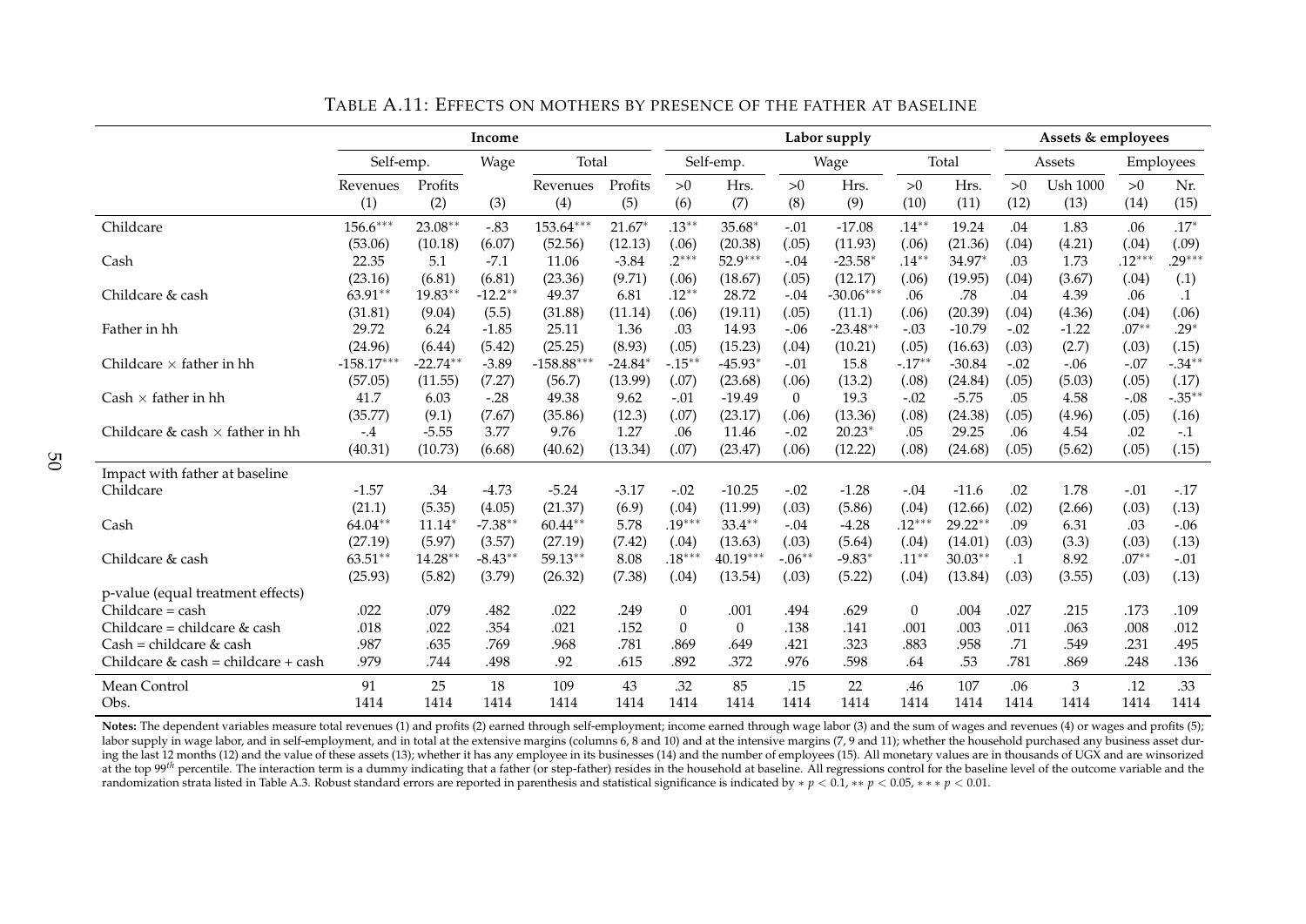TABLE A.11: EFFECTS ON MOTHERS BY PRESENCE OF THE FATHER AT BASELINE

| | Income | | | | | Labor supply | | | | | | Assets & employees | | | |
|---|---|---|---|---|---|---|---|---|---|---|---|---|---|---|---|
| | Self-emp. | | Wage | Total | | Self-emp. | | Wage | | Total | | Assets | | Employees | |
| | Revenues | Profits | | Revenues | Profits | >0 | Hrs. | >0 | Hrs. | >0 | Hrs. | >0 | Ush 1000 | >0 | Nr. |
| | (1) | (2) | (3) | (4) | (5) | (6) | (7) | (8) | (9) | (10) | (11) | (12) | (13) | (14) | (15) |
| Childcare | 156.6*** | 23.08** | -.83 | 153.64*** | 21.67* | .13** | 35.68* | -.01 | -17.08 | .14** | 19.24 | .04 | 1.83 | .06 | .17* |
| | (53.06) | (10.18) | (6.07) | (52.56) | (12.13) | (.06) | (20.38) | (.05) | (11.93) | (.06) | (21.36) | (.04) | (4.21) | (.04) | (.09) |
| Cash | 22.35 | 5.1 | -7.1 | 11.06 | -3.84 | .2*** | 52.9*** | -.04 | -23.58* | .14** | 34.97* | .03 | 1.73 | .12*** | .29*** |
| | (23.16) | (6.81) | (6.81) | (23.36) | (9.71) | (.06) | (18.67) | (.05) | (12.17) | (.06) | (19.95) | (.04) | (3.67) | (.04) | (.1) |
| Childcare & cash | 63.91** | 19.83** | -12.2** | 49.37 | 6.81 | .12** | 28.72 | -.04 | -30.06*** | .06 | .78 | .04 | 4.39 | .06 | .1 |
| | (31.81) | (9.04) | (5.5) | (31.88) | (11.14) | (.06) | (19.11) | (.05) | (11.1) | (.06) | (20.39) | (.04) | (4.36) | (.04) | (.06) |
| Father in hh | 29.72 | 6.24 | -1.85 | 25.11 | 1.36 | .03 | 14.93 | -.06 | -23.48** | -.03 | -10.79 | -.02 | -1.22 | .07** | .29* |
| | (24.96) | (6.44) | (5.42) | (25.25) | (8.93) | (.05) | (15.23) | (.04) | (10.21) | (.05) | (16.63) | (.03) | (2.7) | (.03) | (.15) |
| Childcare × father in hh | -158.17*** | -22.74** | -3.89 | -158.88*** | -24.84* | -.15** | -45.93* | -.01 | 15.8 | -.17** | -30.84 | -.02 | -.06 | -.07 | -.34** |
| | (57.05) | (11.55) | (7.27) | (56.7) | (13.99) | (.07) | (23.68) | (.06) | (13.2) | (.08) | (24.84) | (.05) | (5.03) | (.05) | (.17) |
| Cash × father in hh | 41.7 | 6.03 | -.28 | 49.38 | 9.62 | -.01 | -19.49 | 0 | 19.3 | -.02 | -5.75 | .05 | 4.58 | -.08 | -.35** |
| | (35.77) | (9.1) | (7.67) | (35.86) | (12.3) | (.07) | (23.17) | (.06) | (13.36) | (.08) | (24.38) | (.05) | (4.96) | (.05) | (.16) |
| Childcare & cash × father in hh | -.4 | -5.55 | 3.77 | 9.76 | 1.27 | .06 | 11.46 | -.02 | 20.23* | .05 | 29.25 | .06 | 4.54 | .02 | -.1 |
| | (40.31) | (10.73) | (6.68) | (40.62) | (13.34) | (.07) | (23.47) | (.06) | (12.22) | (.08) | (24.68) | (.05) | (5.62) | (.05) | (.15) |
| Impact with father at baseline | | | | | | | | | | | | | | | |
| Childcare | -1.57 | .34 | -4.73 | -5.24 | -3.17 | -.02 | -10.25 | -.02 | -1.28 | -.04 | -11.6 | .02 | 1.78 | -.01 | -.17 |
| | (21.1) | (5.35) | (4.05) | (21.37) | (6.9) | (.04) | (11.99) | (.03) | (5.86) | (.04) | (12.66) | (.02) | (2.66) | (.03) | (.13) |
| Cash | 64.04** | 11.14* | -7.38** | 60.44** | 5.78 | .19*** | 33.4** | -.04 | -4.28 | .12*** | 29.22** | .09 | 6.31 | .03 | -.06 |
| | (27.19) | (5.97) | (3.57) | (27.19) | (7.42) | (.04) | (13.63) | (.03) | (5.64) | (.04) | (14.01) | (.03) | (3.3) | (.03) | (.13) |
| Childcare & cash | 63.51** | 14.28** | -8.43** | 59.13** | 8.08 | .18*** | 40.19*** | -.06** | -9.83* | .11** | 30.03** | .1 | 8.92 | .07** | -.01 |
| | (25.93) | (5.82) | (3.79) | (26.32) | (7.38) | (.04) | (13.54) | (.03) | (5.22) | (.04) | (13.84) | (.03) | (3.55) | (.03) | (.13) |
| p-value (equal treatment effects) | | | | | | | | | | | | | | | |
| Childcare = cash | .022 | .079 | .482 | .022 | .249 | 0 | .001 | .494 | .629 | 0 | .004 | .027 | .215 | .173 | .109 |
| Childcare = childcare & cash | .018 | .022 | .354 | .021 | .152 | 0 | 0 | .138 | .141 | .001 | .003 | .011 | .063 | .008 | .012 |
| Cash = childcare & cash | .987 | .635 | .769 | .968 | .781 | .869 | .649 | .421 | .323 | .883 | .958 | .71 | .549 | .231 | .495 |
| Childcare & cash = childcare + cash | .979 | .744 | .498 | .92 | .615 | .892 | .372 | .976 | .598 | .64 | .53 | .781 | .869 | .248 | .136 |
| Mean Control | 91 | 25 | 18 | 109 | 43 | .32 | 85 | .15 | 22 | .46 | 107 | .06 | 3 | .12 | .33 |
| Obs. | 1414 | 1414 | 1414 | 1414 | 1414 | 1414 | 1414 | 1414 | 1414 | 1414 | 1414 | 1414 | 1414 | 1414 | 1414 |

**Notes:** The dependent variables measure total revenues (1) and profits (2) earned through self-employment; income earned through wage labor (3) and the sum of wages and revenues (4) or wages and profits (5); labor supply in wage labor, and in self-employment, and in total at the extensive margins (columns 6, 8 and 10) and at the intensive margins (7, 9 and 11); whether the household purchased any business asset during the last 12 months (12) and the value of these assets (13); whether it has any employee in its businesses (14) and the number of employees (15). All monetary values are in thousands of UGX and are winsorized at the top $99^{th}$ percentile. The interaction term is a dummy indicating that a father (or step-father) resides in the household at baseline. All regressions control for the baseline level of the outcome variable and the randomization strata listed in Table A.3. Robust standard errors are reported in parenthesis and statistical significance is indicated by $* \, p < 0.1$, $** \, p < 0.05$, $*** \, p < 0.01$.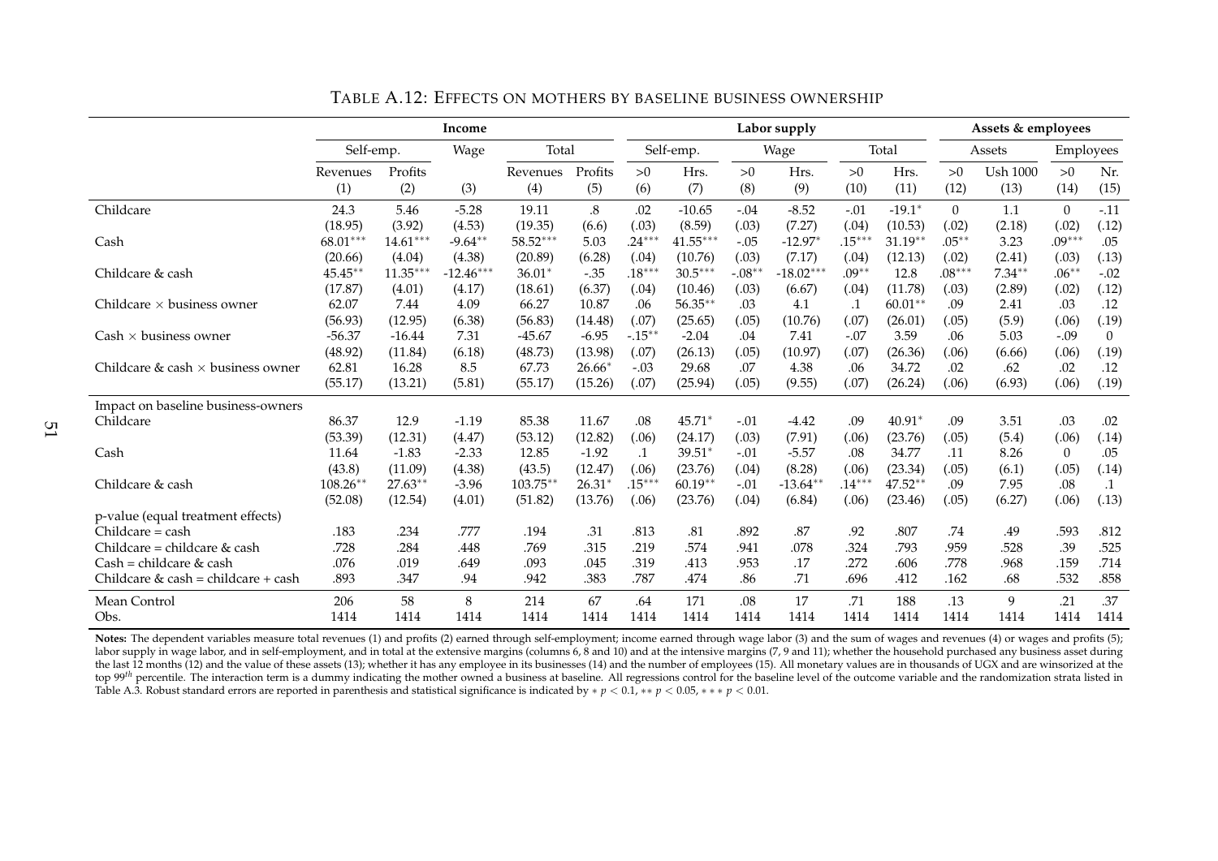TABLE A.12: EFFECTS ON MOTHERS BY BASELINE BUSINESS OWNERSHIP

| | Income | | | | | Labor supply | | | | | | Assets & employees | | | |
|---|---|---|---|---|---|---|---|---|---|---|---|---|---|---|---|
| | Self-emp. | | Wage | Total | | Self-emp. | | Wage | | Total | | Assets | | Employees | |
| | Revenues | Profits | | Revenues | Profits | >0 | Hrs. | >0 | Hrs. | >0 | Hrs. | >0 | Usb 1000 | >0 | Nr. |
| | (1) | (2) | (3) | (4) | (5) | (6) | (7) | (8) | (9) | (10) | (11) | (12) | (13) | (14) | (15) |
| Childcare | 24.3 | 5.46 | -5.28 | 19.11 | .8 | .02 | -10.65 | -.04 | -8.52 | -.01 | -19.1* | 0 | 1.1 | 0 | -.11 |
| | (18.95) | (3.92) | (4.53) | (19.35) | (6.6) | (.03) | (8.59) | (.03) | (7.27) | (.04) | (10.53) | (.02) | (2.18) | (.02) | (.12) |
| Cash | 68.01*** | 14.61*** | -9.64** | 58.52*** | 5.03 | .24*** | 41.55*** | -.05 | -12.97* | .15*** | 31.19** | .05** | 3.23 | .09*** | .05 |
| | (20.66) | (4.04) | (4.38) | (20.89) | (6.28) | (.04) | (10.76) | (.03) | (7.17) | (.04) | (12.13) | (.02) | (2.41) | (.03) | (.13) |
| Childcare & cash | 45.45** | 11.35*** | -12.46*** | 36.01* | -.35 | .18*** | 30.5*** | -.08** | -18.02*** | .09** | 12.8 | .08*** | 7.34** | .06** | -.02 |
| | (17.87) | (4.01) | (4.17) | (18.61) | (6.37) | (.04) | (10.46) | (.03) | (6.67) | (.04) | (11.78) | (.03) | (2.89) | (.02) | (.12) |
| Childcare × business owner | 62.07 | 7.44 | 4.09 | 66.27 | 10.87 | .06 | 56.35** | .03 | 4.1 | .1 | 60.01** | .09 | 2.41 | .03 | .12 |
| | (56.93) | (12.95) | (6.38) | (56.83) | (14.48) | (.07) | (25.65) | (.05) | (10.76) | (.07) | (26.01) | (.05) | (5.9) | (.06) | (.19) |
| Cash × business owner | -56.37 | -16.44 | 7.31 | -45.67 | -6.95 | -.15** | -2.04 | .04 | 7.41 | -.07 | 3.59 | .06 | 5.03 | -.09 | 0 |
| | (48.92) | (11.84) | (6.18) | (48.73) | (13.98) | (.07) | (26.13) | (.05) | (10.97) | (.07) | (26.36) | (.06) | (6.66) | (.06) | (.19) |
| Childcare & cash × business owner | 62.81 | 16.28 | 8.5 | 67.73 | 26.66* | -.03 | 29.68 | .07 | 4.38 | .06 | 34.72 | .02 | .62 | .02 | .12 |
| | (55.17) | (13.21) | (5.81) | (55.17) | (15.26) | (.07) | (25.94) | (.05) | (9.55) | (.07) | (26.24) | (.06) | (6.93) | (.06) | (.19) |
| Impact on baseline business-owners | | | | | | | | | | | | | | | |
| Childcare | 86.37 | 12.9 | -1.19 | 85.38 | 11.67 | .08 | 45.71* | -.01 | -4.42 | .09 | 40.91* | .09 | 3.51 | .03 | .02 |
| | (53.39) | (12.31) | (4.47) | (53.12) | (12.82) | (.06) | (24.17) | (.03) | (7.91) | (.06) | (23.76) | (.05) | (5.4) | (.06) | (.14) |
| Cash | 11.64 | -1.83 | -2.33 | 12.85 | -1.92 | .1 | 39.51* | -.01 | -5.57 | .08 | 34.77 | .11 | 8.26 | 0 | .05 |
| | (43.8) | (11.09) | (4.38) | (43.5) | (12.47) | (.06) | (23.76) | (.04) | (8.28) | (.06) | (23.34) | (.05) | (6.1) | (.05) | (.14) |
| Childcare & cash | 108.26** | 27.63** | -3.96 | 103.75** | 26.31* | .15*** | 60.19** | -.01 | -13.64** | .14*** | 47.52** | .09 | 7.95 | .08 | .1 |
| | (52.08) | (12.54) | (4.01) | (51.82) | (13.76) | (.06) | (23.76) | (.04) | (6.84) | (.06) | (23.46) | (.05) | (6.27) | (.06) | (.13) |
| p-value (equal treatment effects) | | | | | | | | | | | | | | | |
| Childcare = cash | .183 | .234 | .777 | .194 | .31 | .813 | .81 | .892 | .87 | .92 | .807 | .74 | .49 | .593 | .812 |
| Childcare = childcare & cash | .728 | .284 | .448 | .769 | .315 | .219 | .574 | .941 | .078 | .324 | .793 | .959 | .528 | .39 | .525 |
| Cash = childcare & cash | .076 | .019 | .649 | .093 | .045 | .319 | .413 | .953 | .17 | .272 | .606 | .778 | .968 | .159 | .714 |
| Childcare & cash = childcare + cash | .893 | .347 | .94 | .942 | .383 | .787 | .474 | .86 | .71 | .696 | .412 | .162 | .68 | .532 | .858 |
| Mean Control | 206 | 58 | 8 | 214 | 67 | .64 | 171 | .08 | 17 | .71 | 188 | .13 | 9 | .21 | .37 |
| Obs. | 1414 | 1414 | 1414 | 1414 | 1414 | 1414 | 1414 | 1414 | 1414 | 1414 | 1414 | 1414 | 1414 | 1414 | 1414 |

**Notes:** The dependent variables measure total revenues (1) and profits (2) earned through self-employment; income earned through wage labor (3) and the sum of wages and revenues (4) or wages and profits (5); labor supply in wage labor, and in self-employment, and in total at the extensive margins (columns 6, 8 and 10) and at the intensive margins (7, 9 and 11); whether the household purchased any business asset during the last 12 months (12) and the value of these assets (13); whether it has any employee in its businesses (14) and the number of employees (15). All monetary values are in thousands of UGX and are winsorized at the top $99^{th}$ percentile. The interaction term is a dummy indicating the mother owned a business at baseline. All regressions control for the baseline level of the outcome variable and the randomization strata listed in Table A.3. Robust standard errors are reported in parenthesis and statistical significance is indicated by $* \ p < 0.1$, $** \ p < 0.05$, $*** \ p < 0.01$.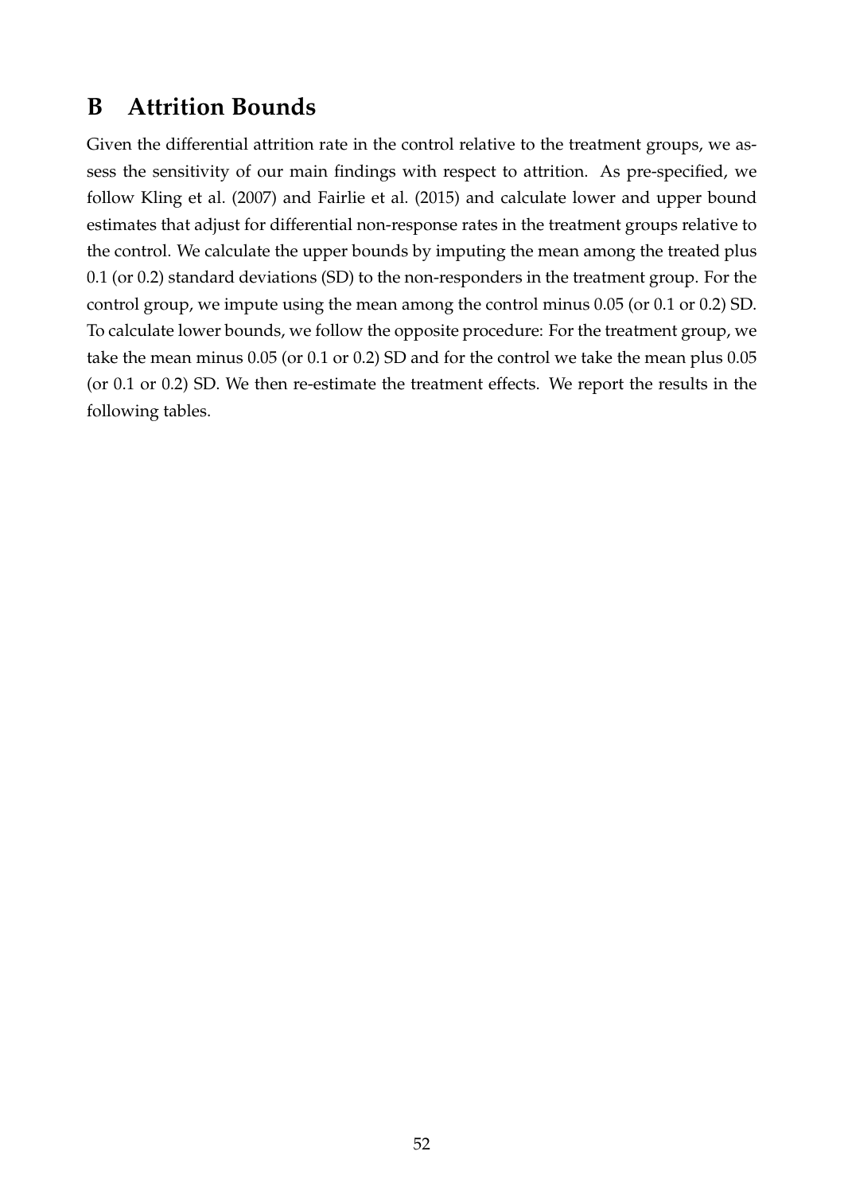# B Attrition Bounds

Given the differential attrition rate in the control relative to the treatment groups, we assess the sensitivity of our main findings with respect to attrition. As pre-specified, we follow Kling et al. (2007) and Fairlie et al. (2015) and calculate lower and upper bound estimates that adjust for differential non-response rates in the treatment groups relative to the control. We calculate the upper bounds by imputing the mean among the treated plus 0.1 (or 0.2) standard deviations (SD) to the non-responders in the treatment group. For the control group, we impute using the mean among the control minus 0.05 (or 0.1 or 0.2) SD. To calculate lower bounds, we follow the opposite procedure: For the treatment group, we take the mean minus 0.05 (or 0.1 or 0.2) SD and for the control we take the mean plus 0.05 (or 0.1 or 0.2) SD. We then re-estimate the treatment effects. We report the results in the following tables.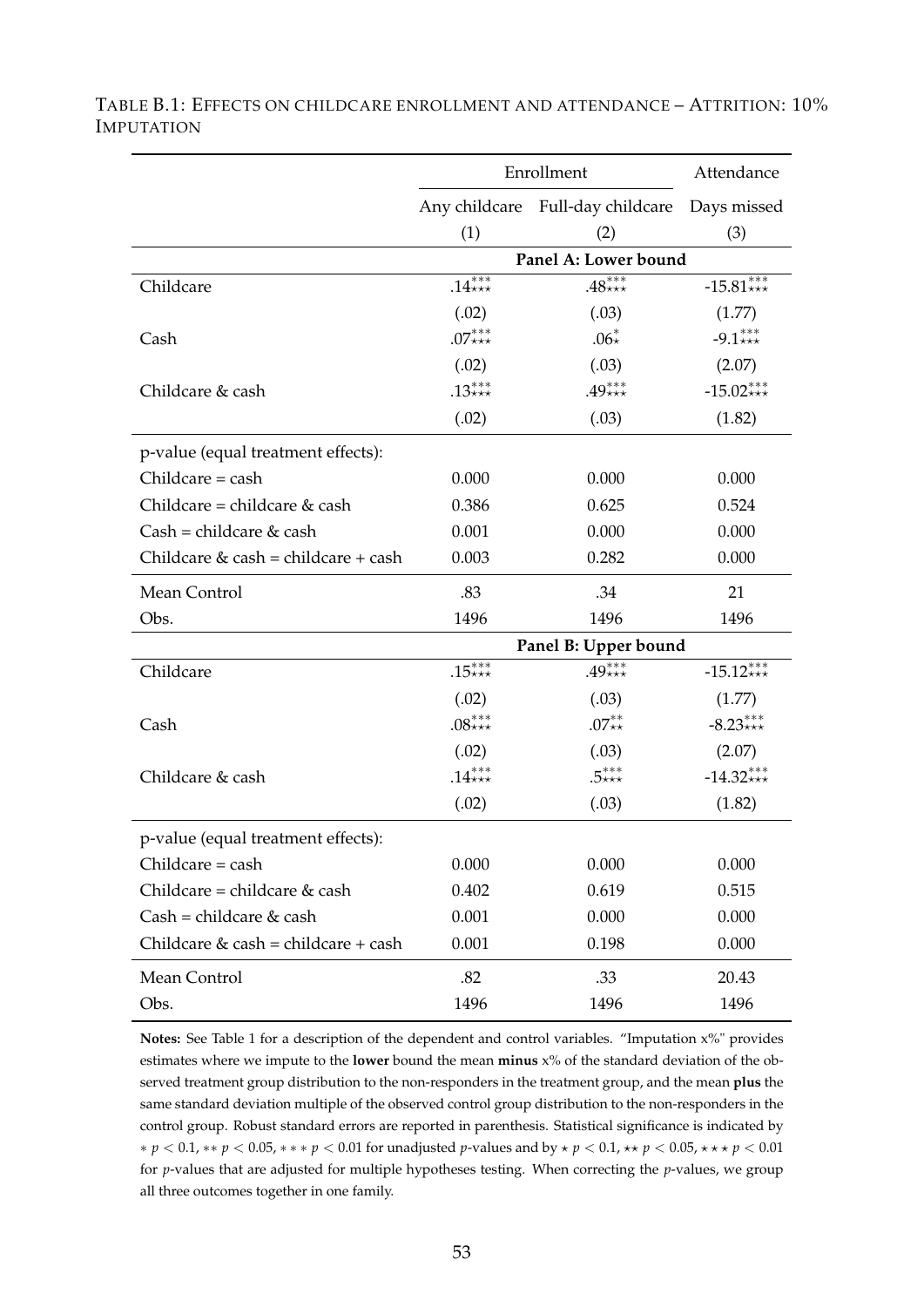TABLE B.1: EFFECTS ON CHILDCARE ENROLLMENT AND ATTENDANCE – ATTRITION: 10% IMPUTATION

| | Enrollment | | Attendance |
|---|---|---|---|
| | Any childcare | Full-day childcare | Days missed |
| | (1) | (2) | (3) |
| **Panel A: Lower bound** | | | |
| Childcare | $.14^{***}_{\star\star\star}$ | $.48^{***}_{\star\star\star}$ | $-15.81^{***}_{\star\star\star}$ |
| | (.02) | (.03) | (1.77) |
| Cash | $.07^{***}_{\star\star\star}$ | $.06^{*}_{\star}$ | $-9.1^{***}_{\star\star\star}$ |
| | (.02) | (.03) | (2.07) |
| Childcare & cash | $.13^{***}_{\star\star\star}$ | $.49^{***}_{\star\star\star}$ | $-15.02^{***}_{\star\star\star}$ |
| | (.02) | (.03) | (1.82) |
| p-value (equal treatment effects): | | | |
| Childcare = cash | 0.000 | 0.000 | 0.000 |
| Childcare = childcare & cash | 0.386 | 0.625 | 0.524 |
| Cash = childcare & cash | 0.001 | 0.000 | 0.000 |
| Childcare & cash = childcare + cash | 0.003 | 0.282 | 0.000 |
| Mean Control | .83 | .34 | 21 |
| Obs. | 1496 | 1496 | 1496 |
| **Panel B: Upper bound** | | | |
| Childcare | $.15^{***}_{\star\star\star}$ | $.49^{***}_{\star\star\star}$ | $-15.12^{***}_{\star\star\star}$ |
| | (.02) | (.03) | (1.77) |
| Cash | $.08^{***}_{\star\star\star}$ | $.07^{**}_{\star\star}$ | $-8.23^{***}_{\star\star\star}$ |
| | (.02) | (.03) | (2.07) |
| Childcare & cash | $.14^{***}_{\star\star\star}$ | $.5^{***}_{\star\star\star}$ | $-14.32^{***}_{\star\star\star}$ |
| | (.02) | (.03) | (1.82) |
| p-value (equal treatment effects): | | | |
| Childcare = cash | 0.000 | 0.000 | 0.000 |
| Childcare = childcare & cash | 0.402 | 0.619 | 0.515 |
| Cash = childcare & cash | 0.001 | 0.000 | 0.000 |
| Childcare & cash = childcare + cash | 0.001 | 0.198 | 0.000 |
| Mean Control | .82 | .33 | 20.43 |
| Obs. | 1496 | 1496 | 1496 |

**Notes:** See Table 1 for a description of the dependent and control variables. "Imputation x%" provides estimates where we impute to the **lower** bound the mean **minus** x% of the standard deviation of the observed treatment group distribution to the non-responders in the treatment group, and the mean **plus** the same standard deviation multiple of the observed control group distribution to the non-responders in the control group. Robust standard errors are reported in parenthesis. Statistical significance is indicated by $* \ p < 0.1$, $** \ p < 0.05$, $*** \ p < 0.01$ for unadjusted $p$-values and by $\star \ p < 0.1$, $\star\star \ p < 0.05$, $\star\star\star \ p < 0.01$ for $p$-values that are adjusted for multiple hypotheses testing. When correcting the $p$-values, we group all three outcomes together in one family.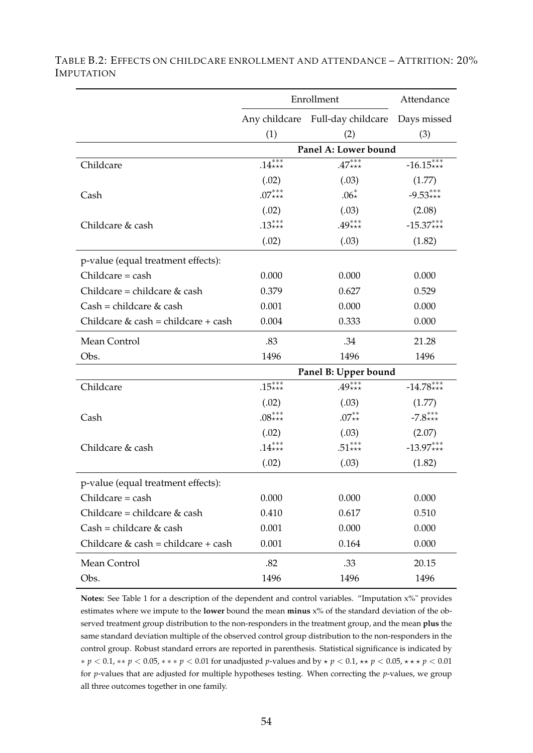TABLE B.2: EFFECTS ON CHILDCARE ENROLLMENT AND ATTENDANCE – ATTRITION: 20% IMPUTATION

| | Enrollment | | Attendance |
|---|---|---|---|
| | Any childcare | Full-day childcare | Days missed |
| | (1) | (2) | (3) |
| **Panel A: Lower bound** | | | |
| Childcare | $.14^{***}_{\star\star\star}$ | $.47^{***}_{\star\star\star}$ | $-16.15^{***}_{\star\star\star}$ |
| | (.02) | (.03) | (1.77) |
| Cash | $.07^{***}_{\star\star\star}$ | $.06^{*}_{\star}$ | $-9.53^{***}_{\star\star\star}$ |
| | (.02) | (.03) | (2.08) |
| Childcare & cash | $.13^{***}_{\star\star\star}$ | $.49^{***}_{\star\star\star}$ | $-15.37^{***}_{\star\star\star}$ |
| | (.02) | (.03) | (1.82) |
| p-value (equal treatment effects): | | | |
| Childcare = cash | 0.000 | 0.000 | 0.000 |
| Childcare = childcare & cash | 0.379 | 0.627 | 0.529 |
| Cash = childcare & cash | 0.001 | 0.000 | 0.000 |
| Childcare & cash = childcare + cash | 0.004 | 0.333 | 0.000 |
| Mean Control | .83 | .34 | 21.28 |
| Obs. | 1496 | 1496 | 1496 |
| **Panel B: Upper bound** | | | |
| Childcare | $.15^{***}_{\star\star\star}$ | $.49^{***}_{\star\star\star}$ | $-14.78^{***}_{\star\star\star}$ |
| | (.02) | (.03) | (1.77) |
| Cash | $.08^{***}_{\star\star\star}$ | $.07^{**}_{\star\star}$ | $-7.8^{***}_{\star\star\star}$ |
| | (.02) | (.03) | (2.07) |
| Childcare & cash | $.14^{***}_{\star\star\star}$ | $.51^{***}_{\star\star\star}$ | $-13.97^{***}_{\star\star\star}$ |
| | (.02) | (.03) | (1.82) |
| p-value (equal treatment effects): | | | |
| Childcare = cash | 0.000 | 0.000 | 0.000 |
| Childcare = childcare & cash | 0.410 | 0.617 | 0.510 |
| Cash = childcare & cash | 0.001 | 0.000 | 0.000 |
| Childcare & cash = childcare + cash | 0.001 | 0.164 | 0.000 |
| Mean Control | .82 | .33 | 20.15 |
| Obs. | 1496 | 1496 | 1496 |

**Notes:** See Table 1 for a description of the dependent and control variables. "Imputation x%" provides estimates where we impute to the **lower** bound the mean **minus** x% of the standard deviation of the observed treatment group distribution to the non-responders in the treatment group, and the mean **plus** the same standard deviation multiple of the observed control group distribution to the non-responders in the control group. Robust standard errors are reported in parenthesis. Statistical significance is indicated by $* \ p < 0.1$, $** \ p < 0.05$, $*** \ p < 0.01$ for unadjusted $p$-values and by $\star \ p < 0.1$, $\star\star \ p < 0.05$, $\star\star\star \ p < 0.01$ for $p$-values that are adjusted for multiple hypotheses testing. When correcting the $p$-values, we group all three outcomes together in one family.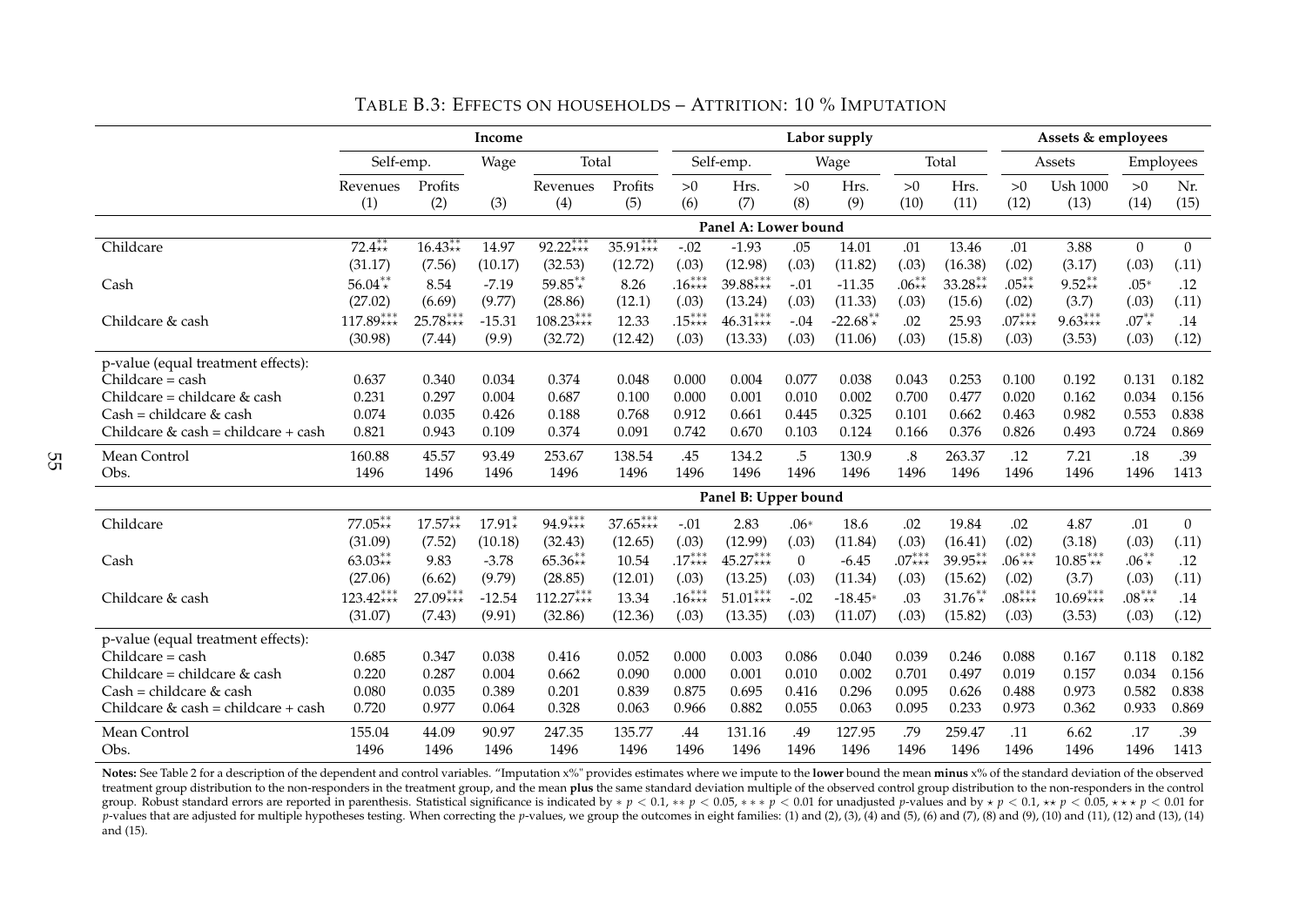TABLE B.3: EFFECTS ON HOUSEHOLDS – ATTRITION: 10 % IMPUTATION

| | Income | | | | | Labor supply | | | | | | Assets & employees | | | |
|---|---|---|---|---|---|---|---|---|---|---|---|---|---|---|---|
| | Self-emp. | | Wage | Total | | Self-emp. | | Wage | | Total | | Assets | | Employees | |
| | Revenues (1) | Profits (2) | (3) | Revenues (4) | Profits (5) | >0 (6) | Hrs. (7) | >0 (8) | Hrs. (9) | >0 (10) | Hrs. (11) | >0 (12) | Ush 1000 (13) | >0 (14) | Nr. (15) |
| **Panel A: Lower bound** | | | | | | | | | | | | | | | |
| Childcare | $72.4^{**}_{\star\star}$ | $16.43^{**}_{\star\star}$ | 14.97 | $92.22^{***}_{\star\star\star}$ | $35.91^{***}_{\star\star\star}$ | -.02 | -1.93 | .05 | 14.01 | .01 | 13.46 | .01 | 3.88 | 0 | 0 |
| | (31.17) | (7.56) | (10.17) | (32.53) | (12.72) | (.03) | (12.98) | (.03) | (11.82) | (.03) | (16.38) | (.02) | (3.17) | (.03) | (.11) |
| Cash | $56.04^{**}_{\star}$ | 8.54 | -7.19 | $59.85^{**}_{\star}$ | 8.26 | $.16^{***}_{\star\star\star}$ | $39.88^{***}_{\star\star\star}$ | -.01 | -11.35 | $.06^{**}_{\star\star}$ | $33.28^{**}_{\star\star}$ | $.05^{**}_{\star\star}$ | $9.52^{**}_{\star\star}$ | $.05^{*}$ | .12 |
| | (27.02) | (6.69) | (9.77) | (28.86) | (12.1) | (.03) | (13.24) | (.03) | (11.33) | (.03) | (15.6) | (.02) | (3.7) | (.03) | (.11) |
| Childcare & cash | $117.89^{***}_{\star\star\star}$ | $25.78^{***}_{\star\star\star}$ | -15.31 | $108.23^{***}_{\star\star\star}$ | 12.33 | $.15^{***}_{\star\star\star}$ | $46.31^{***}_{\star\star\star}$ | -.04 | $-22.68^{**}_{\star}$ | .02 | 25.93 | $.07^{***}_{\star\star\star}$ | $9.63^{***}_{\star\star\star}$ | $.07^{**}_{\star}$ | .14 |
| | (30.98) | (7.44) | (9.9) | (32.72) | (12.42) | (.03) | (13.33) | (.03) | (11.06) | (.03) | (15.8) | (.03) | (3.53) | (.03) | (.12) |
| p-value (equal treatment effects): | | | | | | | | | | | | | | | |
| Childcare = cash | 0.637 | 0.340 | 0.034 | 0.374 | 0.048 | 0.000 | 0.004 | 0.077 | 0.038 | 0.043 | 0.253 | 0.100 | 0.192 | 0.131 | 0.182 |
| Childcare = childcare & cash | 0.231 | 0.297 | 0.004 | 0.687 | 0.100 | 0.000 | 0.001 | 0.010 | 0.002 | 0.700 | 0.477 | 0.020 | 0.162 | 0.034 | 0.156 |
| Cash = childcare & cash | 0.074 | 0.035 | 0.426 | 0.188 | 0.768 | 0.912 | 0.661 | 0.445 | 0.325 | 0.101 | 0.662 | 0.463 | 0.982 | 0.553 | 0.838 |
| Childcare & cash = childcare + cash | 0.821 | 0.943 | 0.109 | 0.374 | 0.091 | 0.742 | 0.670 | 0.103 | 0.124 | 0.166 | 0.376 | 0.826 | 0.493 | 0.724 | 0.869 |
| Mean Control | 160.88 | 45.57 | 93.49 | 253.67 | 138.54 | .45 | 134.2 | .5 | 130.9 | .8 | 263.37 | .12 | 7.21 | .18 | .39 |
| Obs. | 1496 | 1496 | 1496 | 1496 | 1496 | 1496 | 1496 | 1496 | 1496 | 1496 | 1496 | 1496 | 1496 | 1496 | 1413 |
| **Panel B: Upper bound** | | | | | | | | | | | | | | | |
| Childcare | $77.05^{**}_{\star\star}$ | $17.57^{**}_{\star\star}$ | $17.91^{*}_{\star}$ | $94.9^{***}_{\star\star\star}$ | $37.65^{***}_{\star\star\star}$ | -.01 | 2.83 | $.06^{*}$ | 18.6 | .02 | 19.84 | .02 | 4.87 | .01 | 0 |
| | (31.09) | (7.52) | (10.18) | (32.43) | (12.65) | (.03) | (12.99) | (.03) | (11.84) | (.03) | (16.41) | (.02) | (3.18) | (.03) | (.11) |
| Cash | $63.03^{**}_{\star\star}$ | 9.83 | -3.78 | $65.36^{**}_{\star\star}$ | 10.54 | $.17^{***}_{\star\star\star}$ | $45.27^{***}_{\star\star\star}$ | 0 | -6.45 | $.07^{***}_{\star\star\star}$ | $39.95^{**}_{\star\star}$ | $.06^{***}_{\star\star}$ | $10.85^{***}_{\star\star}$ | $.06^{**}_{\star}$ | .12 |
| | (27.06) | (6.62) | (9.79) | (28.85) | (12.01) | (.03) | (13.25) | (.03) | (11.34) | (.03) | (15.62) | (.02) | (3.7) | (.03) | (.11) |
| Childcare & cash | $123.42^{***}_{\star\star\star}$ | $27.09^{***}_{\star\star\star}$ | -12.54 | $112.27^{***}_{\star\star\star}$ | 13.34 | $.16^{***}_{\star\star\star}$ | $51.01^{***}_{\star\star\star}$ | -.02 | $-18.45^{*}$ | .03 | $31.76^{**}_{\star}$ | $.08^{***}_{\star\star\star}$ | $10.69^{***}_{\star\star\star}$ | $.08^{***}_{\star\star}$ | .14 |
| | (31.07) | (7.43) | (9.91) | (32.86) | (12.36) | (.03) | (13.35) | (.03) | (11.07) | (.03) | (15.82) | (.03) | (3.53) | (.03) | (.12) |
| p-value (equal treatment effects): | | | | | | | | | | | | | | | |
| Childcare = cash | 0.685 | 0.347 | 0.038 | 0.416 | 0.052 | 0.000 | 0.003 | 0.086 | 0.040 | 0.039 | 0.246 | 0.088 | 0.167 | 0.118 | 0.182 |
| Childcare = childcare & cash | 0.220 | 0.287 | 0.004 | 0.662 | 0.090 | 0.000 | 0.001 | 0.010 | 0.002 | 0.701 | 0.497 | 0.019 | 0.157 | 0.034 | 0.156 |
| Cash = childcare & cash | 0.080 | 0.035 | 0.389 | 0.201 | 0.839 | 0.875 | 0.695 | 0.416 | 0.296 | 0.095 | 0.626 | 0.488 | 0.973 | 0.582 | 0.838 |
| Childcare & cash = childcare + cash | 0.720 | 0.977 | 0.064 | 0.328 | 0.063 | 0.966 | 0.882 | 0.055 | 0.063 | 0.095 | 0.233 | 0.973 | 0.362 | 0.933 | 0.869 |
| Mean Control | 155.04 | 44.09 | 90.97 | 247.35 | 135.77 | .44 | 131.16 | .49 | 127.95 | .79 | 259.47 | .11 | 6.62 | .17 | .39 |
| Obs. | 1496 | 1496 | 1496 | 1496 | 1496 | 1496 | 1496 | 1496 | 1496 | 1496 | 1496 | 1496 | 1496 | 1496 | 1413 |

**Notes:** See Table 2 for a description of the dependent and control variables. "Imputation x%" provides estimates where we impute to the **lower** bound the mean **minus** x% of the standard deviation of the observed treatment group distribution to the non-responders in the treatment group, and the mean **plus** the same standard deviation multiple of the observed control group distribution to the non-responders in the control group. Robust standard errors are reported in parenthesis. Statistical significance is indicated by $* \ p < 0.1$, $** \ p < 0.05$, $*** \ p < 0.01$ for unadjusted $p$-values and by $\star \ p < 0.1$, $\star\star \ p < 0.05$, $\star\star\star \ p < 0.01$ for $p$-values that are adjusted for multiple hypotheses testing. When correcting the $p$-values, we group the outcomes in eight families: (1) and (2), (3), (4) and (5), (6) and (7), (8) and (9), (10) and (11), (12) and (13), (14) and (15).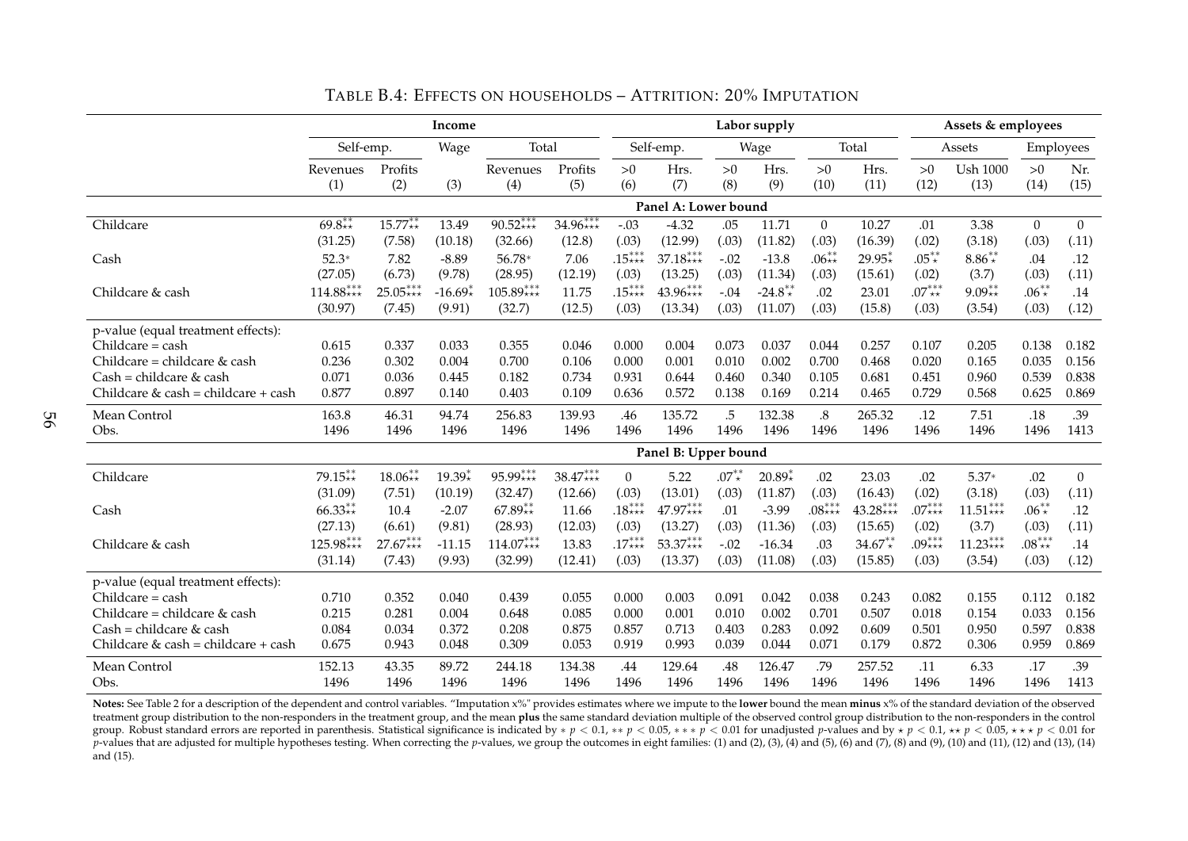# Table B.4: Effects on households – Attrition: 20% Imputation

| | Income | | | | | Labor supply | | | | | | Assets & employees | | | |
|---|---|---|---|---|---|---|---|---|---|---|---|---|---|---|---|
| | Self-emp. | | Wage | Total | | Self-emp. | | Wage | | Total | | Assets | | Employees | |
| | Revenues | Profits | | Revenues | Profits | >0 | Hrs. | >0 | Hrs. | >0 | Hrs. | >0 | Ush 1000 | >0 | Nr. |
| | (1) | (2) | (3) | (4) | (5) | (6) | (7) | (8) | (9) | (10) | (11) | (12) | (13) | (14) | (15) |
| **Panel A: Lower bound** | | | | | | | | | | | | | | | |
| Childcare | 69.8$^{**}_{**}$ | 15.77$^{**}_{**}$ | 13.49 | 90.52$^{***}_{***}$ | 34.96$^{***}_{***}$ | -.03 | -4.32 | .05 | 11.71 | 0 | 10.27 | .01 | 3.38 | 0 | 0 |
| | (31.25) | (7.58) | (10.18) | (32.66) | (12.8) | (.03) | (12.99) | (.03) | (11.82) | (.03) | (16.39) | (.02) | (3.18) | (.03) | (.11) |
| Cash | 52.3$^{*}$ | 7.82 | -8.89 | 56.78$^{*}$ | 7.06 | .15$^{***}_{***}$ | 37.18$^{***}_{***}$ | -.02 | -13.8 | .06$^{**}_{**}$ | 29.95$^{*}_{*}$ | .05$^{**}_{*}$ | 8.86$^{**}_{*}$ | .04 | .12 |
| | (27.05) | (6.73) | (9.78) | (28.95) | (12.19) | (.03) | (13.25) | (.03) | (11.34) | (.03) | (15.61) | (.02) | (3.7) | (.03) | (.11) |
| Childcare & cash | 114.88$^{***}_{***}$ | 25.05$^{***}_{***}$ | -16.69$^{*}_{*}$ | 105.89$^{***}_{***}$ | 11.75 | .15$^{***}_{***}$ | 43.96$^{***}_{***}$ | -.04 | -24.8$^{**}_{*}$ | .02 | 23.01 | .07$^{***}_{**}$ | 9.09$^{**}_{**}$ | .06$^{**}_{*}$ | .14 |
| | (30.97) | (7.45) | (9.91) | (32.7) | (12.5) | (.03) | (13.34) | (.03) | (11.07) | (.03) | (15.8) | (.03) | (3.54) | (.03) | (.12) |
| p-value (equal treatment effects): | | | | | | | | | | | | | | | |
| Childcare = cash | 0.615 | 0.337 | 0.033 | 0.355 | 0.046 | 0.000 | 0.004 | 0.073 | 0.037 | 0.044 | 0.257 | 0.107 | 0.205 | 0.138 | 0.182 |
| Childcare = childcare & cash | 0.236 | 0.302 | 0.004 | 0.700 | 0.106 | 0.000 | 0.001 | 0.010 | 0.002 | 0.700 | 0.468 | 0.020 | 0.165 | 0.035 | 0.156 |
| Cash = childcare & cash | 0.071 | 0.036 | 0.445 | 0.182 | 0.734 | 0.931 | 0.644 | 0.460 | 0.340 | 0.105 | 0.681 | 0.451 | 0.960 | 0.539 | 0.838 |
| Childcare & cash = childcare + cash | 0.877 | 0.897 | 0.140 | 0.403 | 0.109 | 0.636 | 0.572 | 0.138 | 0.169 | 0.214 | 0.465 | 0.729 | 0.568 | 0.625 | 0.869 |
| Mean Control | 163.8 | 46.31 | 94.74 | 256.83 | 139.93 | .46 | 135.72 | .5 | 132.38 | .8 | 265.32 | .12 | 7.51 | .18 | .39 |
| Obs. | 1496 | 1496 | 1496 | 1496 | 1496 | 1496 | 1496 | 1496 | 1496 | 1496 | 1496 | 1496 | 1496 | 1496 | 1413 |
| **Panel B: Upper bound** | | | | | | | | | | | | | | | |
| Childcare | 79.15$^{**}_{**}$ | 18.06$^{**}_{**}$ | 19.39$^{*}_{*}$ | 95.99$^{***}_{***}$ | 38.47$^{***}_{***}$ | 0 | 5.22 | .07$^{**}_{*}$ | 20.89$^{*}_{*}$ | .02 | 23.03 | .02 | 5.37$^{*}$ | .02 | 0 |
| | (31.09) | (7.51) | (10.19) | (32.47) | (12.66) | (.03) | (13.01) | (.03) | (11.87) | (.03) | (16.43) | (.02) | (3.18) | (.03) | (.11) |
| Cash | 66.33$^{**}_{**}$ | 10.4 | -2.07 | 67.89$^{**}_{**}$ | 11.66 | .18$^{***}_{***}$ | 47.97$^{***}_{***}$ | .01 | -3.99 | .08$^{***}_{***}$ | 43.28$^{***}_{***}$ | .07$^{***}_{***}$ | 11.51$^{***}_{***}$ | .06$^{**}_{*}$ | .12 |
| | (27.13) | (6.61) | (9.81) | (28.93) | (12.03) | (.03) | (13.27) | (.03) | (11.36) | (.03) | (15.65) | (.02) | (3.7) | (.03) | (.11) |
| Childcare & cash | 125.98$^{***}_{***}$ | 27.67$^{***}_{***}$ | -11.15 | 114.07$^{***}_{***}$ | 13.83 | .17$^{***}_{***}$ | 53.37$^{***}_{***}$ | -.02 | -16.34 | .03 | 34.67$^{**}_{*}$ | .09$^{***}_{***}$ | 11.23$^{***}_{***}$ | .08$^{***}_{**}$ | .14 |
| | (31.14) | (7.43) | (9.93) | (32.99) | (12.41) | (.03) | (13.37) | (.03) | (11.08) | (.03) | (15.85) | (.03) | (3.54) | (.03) | (.12) |
| p-value (equal treatment effects): | | | | | | | | | | | | | | | |
| Childcare = cash | 0.710 | 0.352 | 0.040 | 0.439 | 0.055 | 0.000 | 0.003 | 0.091 | 0.042 | 0.038 | 0.243 | 0.082 | 0.155 | 0.112 | 0.182 |
| Childcare = childcare & cash | 0.215 | 0.281 | 0.004 | 0.648 | 0.085 | 0.000 | 0.001 | 0.010 | 0.002 | 0.701 | 0.507 | 0.018 | 0.154 | 0.033 | 0.156 |
| Cash = childcare & cash | 0.084 | 0.034 | 0.372 | 0.208 | 0.875 | 0.857 | 0.713 | 0.403 | 0.283 | 0.092 | 0.609 | 0.501 | 0.950 | 0.597 | 0.838 |
| Childcare & cash = childcare + cash | 0.675 | 0.943 | 0.048 | 0.309 | 0.053 | 0.919 | 0.993 | 0.039 | 0.044 | 0.071 | 0.179 | 0.872 | 0.306 | 0.959 | 0.869 |
| Mean Control | 152.13 | 43.35 | 89.72 | 244.18 | 134.38 | .44 | 129.64 | .48 | 126.47 | .79 | 257.52 | .11 | 6.33 | .17 | .39 |
| Obs. | 1496 | 1496 | 1496 | 1496 | 1496 | 1496 | 1496 | 1496 | 1496 | 1496 | 1496 | 1496 | 1496 | 1496 | 1413 |

**Notes:** See Table 2 for a description of the dependent and control variables. "Imputation x%" provides estimates where we impute to the **lower** bound the mean **minus** x% of the standard deviation of the observed treatment group distribution to the non-responders in the treatment group, and the mean **plus** the same standard deviation multiple of the observed control group distribution to the non-responders in the control group. Robust standard errors are reported in parenthesis. Statistical significance is indicated by $* \ p < 0.1$, $** \ p < 0.05$, $*** \ p < 0.01$ for unadjusted $p$-values and by $\star \ p < 0.1$, $\star\star \ p < 0.05$, $\star\star\star \ p < 0.01$ for $p$-values that are adjusted for multiple hypotheses testing. When correcting the $p$-values, we group the outcomes in eight families: (1) and (2), (3), (4) and (5), (6) and (7), (8) and (9), (10) and (11), (12) and (13), (14) and (15).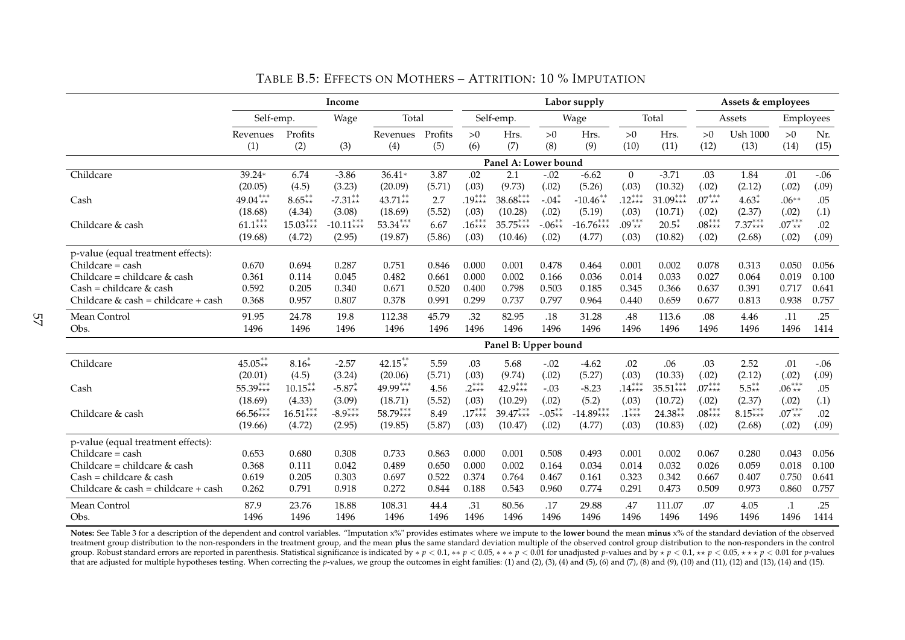TABLE B.5: EFFECTS ON MOTHERS – ATTRITION: 10 % IMPUTATION

| | Income | | | | | Labor supply | | | | | | Assets & employees | | | |
|---|---|---|---|---|---|---|---|---|---|---|---|---|---|---|---|
| | Self-emp. | | Wage | Total | | Self-emp. | | Wage | | Total | | Assets | | Employees | |
| | Revenues (1) | Profits (2) | (3) | Revenues (4) | Profits (5) | >0 (6) | Hrs. (7) | >0 (8) | Hrs. (9) | >0 (10) | Hrs. (11) | >0 (12) | Ush 1000 (13) | >0 (14) | Nr. (15) |
| | **Panel A: Lower bound** | | | | | | | | | | | | | | |
| Childcare | 39.24* | 6.74 | -3.86 | 36.41* | 3.87 | .02 | 2.1 | -.02 | -6.62 | 0 | -3.71 | .03 | 1.84 | .01 | -.06 |
| | (20.05) | (4.5) | (3.23) | (20.09) | (5.71) | (.03) | (9.73) | (.02) | (5.26) | (.03) | (10.32) | (.02) | (2.12) | (.02) | (.09) |
| Cash | 49.04***⋆⋆ | 8.65**⋆⋆ | -7.31**⋆⋆ | 43.71**⋆⋆ | 2.7 | .19***⋆⋆⋆ | 38.68***⋆⋆⋆ | -.04*⋆ | -10.46**⋆ | .12***⋆⋆⋆ | 31.09***⋆⋆⋆ | .07***⋆⋆ | 4.63*⋆ | .06** | .05 |
| | (18.68) | (4.34) | (3.08) | (18.69) | (5.52) | (.03) | (10.28) | (.02) | (5.19) | (.03) | (10.71) | (.02) | (2.37) | (.02) | (.1) |
| Childcare & cash | 61.1***⋆⋆⋆ | 15.03***⋆⋆⋆ | -10.11***⋆⋆⋆ | 53.34***⋆⋆ | 6.67 | .16***⋆⋆⋆ | 35.75***⋆⋆⋆ | -.06**⋆⋆ | -16.76***⋆⋆⋆ | .09***⋆⋆ | 20.5*⋆ | .08***⋆⋆⋆ | 7.37***⋆⋆⋆ | .07***⋆⋆ | .02 |
| | (19.68) | (4.72) | (2.95) | (19.87) | (5.86) | (.03) | (10.46) | (.02) | (4.77) | (.03) | (10.82) | (.02) | (2.68) | (.02) | (.09) |
| p-value (equal treatment effects): | | | | | | | | | | | | | | | |
| Childcare = cash | 0.670 | 0.694 | 0.287 | 0.751 | 0.846 | 0.000 | 0.001 | 0.478 | 0.464 | 0.001 | 0.002 | 0.078 | 0.313 | 0.050 | 0.056 |
| Childcare = childcare & cash | 0.361 | 0.114 | 0.045 | 0.482 | 0.661 | 0.000 | 0.002 | 0.166 | 0.036 | 0.014 | 0.033 | 0.027 | 0.064 | 0.019 | 0.100 |
| Cash = childcare & cash | 0.592 | 0.205 | 0.340 | 0.671 | 0.520 | 0.400 | 0.798 | 0.503 | 0.185 | 0.345 | 0.366 | 0.637 | 0.391 | 0.717 | 0.641 |
| Childcare & cash = childcare + cash | 0.368 | 0.957 | 0.807 | 0.378 | 0.991 | 0.299 | 0.737 | 0.797 | 0.964 | 0.440 | 0.659 | 0.677 | 0.813 | 0.938 | 0.757 |
| Mean Control | 91.95 | 24.78 | 19.8 | 112.38 | 45.79 | .32 | 82.95 | .18 | 31.28 | .48 | 113.6 | .08 | 4.46 | .11 | .25 |
| Obs. | 1496 | 1496 | 1496 | 1496 | 1496 | 1496 | 1496 | 1496 | 1496 | 1496 | 1496 | 1496 | 1496 | 1496 | 1414 |
| | **Panel B: Upper bound** | | | | | | | | | | | | | | |
| Childcare | 45.05**⋆⋆ | 8.16*⋆ | -2.57 | 42.15**⋆ | 5.59 | .03 | 5.68 | -.02 | -4.62 | .02 | .06 | .03 | 2.52 | .01 | -.06 |
| | (20.01) | (4.5) | (3.24) | (20.06) | (5.71) | (.03) | (9.74) | (.02) | (5.27) | (.03) | (10.33) | (.02) | (2.12) | (.02) | (.09) |
| Cash | 55.39***⋆⋆⋆ | 10.15**⋆⋆ | -5.87*⋆ | 49.99***⋆⋆ | 4.56 | .2***⋆⋆⋆ | 42.9***⋆⋆⋆ | -.03 | -8.23 | .14***⋆⋆⋆ | 35.51***⋆⋆⋆ | .07***⋆⋆⋆ | 5.5**⋆⋆ | .06***⋆⋆ | .05 |
| | (18.69) | (4.33) | (3.09) | (18.71) | (5.52) | (.03) | (10.29) | (.02) | (5.2) | (.03) | (10.72) | (.02) | (2.37) | (.02) | (.1) |
| Childcare & cash | 66.56***⋆⋆⋆ | 16.51***⋆⋆⋆ | -8.9***⋆⋆⋆ | 58.79***⋆⋆⋆ | 8.49 | .17***⋆⋆⋆ | 39.47***⋆⋆⋆ | -.05**⋆⋆ | -14.89***⋆⋆⋆ | .1***⋆⋆⋆ | 24.38**⋆⋆ | .08***⋆⋆⋆ | 8.15***⋆⋆⋆ | .07***⋆⋆ | .02 |
| | (19.66) | (4.72) | (2.95) | (19.85) | (5.87) | (.03) | (10.47) | (.02) | (4.77) | (.03) | (10.83) | (.02) | (2.68) | (.02) | (.09) |
| p-value (equal treatment effects): | | | | | | | | | | | | | | | |
| Childcare = cash | 0.653 | 0.680 | 0.308 | 0.733 | 0.863 | 0.000 | 0.001 | 0.508 | 0.493 | 0.001 | 0.002 | 0.067 | 0.280 | 0.043 | 0.056 |
| Childcare = childcare & cash | 0.368 | 0.111 | 0.042 | 0.489 | 0.650 | 0.000 | 0.002 | 0.164 | 0.034 | 0.014 | 0.032 | 0.026 | 0.059 | 0.018 | 0.100 |
| Cash = childcare & cash | 0.619 | 0.205 | 0.303 | 0.697 | 0.522 | 0.374 | 0.764 | 0.467 | 0.161 | 0.323 | 0.342 | 0.667 | 0.407 | 0.750 | 0.641 |
| Childcare & cash = childcare + cash | 0.262 | 0.791 | 0.918 | 0.272 | 0.844 | 0.188 | 0.543 | 0.960 | 0.774 | 0.291 | 0.473 | 0.509 | 0.973 | 0.860 | 0.757 |
| Mean Control | 87.9 | 23.76 | 18.88 | 108.31 | 44.4 | .31 | 80.56 | .17 | 29.88 | .47 | 111.07 | .07 | 4.05 | .1 | .25 |
| Obs. | 1496 | 1496 | 1496 | 1496 | 1496 | 1496 | 1496 | 1496 | 1496 | 1496 | 1496 | 1496 | 1496 | 1496 | 1414 |

**Notes:** See Table 3 for a description of the dependent and control variables. "Imputation x%" provides estimates where we impute to the **lower** bound the mean **minus** x% of the standard deviation of the observed treatment group distribution to the non-responders in the treatment group, and the mean **plus** the same standard deviation multiple of the observed control group distribution to the non-responders in the control group. Robust standard errors are reported in parenthesis. Statistical significance is indicated by * $p < 0.1$, ** $p < 0.05$, *** $p < 0.01$ for unadjusted $p$-values and by ⋆ $p < 0.1$, ⋆⋆ $p < 0.05$, ⋆⋆⋆ $p < 0.01$ for $p$-values that are adjusted for multiple hypotheses testing. When correcting the $p$-values, we group the outcomes in eight families: (1) and (2), (3), (4) and (5), (6) and (7), (8) and (9), (10) and (11), (12) and (13), (14) and (15).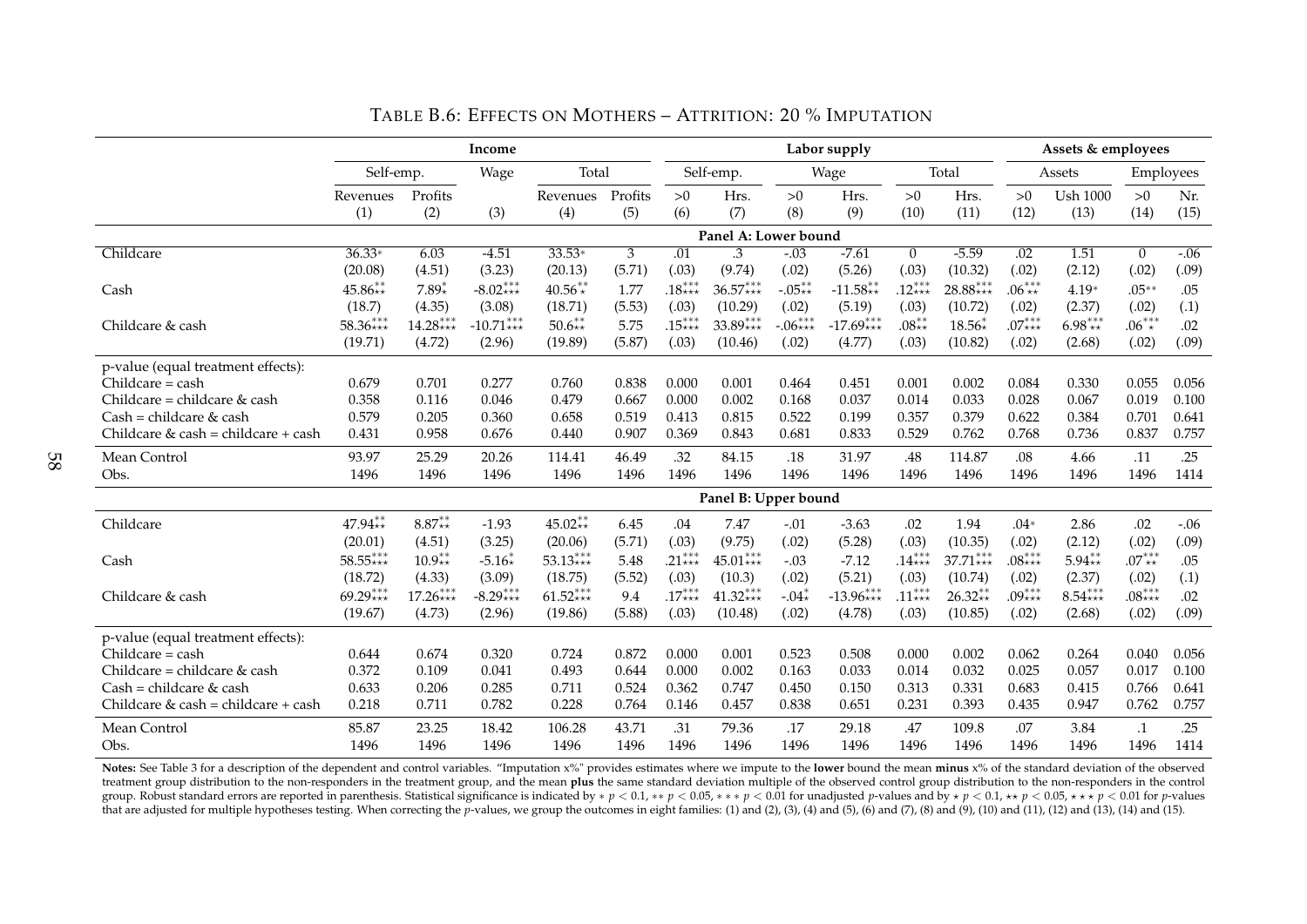# Table B.6: Effects on Mothers – Attrition: 20 % Imputation

| | Income | | | | | Labor supply | | | | | | Assets & employees | | | |
|---|---|---|---|---|---|---|---|---|---|---|---|---|---|---|---|
| | Self-emp. | | Wage | Total | | Self-emp. | | Wage | | Total | | Assets | | Employees | |
| | Revenues | Profits | | Revenues | Profits | >0 | Hrs. | >0 | Hrs. | >0 | Hrs. | >0 | Ush 1000 | >0 | Nr. |
| | (1) | (2) | (3) | (4) | (5) | (6) | (7) | (8) | (9) | (10) | (11) | (12) | (13) | (14) | (15) |
| **Panel A: Lower bound** | | | | | | | | | | | | | | | |
| Childcare | 36.33* | 6.03 | -4.51 | 33.53* | 3 | .01 | .3 | -.03 | -7.61 | 0 | -5.59 | .02 | 1.51 | 0 | -.06 |
| | (20.08) | (4.51) | (3.23) | (20.13) | (5.71) | (.03) | (9.74) | (.02) | (5.26) | (.03) | (10.32) | (.02) | (2.12) | (.02) | (.09) |
| Cash | 45.86**⋆⋆ | 7.89*⋆ | -8.02***⋆⋆⋆ | 40.56**⋆ | 1.77 | .18***⋆⋆⋆ | 36.57***⋆⋆⋆ | -.05**⋆⋆ | -11.58**⋆⋆ | .12***⋆⋆⋆ | 28.88***⋆⋆⋆ | .06***⋆⋆ | 4.19* | .05** | .05 |
| | (18.7) | (4.35) | (3.08) | (18.71) | (5.53) | (.03) | (10.29) | (.02) | (5.19) | (.03) | (10.72) | (.02) | (2.37) | (.02) | (.1) |
| Childcare & cash | 58.36***⋆⋆⋆ | 14.28***⋆⋆⋆ | -10.71***⋆⋆⋆ | 50.6**⋆⋆ | 5.75 | .15***⋆⋆⋆ | 33.89***⋆⋆⋆ | -.06***⋆⋆⋆ | -17.69***⋆⋆⋆ | .08**⋆⋆ | 18.56*⋆ | .07***⋆⋆⋆ | 6.98***⋆⋆ | .06***⋆ | .02 |
| | (19.71) | (4.72) | (2.96) | (19.89) | (5.87) | (.03) | (10.46) | (.02) | (4.77) | (.03) | (10.82) | (.02) | (2.68) | (.02) | (.09) |
| p-value (equal treatment effects): | | | | | | | | | | | | | | | |
| Childcare = cash | 0.679 | 0.701 | 0.277 | 0.760 | 0.838 | 0.000 | 0.001 | 0.464 | 0.451 | 0.001 | 0.002 | 0.084 | 0.330 | 0.055 | 0.056 |
| Childcare = childcare & cash | 0.358 | 0.116 | 0.046 | 0.479 | 0.667 | 0.000 | 0.002 | 0.168 | 0.037 | 0.014 | 0.033 | 0.028 | 0.067 | 0.019 | 0.100 |
| Cash = childcare & cash | 0.579 | 0.205 | 0.360 | 0.658 | 0.519 | 0.413 | 0.815 | 0.522 | 0.199 | 0.357 | 0.379 | 0.622 | 0.384 | 0.701 | 0.641 |
| Childcare & cash = childcare + cash | 0.431 | 0.958 | 0.676 | 0.440 | 0.907 | 0.369 | 0.843 | 0.681 | 0.833 | 0.529 | 0.762 | 0.768 | 0.736 | 0.837 | 0.757 |
| Mean Control | 93.97 | 25.29 | 20.26 | 114.41 | 46.49 | .32 | 84.15 | .18 | 31.97 | .48 | 114.87 | .08 | 4.66 | .11 | .25 |
| Obs. | 1496 | 1496 | 1496 | 1496 | 1496 | 1496 | 1496 | 1496 | 1496 | 1496 | 1496 | 1496 | 1496 | 1496 | 1414 |
| **Panel B: Upper bound** | | | | | | | | | | | | | | | |
| Childcare | 47.94**⋆⋆ | 8.87**⋆⋆ | -1.93 | 45.02**⋆⋆ | 6.45 | .04 | 7.47 | -.01 | -3.63 | .02 | 1.94 | .04* | 2.86 | .02 | -.06 |
| | (20.01) | (4.51) | (3.25) | (20.06) | (5.71) | (.03) | (9.75) | (.02) | (5.28) | (.03) | (10.35) | (.02) | (2.12) | (.02) | (.09) |
| Cash | 58.55***⋆⋆⋆ | 10.9**⋆⋆ | -5.16*⋆ | 53.13***⋆⋆⋆ | 5.48 | .21***⋆⋆⋆ | 45.01***⋆⋆⋆ | -.03 | -7.12 | .14***⋆⋆⋆ | 37.71***⋆⋆⋆ | .08***⋆⋆⋆ | 5.94**⋆⋆ | .07***⋆⋆ | .05 |
| | (18.72) | (4.33) | (3.09) | (18.75) | (5.52) | (.03) | (10.3) | (.02) | (5.21) | (.03) | (10.74) | (.02) | (2.37) | (.02) | (.1) |
| Childcare & cash | 69.29***⋆⋆⋆ | 17.26***⋆⋆⋆ | -8.29***⋆⋆⋆ | 61.52***⋆⋆⋆ | 9.4 | .17***⋆⋆⋆ | 41.32***⋆⋆⋆ | -.04*⋆ | -13.96***⋆⋆⋆ | .11***⋆⋆⋆ | 26.32**⋆⋆ | .09***⋆⋆⋆ | 8.54***⋆⋆⋆ | .08***⋆⋆⋆ | .02 |
| | (19.67) | (4.73) | (2.96) | (19.86) | (5.88) | (.03) | (10.48) | (.02) | (4.78) | (.03) | (10.85) | (.02) | (2.68) | (.02) | (.09) |
| p-value (equal treatment effects): | | | | | | | | | | | | | | | |
| Childcare = cash | 0.644 | 0.674 | 0.320 | 0.724 | 0.872 | 0.000 | 0.001 | 0.523 | 0.508 | 0.000 | 0.002 | 0.062 | 0.264 | 0.040 | 0.056 |
| Childcare = childcare & cash | 0.372 | 0.109 | 0.041 | 0.493 | 0.644 | 0.000 | 0.002 | 0.163 | 0.033 | 0.014 | 0.032 | 0.025 | 0.057 | 0.017 | 0.100 |
| Cash = childcare & cash | 0.633 | 0.206 | 0.285 | 0.711 | 0.524 | 0.362 | 0.747 | 0.450 | 0.150 | 0.313 | 0.331 | 0.683 | 0.415 | 0.766 | 0.641 |
| Childcare & cash = childcare + cash | 0.218 | 0.711 | 0.782 | 0.228 | 0.764 | 0.146 | 0.457 | 0.838 | 0.651 | 0.231 | 0.393 | 0.435 | 0.947 | 0.762 | 0.757 |
| Mean Control | 85.87 | 23.25 | 18.42 | 106.28 | 43.71 | .31 | 79.36 | .17 | 29.18 | .47 | 109.8 | .07 | 3.84 | .1 | .25 |
| Obs. | 1496 | 1496 | 1496 | 1496 | 1496 | 1496 | 1496 | 1496 | 1496 | 1496 | 1496 | 1496 | 1496 | 1496 | 1414 |

**Notes:** See Table 3 for a description of the dependent and control variables. "Imputation x%" provides estimates where we impute to the **lower** bound the mean **minus** x% of the standard deviation of the observed treatment group distribution to the non-responders in the treatment group, and the mean **plus** the same standard deviation multiple of the observed control group distribution to the non-responders in the control group. Robust standard errors are reported in parenthesis. Statistical significance is indicated by * $p < 0.1$, ** $p < 0.05$, *** $p < 0.01$ for unadjusted $p$-values and by ⋆ $p < 0.1$, ⋆⋆ $p < 0.05$, ⋆⋆⋆ $p < 0.01$ for $p$-values that are adjusted for multiple hypotheses testing. When correcting the $p$-values, we group the outcomes in eight families: (1) and (2), (3), (4) and (5), (6) and (7), (8) and (9), (10) and (11), (12) and (13), (14) and (15).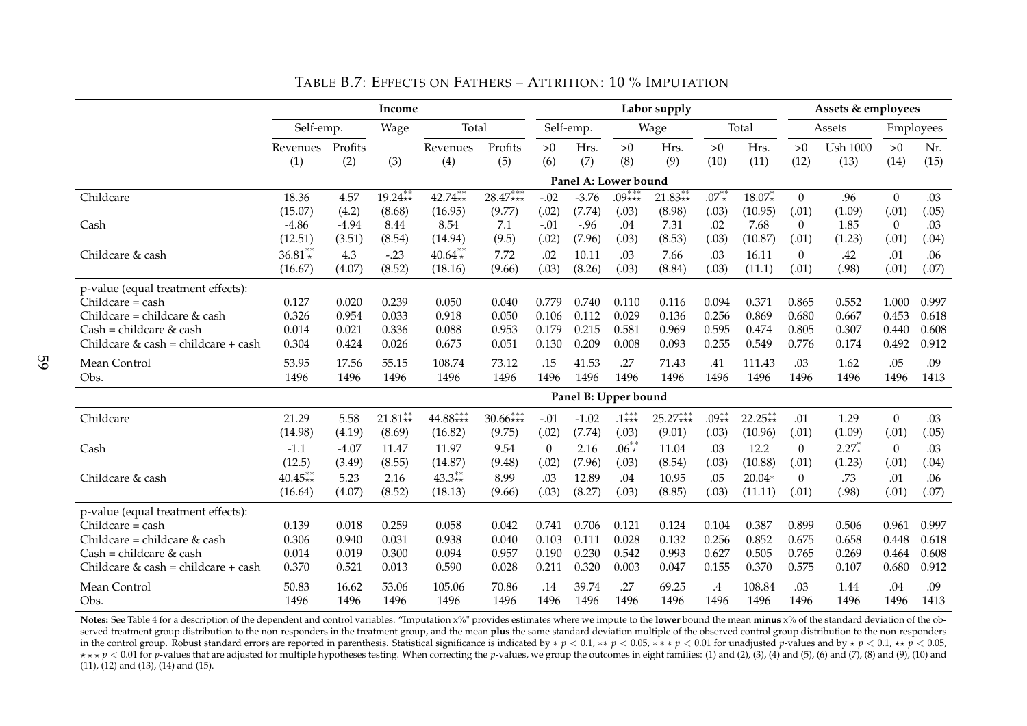# Table B.7: Effects on Fathers – Attrition: 10 % Imputation

| | Income | | | | | Labor supply | | | | | | Assets & employees | | | |
|---|---|---|---|---|---|---|---|---|---|---|---|---|---|---|---|
| | Self-emp. | | Wage | Total | | Self-emp. | | Wage | | Total | | Assets | | Employees | |
| | Revenues (1) | Profits (2) | (3) | Revenues (4) | Profits (5) | >0 (6) | Hrs. (7) | >0 (8) | Hrs. (9) | >0 (10) | Hrs. (11) | >0 (12) | Ush 1000 (13) | >0 (14) | Nr. (15) |
| **Panel A: Lower bound** | | | | | | | | | | | | | | | |
| Childcare | 18.36 | 4.57 | 19.24$^{**}_{\star\star}$ | 42.74$^{**}_{\star\star}$ | 28.47$^{***}_{\star\star\star}$ | -.02 | -3.76 | .09$^{***}_{\star\star\star}$ | 21.83$^{**}_{\star\star}$ | .07$^{**}_{\star}$ | 18.07$^{*}_{\star}$ | 0 | .96 | 0 | .03 |
| | (15.07) | (4.2) | (8.68) | (16.95) | (9.77) | (.02) | (7.74) | (.03) | (8.98) | (.03) | (10.95) | (.01) | (1.09) | (.01) | (.05) |
| Cash | -4.86 | -4.94 | 8.44 | 8.54 | 7.1 | -.01 | -.96 | .04 | 7.31 | .02 | 7.68 | 0 | 1.85 | 0 | .03 |
| | (12.51) | (3.51) | (8.54) | (14.94) | (9.5) | (.02) | (7.96) | (.03) | (8.53) | (.03) | (10.87) | (.01) | (1.23) | (.01) | (.04) |
| Childcare & cash | 36.81$^{**}_{\star}$ | 4.3 | -.23 | 40.64$^{**}_{\star}$ | 7.72 | .02 | 10.11 | .03 | 7.66 | .03 | 16.11 | 0 | .42 | .01 | .06 |
| | (16.67) | (4.07) | (8.52) | (18.16) | (9.66) | (.03) | (8.26) | (.03) | (8.84) | (.03) | (11.1) | (.01) | (.98) | (.01) | (.07) |
| p-value (equal treatment effects): | | | | | | | | | | | | | | | |
| Childcare = cash | 0.127 | 0.020 | 0.239 | 0.050 | 0.040 | 0.779 | 0.740 | 0.110 | 0.116 | 0.094 | 0.371 | 0.865 | 0.552 | 1.000 | 0.997 |
| Childcare = childcare & cash | 0.326 | 0.954 | 0.033 | 0.918 | 0.050 | 0.106 | 0.112 | 0.029 | 0.136 | 0.256 | 0.869 | 0.680 | 0.667 | 0.453 | 0.618 |
| Cash = childcare & cash | 0.014 | 0.021 | 0.336 | 0.088 | 0.953 | 0.179 | 0.215 | 0.581 | 0.969 | 0.595 | 0.474 | 0.805 | 0.307 | 0.440 | 0.608 |
| Childcare & cash = childcare + cash | 0.304 | 0.424 | 0.026 | 0.675 | 0.051 | 0.130 | 0.209 | 0.008 | 0.093 | 0.255 | 0.549 | 0.776 | 0.174 | 0.492 | 0.912 |
| Mean Control | 53.95 | 17.56 | 55.15 | 108.74 | 73.12 | .15 | 41.53 | .27 | 71.43 | .41 | 111.43 | .03 | 1.62 | .05 | .09 |
| Obs. | 1496 | 1496 | 1496 | 1496 | 1496 | 1496 | 1496 | 1496 | 1496 | 1496 | 1496 | 1496 | 1496 | 1496 | 1413 |
| **Panel B: Upper bound** | | | | | | | | | | | | | | | |
| Childcare | 21.29 | 5.58 | 21.81$^{**}_{\star\star}$ | 44.88$^{***}_{\star\star\star}$ | 30.66$^{***}_{\star\star\star}$ | -.01 | -1.02 | .1$^{***}_{\star\star\star}$ | 25.27$^{***}_{\star\star\star}$ | .09$^{**}_{\star\star}$ | 22.25$^{**}_{\star\star}$ | .01 | 1.29 | 0 | .03 |
| | (14.98) | (4.19) | (8.69) | (16.82) | (9.75) | (.02) | (7.74) | (.03) | (9.01) | (.03) | (10.96) | (.01) | (1.09) | (.01) | (.05) |
| Cash | -1.1 | -4.07 | 11.47 | 11.97 | 9.54 | 0 | 2.16 | .06$^{**}_{\star}$ | 11.04 | .03 | 12.2 | 0 | 2.27$^{*}_{\star}$ | 0 | .03 |
| | (12.5) | (3.49) | (8.55) | (14.87) | (9.48) | (.02) | (7.96) | (.03) | (8.54) | (.03) | (10.88) | (.01) | (1.23) | (.01) | (.04) |
| Childcare & cash | 40.45$^{**}_{\star\star}$ | 5.23 | 2.16 | 43.3$^{**}_{\star\star}$ | 8.99 | .03 | 12.89 | .04 | 10.95 | .05 | 20.04$*$ | 0 | .73 | .01 | .06 |
| | (16.64) | (4.07) | (8.52) | (18.13) | (9.66) | (.03) | (8.27) | (.03) | (8.85) | (.03) | (11.11) | (.01) | (.98) | (.01) | (.07) |
| p-value (equal treatment effects): | | | | | | | | | | | | | | | |
| Childcare = cash | 0.139 | 0.018 | 0.259 | 0.058 | 0.042 | 0.741 | 0.706 | 0.121 | 0.124 | 0.104 | 0.387 | 0.899 | 0.506 | 0.961 | 0.997 |
| Childcare = childcare & cash | 0.306 | 0.940 | 0.031 | 0.938 | 0.040 | 0.103 | 0.111 | 0.028 | 0.132 | 0.256 | 0.852 | 0.675 | 0.658 | 0.448 | 0.618 |
| Cash = childcare & cash | 0.014 | 0.019 | 0.300 | 0.094 | 0.957 | 0.190 | 0.230 | 0.542 | 0.993 | 0.627 | 0.505 | 0.765 | 0.269 | 0.464 | 0.608 |
| Childcare & cash = childcare + cash | 0.370 | 0.521 | 0.013 | 0.590 | 0.028 | 0.211 | 0.320 | 0.003 | 0.047 | 0.155 | 0.370 | 0.575 | 0.107 | 0.680 | 0.912 |
| Mean Control | 50.83 | 16.62 | 53.06 | 105.06 | 70.86 | .14 | 39.74 | .27 | 69.25 | .4 | 108.84 | .03 | 1.44 | .04 | .09 |
| Obs. | 1496 | 1496 | 1496 | 1496 | 1496 | 1496 | 1496 | 1496 | 1496 | 1496 | 1496 | 1496 | 1496 | 1496 | 1413 |

**Notes:** See Table 4 for a description of the dependent and control variables. "Imputation x%" provides estimates where we impute to the **lower** bound the mean **minus** x% of the standard deviation of the observed treatment group distribution to the non-responders in the treatment group, and the mean **plus** the same standard deviation multiple of the observed control group distribution to the non-responders in the control group. Robust standard errors are reported in parenthesis. Statistical significance is indicated by $* \; p < 0.1$, $** \; p < 0.05$, $*** \; p < 0.01$ for unadjusted $p$-values and by $\star \; p < 0.1$, $\star\star \; p < 0.05$, $\star\star\star \; p < 0.01$ for $p$-values that are adjusted for multiple hypotheses testing. When correcting the $p$-values, we group the outcomes in eight families: (1) and (2), (3), (4) and (5), (6) and (7), (8) and (9), (10) and (11), (12) and (13), (14) and (15).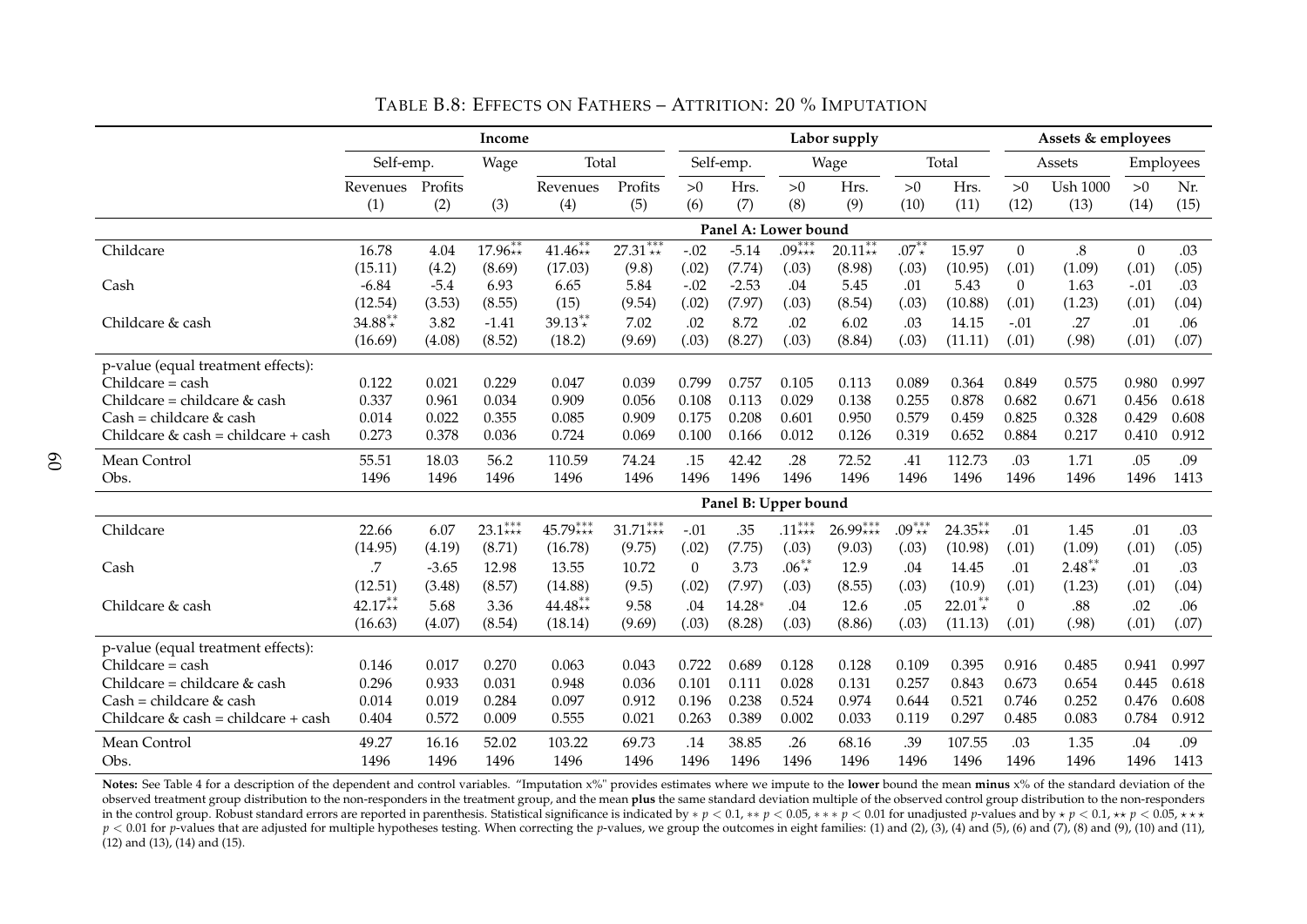TABLE B.8: EFFECTS ON FATHERS – ATTRITION: 20 % IMPUTATION

| | Income | | | | | Labor supply | | | | | | Assets & employees | | | |
|---|---|---|---|---|---|---|---|---|---|---|---|---|---|---|---|
| | Self-emp. | | Wage | Total | | Self-emp. | | Wage | | Total | | Assets | | Employees | |
| | Revenues (1) | Profits (2) | (3) | Revenues (4) | Profits (5) | >0 (6) | Hrs. (7) | >0 (8) | Hrs. (9) | >0 (10) | Hrs. (11) | >0 (12) | Ush 1000 (13) | >0 (14) | Nr. (15) |
| **Panel A: Lower bound** | | | | | | | | | | | | | | | |
| Childcare | 16.78 | 4.04 | 17.96** ⋆⋆ | 41.46** ⋆⋆ | 27.31*** ⋆⋆ | -.02 | -5.14 | .09*** ⋆⋆⋆ | 20.11** ⋆⋆ | .07** ⋆ | 15.97 | 0 | .8 | 0 | .03 |
| | (15.11) | (4.2) | (8.69) | (17.03) | (9.8) | (.02) | (7.74) | (.03) | (8.98) | (.03) | (10.95) | (.01) | (1.09) | (.01) | (.05) |
| Cash | -6.84 | -5.4 | 6.93 | 6.65 | 5.84 | -.02 | -2.53 | .04 | 5.45 | .01 | 5.43 | 0 | 1.63 | -.01 | .03 |
| | (12.54) | (3.53) | (8.55) | (15) | (9.54) | (.02) | (7.97) | (.03) | (8.54) | (.03) | (10.88) | (.01) | (1.23) | (.01) | (.04) |
| Childcare & cash | 34.88** ⋆ | 3.82 | -1.41 | 39.13** ⋆ | 7.02 | .02 | 8.72 | .02 | 6.02 | .03 | 14.15 | -.01 | .27 | .01 | .06 |
| | (16.69) | (4.08) | (8.52) | (18.2) | (9.69) | (.03) | (8.27) | (.03) | (8.84) | (.03) | (11.11) | (.01) | (.98) | (.01) | (.07) |
| p-value (equal treatment effects): | | | | | | | | | | | | | | | |
| Childcare = cash | 0.122 | 0.021 | 0.229 | 0.047 | 0.039 | 0.799 | 0.757 | 0.105 | 0.113 | 0.089 | 0.364 | 0.849 | 0.575 | 0.980 | 0.997 |
| Childcare = childcare & cash | 0.337 | 0.961 | 0.034 | 0.909 | 0.056 | 0.108 | 0.113 | 0.029 | 0.138 | 0.255 | 0.878 | 0.682 | 0.671 | 0.456 | 0.618 |
| Cash = childcare & cash | 0.014 | 0.022 | 0.355 | 0.085 | 0.909 | 0.175 | 0.208 | 0.601 | 0.950 | 0.579 | 0.459 | 0.825 | 0.328 | 0.429 | 0.608 |
| Childcare & cash = childcare + cash | 0.273 | 0.378 | 0.036 | 0.724 | 0.069 | 0.100 | 0.166 | 0.012 | 0.126 | 0.319 | 0.652 | 0.884 | 0.217 | 0.410 | 0.912 |
| Mean Control | 55.51 | 18.03 | 56.2 | 110.59 | 74.24 | .15 | 42.42 | .28 | 72.52 | .41 | 112.73 | .03 | 1.71 | .05 | .09 |
| Obs. | 1496 | 1496 | 1496 | 1496 | 1496 | 1496 | 1496 | 1496 | 1496 | 1496 | 1496 | 1496 | 1496 | 1496 | 1413 |
| **Panel B: Upper bound** | | | | | | | | | | | | | | | |
| Childcare | 22.66 | 6.07 | 23.1*** ⋆⋆⋆ | 45.79*** ⋆⋆⋆ | 31.71*** ⋆⋆⋆ | -.01 | .35 | .11*** ⋆⋆⋆ | 26.99*** ⋆⋆⋆ | .09*** ⋆⋆ | 24.35** ⋆⋆ | .01 | 1.45 | .01 | .03 |
| | (14.95) | (4.19) | (8.71) | (16.78) | (9.75) | (.02) | (7.75) | (.03) | (9.03) | (.03) | (10.98) | (.01) | (1.09) | (.01) | (.05) |
| Cash | .7 | -3.65 | 12.98 | 13.55 | 10.72 | 0 | 3.73 | .06** ⋆ | 12.9 | .04 | 14.45 | .01 | 2.48** ⋆ | .01 | .03 |
| | (12.51) | (3.48) | (8.57) | (14.88) | (9.5) | (.02) | (7.97) | (.03) | (8.55) | (.03) | (10.9) | (.01) | (1.23) | (.01) | (.04) |
| Childcare & cash | 42.17** ⋆⋆ | 5.68 | 3.36 | 44.48** ⋆⋆ | 9.58 | .04 | 14.28* | .04 | 12.6 | .05 | 22.01** ⋆ | 0 | .88 | .02 | .06 |
| | (16.63) | (4.07) | (8.54) | (18.14) | (9.69) | (.03) | (8.28) | (.03) | (8.86) | (.03) | (11.13) | (.01) | (.98) | (.01) | (.07) |
| p-value (equal treatment effects): | | | | | | | | | | | | | | | |
| Childcare = cash | 0.146 | 0.017 | 0.270 | 0.063 | 0.043 | 0.722 | 0.689 | 0.128 | 0.128 | 0.109 | 0.395 | 0.916 | 0.485 | 0.941 | 0.997 |
| Childcare = childcare & cash | 0.296 | 0.933 | 0.031 | 0.948 | 0.036 | 0.101 | 0.111 | 0.028 | 0.131 | 0.257 | 0.843 | 0.673 | 0.654 | 0.445 | 0.618 |
| Cash = childcare & cash | 0.014 | 0.019 | 0.284 | 0.097 | 0.912 | 0.196 | 0.238 | 0.524 | 0.974 | 0.644 | 0.521 | 0.746 | 0.252 | 0.476 | 0.608 |
| Childcare & cash = childcare + cash | 0.404 | 0.572 | 0.009 | 0.555 | 0.021 | 0.263 | 0.389 | 0.002 | 0.033 | 0.119 | 0.297 | 0.485 | 0.083 | 0.784 | 0.912 |
| Mean Control | 49.27 | 16.16 | 52.02 | 103.22 | 69.73 | .14 | 38.85 | .26 | 68.16 | .39 | 107.55 | .03 | 1.35 | .04 | .09 |
| Obs. | 1496 | 1496 | 1496 | 1496 | 1496 | 1496 | 1496 | 1496 | 1496 | 1496 | 1496 | 1496 | 1496 | 1496 | 1413 |

**Notes:** See Table 4 for a description of the dependent and control variables. "Imputation x%" provides estimates where we impute to the **lower** bound the mean **minus** x% of the standard deviation of the observed treatment group distribution to the non-responders in the treatment group, and the mean **plus** the same standard deviation multiple of the observed control group distribution to the non-responders in the control group. Robust standard errors are reported in parenthesis. Statistical significance is indicated by * $p < 0.1$, ** $p < 0.05$, *** $p < 0.01$ for unadjusted $p$-values and by ⋆ $p < 0.1$, ⋆⋆ $p < 0.05$, ⋆⋆⋆ $p < 0.01$ for $p$-values that are adjusted for multiple hypotheses testing. When correcting the $p$-values, we group the outcomes in eight families: (1) and (2), (3), (4) and (5), (6) and (7), (8) and (9), (10) and (11), (12) and (13), (14) and (15).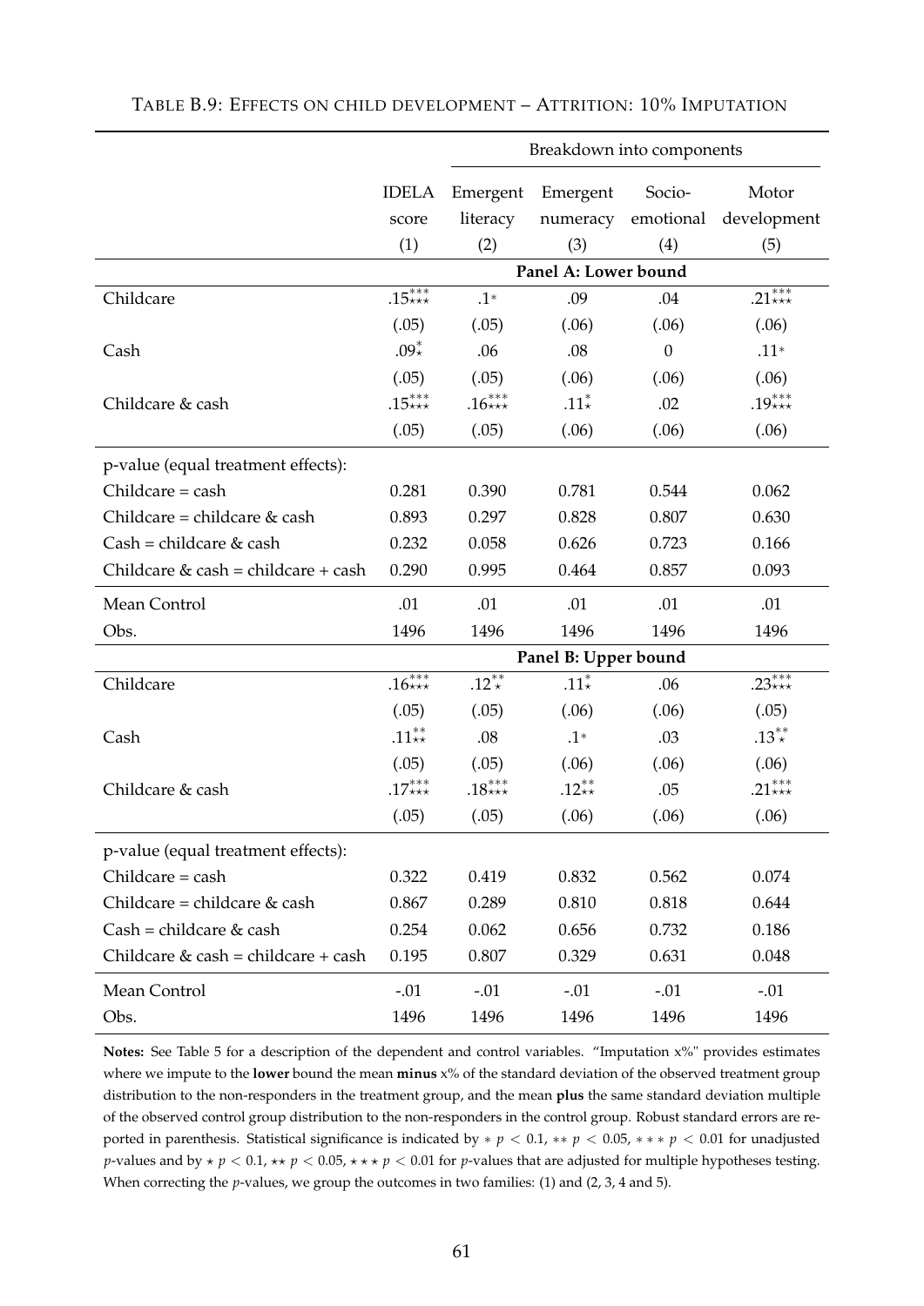TABLE B.9: EFFECTS ON CHILD DEVELOPMENT – ATTRITION: 10% IMPUTATION

| | IDELA score | Breakdown into components | | | |
|---|---|---|---|---|---|
| | | Emergent literacy | Emergent numeracy | Socio-emotional | Motor development |
| | (1) | (2) | (3) | (4) | (5) |
| **Panel A: Lower bound** | | | | | |
| Childcare | $.15^{***}_{\star\star\star}$ | $.1^{*}$ | .09 | .04 | $.21^{***}_{\star\star\star}$ |
| | (.05) | (.05) | (.06) | (.06) | (.06) |
| Cash | $.09^{*}_{\star}$ | .06 | .08 | 0 | $.11^{*}$ |
| | (.05) | (.05) | (.06) | (.06) | (.06) |
| Childcare & cash | $.15^{***}_{\star\star\star}$ | $.16^{***}_{\star\star\star}$ | $.11^{*}_{\star}$ | .02 | $.19^{***}_{\star\star\star}$ |
| | (.05) | (.05) | (.06) | (.06) | (.06) |
| p-value (equal treatment effects): | | | | | |
| Childcare = cash | 0.281 | 0.390 | 0.781 | 0.544 | 0.062 |
| Childcare = childcare & cash | 0.893 | 0.297 | 0.828 | 0.807 | 0.630 |
| Cash = childcare & cash | 0.232 | 0.058 | 0.626 | 0.723 | 0.166 |
| Childcare & cash = childcare + cash | 0.290 | 0.995 | 0.464 | 0.857 | 0.093 |
| Mean Control | .01 | .01 | .01 | .01 | .01 |
| Obs. | 1496 | 1496 | 1496 | 1496 | 1496 |
| **Panel B: Upper bound** | | | | | |
| Childcare | $.16^{***}_{\star\star\star}$ | $.12^{**}_{\star}$ | $.11^{*}_{\star}$ | .06 | $.23^{***}_{\star\star\star}$ |
| | (.05) | (.05) | (.06) | (.06) | (.05) |
| Cash | $.11^{**}_{\star\star}$ | .08 | $.1^{*}$ | .03 | $.13^{**}_{\star}$ |
| | (.05) | (.05) | (.06) | (.06) | (.06) |
| Childcare & cash | $.17^{***}_{\star\star\star}$ | $.18^{***}_{\star\star\star}$ | $.12^{**}_{\star\star}$ | .05 | $.21^{***}_{\star\star\star}$ |
| | (.05) | (.05) | (.06) | (.06) | (.06) |
| p-value (equal treatment effects): | | | | | |
| Childcare = cash | 0.322 | 0.419 | 0.832 | 0.562 | 0.074 |
| Childcare = childcare & cash | 0.867 | 0.289 | 0.810 | 0.818 | 0.644 |
| Cash = childcare & cash | 0.254 | 0.062 | 0.656 | 0.732 | 0.186 |
| Childcare & cash = childcare + cash | 0.195 | 0.807 | 0.329 | 0.631 | 0.048 |
| Mean Control | -.01 | -.01 | -.01 | -.01 | -.01 |
| Obs. | 1496 | 1496 | 1496 | 1496 | 1496 |

**Notes:** See Table 5 for a description of the dependent and control variables. "Imputation x%" provides estimates where we impute to the **lower** bound the mean **minus** x% of the standard deviation of the observed treatment group distribution to the non-responders in the treatment group, and the mean **plus** the same standard deviation multiple of the observed control group distribution to the non-responders in the control group. Robust standard errors are reported in parenthesis. Statistical significance is indicated by $* \ p < 0.1$, $** \ p < 0.05$, $*** \ p < 0.01$ for unadjusted $p$-values and by $\star \ p < 0.1$, $\star\star \ p < 0.05$, $\star\star\star \ p < 0.01$ for $p$-values that are adjusted for multiple hypotheses testing. When correcting the $p$-values, we group the outcomes in two families: (1) and (2, 3, 4 and 5).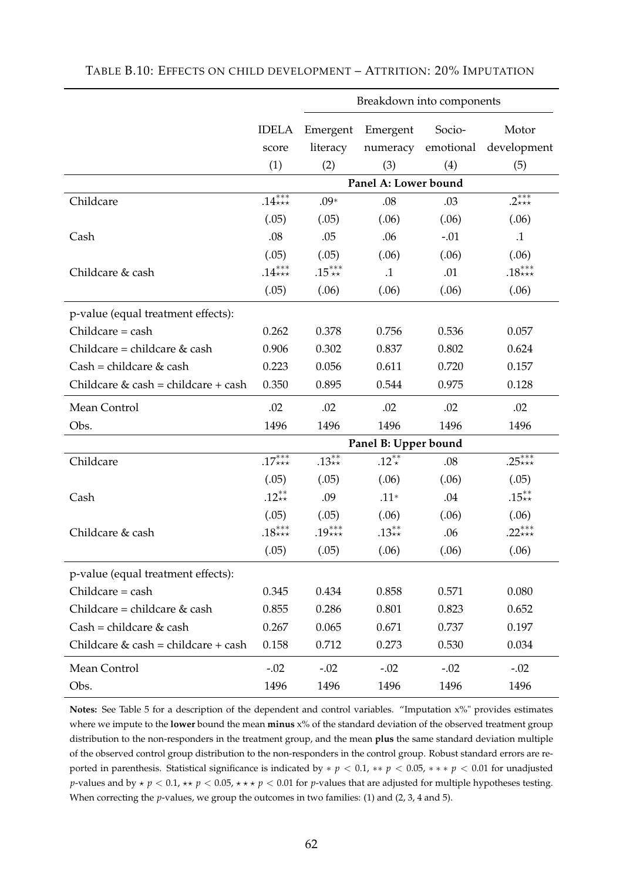TABLE B.10: EFFECTS ON CHILD DEVELOPMENT – ATTRITION: 20% IMPUTATION

| | IDELA score | Breakdown into components | | | |
|---|---|---|---|---|---|
| | | Emergent literacy | Emergent numeracy | Socio-emotional | Motor development |
| | (1) | (2) | (3) | (4) | (5) |
| **Panel A: Lower bound** | | | | | |
| Childcare | .14$^{***}_{\star\star\star}$ | .09$^{*}$ | .08 | .03 | .2$^{***}_{\star\star\star}$ |
| | (.05) | (.05) | (.06) | (.06) | (.06) |
| Cash | .08 | .05 | .06 | -.01 | .1 |
| | (.05) | (.05) | (.06) | (.06) | (.06) |
| Childcare & cash | .14$^{***}_{\star\star\star}$ | .15$^{***}_{\star\star}$ | .1 | .01 | .18$^{***}_{\star\star\star}$ |
| | (.05) | (.06) | (.06) | (.06) | (.06) |
| p-value (equal treatment effects): | | | | | |
| Childcare = cash | 0.262 | 0.378 | 0.756 | 0.536 | 0.057 |
| Childcare = childcare & cash | 0.906 | 0.302 | 0.837 | 0.802 | 0.624 |
| Cash = childcare & cash | 0.223 | 0.056 | 0.611 | 0.720 | 0.157 |
| Childcare & cash = childcare + cash | 0.350 | 0.895 | 0.544 | 0.975 | 0.128 |
| Mean Control | .02 | .02 | .02 | .02 | .02 |
| Obs. | 1496 | 1496 | 1496 | 1496 | 1496 |
| **Panel B: Upper bound** | | | | | |
| Childcare | .17$^{***}_{\star\star\star}$ | .13$^{**}_{\star\star}$ | .12$^{**}_{\star}$ | .08 | .25$^{***}_{\star\star\star}$ |
| | (.05) | (.05) | (.06) | (.06) | (.05) |
| Cash | .12$^{**}_{\star\star}$ | .09 | .11$^{*}$ | .04 | .15$^{**}_{\star\star}$ |
| | (.05) | (.05) | (.06) | (.06) | (.06) |
| Childcare & cash | .18$^{***}_{\star\star\star}$ | .19$^{***}_{\star\star\star}$ | .13$^{**}_{\star\star}$ | .06 | .22$^{***}_{\star\star\star}$ |
| | (.05) | (.05) | (.06) | (.06) | (.06) |
| p-value (equal treatment effects): | | | | | |
| Childcare = cash | 0.345 | 0.434 | 0.858 | 0.571 | 0.080 |
| Childcare = childcare & cash | 0.855 | 0.286 | 0.801 | 0.823 | 0.652 |
| Cash = childcare & cash | 0.267 | 0.065 | 0.671 | 0.737 | 0.197 |
| Childcare & cash = childcare + cash | 0.158 | 0.712 | 0.273 | 0.530 | 0.034 |
| Mean Control | -.02 | -.02 | -.02 | -.02 | -.02 |
| Obs. | 1496 | 1496 | 1496 | 1496 | 1496 |

**Notes:** See Table 5 for a description of the dependent and control variables. "Imputation x%" provides estimates where we impute to the **lower** bound the mean **minus** x% of the standard deviation of the observed treatment group distribution to the non-responders in the treatment group, and the mean **plus** the same standard deviation multiple of the observed control group distribution to the non-responders in the control group. Robust standard errors are reported in parenthesis. Statistical significance is indicated by $* \ p < 0.1$, $** \ p < 0.05$, $*** \ p < 0.01$ for unadjusted *p*-values and by $\star \ p < 0.1$, $\star\star \ p < 0.05$, $\star\star\star \ p < 0.01$ for *p*-values that are adjusted for multiple hypotheses testing. When correcting the *p*-values, we group the outcomes in two families: (1) and (2, 3, 4 and 5).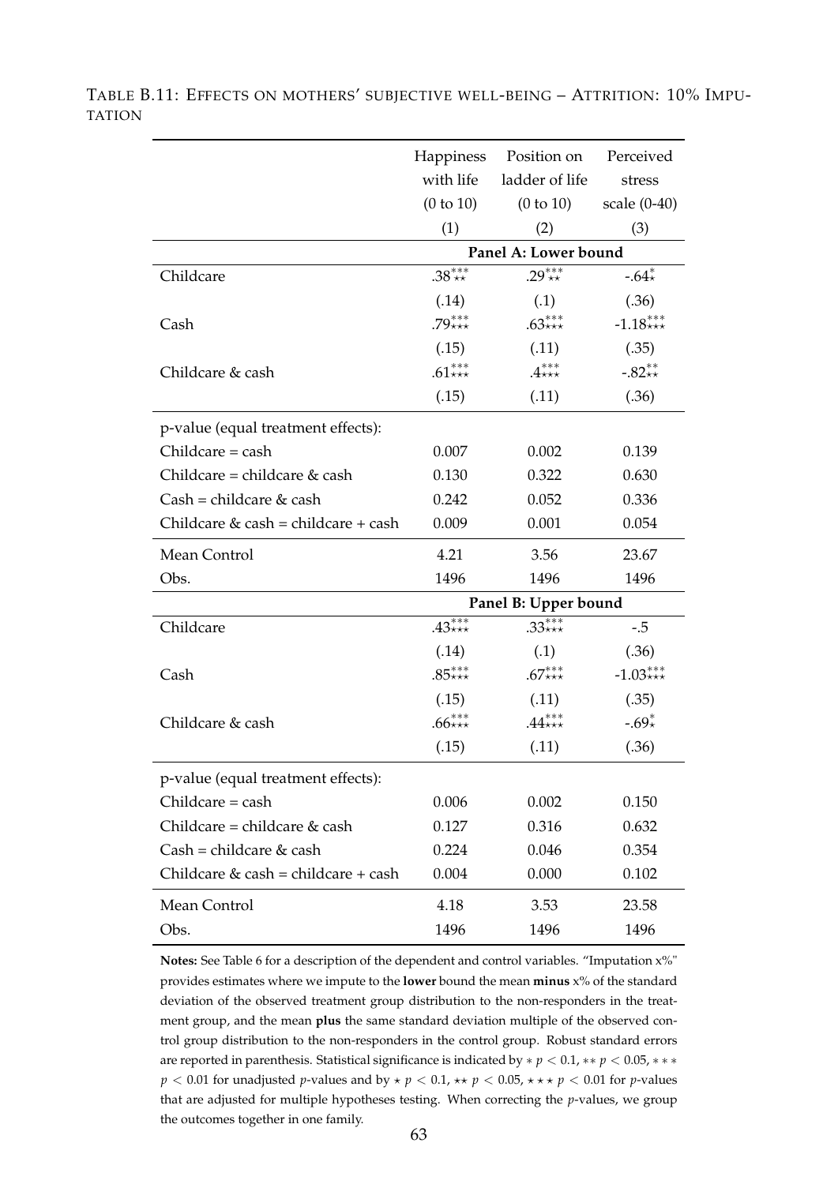TABLE B.11: EFFECTS ON MOTHERS' SUBJECTIVE WELL-BEING – ATTRITION: 10% IMPUTATION

| | Happiness with life (0 to 10) | Position on ladder of life (0 to 10) | Perceived stress scale (0-40) |
|---|---|---|---|
| | (1) | (2) | (3) |
| | **Panel A: Lower bound** | | |
| Childcare | .38$^{***}_{\star\star}$ | .29$^{***}_{\star\star}$ | -.64$^{*}_{\star}$ |
| | (.14) | (.1) | (.36) |
| Cash | .79$^{***}_{\star\star\star}$ | .63$^{***}_{\star\star\star}$ | -1.18$^{***}_{\star\star\star}$ |
| | (.15) | (.11) | (.35) |
| Childcare & cash | .61$^{***}_{\star\star\star}$ | .4$^{***}_{\star\star\star}$ | -.82$^{**}_{\star\star}$ |
| | (.15) | (.11) | (.36) |
| p-value (equal treatment effects): | | | |
| Childcare = cash | 0.007 | 0.002 | 0.139 |
| Childcare = childcare & cash | 0.130 | 0.322 | 0.630 |
| Cash = childcare & cash | 0.242 | 0.052 | 0.336 |
| Childcare & cash = childcare + cash | 0.009 | 0.001 | 0.054 |
| Mean Control | 4.21 | 3.56 | 23.67 |
| Obs. | 1496 | 1496 | 1496 |
| | **Panel B: Upper bound** | | |
| Childcare | .43$^{***}_{\star\star\star}$ | .33$^{***}_{\star\star\star}$ | -.5 |
| | (.14) | (.1) | (.36) |
| Cash | .85$^{***}_{\star\star\star}$ | .67$^{***}_{\star\star\star}$ | -1.03$^{***}_{\star\star\star}$ |
| | (.15) | (.11) | (.35) |
| Childcare & cash | .66$^{***}_{\star\star\star}$ | .44$^{***}_{\star\star\star}$ | -.69$^{*}_{\star}$ |
| | (.15) | (.11) | (.36) |
| p-value (equal treatment effects): | | | |
| Childcare = cash | 0.006 | 0.002 | 0.150 |
| Childcare = childcare & cash | 0.127 | 0.316 | 0.632 |
| Cash = childcare & cash | 0.224 | 0.046 | 0.354 |
| Childcare & cash = childcare + cash | 0.004 | 0.000 | 0.102 |
| Mean Control | 4.18 | 3.53 | 23.58 |
| Obs. | 1496 | 1496 | 1496 |

**Notes:** See Table 6 for a description of the dependent and control variables. "Imputation x%" provides estimates where we impute to the **lower** bound the mean **minus** x% of the standard deviation of the observed treatment group distribution to the non-responders in the treatment group, and the mean **plus** the same standard deviation multiple of the observed control group distribution to the non-responders in the control group. Robust standard errors are reported in parenthesis. Statistical significance is indicated by $* \ p < 0.1$, $** \ p < 0.05$, $*** \ p < 0.01$ for unadjusted $p$-values and by $\star \ p < 0.1$, $\star\star \ p < 0.05$, $\star\star\star \ p < 0.01$ for $p$-values that are adjusted for multiple hypotheses testing. When correcting the $p$-values, we group the outcomes together in one family.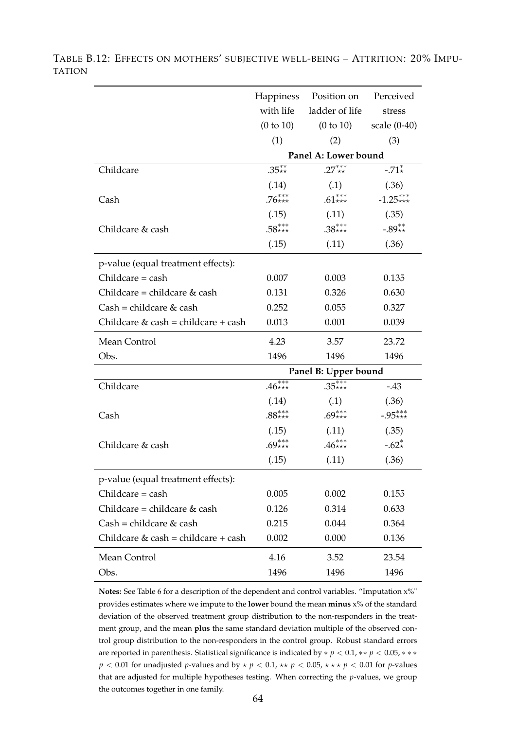TABLE B.12: EFFECTS ON MOTHERS' SUBJECTIVE WELL-BEING – ATTRITION: 20% IMPUTATION

| | Happiness with life (0 to 10) | Position on ladder of life (0 to 10) | Perceived stress scale (0-40) |
|---|---|---|---|
| | (1) | (2) | (3) |
| | **Panel A: Lower bound** | | |
| Childcare | $.35^{**}_{\star\star}$ | $.27^{***}_{\star\star}$ | $-.71^{*}_{\star}$ |
| | (.14) | (.1) | (.36) |
| Cash | $.76^{***}_{\star\star\star}$ | $.61^{***}_{\star\star\star}$ | $-1.25^{***}_{\star\star\star}$ |
| | (.15) | (.11) | (.35) |
| Childcare & cash | $.58^{***}_{\star\star\star}$ | $.38^{***}_{\star\star\star}$ | $-.89^{**}_{\star\star}$ |
| | (.15) | (.11) | (.36) |
| p-value (equal treatment effects): | | | |
| Childcare = cash | 0.007 | 0.003 | 0.135 |
| Childcare = childcare & cash | 0.131 | 0.326 | 0.630 |
| Cash = childcare & cash | 0.252 | 0.055 | 0.327 |
| Childcare & cash = childcare + cash | 0.013 | 0.001 | 0.039 |
| Mean Control | 4.23 | 3.57 | 23.72 |
| Obs. | 1496 | 1496 | 1496 |
| | **Panel B: Upper bound** | | |
| Childcare | $.46^{***}_{\star\star\star}$ | $.35^{***}_{\star\star\star}$ | -.43 |
| | (.14) | (.1) | (.36) |
| Cash | $.88^{***}_{\star\star\star}$ | $.69^{***}_{\star\star\star}$ | $-.95^{***}_{\star\star\star}$ |
| | (.15) | (.11) | (.35) |
| Childcare & cash | $.69^{***}_{\star\star\star}$ | $.46^{***}_{\star\star\star}$ | $-.62^{*}_{\star}$ |
| | (.15) | (.11) | (.36) |
| p-value (equal treatment effects): | | | |
| Childcare = cash | 0.005 | 0.002 | 0.155 |
| Childcare = childcare & cash | 0.126 | 0.314 | 0.633 |
| Cash = childcare & cash | 0.215 | 0.044 | 0.364 |
| Childcare & cash = childcare + cash | 0.002 | 0.000 | 0.136 |
| Mean Control | 4.16 | 3.52 | 23.54 |
| Obs. | 1496 | 1496 | 1496 |

**Notes:** See Table 6 for a description of the dependent and control variables. "Imputation x%" provides estimates where we impute to the **lower** bound the mean **minus** x% of the standard deviation of the observed treatment group distribution to the non-responders in the treatment group, and the mean **plus** the same standard deviation multiple of the observed control group distribution to the non-responders in the control group. Robust standard errors are reported in parenthesis. Statistical significance is indicated by $* \ p < 0.1$, $** \ p < 0.05$, $*** \ p < 0.01$ for unadjusted $p$-values and by $\star \ p < 0.1$, $\star\star \ p < 0.05$, $\star\star\star \ p < 0.01$ for $p$-values that are adjusted for multiple hypotheses testing. When correcting the $p$-values, we group the outcomes together in one family.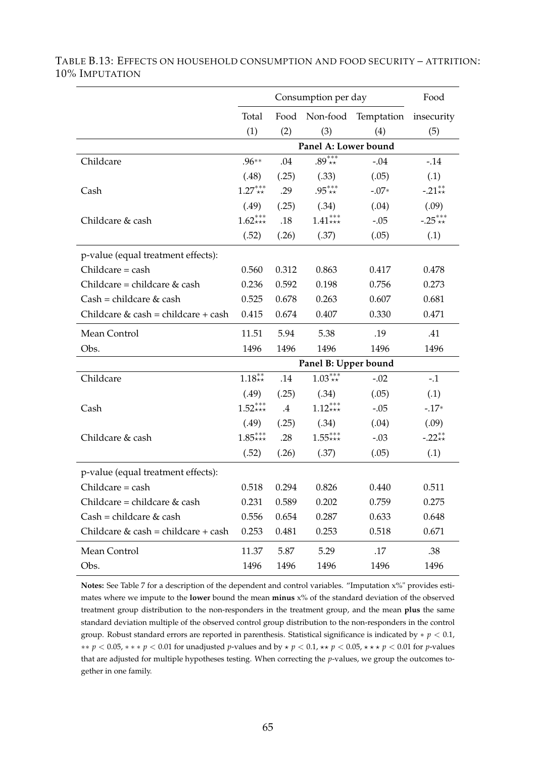TABLE B.13: EFFECTS ON HOUSEHOLD CONSUMPTION AND FOOD SECURITY – ATTRITION: 10% IMPUTATION

| | Consumption per day | | | | Food |
|---|---|---|---|---|---|
| | Total | Food | Non-food | Temptation | insecurity |
| | (1) | (2) | (3) | (4) | (5) |
| | **Panel A: Lower bound** | | | | |
| Childcare | .96** | .04 | .89***<br>⋆⋆ | -.04 | -.14 |
| | (.48) | (.25) | (.33) | (.05) | (.1) |
| Cash | 1.27***<br>⋆⋆ | .29 | .95***<br>⋆⋆ | -.07* | -.21**<br>⋆⋆ |
| | (.49) | (.25) | (.34) | (.04) | (.09) |
| Childcare & cash | 1.62***<br>⋆⋆⋆ | .18 | 1.41***<br>⋆⋆⋆ | -.05 | -.25***<br>⋆⋆ |
| | (.52) | (.26) | (.37) | (.05) | (.1) |
| p-value (equal treatment effects): | | | | | |
| Childcare = cash | 0.560 | 0.312 | 0.863 | 0.417 | 0.478 |
| Childcare = childcare & cash | 0.236 | 0.592 | 0.198 | 0.756 | 0.273 |
| Cash = childcare & cash | 0.525 | 0.678 | 0.263 | 0.607 | 0.681 |
| Childcare & cash = childcare + cash | 0.415 | 0.674 | 0.407 | 0.330 | 0.471 |
| Mean Control | 11.51 | 5.94 | 5.38 | .19 | .41 |
| Obs. | 1496 | 1496 | 1496 | 1496 | 1496 |
| | **Panel B: Upper bound** | | | | |
| Childcare | 1.18**<br>⋆⋆ | .14 | 1.03***<br>⋆⋆ | -.02 | -.1 |
| | (.49) | (.25) | (.34) | (.05) | (.1) |
| Cash | 1.52***<br>⋆⋆⋆ | .4 | 1.12***<br>⋆⋆⋆ | -.05 | -.17* |
| | (.49) | (.25) | (.34) | (.04) | (.09) |
| Childcare & cash | 1.85***<br>⋆⋆⋆ | .28 | 1.55***<br>⋆⋆⋆ | -.03 | -.22**<br>⋆⋆ |
| | (.52) | (.26) | (.37) | (.05) | (.1) |
| p-value (equal treatment effects): | | | | | |
| Childcare = cash | 0.518 | 0.294 | 0.826 | 0.440 | 0.511 |
| Childcare = childcare & cash | 0.231 | 0.589 | 0.202 | 0.759 | 0.275 |
| Cash = childcare & cash | 0.556 | 0.654 | 0.287 | 0.633 | 0.648 |
| Childcare & cash = childcare + cash | 0.253 | 0.481 | 0.253 | 0.518 | 0.671 |
| Mean Control | 11.37 | 5.87 | 5.29 | .17 | .38 |
| Obs. | 1496 | 1496 | 1496 | 1496 | 1496 |

**Notes:** See Table 7 for a description of the dependent and control variables. "Imputation x%" provides estimates where we impute to the **lower** bound the mean **minus** x% of the standard deviation of the observed treatment group distribution to the non-responders in the treatment group, and the mean **plus** the same standard deviation multiple of the observed control group distribution to the non-responders in the control group. Robust standard errors are reported in parenthesis. Statistical significance is indicated by $* \ p < 0.1$, $** \ p < 0.05$, $*** \ p < 0.01$ for unadjusted $p$-values and by $\star \ p < 0.1$, $\star\star \ p < 0.05$, $\star\star\star \ p < 0.01$ for $p$-values that are adjusted for multiple hypotheses testing. When correcting the $p$-values, we group the outcomes together in one family.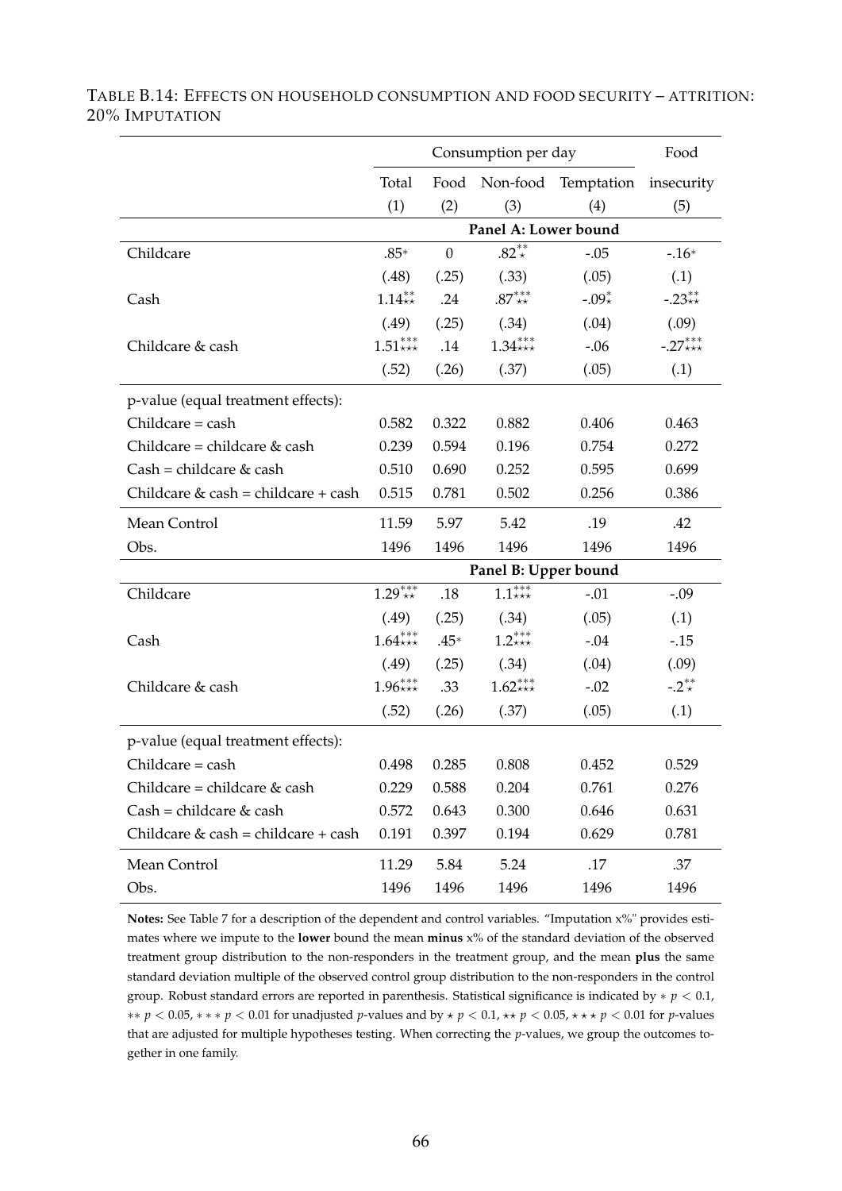TABLE B.14: EFFECTS ON HOUSEHOLD CONSUMPTION AND FOOD SECURITY – ATTRITION: 20% IMPUTATION

| | Consumption per day | | | | Food |
|---|---|---|---|---|---|
| | Total | Food | Non-food | Temptation | insecurity |
| | (1) | (2) | (3) | (4) | (5) |
| | **Panel A: Lower bound** | | | | |
| Childcare | .85* | 0 | $.82^{**}_{\star}$ | -.05 | -.16* |
| | (.48) | (.25) | (.33) | (.05) | (.1) |
| Cash | $1.14^{**}_{\star\star}$ | .24 | $.87^{***}_{\star\star}$ | $-.09^{*}_{\star}$ | $-.23^{**}_{\star\star}$ |
| | (.49) | (.25) | (.34) | (.04) | (.09) |
| Childcare & cash | $1.51^{***}_{\star\star\star}$ | .14 | $1.34^{***}_{\star\star\star}$ | -.06 | $-.27^{***}_{\star\star\star}$ |
| | (.52) | (.26) | (.37) | (.05) | (.1) |
| p-value (equal treatment effects): | | | | | |
| Childcare = cash | 0.582 | 0.322 | 0.882 | 0.406 | 0.463 |
| Childcare = childcare & cash | 0.239 | 0.594 | 0.196 | 0.754 | 0.272 |
| Cash = childcare & cash | 0.510 | 0.690 | 0.252 | 0.595 | 0.699 |
| Childcare & cash = childcare + cash | 0.515 | 0.781 | 0.502 | 0.256 | 0.386 |
| Mean Control | 11.59 | 5.97 | 5.42 | .19 | .42 |
| Obs. | 1496 | 1496 | 1496 | 1496 | 1496 |
| | **Panel B: Upper bound** | | | | |
| Childcare | $1.29^{***}_{\star\star}$ | .18 | $1.1^{***}_{\star\star\star}$ | -.01 | -.09 |
| | (.49) | (.25) | (.34) | (.05) | (.1) |
| Cash | $1.64^{***}_{\star\star\star}$ | .45* | $1.2^{***}_{\star\star\star}$ | -.04 | -.15 |
| | (.49) | (.25) | (.34) | (.04) | (.09) |
| Childcare & cash | $1.96^{***}_{\star\star\star}$ | .33 | $1.62^{***}_{\star\star\star}$ | -.02 | $-.2^{**}_{\star}$ |
| | (.52) | (.26) | (.37) | (.05) | (.1) |
| p-value (equal treatment effects): | | | | | |
| Childcare = cash | 0.498 | 0.285 | 0.808 | 0.452 | 0.529 |
| Childcare = childcare & cash | 0.229 | 0.588 | 0.204 | 0.761 | 0.276 |
| Cash = childcare & cash | 0.572 | 0.643 | 0.300 | 0.646 | 0.631 |
| Childcare & cash = childcare + cash | 0.191 | 0.397 | 0.194 | 0.629 | 0.781 |
| Mean Control | 11.29 | 5.84 | 5.24 | .17 | .37 |
| Obs. | 1496 | 1496 | 1496 | 1496 | 1496 |

**Notes:** See Table 7 for a description of the dependent and control variables. "Imputation x%" provides estimates where we impute to the **lower** bound the mean **minus** x% of the standard deviation of the observed treatment group distribution to the non-responders in the treatment group, and the mean **plus** the same standard deviation multiple of the observed control group distribution to the non-responders in the control group. Robust standard errors are reported in parenthesis. Statistical significance is indicated by $*\ p < 0.1$, $**\ p < 0.05$, $***\ p < 0.01$ for unadjusted $p$-values and by $\star\ p < 0.1$, $\star\star\ p < 0.05$, $\star\star\star\ p < 0.01$ for $p$-values that are adjusted for multiple hypotheses testing. When correcting the $p$-values, we group the outcomes together in one family.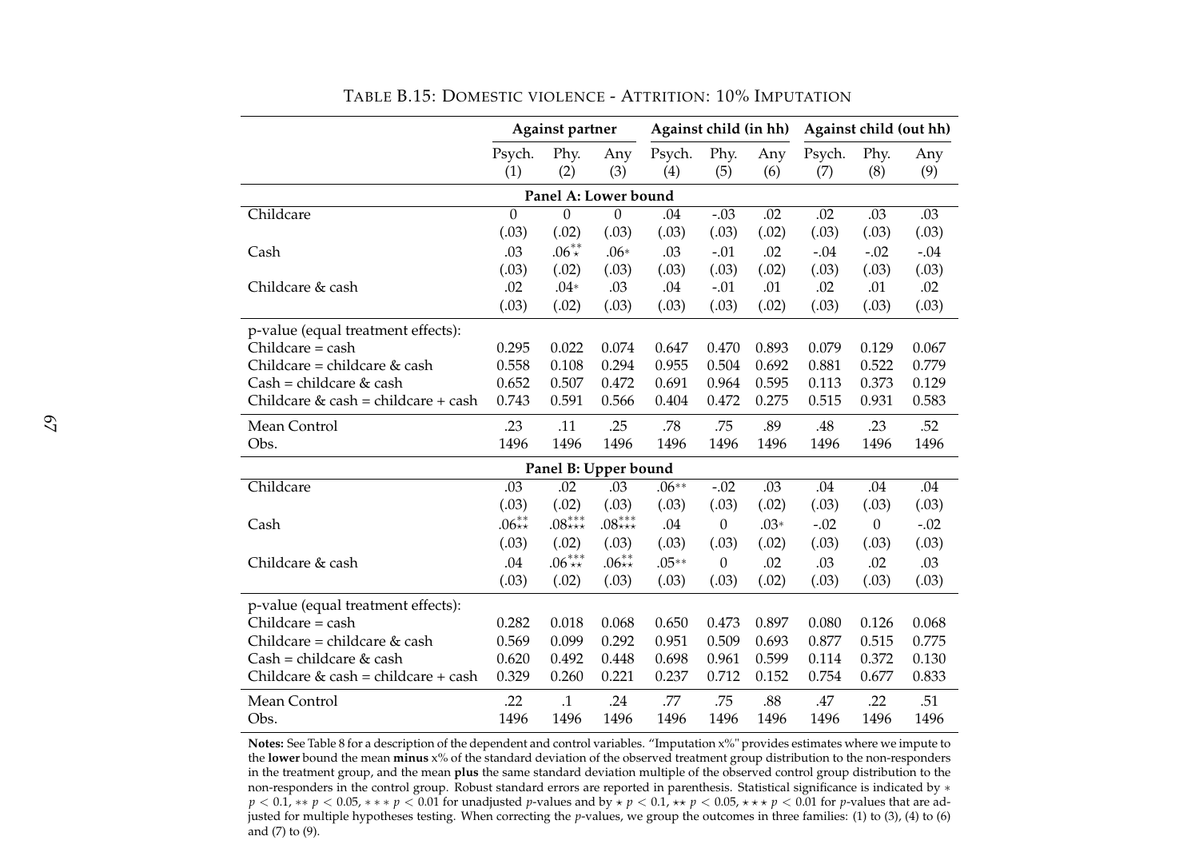TABLE B.15: DOMESTIC VIOLENCE - ATTRITION: 10% IMPUTATION

| | Against partner | | | Against child (in hh) | | | Against child (out hh) | | |
|---|---|---|---|---|---|---|---|---|---|
| | Psych. (1) | Phy. (2) | Any (3) | Psych. (4) | Phy. (5) | Any (6) | Psych. (7) | Phy. (8) | Any (9) |
| **Panel A: Lower bound** | | | | | | | | | |
| Childcare | 0 | 0 | 0 | .04 | -.03 | .02 | .02 | .03 | .03 |
| | (.03) | (.02) | (.03) | (.03) | (.03) | (.02) | (.03) | (.03) | (.03) |
| Cash | .03 | .06$^{**}_{\star}$ | .06$*$ | .03 | -.01 | .02 | -.04 | -.02 | -.04 |
| | (.03) | (.02) | (.03) | (.03) | (.03) | (.02) | (.03) | (.03) | (.03) |
| Childcare & cash | .02 | .04$*$ | .03 | .04 | -.01 | .01 | .02 | .01 | .02 |
| | (.03) | (.02) | (.03) | (.03) | (.03) | (.02) | (.03) | (.03) | (.03) |
| p-value (equal treatment effects): | | | | | | | | | |
| Childcare = cash | 0.295 | 0.022 | 0.074 | 0.647 | 0.470 | 0.893 | 0.079 | 0.129 | 0.067 |
| Childcare = childcare & cash | 0.558 | 0.108 | 0.294 | 0.955 | 0.504 | 0.692 | 0.881 | 0.522 | 0.779 |
| Cash = childcare & cash | 0.652 | 0.507 | 0.472 | 0.691 | 0.964 | 0.595 | 0.113 | 0.373 | 0.129 |
| Childcare & cash = childcare + cash | 0.743 | 0.591 | 0.566 | 0.404 | 0.472 | 0.275 | 0.515 | 0.931 | 0.583 |
| Mean Control | .23 | .11 | .25 | .78 | .75 | .89 | .48 | .23 | .52 |
| Obs. | 1496 | 1496 | 1496 | 1496 | 1496 | 1496 | 1496 | 1496 | 1496 |
| **Panel B: Upper bound** | | | | | | | | | |
| Childcare | .03 | .02 | .03 | .06$**$ | -.02 | .03 | .04 | .04 | .04 |
| | (.03) | (.02) | (.03) | (.03) | (.03) | (.02) | (.03) | (.03) | (.03) |
| Cash | .06$^{**}_{\star\star}$ | .08$^{***}_{\star\star\star}$ | .08$^{***}_{\star\star\star}$ | .04 | 0 | .03$*$ | -.02 | 0 | -.02 |
| | (.03) | (.02) | (.03) | (.03) | (.03) | (.02) | (.03) | (.03) | (.03) |
| Childcare & cash | .04 | .06$^{***}_{\star\star}$ | .06$^{**}_{\star\star}$ | .05$**$ | 0 | .02 | .03 | .02 | .03 |
| | (.03) | (.02) | (.03) | (.03) | (.03) | (.02) | (.03) | (.03) | (.03) |
| p-value (equal treatment effects): | | | | | | | | | |
| Childcare = cash | 0.282 | 0.018 | 0.068 | 0.650 | 0.473 | 0.897 | 0.080 | 0.126 | 0.068 |
| Childcare = childcare & cash | 0.569 | 0.099 | 0.292 | 0.951 | 0.509 | 0.693 | 0.877 | 0.515 | 0.775 |
| Cash = childcare & cash | 0.620 | 0.492 | 0.448 | 0.698 | 0.961 | 0.599 | 0.114 | 0.372 | 0.130 |
| Childcare & cash = childcare + cash | 0.329 | 0.260 | 0.221 | 0.237 | 0.712 | 0.152 | 0.754 | 0.677 | 0.833 |
| Mean Control | .22 | .1 | .24 | .77 | .75 | .88 | .47 | .22 | .51 |
| Obs. | 1496 | 1496 | 1496 | 1496 | 1496 | 1496 | 1496 | 1496 | 1496 |

**Notes:** See Table 8 for a description of the dependent and control variables. "Imputation x%" provides estimates where we impute to the **lower** bound the mean **minus** x% of the standard deviation of the observed treatment group distribution to the non-responders in the treatment group, and the mean **plus** the same standard deviation multiple of the observed control group distribution to the non-responders in the control group. Robust standard errors are reported in parenthesis. Statistical significance is indicated by $*$ $p < 0.1$, $**$ $p < 0.05$, $***$ $p < 0.01$ for unadjusted $p$-values and by $\star$ $p < 0.1$, $\star\star$ $p < 0.05$, $\star\star\star$ $p < 0.01$ for $p$-values that are adjusted for multiple hypotheses testing. When correcting the $p$-values, we group the outcomes in three families: (1) to (3), (4) to (6) and (7) to (9).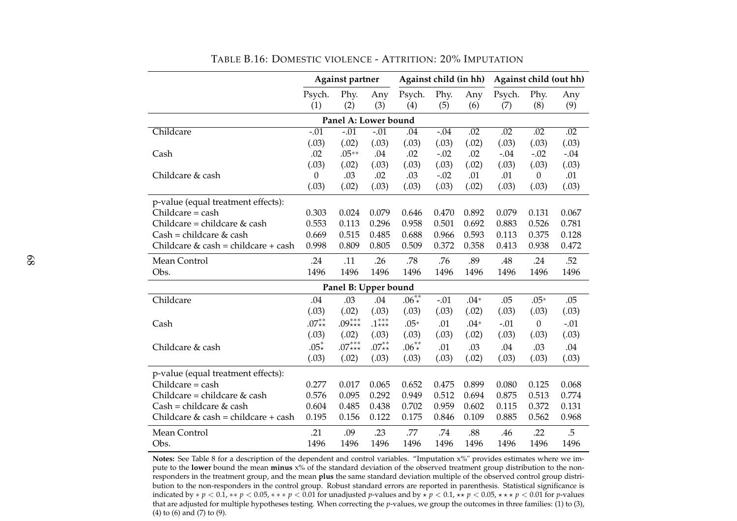Table B.16: Domestic violence - Attrition: 20% Imputation

| | Against partner | | | Against child (in hh) | | | Against child (out hh) | | |
|---|---|---|---|---|---|---|---|---|---|
| | Psych. (1) | Phy. (2) | Any (3) | Psych. (4) | Phy. (5) | Any (6) | Psych. (7) | Phy. (8) | Any (9) |
| **Panel A: Lower bound** | | | | | | | | | |
| Childcare | -.01 | -.01 | -.01 | .04 | -.04 | .02 | .02 | .02 | .02 |
| | (.03) | (.02) | (.03) | (.03) | (.03) | (.02) | (.03) | (.03) | (.03) |
| Cash | .02 | .05** | .04 | .02 | -.02 | .02 | -.04 | -.02 | -.04 |
| | (.03) | (.02) | (.03) | (.03) | (.03) | (.02) | (.03) | (.03) | (.03) |
| Childcare & cash | 0 | .03 | .02 | .03 | -.02 | .01 | .01 | 0 | .01 |
| | (.03) | (.02) | (.03) | (.03) | (.03) | (.02) | (.03) | (.03) | (.03) |
| p-value (equal treatment effects): | | | | | | | | | |
| Childcare = cash | 0.303 | 0.024 | 0.079 | 0.646 | 0.470 | 0.892 | 0.079 | 0.131 | 0.067 |
| Childcare = childcare & cash | 0.553 | 0.113 | 0.296 | 0.958 | 0.501 | 0.692 | 0.883 | 0.526 | 0.781 |
| Cash = childcare & cash | 0.669 | 0.515 | 0.485 | 0.688 | 0.966 | 0.593 | 0.113 | 0.375 | 0.128 |
| Childcare & cash = childcare + cash | 0.998 | 0.809 | 0.805 | 0.509 | 0.372 | 0.358 | 0.413 | 0.938 | 0.472 |
| Mean Control | .24 | .11 | .26 | .78 | .76 | .89 | .48 | .24 | .52 |
| Obs. | 1496 | 1496 | 1496 | 1496 | 1496 | 1496 | 1496 | 1496 | 1496 |
| **Panel B: Upper bound** | | | | | | | | | |
| Childcare | .04 | .03 | .04 | .06**⋆ | -.01 | .04* | .05 | .05* | .05 |
| | (.03) | (.02) | (.03) | (.03) | (.03) | (.02) | (.03) | (.03) | (.03) |
| Cash | .07**⋆⋆ | .09***⋆⋆⋆ | .1***⋆⋆⋆ | .05* | .01 | .04* | -.01 | 0 | -.01 |
| | (.03) | (.02) | (.03) | (.03) | (.03) | (.02) | (.03) | (.03) | (.03) |
| Childcare & cash | .05*⋆ | .07***⋆⋆⋆ | .07**⋆⋆ | .06**⋆ | .01 | .03 | .04 | .03 | .04 |
| | (.03) | (.02) | (.03) | (.03) | (.03) | (.02) | (.03) | (.03) | (.03) |
| p-value (equal treatment effects): | | | | | | | | | |
| Childcare = cash | 0.277 | 0.017 | 0.065 | 0.652 | 0.475 | 0.899 | 0.080 | 0.125 | 0.068 |
| Childcare = childcare & cash | 0.576 | 0.095 | 0.292 | 0.949 | 0.512 | 0.694 | 0.875 | 0.513 | 0.774 |
| Cash = childcare & cash | 0.604 | 0.485 | 0.438 | 0.702 | 0.959 | 0.602 | 0.115 | 0.372 | 0.131 |
| Childcare & cash = childcare + cash | 0.195 | 0.156 | 0.122 | 0.175 | 0.846 | 0.109 | 0.885 | 0.562 | 0.968 |
| Mean Control | .21 | .09 | .23 | .77 | .74 | .88 | .46 | .22 | .5 |
| Obs. | 1496 | 1496 | 1496 | 1496 | 1496 | 1496 | 1496 | 1496 | 1496 |

**Notes:** See Table 8 for a description of the dependent and control variables. "Imputation x%" provides estimates where we impute to the **lower** bound the mean **minus** x% of the standard deviation of the observed treatment group distribution to the non-responders in the treatment group, and the mean **plus** the same standard deviation multiple of the observed control group distribution to the non-responders in the control group. Robust standard errors are reported in parenthesis. Statistical significance is indicated by * $p < 0.1$, ** $p < 0.05$, *** $p < 0.01$ for unadjusted $p$-values and by ⋆ $p < 0.1$, ⋆⋆ $p < 0.05$, ⋆⋆⋆ $p < 0.01$ for $p$-values that are adjusted for multiple hypotheses testing. When correcting the $p$-values, we group the outcomes in three families: (1) to (3), (4) to (6) and (7) to (9).